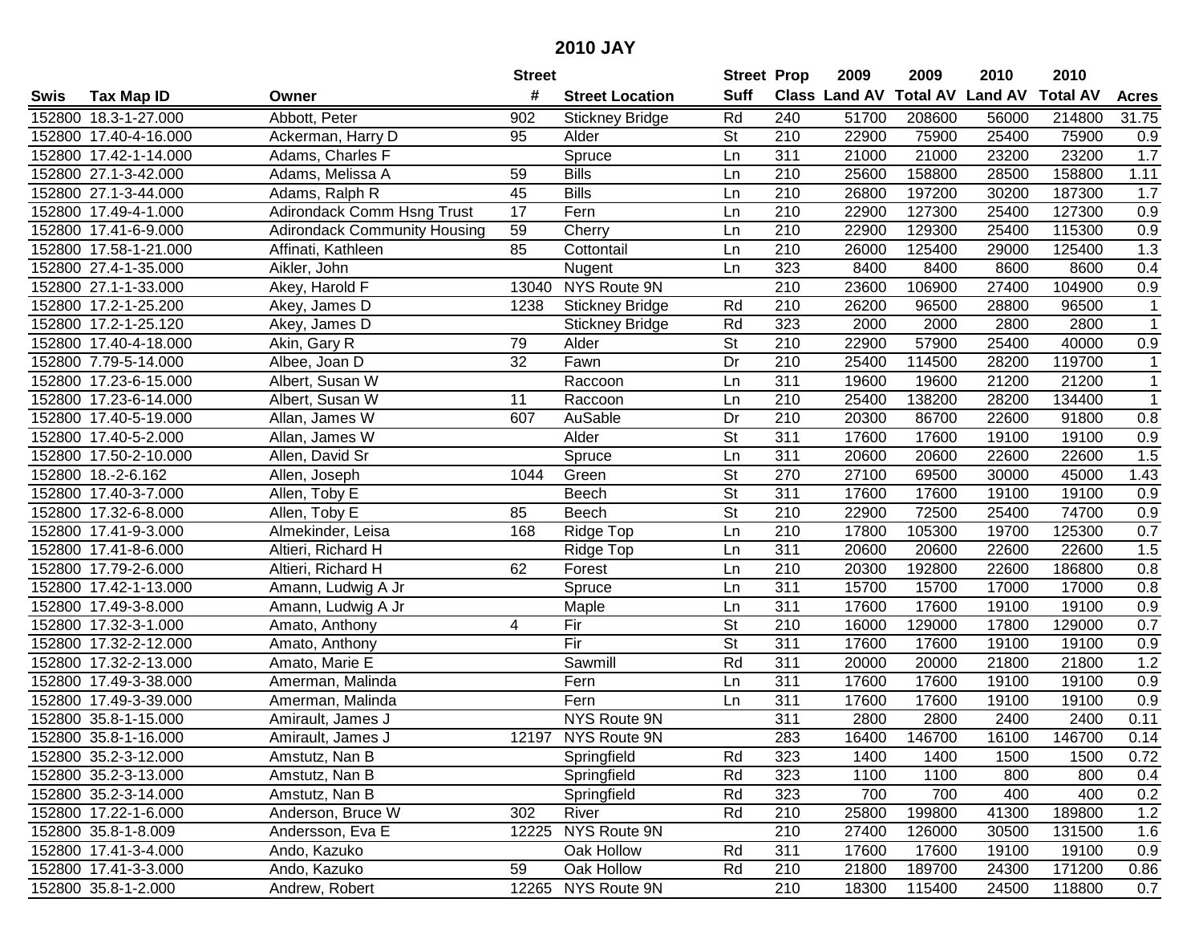# 2010 JAY

| Swis | Tax Map ID | Owner | Street # | Street Location | Street Suff | Prop Class | 2009 Land AV | 2009 Total AV | 2010 Land AV | 2010 Total AV | Acres |
|---|---|---|---|---|---|---|---|---|---|---|---|
| 152800 | 18.3-1-27.000 | Abbott, Peter | 902 | Stickney Bridge | Rd | 240 | 51700 | 208600 | 56000 | 214800 | 31.75 |
| 152800 | 17.40-4-16.000 | Ackerman, Harry D | 95 | Alder | St | 210 | 22900 | 75900 | 25400 | 75900 | 0.9 |
| 152800 | 17.42-1-14.000 | Adams, Charles F | | Spruce | Ln | 311 | 21000 | 21000 | 23200 | 23200 | 1.7 |
| 152800 | 27.1-3-42.000 | Adams, Melissa A | 59 | Bills | Ln | 210 | 25600 | 158800 | 28500 | 158800 | 1.11 |
| 152800 | 27.1-3-44.000 | Adams, Ralph R | 45 | Bills | Ln | 210 | 26800 | 197200 | 30200 | 187300 | 1.7 |
| 152800 | 17.49-4-1.000 | Adirondack Comm Hsng Trust | 17 | Fern | Ln | 210 | 22900 | 127300 | 25400 | 127300 | 0.9 |
| 152800 | 17.41-6-9.000 | Adirondack Community Housing | 59 | Cherry | Ln | 210 | 22900 | 129300 | 25400 | 115300 | 0.9 |
| 152800 | 17.58-1-21.000 | Affinati, Kathleen | 85 | Cottontail | Ln | 210 | 26000 | 125400 | 29000 | 125400 | 1.3 |
| 152800 | 27.4-1-35.000 | Aikler, John | | Nugent | Ln | 323 | 8400 | 8400 | 8600 | 8600 | 0.4 |
| 152800 | 27.1-1-33.000 | Akey, Harold F | 13040 | NYS Route 9N | | 210 | 23600 | 106900 | 27400 | 104900 | 0.9 |
| 152800 | 17.2-1-25.200 | Akey, James D | 1238 | Stickney Bridge | Rd | 210 | 26200 | 96500 | 28800 | 96500 | 1 |
| 152800 | 17.2-1-25.120 | Akey, James D | | Stickney Bridge | Rd | 323 | 2000 | 2000 | 2800 | 2800 | 1 |
| 152800 | 17.40-4-18.000 | Akin, Gary R | 79 | Alder | St | 210 | 22900 | 57900 | 25400 | 40000 | 0.9 |
| 152800 | 7.79-5-14.000 | Albee, Joan D | 32 | Fawn | Dr | 210 | 25400 | 114500 | 28200 | 119700 | 1 |
| 152800 | 17.23-6-15.000 | Albert, Susan W | | Raccoon | Ln | 311 | 19600 | 19600 | 21200 | 21200 | 1 |
| 152800 | 17.23-6-14.000 | Albert, Susan W | 11 | Raccoon | Ln | 210 | 25400 | 138200 | 28200 | 134400 | 1 |
| 152800 | 17.40-5-19.000 | Allan, James W | 607 | AuSable | Dr | 210 | 20300 | 86700 | 22600 | 91800 | 0.8 |
| 152800 | 17.40-5-2.000 | Allan, James W | | Alder | St | 311 | 17600 | 17600 | 19100 | 19100 | 0.9 |
| 152800 | 17.50-2-10.000 | Allen, David Sr | | Spruce | Ln | 311 | 20600 | 20600 | 22600 | 22600 | 1.5 |
| 152800 | 18.-2-6.162 | Allen, Joseph | 1044 | Green | St | 270 | 27100 | 69500 | 30000 | 45000 | 1.43 |
| 152800 | 17.40-3-7.000 | Allen, Toby E | | Beech | St | 311 | 17600 | 17600 | 19100 | 19100 | 0.9 |
| 152800 | 17.32-6-8.000 | Allen, Toby E | 85 | Beech | St | 210 | 22900 | 72500 | 25400 | 74700 | 0.9 |
| 152800 | 17.41-9-3.000 | Almekinder, Leisa | 168 | Ridge Top | Ln | 210 | 17800 | 105300 | 19700 | 125300 | 0.7 |
| 152800 | 17.41-8-6.000 | Altieri, Richard H | | Ridge Top | Ln | 311 | 20600 | 20600 | 22600 | 22600 | 1.5 |
| 152800 | 17.79-2-6.000 | Altieri, Richard H | 62 | Forest | Ln | 210 | 20300 | 192800 | 22600 | 186800 | 0.8 |
| 152800 | 17.42-1-13.000 | Amann, Ludwig A Jr | | Spruce | Ln | 311 | 15700 | 15700 | 17000 | 17000 | 0.8 |
| 152800 | 17.49-3-8.000 | Amann, Ludwig A Jr | | Maple | Ln | 311 | 17600 | 17600 | 19100 | 19100 | 0.9 |
| 152800 | 17.32-3-1.000 | Amato, Anthony | 4 | Fir | St | 210 | 16000 | 129000 | 17800 | 129000 | 0.7 |
| 152800 | 17.32-2-12.000 | Amato, Anthony | | Fir | St | 311 | 17600 | 17600 | 19100 | 19100 | 0.9 |
| 152800 | 17.32-2-13.000 | Amato, Marie E | | Sawmill | Rd | 311 | 20000 | 20000 | 21800 | 21800 | 1.2 |
| 152800 | 17.49-3-38.000 | Amerman, Malinda | | Fern | Ln | 311 | 17600 | 17600 | 19100 | 19100 | 0.9 |
| 152800 | 17.49-3-39.000 | Amerman, Malinda | | Fern | Ln | 311 | 17600 | 17600 | 19100 | 19100 | 0.9 |
| 152800 | 35.8-1-15.000 | Amirault, James J | | NYS Route 9N | | 311 | 2800 | 2800 | 2400 | 2400 | 0.11 |
| 152800 | 35.8-1-16.000 | Amirault, James J | 12197 | NYS Route 9N | | 283 | 16400 | 146700 | 16100 | 146700 | 0.14 |
| 152800 | 35.2-3-12.000 | Amstutz, Nan B | | Springfield | Rd | 323 | 1400 | 1400 | 1500 | 1500 | 0.72 |
| 152800 | 35.2-3-13.000 | Amstutz, Nan B | | Springfield | Rd | 323 | 1100 | 1100 | 800 | 800 | 0.4 |
| 152800 | 35.2-3-14.000 | Amstutz, Nan B | | Springfield | Rd | 323 | 700 | 700 | 400 | 400 | 0.2 |
| 152800 | 17.22-1-6.000 | Anderson, Bruce W | 302 | River | Rd | 210 | 25800 | 199800 | 41300 | 189800 | 1.2 |
| 152800 | 35.8-1-8.009 | Andersson, Eva E | 12225 | NYS Route 9N | | 210 | 27400 | 126000 | 30500 | 131500 | 1.6 |
| 152800 | 17.41-3-4.000 | Ando, Kazuko | | Oak Hollow | Rd | 311 | 17600 | 17600 | 19100 | 19100 | 0.9 |
| 152800 | 17.41-3-3.000 | Ando, Kazuko | 59 | Oak Hollow | Rd | 210 | 21800 | 189700 | 24300 | 171200 | 0.86 |
| 152800 | 35.8-1-2.000 | Andrew, Robert | 12265 | NYS Route 9N | | 210 | 18300 | 115400 | 24500 | 118800 | 0.7 |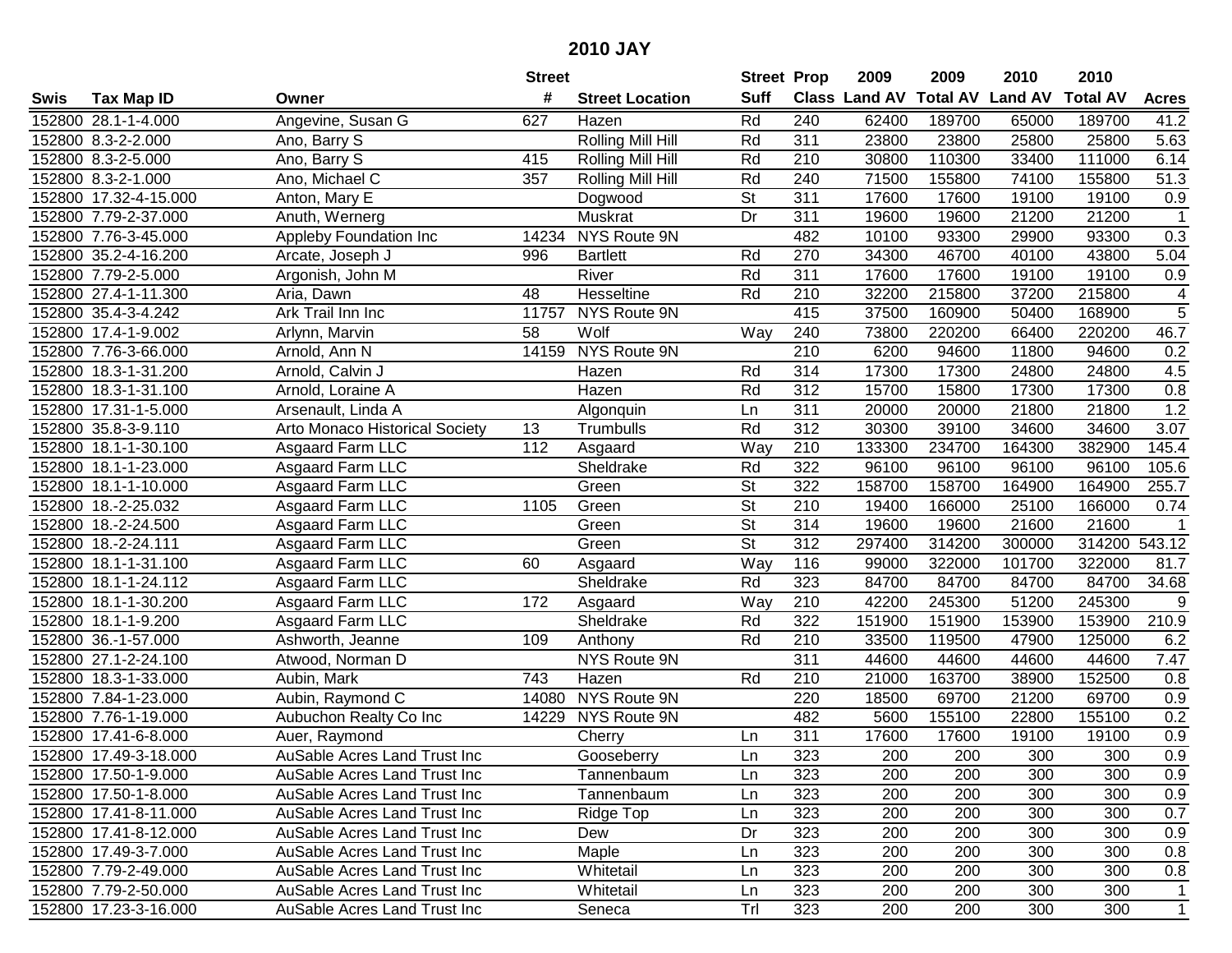# 2010 JAY

| Swis | Tax Map ID | Owner | Street # | Street Location | Street Suff | Prop Class | 2009 Land AV | 2009 Total AV | 2010 Land AV | 2010 Total AV | Acres |
|---|---|---|---|---|---|---|---|---|---|---|---|
| 152800 | 28.1-1-4.000 | Angevine, Susan G | 627 | Hazen | Rd | 240 | 62400 | 189700 | 65000 | 189700 | 41.2 |
| 152800 | 8.3-2-2.000 | Ano, Barry S | | Rolling Mill Hill | Rd | 311 | 23800 | 23800 | 25800 | 25800 | 5.63 |
| 152800 | 8.3-2-5.000 | Ano, Barry S | 415 | Rolling Mill Hill | Rd | 210 | 30800 | 110300 | 33400 | 111000 | 6.14 |
| 152800 | 8.3-2-1.000 | Ano, Michael C | 357 | Rolling Mill Hill | Rd | 240 | 71500 | 155800 | 74100 | 155800 | 51.3 |
| 152800 | 17.32-4-15.000 | Anton, Mary E | | Dogwood | St | 311 | 17600 | 17600 | 19100 | 19100 | 0.9 |
| 152800 | 7.79-2-37.000 | Anuth, Wernerg | | Muskrat | Dr | 311 | 19600 | 19600 | 21200 | 21200 | 1 |
| 152800 | 7.76-3-45.000 | Appleby Foundation Inc | 14234 | NYS Route 9N | | 482 | 10100 | 93300 | 29900 | 93300 | 0.3 |
| 152800 | 35.2-4-16.200 | Arcate, Joseph J | 996 | Bartlett | Rd | 270 | 34300 | 46700 | 40100 | 43800 | 5.04 |
| 152800 | 7.79-2-5.000 | Argonish, John M | | River | Rd | 311 | 17600 | 17600 | 19100 | 19100 | 0.9 |
| 152800 | 27.4-1-11.300 | Aria, Dawn | 48 | Hesseltine | Rd | 210 | 32200 | 215800 | 37200 | 215800 | 4 |
| 152800 | 35.4-3-4.242 | Ark Trail Inn Inc | 11757 | NYS Route 9N | | 415 | 37500 | 160900 | 50400 | 168900 | 5 |
| 152800 | 17.4-1-9.002 | Arlynn, Marvin | 58 | Wolf | Way | 240 | 73800 | 220200 | 66400 | 220200 | 46.7 |
| 152800 | 7.76-3-66.000 | Arnold, Ann N | 14159 | NYS Route 9N | | 210 | 6200 | 94600 | 11800 | 94600 | 0.2 |
| 152800 | 18.3-1-31.200 | Arnold, Calvin J | | Hazen | Rd | 314 | 17300 | 17300 | 24800 | 24800 | 4.5 |
| 152800 | 18.3-1-31.100 | Arnold, Loraine A | | Hazen | Rd | 312 | 15700 | 15800 | 17300 | 17300 | 0.8 |
| 152800 | 17.31-1-5.000 | Arsenault, Linda A | | Algonquin | Ln | 311 | 20000 | 20000 | 21800 | 21800 | 1.2 |
| 152800 | 35.8-3-9.110 | Arto Monaco Historical Society | 13 | Trumbulls | Rd | 312 | 30300 | 39100 | 34600 | 34600 | 3.07 |
| 152800 | 18.1-1-30.100 | Asgaard Farm LLC | 112 | Asgaard | Way | 210 | 133300 | 234700 | 164300 | 382900 | 145.4 |
| 152800 | 18.1-1-23.000 | Asgaard Farm LLC | | Sheldrake | Rd | 322 | 96100 | 96100 | 96100 | 96100 | 105.6 |
| 152800 | 18.1-1-10.000 | Asgaard Farm LLC | | Green | St | 322 | 158700 | 158700 | 164900 | 164900 | 255.7 |
| 152800 | 18.-2-25.032 | Asgaard Farm LLC | 1105 | Green | St | 210 | 19400 | 166000 | 25100 | 166000 | 0.74 |
| 152800 | 18.-2-24.500 | Asgaard Farm LLC | | Green | St | 314 | 19600 | 19600 | 21600 | 21600 | 1 |
| 152800 | 18.-2-24.111 | Asgaard Farm LLC | | Green | St | 312 | 297400 | 314200 | 300000 | 314200 | 543.12 |
| 152800 | 18.1-1-31.100 | Asgaard Farm LLC | 60 | Asgaard | Way | 116 | 99000 | 322000 | 101700 | 322000 | 81.7 |
| 152800 | 18.1-1-24.112 | Asgaard Farm LLC | | Sheldrake | Rd | 323 | 84700 | 84700 | 84700 | 84700 | 34.68 |
| 152800 | 18.1-1-30.200 | Asgaard Farm LLC | 172 | Asgaard | Way | 210 | 42200 | 245300 | 51200 | 245300 | 9 |
| 152800 | 18.1-1-9.200 | Asgaard Farm LLC | | Sheldrake | Rd | 322 | 151900 | 151900 | 153900 | 153900 | 210.9 |
| 152800 | 36.-1-57.000 | Ashworth, Jeanne | 109 | Anthony | Rd | 210 | 33500 | 119500 | 47900 | 125000 | 6.2 |
| 152800 | 27.1-2-24.100 | Atwood, Norman D | | NYS Route 9N | | 311 | 44600 | 44600 | 44600 | 44600 | 7.47 |
| 152800 | 18.3-1-33.000 | Aubin, Mark | 743 | Hazen | Rd | 210 | 21000 | 163700 | 38900 | 152500 | 0.8 |
| 152800 | 7.84-1-23.000 | Aubin, Raymond C | 14080 | NYS Route 9N | | 220 | 18500 | 69700 | 21200 | 69700 | 0.9 |
| 152800 | 7.76-1-19.000 | Aubuchon Realty Co Inc | 14229 | NYS Route 9N | | 482 | 5600 | 155100 | 22800 | 155100 | 0.2 |
| 152800 | 17.41-6-8.000 | Auer, Raymond | | Cherry | Ln | 311 | 17600 | 17600 | 19100 | 19100 | 0.9 |
| 152800 | 17.49-3-18.000 | AuSable Acres Land Trust Inc | | Gooseberry | Ln | 323 | 200 | 200 | 300 | 300 | 0.9 |
| 152800 | 17.50-1-9.000 | AuSable Acres Land Trust Inc | | Tannenbaum | Ln | 323 | 200 | 200 | 300 | 300 | 0.9 |
| 152800 | 17.50-1-8.000 | AuSable Acres Land Trust Inc | | Tannenbaum | Ln | 323 | 200 | 200 | 300 | 300 | 0.9 |
| 152800 | 17.41-8-11.000 | AuSable Acres Land Trust Inc | | Ridge Top | Ln | 323 | 200 | 200 | 300 | 300 | 0.7 |
| 152800 | 17.41-8-12.000 | AuSable Acres Land Trust Inc | | Dew | Dr | 323 | 200 | 200 | 300 | 300 | 0.9 |
| 152800 | 17.49-3-7.000 | AuSable Acres Land Trust Inc | | Maple | Ln | 323 | 200 | 200 | 300 | 300 | 0.8 |
| 152800 | 7.79-2-49.000 | AuSable Acres Land Trust Inc | | Whitetail | Ln | 323 | 200 | 200 | 300 | 300 | 0.8 |
| 152800 | 7.79-2-50.000 | AuSable Acres Land Trust Inc | | Whitetail | Ln | 323 | 200 | 200 | 300 | 300 | 1 |
| 152800 | 17.23-3-16.000 | AuSable Acres Land Trust Inc | | Seneca | Trl | 323 | 200 | 200 | 300 | 300 | 1 |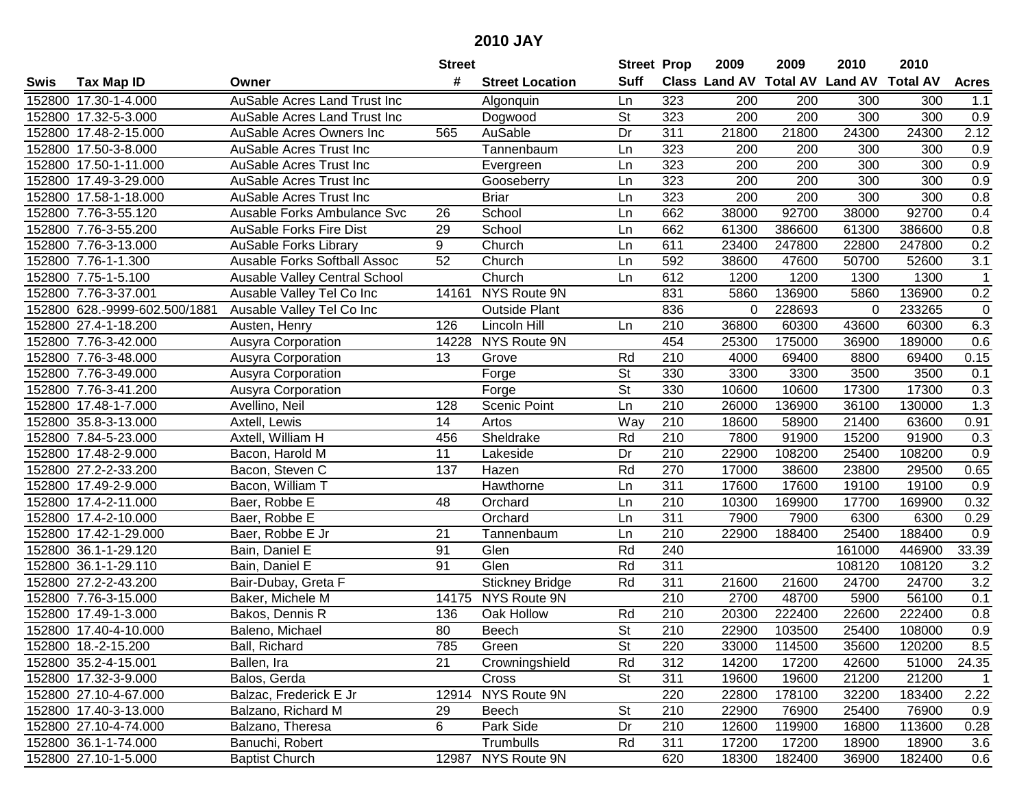# 2010 JAY

| Swis | Tax Map ID | Owner | Street # | Street Location | Street Suff | Prop Class | 2009 Land AV | 2009 Total AV | 2010 Land AV | 2010 Total AV | Acres |
|---|---|---|---|---|---|---|---|---|---|---|---|
| 152800 | 17.30-1-4.000 | AuSable Acres Land Trust Inc | | Algonquin | Ln | 323 | 200 | 200 | 300 | 300 | 1.1 |
| 152800 | 17.32-5-3.000 | AuSable Acres Land Trust Inc | | Dogwood | St | 323 | 200 | 200 | 300 | 300 | 0.9 |
| 152800 | 17.48-2-15.000 | AuSable Acres Owners Inc | 565 | AuSable | Dr | 311 | 21800 | 21800 | 24300 | 24300 | 2.12 |
| 152800 | 17.50-3-8.000 | AuSable Acres Trust Inc | | Tannenbaum | Ln | 323 | 200 | 200 | 300 | 300 | 0.9 |
| 152800 | 17.50-1-11.000 | AuSable Acres Trust Inc | | Evergreen | Ln | 323 | 200 | 200 | 300 | 300 | 0.9 |
| 152800 | 17.49-3-29.000 | AuSable Acres Trust Inc | | Gooseberry | Ln | 323 | 200 | 200 | 300 | 300 | 0.9 |
| 152800 | 17.58-1-18.000 | AuSable Acres Trust Inc | | Briar | Ln | 323 | 200 | 200 | 300 | 300 | 0.8 |
| 152800 | 7.76-3-55.120 | Ausable Forks Ambulance Svc | 26 | School | Ln | 662 | 38000 | 92700 | 38000 | 92700 | 0.4 |
| 152800 | 7.76-3-55.200 | AuSable Forks Fire Dist | 29 | School | Ln | 662 | 61300 | 386600 | 61300 | 386600 | 0.8 |
| 152800 | 7.76-3-13.000 | AuSable Forks Library | 9 | Church | Ln | 611 | 23400 | 247800 | 22800 | 247800 | 0.2 |
| 152800 | 7.76-1-1.300 | Ausable Forks Softball Assoc | 52 | Church | Ln | 592 | 38600 | 47600 | 50700 | 52600 | 3.1 |
| 152800 | 7.75-1-5.100 | Ausable Valley Central School | | Church | Ln | 612 | 1200 | 1200 | 1300 | 1300 | 1 |
| 152800 | 7.76-3-37.001 | Ausable Valley Tel Co Inc | 14161 | NYS Route 9N | | 831 | 5860 | 136900 | 5860 | 136900 | 0.2 |
| 152800 | 628.-9999-602.500/1881 | Ausable Valley Tel Co Inc | | Outside Plant | | 836 | 0 | 228693 | 0 | 233265 | 0 |
| 152800 | 27.4-1-18.200 | Austen, Henry | 126 | Lincoln Hill | Ln | 210 | 36800 | 60300 | 43600 | 60300 | 6.3 |
| 152800 | 7.76-3-42.000 | Ausyra Corporation | 14228 | NYS Route 9N | | 454 | 25300 | 175000 | 36900 | 189000 | 0.6 |
| 152800 | 7.76-3-48.000 | Ausyra Corporation | 13 | Grove | Rd | 210 | 4000 | 69400 | 8800 | 69400 | 0.15 |
| 152800 | 7.76-3-49.000 | Ausyra Corporation | | Forge | St | 330 | 3300 | 3300 | 3500 | 3500 | 0.1 |
| 152800 | 7.76-3-41.200 | Ausyra Corporation | | Forge | St | 330 | 10600 | 10600 | 17300 | 17300 | 0.3 |
| 152800 | 17.48-1-7.000 | Avellino, Neil | 128 | Scenic Point | Ln | 210 | 26000 | 136900 | 36100 | 130000 | 1.3 |
| 152800 | 35.8-3-13.000 | Axtell, Lewis | 14 | Artos | Way | 210 | 18600 | 58900 | 21400 | 63600 | 0.91 |
| 152800 | 7.84-5-23.000 | Axtell, William H | 456 | Sheldrake | Rd | 210 | 7800 | 91900 | 15200 | 91900 | 0.3 |
| 152800 | 17.48-2-9.000 | Bacon, Harold M | 11 | Lakeside | Dr | 210 | 22900 | 108200 | 25400 | 108200 | 0.9 |
| 152800 | 27.2-2-33.200 | Bacon, Steven C | 137 | Hazen | Rd | 270 | 17000 | 38600 | 23800 | 29500 | 0.65 |
| 152800 | 17.49-2-9.000 | Bacon, William T | | Hawthorne | Ln | 311 | 17600 | 17600 | 19100 | 19100 | 0.9 |
| 152800 | 17.4-2-11.000 | Baer, Robbe E | 48 | Orchard | Ln | 210 | 10300 | 169900 | 17700 | 169900 | 0.32 |
| 152800 | 17.4-2-10.000 | Baer, Robbe E | | Orchard | Ln | 311 | 7900 | 7900 | 6300 | 6300 | 0.29 |
| 152800 | 17.42-1-29.000 | Baer, Robbe E Jr | 21 | Tannenbaum | Ln | 210 | 22900 | 188400 | 25400 | 188400 | 0.9 |
| 152800 | 36.1-1-29.120 | Bain, Daniel E | 91 | Glen | Rd | 240 | | | 161000 | 446900 | 33.39 |
| 152800 | 36.1-1-29.110 | Bain, Daniel E | 91 | Glen | Rd | 311 | | | 108120 | 108120 | 3.2 |
| 152800 | 27.2-2-43.200 | Bair-Dubay, Greta F | | Stickney Bridge | Rd | 311 | 21600 | 21600 | 24700 | 24700 | 3.2 |
| 152800 | 7.76-3-15.000 | Baker, Michele M | 14175 | NYS Route 9N | | 210 | 2700 | 48700 | 5900 | 56100 | 0.1 |
| 152800 | 17.49-1-3.000 | Bakos, Dennis R | 136 | Oak Hollow | Rd | 210 | 20300 | 222400 | 22600 | 222400 | 0.8 |
| 152800 | 17.40-4-10.000 | Baleno, Michael | 80 | Beech | St | 210 | 22900 | 103500 | 25400 | 108000 | 0.9 |
| 152800 | 18.-2-15.200 | Ball, Richard | 785 | Green | St | 220 | 33000 | 114500 | 35600 | 120200 | 8.5 |
| 152800 | 35.2-4-15.001 | Ballen, Ira | 21 | Crowningshield | Rd | 312 | 14200 | 17200 | 42600 | 51000 | 24.35 |
| 152800 | 17.32-3-9.000 | Balos, Gerda | | Cross | St | 311 | 19600 | 19600 | 21200 | 21200 | 1 |
| 152800 | 27.10-4-67.000 | Balzac, Frederick E Jr | 12914 | NYS Route 9N | | 220 | 22800 | 178100 | 32200 | 183400 | 2.22 |
| 152800 | 17.40-3-13.000 | Balzano, Richard M | 29 | Beech | St | 210 | 22900 | 76900 | 25400 | 76900 | 0.9 |
| 152800 | 27.10-4-74.000 | Balzano, Theresa | 6 | Park Side | Dr | 210 | 12600 | 119900 | 16800 | 113600 | 0.28 |
| 152800 | 36.1-1-74.000 | Banuchi, Robert | | Trumbulls | Rd | 311 | 17200 | 17200 | 18900 | 18900 | 3.6 |
| 152800 | 27.10-1-5.000 | Baptist Church | 12987 | NYS Route 9N | | 620 | 18300 | 182400 | 36900 | 182400 | 0.6 |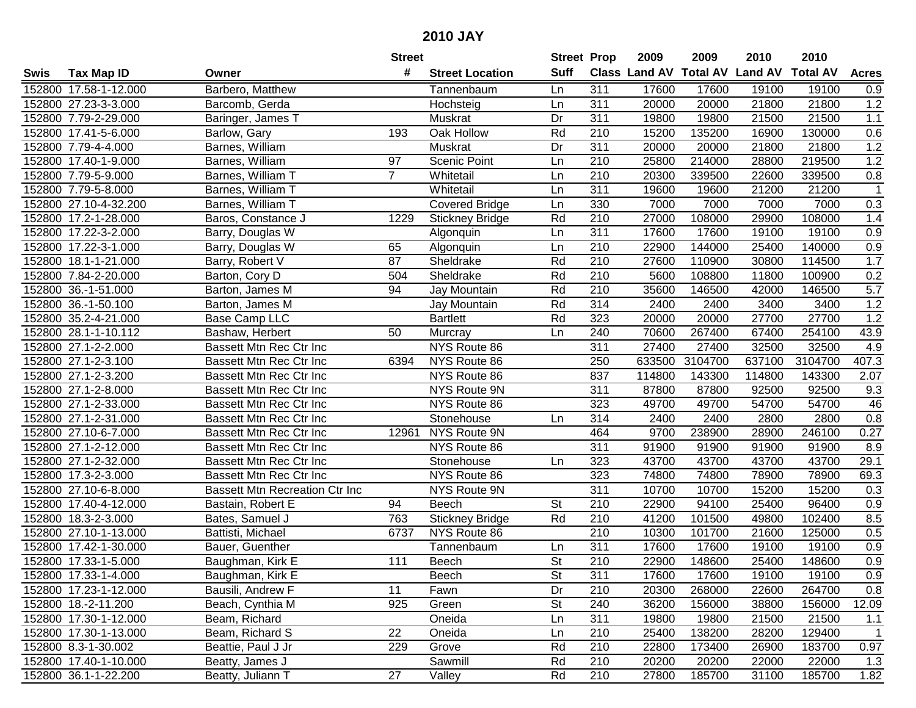# 2010 JAY

| Swis | Tax Map ID | Owner | Street # | Street Location | Street Suff | Prop Class | 2009 Land AV | 2009 Total AV | 2010 Land AV | 2010 Total AV | Acres |
|---|---|---|---|---|---|---|---|---|---|---|---|
| 152800 | 17.58-1-12.000 | Barbero, Matthew | | Tannenbaum | Ln | 311 | 17600 | 17600 | 19100 | 19100 | 0.9 |
| 152800 | 27.23-3-3.000 | Barcomb, Gerda | | Hochsteig | Ln | 311 | 20000 | 20000 | 21800 | 21800 | 1.2 |
| 152800 | 7.79-2-29.000 | Baringer, James T | | Muskrat | Dr | 311 | 19800 | 19800 | 21500 | 21500 | 1.1 |
| 152800 | 17.41-5-6.000 | Barlow, Gary | 193 | Oak Hollow | Rd | 210 | 15200 | 135200 | 16900 | 130000 | 0.6 |
| 152800 | 7.79-4-4.000 | Barnes, William | | Muskrat | Dr | 311 | 20000 | 20000 | 21800 | 21800 | 1.2 |
| 152800 | 17.40-1-9.000 | Barnes, William | 97 | Scenic Point | Ln | 210 | 25800 | 214000 | 28800 | 219500 | 1.2 |
| 152800 | 7.79-5-9.000 | Barnes, William T | 7 | Whitetail | Ln | 210 | 20300 | 339500 | 22600 | 339500 | 0.8 |
| 152800 | 7.79-5-8.000 | Barnes, William T | | Whitetail | Ln | 311 | 19600 | 19600 | 21200 | 21200 | 1 |
| 152800 | 27.10-4-32.200 | Barnes, William T | | Covered Bridge | Ln | 330 | 7000 | 7000 | 7000 | 7000 | 0.3 |
| 152800 | 17.2-1-28.000 | Baros, Constance J | 1229 | Stickney Bridge | Rd | 210 | 27000 | 108000 | 29900 | 108000 | 1.4 |
| 152800 | 17.22-3-2.000 | Barry, Douglas W | | Algonquin | Ln | 311 | 17600 | 17600 | 19100 | 19100 | 0.9 |
| 152800 | 17.22-3-1.000 | Barry, Douglas W | 65 | Algonquin | Ln | 210 | 22900 | 144000 | 25400 | 140000 | 0.9 |
| 152800 | 18.1-1-21.000 | Barry, Robert V | 87 | Sheldrake | Rd | 210 | 27600 | 110900 | 30800 | 114500 | 1.7 |
| 152800 | 7.84-2-20.000 | Barton, Cory D | 504 | Sheldrake | Rd | 210 | 5600 | 108800 | 11800 | 100900 | 0.2 |
| 152800 | 36.-1-51.000 | Barton, James M | 94 | Jay Mountain | Rd | 210 | 35600 | 146500 | 42000 | 146500 | 5.7 |
| 152800 | 36.-1-50.100 | Barton, James M | | Jay Mountain | Rd | 314 | 2400 | 2400 | 3400 | 3400 | 1.2 |
| 152800 | 35.2-4-21.000 | Base Camp LLC | | Bartlett | Rd | 323 | 20000 | 20000 | 27700 | 27700 | 1.2 |
| 152800 | 28.1-1-10.112 | Bashaw, Herbert | 50 | Murcray | Ln | 240 | 70600 | 267400 | 67400 | 254100 | 43.9 |
| 152800 | 27.1-2-2.000 | Bassett Mtn Rec Ctr Inc | | NYS Route 86 | | 311 | 27400 | 27400 | 32500 | 32500 | 4.9 |
| 152800 | 27.1-2-3.100 | Bassett Mtn Rec Ctr Inc | 6394 | NYS Route 86 | | 250 | 633500 | 3104700 | 637100 | 3104700 | 407.3 |
| 152800 | 27.1-2-3.200 | Bassett Mtn Rec Ctr Inc | | NYS Route 86 | | 837 | 114800 | 143300 | 114800 | 143300 | 2.07 |
| 152800 | 27.1-2-8.000 | Bassett Mtn Rec Ctr Inc | | NYS Route 9N | | 311 | 87800 | 87800 | 92500 | 92500 | 9.3 |
| 152800 | 27.1-2-33.000 | Bassett Mtn Rec Ctr Inc | | NYS Route 86 | | 323 | 49700 | 49700 | 54700 | 54700 | 46 |
| 152800 | 27.1-2-31.000 | Bassett Mtn Rec Ctr Inc | | Stonehouse | Ln | 314 | 2400 | 2400 | 2800 | 2800 | 0.8 |
| 152800 | 27.10-6-7.000 | Bassett Mtn Rec Ctr Inc | 12961 | NYS Route 9N | | 464 | 9700 | 238900 | 28900 | 246100 | 0.27 |
| 152800 | 27.1-2-12.000 | Bassett Mtn Rec Ctr Inc | | NYS Route 86 | | 311 | 91900 | 91900 | 91900 | 91900 | 8.9 |
| 152800 | 27.1-2-32.000 | Bassett Mtn Rec Ctr Inc | | Stonehouse | Ln | 323 | 43700 | 43700 | 43700 | 43700 | 29.1 |
| 152800 | 17.3-2-3.000 | Bassett Mtn Rec Ctr Inc | | NYS Route 86 | | 323 | 74800 | 74800 | 78900 | 78900 | 69.3 |
| 152800 | 27.10-6-8.000 | Bassett Mtn Recreation Ctr Inc | | NYS Route 9N | | 311 | 10700 | 10700 | 15200 | 15200 | 0.3 |
| 152800 | 17.40-4-12.000 | Bastain, Robert E | 94 | Beech | St | 210 | 22900 | 94100 | 25400 | 96400 | 0.9 |
| 152800 | 18.3-2-3.000 | Bates, Samuel J | 763 | Stickney Bridge | Rd | 210 | 41200 | 101500 | 49800 | 102400 | 8.5 |
| 152800 | 27.10-1-13.000 | Battisti, Michael | 6737 | NYS Route 86 | | 210 | 10300 | 101700 | 21600 | 125000 | 0.5 |
| 152800 | 17.42-1-30.000 | Bauer, Guenther | | Tannenbaum | Ln | 311 | 17600 | 17600 | 19100 | 19100 | 0.9 |
| 152800 | 17.33-1-5.000 | Baughman, Kirk E | 111 | Beech | St | 210 | 22900 | 148600 | 25400 | 148600 | 0.9 |
| 152800 | 17.33-1-4.000 | Baughman, Kirk E | | Beech | St | 311 | 17600 | 17600 | 19100 | 19100 | 0.9 |
| 152800 | 17.23-1-12.000 | Bausili, Andrew F | 11 | Fawn | Dr | 210 | 20300 | 268000 | 22600 | 264700 | 0.8 |
| 152800 | 18.-2-11.200 | Beach, Cynthia M | 925 | Green | St | 240 | 36200 | 156000 | 38800 | 156000 | 12.09 |
| 152800 | 17.30-1-12.000 | Beam, Richard | | Oneida | Ln | 311 | 19800 | 19800 | 21500 | 21500 | 1.1 |
| 152800 | 17.30-1-13.000 | Beam, Richard S | 22 | Oneida | Ln | 210 | 25400 | 138200 | 28200 | 129400 | 1 |
| 152800 | 8.3-1-30.002 | Beattie, Paul J Jr | 229 | Grove | Rd | 210 | 22800 | 173400 | 26900 | 183700 | 0.97 |
| 152800 | 17.40-1-10.000 | Beatty, James J | | Sawmill | Rd | 210 | 20200 | 20200 | 22000 | 22000 | 1.3 |
| 152800 | 36.1-1-22.200 | Beatty, Juliann T | 27 | Valley | Rd | 210 | 27800 | 185700 | 31100 | 185700 | 1.82 |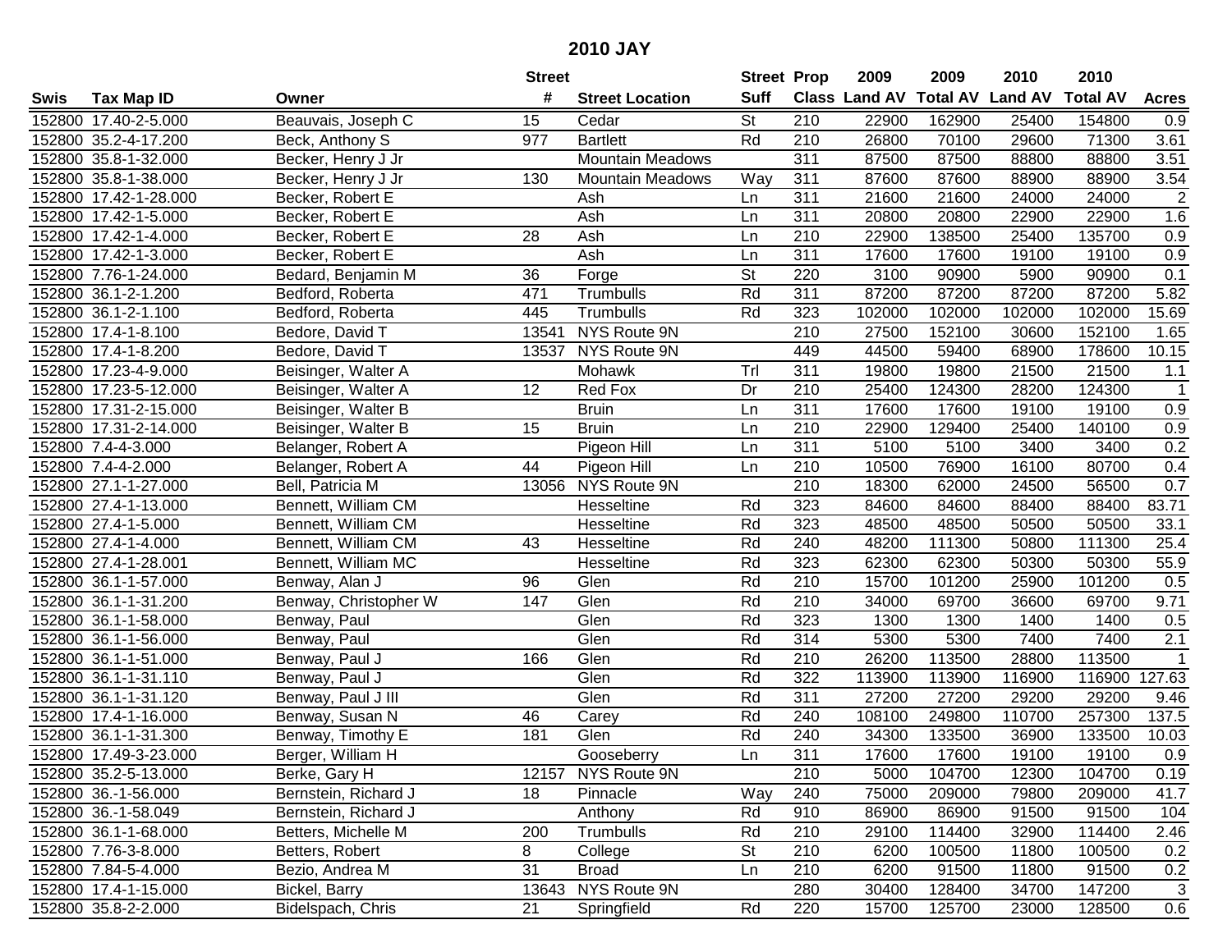# 2010 JAY

| Swis | Tax Map ID | Owner | Street # | Street Location | Street Suff | Prop Class | 2009 Land AV | 2009 Total AV | 2010 Land AV | 2010 Total AV | Acres |
|---|---|---|---|---|---|---|---|---|---|---|---|
| 152800 | 17.40-2-5.000 | Beauvais, Joseph C | 15 | Cedar | St | 210 | 22900 | 162900 | 25400 | 154800 | 0.9 |
| 152800 | 35.2-4-17.200 | Beck, Anthony S | 977 | Bartlett | Rd | 210 | 26800 | 70100 | 29600 | 71300 | 3.61 |
| 152800 | 35.8-1-32.000 | Becker, Henry J Jr | | Mountain Meadows | | 311 | 87500 | 87500 | 88800 | 88800 | 3.51 |
| 152800 | 35.8-1-38.000 | Becker, Henry J Jr | 130 | Mountain Meadows | Way | 311 | 87600 | 87600 | 88900 | 88900 | 3.54 |
| 152800 | 17.42-1-28.000 | Becker, Robert E | | Ash | Ln | 311 | 21600 | 21600 | 24000 | 24000 | 2 |
| 152800 | 17.42-1-5.000 | Becker, Robert E | | Ash | Ln | 311 | 20800 | 20800 | 22900 | 22900 | 1.6 |
| 152800 | 17.42-1-4.000 | Becker, Robert E | 28 | Ash | Ln | 210 | 22900 | 138500 | 25400 | 135700 | 0.9 |
| 152800 | 17.42-1-3.000 | Becker, Robert E | | Ash | Ln | 311 | 17600 | 17600 | 19100 | 19100 | 0.9 |
| 152800 | 7.76-1-24.000 | Bedard, Benjamin M | 36 | Forge | St | 220 | 3100 | 90900 | 5900 | 90900 | 0.1 |
| 152800 | 36.1-2-1.200 | Bedford, Roberta | 471 | Trumbulls | Rd | 311 | 87200 | 87200 | 87200 | 87200 | 5.82 |
| 152800 | 36.1-2-1.100 | Bedford, Roberta | 445 | Trumbulls | Rd | 323 | 102000 | 102000 | 102000 | 102000 | 15.69 |
| 152800 | 17.4-1-8.100 | Bedore, David T | 13541 | NYS Route 9N | | 210 | 27500 | 152100 | 30600 | 152100 | 1.65 |
| 152800 | 17.4-1-8.200 | Bedore, David T | 13537 | NYS Route 9N | | 449 | 44500 | 59400 | 68900 | 178600 | 10.15 |
| 152800 | 17.23-4-9.000 | Beisinger, Walter A | | Mohawk | Trl | 311 | 19800 | 19800 | 21500 | 21500 | 1.1 |
| 152800 | 17.23-5-12.000 | Beisinger, Walter A | 12 | Red Fox | Dr | 210 | 25400 | 124300 | 28200 | 124300 | 1 |
| 152800 | 17.31-2-15.000 | Beisinger, Walter B | | Bruin | Ln | 311 | 17600 | 17600 | 19100 | 19100 | 0.9 |
| 152800 | 17.31-2-14.000 | Beisinger, Walter B | 15 | Bruin | Ln | 210 | 22900 | 129400 | 25400 | 140100 | 0.9 |
| 152800 | 7.4-4-3.000 | Belanger, Robert A | | Pigeon Hill | Ln | 311 | 5100 | 5100 | 3400 | 3400 | 0.2 |
| 152800 | 7.4-4-2.000 | Belanger, Robert A | 44 | Pigeon Hill | Ln | 210 | 10500 | 76900 | 16100 | 80700 | 0.4 |
| 152800 | 27.1-1-27.000 | Bell, Patricia M | 13056 | NYS Route 9N | | 210 | 18300 | 62000 | 24500 | 56500 | 0.7 |
| 152800 | 27.4-1-13.000 | Bennett, William CM | | Hesseltine | Rd | 323 | 84600 | 84600 | 88400 | 88400 | 83.71 |
| 152800 | 27.4-1-5.000 | Bennett, William CM | | Hesseltine | Rd | 323 | 48500 | 48500 | 50500 | 50500 | 33.1 |
| 152800 | 27.4-1-4.000 | Bennett, William CM | 43 | Hesseltine | Rd | 240 | 48200 | 111300 | 50800 | 111300 | 25.4 |
| 152800 | 27.4-1-28.001 | Bennett, William MC | | Hesseltine | Rd | 323 | 62300 | 62300 | 50300 | 50300 | 55.9 |
| 152800 | 36.1-1-57.000 | Benway, Alan J | 96 | Glen | Rd | 210 | 15700 | 101200 | 25900 | 101200 | 0.5 |
| 152800 | 36.1-1-31.200 | Benway, Christopher W | 147 | Glen | Rd | 210 | 34000 | 69700 | 36600 | 69700 | 9.71 |
| 152800 | 36.1-1-58.000 | Benway, Paul | | Glen | Rd | 323 | 1300 | 1300 | 1400 | 1400 | 0.5 |
| 152800 | 36.1-1-56.000 | Benway, Paul | | Glen | Rd | 314 | 5300 | 5300 | 7400 | 7400 | 2.1 |
| 152800 | 36.1-1-51.000 | Benway, Paul J | 166 | Glen | Rd | 210 | 26200 | 113500 | 28800 | 113500 | 1 |
| 152800 | 36.1-1-31.110 | Benway, Paul J | | Glen | Rd | 322 | 113900 | 113900 | 116900 | 116900 | 127.63 |
| 152800 | 36.1-1-31.120 | Benway, Paul J III | | Glen | Rd | 311 | 27200 | 27200 | 29200 | 29200 | 9.46 |
| 152800 | 17.4-1-16.000 | Benway, Susan N | 46 | Carey | Rd | 240 | 108100 | 249800 | 110700 | 257300 | 137.5 |
| 152800 | 36.1-1-31.300 | Benway, Timothy E | 181 | Glen | Rd | 240 | 34300 | 133500 | 36900 | 133500 | 10.03 |
| 152800 | 17.49-3-23.000 | Berger, William H | | Gooseberry | Ln | 311 | 17600 | 17600 | 19100 | 19100 | 0.9 |
| 152800 | 35.2-5-13.000 | Berke, Gary H | 12157 | NYS Route 9N | | 210 | 5000 | 104700 | 12300 | 104700 | 0.19 |
| 152800 | 36.-1-56.000 | Bernstein, Richard J | 18 | Pinnacle | Way | 240 | 75000 | 209000 | 79800 | 209000 | 41.7 |
| 152800 | 36.-1-58.049 | Bernstein, Richard J | | Anthony | Rd | 910 | 86900 | 86900 | 91500 | 91500 | 104 |
| 152800 | 36.1-1-68.000 | Betters, Michelle M | 200 | Trumbulls | Rd | 210 | 29100 | 114400 | 32900 | 114400 | 2.46 |
| 152800 | 7.76-3-8.000 | Betters, Robert | 8 | College | St | 210 | 6200 | 100500 | 11800 | 100500 | 0.2 |
| 152800 | 7.84-5-4.000 | Bezio, Andrea M | 31 | Broad | Ln | 210 | 6200 | 91500 | 11800 | 91500 | 0.2 |
| 152800 | 17.4-1-15.000 | Bickel, Barry | 13643 | NYS Route 9N | | 280 | 30400 | 128400 | 34700 | 147200 | 3 |
| 152800 | 35.8-2-2.000 | Bidelspach, Chris | 21 | Springfield | Rd | 220 | 15700 | 125700 | 23000 | 128500 | 0.6 |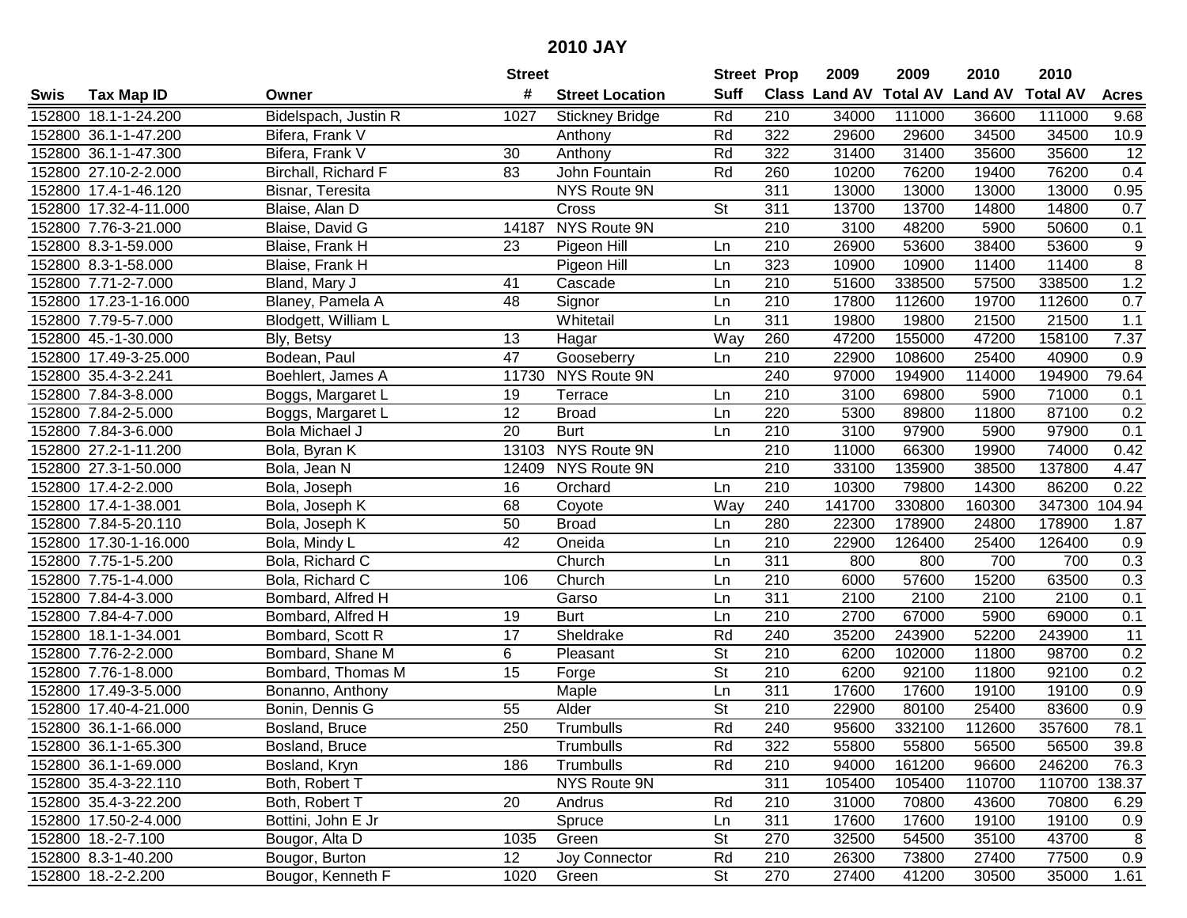# 2010 JAY

| Swis | Tax Map ID | Owner | Street # | Street Location | Street Suff | Prop Class | 2009 Land AV | 2009 Total AV | 2010 Land AV | 2010 Total AV | Acres |
|---|---|---|---|---|---|---|---|---|---|---|---|
| 152800 | 18.1-1-24.200 | Bidelspach, Justin R | 1027 | Stickney Bridge | Rd | 210 | 34000 | 111000 | 36600 | 111000 | 9.68 |
| 152800 | 36.1-1-47.200 | Bifera, Frank V | | Anthony | Rd | 322 | 29600 | 29600 | 34500 | 34500 | 10.9 |
| 152800 | 36.1-1-47.300 | Bifera, Frank V | 30 | Anthony | Rd | 322 | 31400 | 31400 | 35600 | 35600 | 12 |
| 152800 | 27.10-2-2.000 | Birchall, Richard F | 83 | John Fountain | Rd | 260 | 10200 | 76200 | 19400 | 76200 | 0.4 |
| 152800 | 17.4-1-46.120 | Bisnar, Teresita | | NYS Route 9N | | 311 | 13000 | 13000 | 13000 | 13000 | 0.95 |
| 152800 | 17.32-4-11.000 | Blaise, Alan D | | Cross | St | 311 | 13700 | 13700 | 14800 | 14800 | 0.7 |
| 152800 | 7.76-3-21.000 | Blaise, David G | 14187 | NYS Route 9N | | 210 | 3100 | 48200 | 5900 | 50600 | 0.1 |
| 152800 | 8.3-1-59.000 | Blaise, Frank H | 23 | Pigeon Hill | Ln | 210 | 26900 | 53600 | 38400 | 53600 | 9 |
| 152800 | 8.3-1-58.000 | Blaise, Frank H | | Pigeon Hill | Ln | 323 | 10900 | 10900 | 11400 | 11400 | 8 |
| 152800 | 7.71-2-7.000 | Bland, Mary J | 41 | Cascade | Ln | 210 | 51600 | 338500 | 57500 | 338500 | 1.2 |
| 152800 | 17.23-1-16.000 | Blaney, Pamela A | 48 | Signor | Ln | 210 | 17800 | 112600 | 19700 | 112600 | 0.7 |
| 152800 | 7.79-5-7.000 | Blodgett, William L | | Whitetail | Ln | 311 | 19800 | 19800 | 21500 | 21500 | 1.1 |
| 152800 | 45.-1-30.000 | Bly, Betsy | 13 | Hagar | Way | 260 | 47200 | 155000 | 47200 | 158100 | 7.37 |
| 152800 | 17.49-3-25.000 | Bodean, Paul | 47 | Gooseberry | Ln | 210 | 22900 | 108600 | 25400 | 40900 | 0.9 |
| 152800 | 35.4-3-2.241 | Boehlert, James A | 11730 | NYS Route 9N | | 240 | 97000 | 194900 | 114000 | 194900 | 79.64 |
| 152800 | 7.84-3-8.000 | Boggs, Margaret L | 19 | Terrace | Ln | 210 | 3100 | 69800 | 5900 | 71000 | 0.1 |
| 152800 | 7.84-2-5.000 | Boggs, Margaret L | 12 | Broad | Ln | 220 | 5300 | 89800 | 11800 | 87100 | 0.2 |
| 152800 | 7.84-3-6.000 | Bola Michael J | 20 | Burt | Ln | 210 | 3100 | 97900 | 5900 | 97900 | 0.1 |
| 152800 | 27.2-1-11.200 | Bola, Byran K | 13103 | NYS Route 9N | | 210 | 11000 | 66300 | 19900 | 74000 | 0.42 |
| 152800 | 27.3-1-50.000 | Bola, Jean N | 12409 | NYS Route 9N | | 210 | 33100 | 135900 | 38500 | 137800 | 4.47 |
| 152800 | 17.4-2-2.000 | Bola, Joseph | 16 | Orchard | Ln | 210 | 10300 | 79800 | 14300 | 86200 | 0.22 |
| 152800 | 17.4-1-38.001 | Bola, Joseph K | 68 | Coyote | Way | 240 | 141700 | 330800 | 160300 | 347300 | 104.94 |
| 152800 | 7.84-5-20.110 | Bola, Joseph K | 50 | Broad | Ln | 280 | 22300 | 178900 | 24800 | 178900 | 1.87 |
| 152800 | 17.30-1-16.000 | Bola, Mindy L | 42 | Oneida | Ln | 210 | 22900 | 126400 | 25400 | 126400 | 0.9 |
| 152800 | 7.75-1-5.200 | Bola, Richard C | | Church | Ln | 311 | 800 | 800 | 700 | 700 | 0.3 |
| 152800 | 7.75-1-4.000 | Bola, Richard C | 106 | Church | Ln | 210 | 6000 | 57600 | 15200 | 63500 | 0.3 |
| 152800 | 7.84-4-3.000 | Bombard, Alfred H | | Garso | Ln | 311 | 2100 | 2100 | 2100 | 2100 | 0.1 |
| 152800 | 7.84-4-7.000 | Bombard, Alfred H | 19 | Burt | Ln | 210 | 2700 | 67000 | 5900 | 69000 | 0.1 |
| 152800 | 18.1-1-34.001 | Bombard, Scott R | 17 | Sheldrake | Rd | 240 | 35200 | 243900 | 52200 | 243900 | 11 |
| 152800 | 7.76-2-2.000 | Bombard, Shane M | 6 | Pleasant | St | 210 | 6200 | 102000 | 11800 | 98700 | 0.2 |
| 152800 | 7.76-1-8.000 | Bombard, Thomas M | 15 | Forge | St | 210 | 6200 | 92100 | 11800 | 92100 | 0.2 |
| 152800 | 17.49-3-5.000 | Bonanno, Anthony | | Maple | Ln | 311 | 17600 | 17600 | 19100 | 19100 | 0.9 |
| 152800 | 17.40-4-21.000 | Bonin, Dennis G | 55 | Alder | St | 210 | 22900 | 80100 | 25400 | 83600 | 0.9 |
| 152800 | 36.1-1-66.000 | Bosland, Bruce | 250 | Trumbulls | Rd | 240 | 95600 | 332100 | 112600 | 357600 | 78.1 |
| 152800 | 36.1-1-65.300 | Bosland, Bruce | | Trumbulls | Rd | 322 | 55800 | 55800 | 56500 | 56500 | 39.8 |
| 152800 | 36.1-1-69.000 | Bosland, Kryn | 186 | Trumbulls | Rd | 210 | 94000 | 161200 | 96600 | 246200 | 76.3 |
| 152800 | 35.4-3-22.110 | Both, Robert T | | NYS Route 9N | | 311 | 105400 | 105400 | 110700 | 110700 | 138.37 |
| 152800 | 35.4-3-22.200 | Both, Robert T | 20 | Andrus | Rd | 210 | 31000 | 70800 | 43600 | 70800 | 6.29 |
| 152800 | 17.50-2-4.000 | Bottini, John E Jr | | Spruce | Ln | 311 | 17600 | 17600 | 19100 | 19100 | 0.9 |
| 152800 | 18.-2-7.100 | Bougor, Alta D | 1035 | Green | St | 270 | 32500 | 54500 | 35100 | 43700 | 8 |
| 152800 | 8.3-1-40.200 | Bougor, Burton | 12 | Joy Connector | Rd | 210 | 26300 | 73800 | 27400 | 77500 | 0.9 |
| 152800 | 18.-2-2.200 | Bougor, Kenneth F | 1020 | Green | St | 270 | 27400 | 41200 | 30500 | 35000 | 1.61 |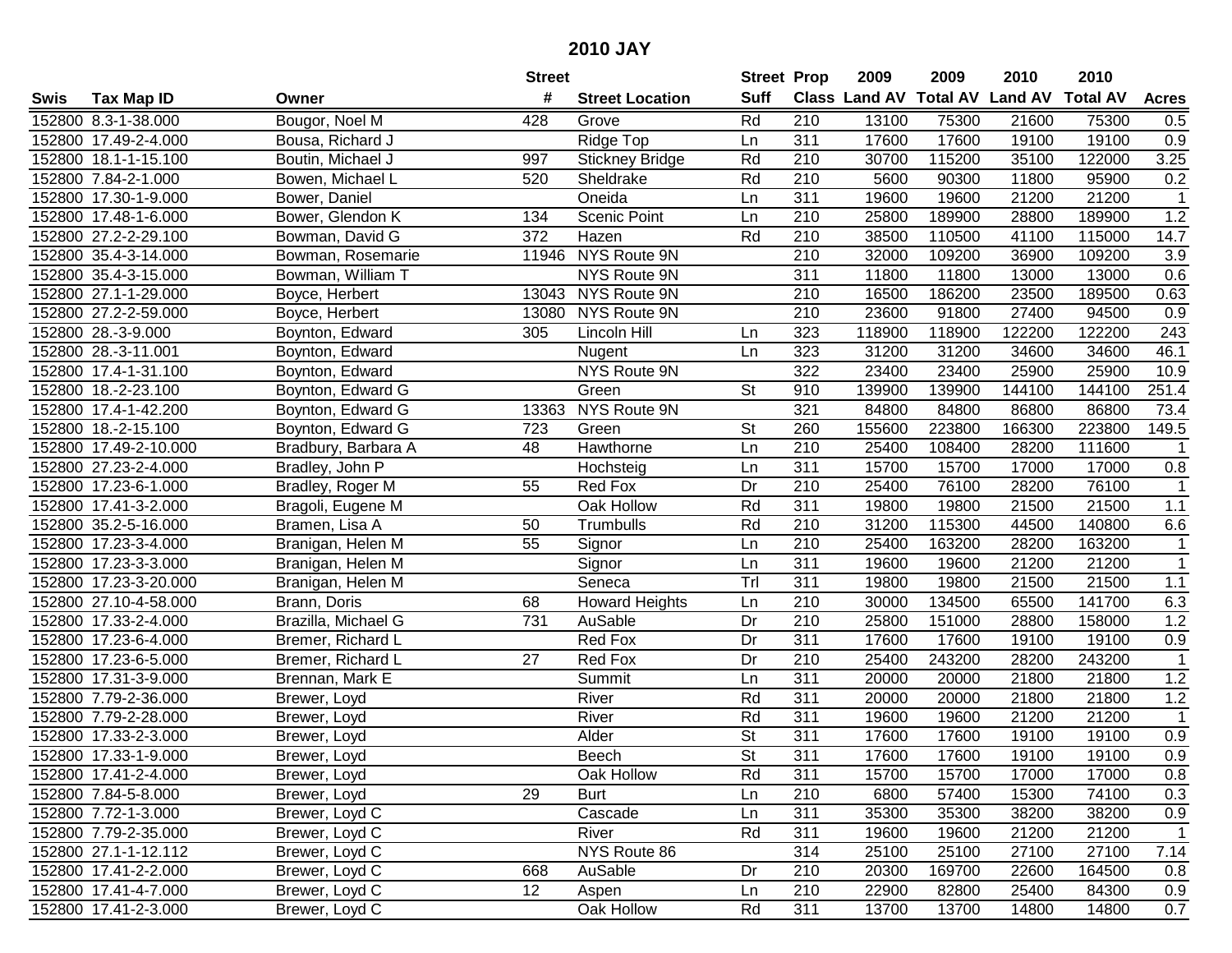# 2010 JAY

| Swis | Tax Map ID | Owner | Street # | Street Location | Street Suff | Prop Class | 2009 Land AV | 2009 Total AV | 2010 Land AV | 2010 Total AV | Acres |
|---|---|---|---|---|---|---|---|---|---|---|---|
| 152800 | 8.3-1-38.000 | Bougor, Noel M | 428 | Grove | Rd | 210 | 13100 | 75300 | 21600 | 75300 | 0.5 |
| 152800 | 17.49-2-4.000 | Bousa, Richard J | | Ridge Top | Ln | 311 | 17600 | 17600 | 19100 | 19100 | 0.9 |
| 152800 | 18.1-1-15.100 | Boutin, Michael J | 997 | Stickney Bridge | Rd | 210 | 30700 | 115200 | 35100 | 122000 | 3.25 |
| 152800 | 7.84-2-1.000 | Bowen, Michael L | 520 | Sheldrake | Rd | 210 | 5600 | 90300 | 11800 | 95900 | 0.2 |
| 152800 | 17.30-1-9.000 | Bower, Daniel | | Oneida | Ln | 311 | 19600 | 19600 | 21200 | 21200 | 1 |
| 152800 | 17.48-1-6.000 | Bower, Glendon K | 134 | Scenic Point | Ln | 210 | 25800 | 189900 | 28800 | 189900 | 1.2 |
| 152800 | 27.2-2-29.100 | Bowman, David G | 372 | Hazen | Rd | 210 | 38500 | 110500 | 41100 | 115000 | 14.7 |
| 152800 | 35.4-3-14.000 | Bowman, Rosemarie | 11946 | NYS Route 9N | | 210 | 32000 | 109200 | 36900 | 109200 | 3.9 |
| 152800 | 35.4-3-15.000 | Bowman, William T | | NYS Route 9N | | 311 | 11800 | 11800 | 13000 | 13000 | 0.6 |
| 152800 | 27.1-1-29.000 | Boyce, Herbert | 13043 | NYS Route 9N | | 210 | 16500 | 186200 | 23500 | 189500 | 0.63 |
| 152800 | 27.2-2-59.000 | Boyce, Herbert | 13080 | NYS Route 9N | | 210 | 23600 | 91800 | 27400 | 94500 | 0.9 |
| 152800 | 28.-3-9.000 | Boynton, Edward | 305 | Lincoln Hill | Ln | 323 | 118900 | 118900 | 122200 | 122200 | 243 |
| 152800 | 28.-3-11.001 | Boynton, Edward | | Nugent | Ln | 323 | 31200 | 31200 | 34600 | 34600 | 46.1 |
| 152800 | 17.4-1-31.100 | Boynton, Edward | | NYS Route 9N | | 322 | 23400 | 23400 | 25900 | 25900 | 10.9 |
| 152800 | 18.-2-23.100 | Boynton, Edward G | | Green | St | 910 | 139900 | 139900 | 144100 | 144100 | 251.4 |
| 152800 | 17.4-1-42.200 | Boynton, Edward G | 13363 | NYS Route 9N | | 321 | 84800 | 84800 | 86800 | 86800 | 73.4 |
| 152800 | 18.-2-15.100 | Boynton, Edward G | 723 | Green | St | 260 | 155600 | 223800 | 166300 | 223800 | 149.5 |
| 152800 | 17.49-2-10.000 | Bradbury, Barbara A | 48 | Hawthorne | Ln | 210 | 25400 | 108400 | 28200 | 111600 | 1 |
| 152800 | 27.23-2-4.000 | Bradley, John P | | Hochsteig | Ln | 311 | 15700 | 15700 | 17000 | 17000 | 0.8 |
| 152800 | 17.23-6-1.000 | Bradley, Roger M | 55 | Red Fox | Dr | 210 | 25400 | 76100 | 28200 | 76100 | 1 |
| 152800 | 17.41-3-2.000 | Bragoli, Eugene M | | Oak Hollow | Rd | 311 | 19800 | 19800 | 21500 | 21500 | 1.1 |
| 152800 | 35.2-5-16.000 | Bramen, Lisa A | 50 | Trumbulls | Rd | 210 | 31200 | 115300 | 44500 | 140800 | 6.6 |
| 152800 | 17.23-3-4.000 | Branigan, Helen M | 55 | Signor | Ln | 210 | 25400 | 163200 | 28200 | 163200 | 1 |
| 152800 | 17.23-3-3.000 | Branigan, Helen M | | Signor | Ln | 311 | 19600 | 19600 | 21200 | 21200 | 1 |
| 152800 | 17.23-3-20.000 | Branigan, Helen M | | Seneca | Trl | 311 | 19800 | 19800 | 21500 | 21500 | 1.1 |
| 152800 | 27.10-4-58.000 | Brann, Doris | 68 | Howard Heights | Ln | 210 | 30000 | 134500 | 65500 | 141700 | 6.3 |
| 152800 | 17.33-2-4.000 | Brazilla, Michael G | 731 | AuSable | Dr | 210 | 25800 | 151000 | 28800 | 158000 | 1.2 |
| 152800 | 17.23-6-4.000 | Bremer, Richard L | | Red Fox | Dr | 311 | 17600 | 17600 | 19100 | 19100 | 0.9 |
| 152800 | 17.23-6-5.000 | Bremer, Richard L | 27 | Red Fox | Dr | 210 | 25400 | 243200 | 28200 | 243200 | 1 |
| 152800 | 17.31-3-9.000 | Brennan, Mark E | | Summit | Ln | 311 | 20000 | 20000 | 21800 | 21800 | 1.2 |
| 152800 | 7.79-2-36.000 | Brewer, Loyd | | River | Rd | 311 | 20000 | 20000 | 21800 | 21800 | 1.2 |
| 152800 | 7.79-2-28.000 | Brewer, Loyd | | River | Rd | 311 | 19600 | 19600 | 21200 | 21200 | 1 |
| 152800 | 17.33-2-3.000 | Brewer, Loyd | | Alder | St | 311 | 17600 | 17600 | 19100 | 19100 | 0.9 |
| 152800 | 17.33-1-9.000 | Brewer, Loyd | | Beech | St | 311 | 17600 | 17600 | 19100 | 19100 | 0.9 |
| 152800 | 17.41-2-4.000 | Brewer, Loyd | | Oak Hollow | Rd | 311 | 15700 | 15700 | 17000 | 17000 | 0.8 |
| 152800 | 7.84-5-8.000 | Brewer, Loyd | 29 | Burt | Ln | 210 | 6800 | 57400 | 15300 | 74100 | 0.3 |
| 152800 | 7.72-1-3.000 | Brewer, Loyd C | | Cascade | Ln | 311 | 35300 | 35300 | 38200 | 38200 | 0.9 |
| 152800 | 7.79-2-35.000 | Brewer, Loyd C | | River | Rd | 311 | 19600 | 19600 | 21200 | 21200 | 1 |
| 152800 | 27.1-1-12.112 | Brewer, Loyd C | | NYS Route 86 | | 314 | 25100 | 25100 | 27100 | 27100 | 7.14 |
| 152800 | 17.41-2-2.000 | Brewer, Loyd C | 668 | AuSable | Dr | 210 | 20300 | 169700 | 22600 | 164500 | 0.8 |
| 152800 | 17.41-4-7.000 | Brewer, Loyd C | 12 | Aspen | Ln | 210 | 22900 | 82800 | 25400 | 84300 | 0.9 |
| 152800 | 17.41-2-3.000 | Brewer, Loyd C | | Oak Hollow | Rd | 311 | 13700 | 13700 | 14800 | 14800 | 0.7 |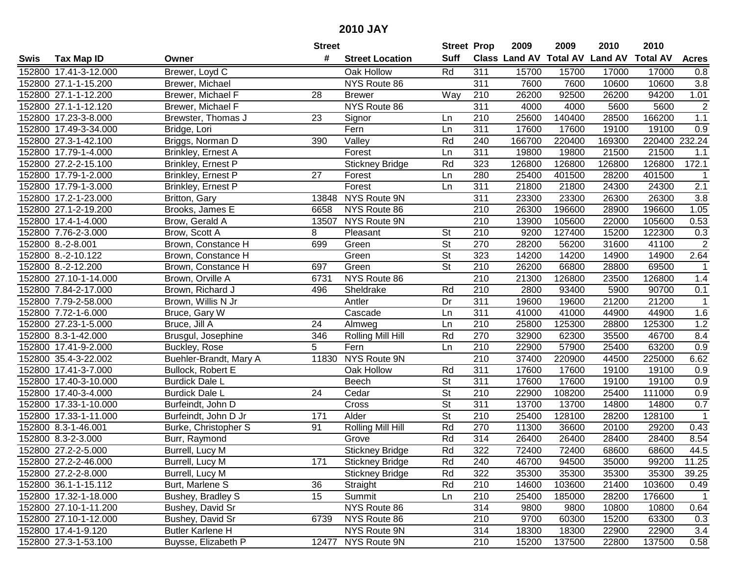# 2010 JAY

| Swis | Tax Map ID | Owner | Street # | Street Location | Street Suff | Prop Class | 2009 Land AV | 2009 Total AV | 2010 Land AV | 2010 Total AV | Acres |
|---|---|---|---|---|---|---|---|---|---|---|---|
| 152800 | 17.41-3-12.000 | Brewer, Loyd C | | Oak Hollow | Rd | 311 | 15700 | 15700 | 17000 | 17000 | 0.8 |
| 152800 | 27.1-1-15.200 | Brewer, Michael | | NYS Route 86 | | 311 | 7600 | 7600 | 10600 | 10600 | 3.8 |
| 152800 | 27.1-1-12.200 | Brewer, Michael F | 28 | Brewer | Way | 210 | 26200 | 92500 | 26200 | 94200 | 1.01 |
| 152800 | 27.1-1-12.120 | Brewer, Michael F | | NYS Route 86 | | 311 | 4000 | 4000 | 5600 | 5600 | 2 |
| 152800 | 17.23-3-8.000 | Brewster, Thomas J | 23 | Signor | Ln | 210 | 25600 | 140400 | 28500 | 166200 | 1.1 |
| 152800 | 17.49-3-34.000 | Bridge, Lori | | Fern | Ln | 311 | 17600 | 17600 | 19100 | 19100 | 0.9 |
| 152800 | 27.3-1-42.100 | Briggs, Norman D | 390 | Valley | Rd | 240 | 166700 | 220400 | 169300 | 220400 | 232.24 |
| 152800 | 17.79-1-4.000 | Brinkley, Ernest A | | Forest | Ln | 311 | 19800 | 19800 | 21500 | 21500 | 1.1 |
| 152800 | 27.2-2-15.100 | Brinkley, Ernest P | | Stickney Bridge | Rd | 323 | 126800 | 126800 | 126800 | 126800 | 172.1 |
| 152800 | 17.79-1-2.000 | Brinkley, Ernest P | 27 | Forest | Ln | 280 | 25400 | 401500 | 28200 | 401500 | 1 |
| 152800 | 17.79-1-3.000 | Brinkley, Ernest P | | Forest | Ln | 311 | 21800 | 21800 | 24300 | 24300 | 2.1 |
| 152800 | 17.2-1-23.000 | Britton, Gary | 13848 | NYS Route 9N | | 311 | 23300 | 23300 | 26300 | 26300 | 3.8 |
| 152800 | 27.1-2-19.200 | Brooks, James E | 6658 | NYS Route 86 | | 210 | 26300 | 196600 | 28900 | 196600 | 1.05 |
| 152800 | 17.4-1-4.000 | Brow, Gerald A | 13507 | NYS Route 9N | | 210 | 13900 | 105600 | 22000 | 105600 | 0.53 |
| 152800 | 7.76-2-3.000 | Brow, Scott A | 8 | Pleasant | St | 210 | 9200 | 127400 | 15200 | 122300 | 0.3 |
| 152800 | 8.-2-8.001 | Brown, Constance H | 699 | Green | St | 270 | 28200 | 56200 | 31600 | 41100 | 2 |
| 152800 | 8.-2-10.122 | Brown, Constance H | | Green | St | 323 | 14200 | 14200 | 14900 | 14900 | 2.64 |
| 152800 | 8.-2-12.200 | Brown, Constance H | 697 | Green | St | 210 | 26200 | 66800 | 28800 | 69500 | 1 |
| 152800 | 27.10-1-14.000 | Brown, Orville A | 6731 | NYS Route 86 | | 210 | 21300 | 126800 | 23500 | 126800 | 1.4 |
| 152800 | 7.84-2-17.000 | Brown, Richard J | 496 | Sheldrake | Rd | 210 | 2800 | 93400 | 5900 | 90700 | 0.1 |
| 152800 | 7.79-2-58.000 | Brown, Willis N Jr | | Antler | Dr | 311 | 19600 | 19600 | 21200 | 21200 | 1 |
| 152800 | 7.72-1-6.000 | Bruce, Gary W | | Cascade | Ln | 311 | 41000 | 41000 | 44900 | 44900 | 1.6 |
| 152800 | 27.23-1-5.000 | Bruce, Jill A | 24 | Almweg | Ln | 210 | 25800 | 125300 | 28800 | 125300 | 1.2 |
| 152800 | 8.3-1-42.000 | Brusgul, Josephine | 346 | Rolling Mill Hill | Rd | 270 | 32900 | 62300 | 35500 | 46700 | 8.4 |
| 152800 | 17.41-9-2.000 | Buckley, Rose | 5 | Fern | Ln | 210 | 22900 | 57900 | 25400 | 63200 | 0.9 |
| 152800 | 35.4-3-22.002 | Buehler-Brandt, Mary A | 11830 | NYS Route 9N | | 210 | 37400 | 220900 | 44500 | 225000 | 6.62 |
| 152800 | 17.41-3-7.000 | Bullock, Robert E | | Oak Hollow | Rd | 311 | 17600 | 17600 | 19100 | 19100 | 0.9 |
| 152800 | 17.40-3-10.000 | Burdick Dale L | | Beech | St | 311 | 17600 | 17600 | 19100 | 19100 | 0.9 |
| 152800 | 17.40-3-4.000 | Burdick Dale L | 24 | Cedar | St | 210 | 22900 | 108200 | 25400 | 111000 | 0.9 |
| 152800 | 17.33-1-10.000 | Burfeindt, John D | | Cross | St | 311 | 13700 | 13700 | 14800 | 14800 | 0.7 |
| 152800 | 17.33-1-11.000 | Burfeindt, John D Jr | 171 | Alder | St | 210 | 25400 | 128100 | 28200 | 128100 | 1 |
| 152800 | 8.3-1-46.001 | Burke, Christopher S | 91 | Rolling Mill Hill | Rd | 270 | 11300 | 36600 | 20100 | 29200 | 0.43 |
| 152800 | 8.3-2-3.000 | Burr, Raymond | | Grove | Rd | 314 | 26400 | 26400 | 28400 | 28400 | 8.54 |
| 152800 | 27.2-2-5.000 | Burrell, Lucy M | | Stickney Bridge | Rd | 322 | 72400 | 72400 | 68600 | 68600 | 44.5 |
| 152800 | 27.2-2-46.000 | Burrell, Lucy M | 171 | Stickney Bridge | Rd | 240 | 46700 | 94500 | 35000 | 99200 | 11.25 |
| 152800 | 27.2-2-8.000 | Burrell, Lucy M | | Stickney Bridge | Rd | 322 | 35300 | 35300 | 35300 | 35300 | 39.25 |
| 152800 | 36.1-1-15.112 | Burt, Marlene S | 36 | Straight | Rd | 210 | 14600 | 103600 | 21400 | 103600 | 0.49 |
| 152800 | 17.32-1-18.000 | Bushey, Bradley S | 15 | Summit | Ln | 210 | 25400 | 185000 | 28200 | 176600 | 1 |
| 152800 | 27.10-1-11.200 | Bushey, David Sr | | NYS Route 86 | | 314 | 9800 | 9800 | 10800 | 10800 | 0.64 |
| 152800 | 27.10-1-12.000 | Bushey, David Sr | 6739 | NYS Route 86 | | 210 | 9700 | 60300 | 15200 | 63300 | 0.3 |
| 152800 | 17.4-1-9.120 | Butler Karlene H | | NYS Route 9N | | 314 | 18300 | 18300 | 22900 | 22900 | 3.4 |
| 152800 | 27.3-1-53.100 | Buysse, Elizabeth P | 12477 | NYS Route 9N | | 210 | 15200 | 137500 | 22800 | 137500 | 0.58 |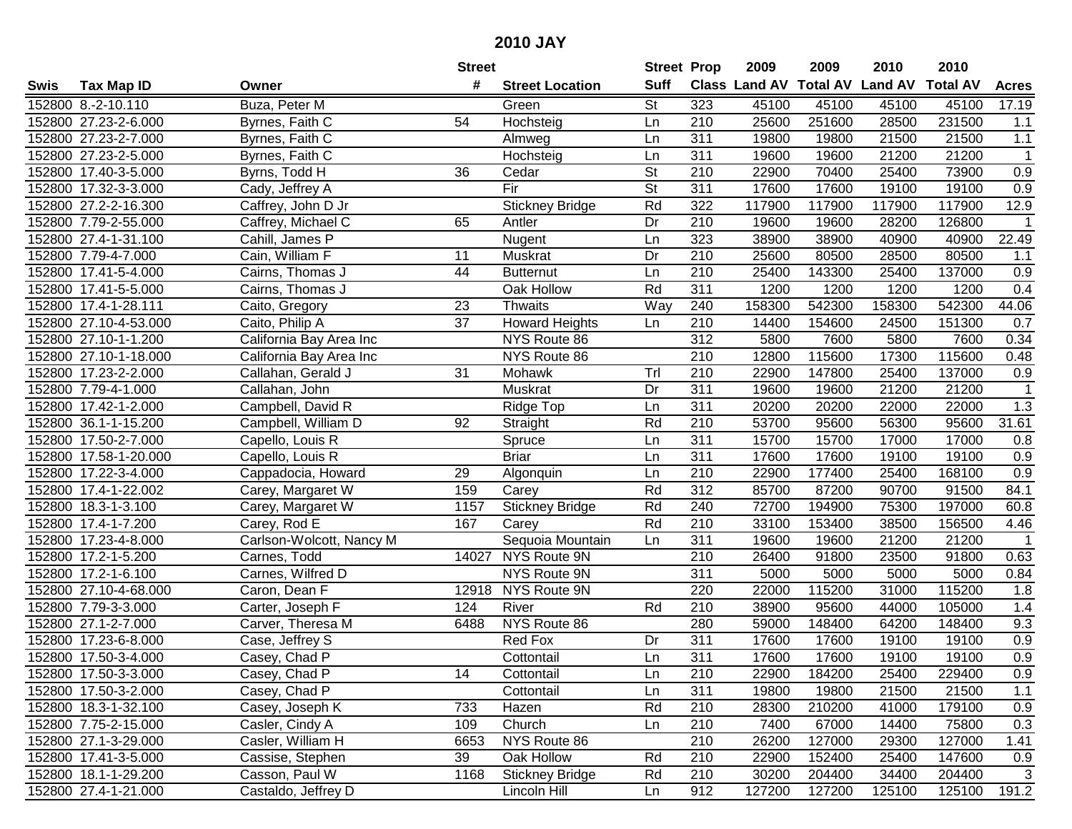# 2010 JAY

| Swis | Tax Map ID | Owner | Street # | Street Location | Street Suff | Prop Class | 2009 Land AV | 2009 Total AV | 2010 Land AV | 2010 Total AV | Acres |
|---|---|---|---|---|---|---|---|---|---|---|---|
| 152800 | 8.-2-10.110 | Buza, Peter M | | Green | St | 323 | 45100 | 45100 | 45100 | 45100 | 17.19 |
| 152800 | 27.23-2-6.000 | Byrnes, Faith C | 54 | Hochsteig | Ln | 210 | 25600 | 251600 | 28500 | 231500 | 1.1 |
| 152800 | 27.23-2-7.000 | Byrnes, Faith C | | Almweg | Ln | 311 | 19800 | 19800 | 21500 | 21500 | 1.1 |
| 152800 | 27.23-2-5.000 | Byrnes, Faith C | | Hochsteig | Ln | 311 | 19600 | 19600 | 21200 | 21200 | 1 |
| 152800 | 17.40-3-5.000 | Byrns, Todd H | 36 | Cedar | St | 210 | 22900 | 70400 | 25400 | 73900 | 0.9 |
| 152800 | 17.32-3-3.000 | Cady, Jeffrey A | | Fir | St | 311 | 17600 | 17600 | 19100 | 19100 | 0.9 |
| 152800 | 27.2-2-16.300 | Caffrey, John D Jr | | Stickney Bridge | Rd | 322 | 117900 | 117900 | 117900 | 117900 | 12.9 |
| 152800 | 7.79-2-55.000 | Caffrey, Michael C | 65 | Antler | Dr | 210 | 19600 | 19600 | 28200 | 126800 | 1 |
| 152800 | 27.4-1-31.100 | Cahill, James P | | Nugent | Ln | 323 | 38900 | 38900 | 40900 | 40900 | 22.49 |
| 152800 | 7.79-4-7.000 | Cain, William F | 11 | Muskrat | Dr | 210 | 25600 | 80500 | 28500 | 80500 | 1.1 |
| 152800 | 17.41-5-4.000 | Cairns, Thomas J | 44 | Butternut | Ln | 210 | 25400 | 143300 | 25400 | 137000 | 0.9 |
| 152800 | 17.41-5-5.000 | Cairns, Thomas J | | Oak Hollow | Rd | 311 | 1200 | 1200 | 1200 | 1200 | 0.4 |
| 152800 | 17.4-1-28.111 | Caito, Gregory | 23 | Thwaits | Way | 240 | 158300 | 542300 | 158300 | 542300 | 44.06 |
| 152800 | 27.10-4-53.000 | Caito, Philip A | 37 | Howard Heights | Ln | 210 | 14400 | 154600 | 24500 | 151300 | 0.7 |
| 152800 | 27.10-1-1.200 | California Bay Area Inc | | NYS Route 86 | | 312 | 5800 | 7600 | 5800 | 7600 | 0.34 |
| 152800 | 27.10-1-18.000 | California Bay Area Inc | | NYS Route 86 | | 210 | 12800 | 115600 | 17300 | 115600 | 0.48 |
| 152800 | 17.23-2-2.000 | Callahan, Gerald J | 31 | Mohawk | Trl | 210 | 22900 | 147800 | 25400 | 137000 | 0.9 |
| 152800 | 7.79-4-1.000 | Callahan, John | | Muskrat | Dr | 311 | 19600 | 19600 | 21200 | 21200 | 1 |
| 152800 | 17.42-1-2.000 | Campbell, David R | | Ridge Top | Ln | 311 | 20200 | 20200 | 22000 | 22000 | 1.3 |
| 152800 | 36.1-1-15.200 | Campbell, William D | 92 | Straight | Rd | 210 | 53700 | 95600 | 56300 | 95600 | 31.61 |
| 152800 | 17.50-2-7.000 | Capello, Louis R | | Spruce | Ln | 311 | 15700 | 15700 | 17000 | 17000 | 0.8 |
| 152800 | 17.58-1-20.000 | Capello, Louis R | | Briar | Ln | 311 | 17600 | 17600 | 19100 | 19100 | 0.9 |
| 152800 | 17.22-3-4.000 | Cappadocia, Howard | 29 | Algonquin | Ln | 210 | 22900 | 177400 | 25400 | 168100 | 0.9 |
| 152800 | 17.4-1-22.002 | Carey, Margaret W | 159 | Carey | Rd | 312 | 85700 | 87200 | 90700 | 91500 | 84.1 |
| 152800 | 18.3-1-3.100 | Carey, Margaret W | 1157 | Stickney Bridge | Rd | 240 | 72700 | 194900 | 75300 | 197000 | 60.8 |
| 152800 | 17.4-1-7.200 | Carey, Rod E | 167 | Carey | Rd | 210 | 33100 | 153400 | 38500 | 156500 | 4.46 |
| 152800 | 17.23-4-8.000 | Carlson-Wolcott, Nancy M | | Sequoia Mountain | Ln | 311 | 19600 | 19600 | 21200 | 21200 | 1 |
| 152800 | 17.2-1-5.200 | Carnes, Todd | 14027 | NYS Route 9N | | 210 | 26400 | 91800 | 23500 | 91800 | 0.63 |
| 152800 | 17.2-1-6.100 | Carnes, Wilfred D | | NYS Route 9N | | 311 | 5000 | 5000 | 5000 | 5000 | 0.84 |
| 152800 | 27.10-4-68.000 | Caron, Dean F | 12918 | NYS Route 9N | | 220 | 22000 | 115200 | 31000 | 115200 | 1.8 |
| 152800 | 7.79-3-3.000 | Carter, Joseph F | 124 | River | Rd | 210 | 38900 | 95600 | 44000 | 105000 | 1.4 |
| 152800 | 27.1-2-7.000 | Carver, Theresa M | 6488 | NYS Route 86 | | 280 | 59000 | 148400 | 64200 | 148400 | 9.3 |
| 152800 | 17.23-6-8.000 | Case, Jeffrey S | | Red Fox | Dr | 311 | 17600 | 17600 | 19100 | 19100 | 0.9 |
| 152800 | 17.50-3-4.000 | Casey, Chad P | | Cottontail | Ln | 311 | 17600 | 17600 | 19100 | 19100 | 0.9 |
| 152800 | 17.50-3-3.000 | Casey, Chad P | 14 | Cottontail | Ln | 210 | 22900 | 184200 | 25400 | 229400 | 0.9 |
| 152800 | 17.50-3-2.000 | Casey, Chad P | | Cottontail | Ln | 311 | 19800 | 19800 | 21500 | 21500 | 1.1 |
| 152800 | 18.3-1-32.100 | Casey, Joseph K | 733 | Hazen | Rd | 210 | 28300 | 210200 | 41000 | 179100 | 0.9 |
| 152800 | 7.75-2-15.000 | Casler, Cindy A | 109 | Church | Ln | 210 | 7400 | 67000 | 14400 | 75800 | 0.3 |
| 152800 | 27.1-3-29.000 | Casler, William H | 6653 | NYS Route 86 | | 210 | 26200 | 127000 | 29300 | 127000 | 1.41 |
| 152800 | 17.41-3-5.000 | Cassise, Stephen | 39 | Oak Hollow | Rd | 210 | 22900 | 152400 | 25400 | 147600 | 0.9 |
| 152800 | 18.1-1-29.200 | Casson, Paul W | 1168 | Stickney Bridge | Rd | 210 | 30200 | 204400 | 34400 | 204400 | 3 |
| 152800 | 27.4-1-21.000 | Castaldo, Jeffrey D | | Lincoln Hill | Ln | 912 | 127200 | 127200 | 125100 | 125100 | 191.2 |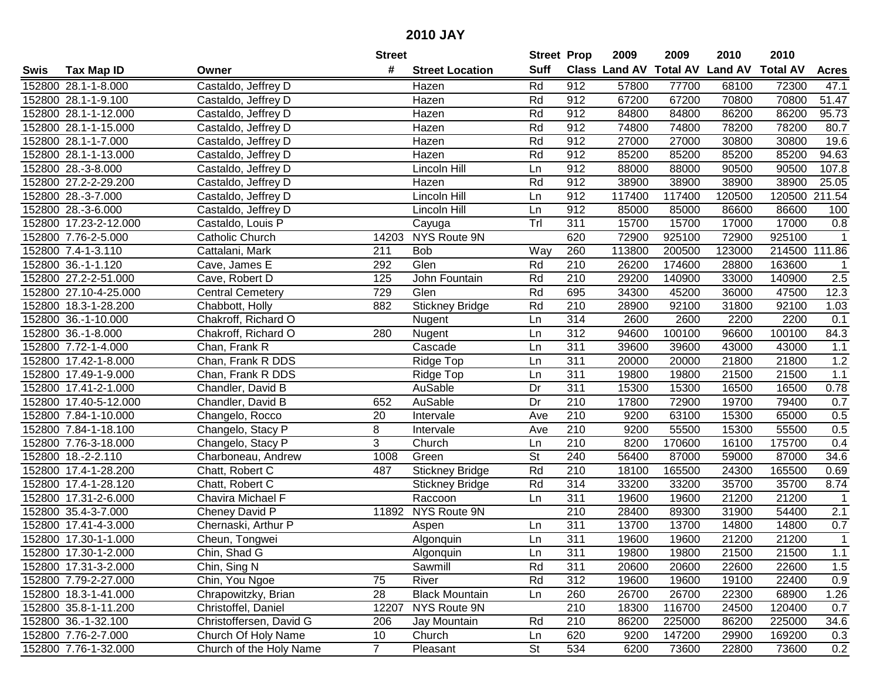# 2010 JAY

| Swis | Tax Map ID | Owner | Street # | Street Location | Street Suff | Prop Class | 2009 Land AV | 2009 Total AV | 2010 Land AV | 2010 Total AV | Acres |
|---|---|---|---|---|---|---|---|---|---|---|---|
| 152800 | 28.1-1-8.000 | Castaldo, Jeffrey D | | Hazen | Rd | 912 | 57800 | 77700 | 68100 | 72300 | 47.1 |
| 152800 | 28.1-1-9.100 | Castaldo, Jeffrey D | | Hazen | Rd | 912 | 67200 | 67200 | 70800 | 70800 | 51.47 |
| 152800 | 28.1-1-12.000 | Castaldo, Jeffrey D | | Hazen | Rd | 912 | 84800 | 84800 | 86200 | 86200 | 95.73 |
| 152800 | 28.1-1-15.000 | Castaldo, Jeffrey D | | Hazen | Rd | 912 | 74800 | 74800 | 78200 | 78200 | 80.7 |
| 152800 | 28.1-1-7.000 | Castaldo, Jeffrey D | | Hazen | Rd | 912 | 27000 | 27000 | 30800 | 30800 | 19.6 |
| 152800 | 28.1-1-13.000 | Castaldo, Jeffrey D | | Hazen | Rd | 912 | 85200 | 85200 | 85200 | 85200 | 94.63 |
| 152800 | 28.-3-8.000 | Castaldo, Jeffrey D | | Lincoln Hill | Ln | 912 | 88000 | 88000 | 90500 | 90500 | 107.8 |
| 152800 | 27.2-2-29.200 | Castaldo, Jeffrey D | | Hazen | Rd | 912 | 38900 | 38900 | 38900 | 38900 | 25.05 |
| 152800 | 28.-3-7.000 | Castaldo, Jeffrey D | | Lincoln Hill | Ln | 912 | 117400 | 117400 | 120500 | 120500 | 211.54 |
| 152800 | 28.-3-6.000 | Castaldo, Jeffrey D | | Lincoln Hill | Ln | 912 | 85000 | 85000 | 86600 | 86600 | 100 |
| 152800 | 17.23-2-12.000 | Castaldo, Louis P | | Cayuga | Trl | 311 | 15700 | 15700 | 17000 | 17000 | 0.8 |
| 152800 | 7.76-2-5.000 | Catholic Church | 14203 | NYS Route 9N | | 620 | 72900 | 925100 | 72900 | 925100 | 1 |
| 152800 | 7.4-1-3.110 | Cattalani, Mark | 211 | Bob | Way | 260 | 113800 | 200500 | 123000 | 214500 | 111.86 |
| 152800 | 36.-1-1.120 | Cave, James E | 292 | Glen | Rd | 210 | 26200 | 174600 | 28800 | 163600 | 1 |
| 152800 | 27.2-2-51.000 | Cave, Robert D | 125 | John Fountain | Rd | 210 | 29200 | 140900 | 33000 | 140900 | 2.5 |
| 152800 | 27.10-4-25.000 | Central Cemetery | 729 | Glen | Rd | 695 | 34300 | 45200 | 36000 | 47500 | 12.3 |
| 152800 | 18.3-1-28.200 | Chabbott, Holly | 882 | Stickney Bridge | Rd | 210 | 28900 | 92100 | 31800 | 92100 | 1.03 |
| 152800 | 36.-1-10.000 | Chakroff, Richard O | | Nugent | Ln | 314 | 2600 | 2600 | 2200 | 2200 | 0.1 |
| 152800 | 36.-1-8.000 | Chakroff, Richard O | 280 | Nugent | Ln | 312 | 94600 | 100100 | 96600 | 100100 | 84.3 |
| 152800 | 7.72-1-4.000 | Chan, Frank R | | Cascade | Ln | 311 | 39600 | 39600 | 43000 | 43000 | 1.1 |
| 152800 | 17.42-1-8.000 | Chan, Frank R DDS | | Ridge Top | Ln | 311 | 20000 | 20000 | 21800 | 21800 | 1.2 |
| 152800 | 17.49-1-9.000 | Chan, Frank R DDS | | Ridge Top | Ln | 311 | 19800 | 19800 | 21500 | 21500 | 1.1 |
| 152800 | 17.41-2-1.000 | Chandler, David B | | AuSable | Dr | 311 | 15300 | 15300 | 16500 | 16500 | 0.78 |
| 152800 | 17.40-5-12.000 | Chandler, David B | 652 | AuSable | Dr | 210 | 17800 | 72900 | 19700 | 79400 | 0.7 |
| 152800 | 7.84-1-10.000 | Changelo, Rocco | 20 | Intervale | Ave | 210 | 9200 | 63100 | 15300 | 65000 | 0.5 |
| 152800 | 7.84-1-18.100 | Changelo, Stacy P | 8 | Intervale | Ave | 210 | 9200 | 55500 | 15300 | 55500 | 0.5 |
| 152800 | 7.76-3-18.000 | Changelo, Stacy P | 3 | Church | Ln | 210 | 8200 | 170600 | 16100 | 175700 | 0.4 |
| 152800 | 18.-2-2.110 | Charboneau, Andrew | 1008 | Green | St | 240 | 56400 | 87000 | 59000 | 87000 | 34.6 |
| 152800 | 17.4-1-28.200 | Chatt, Robert C | 487 | Stickney Bridge | Rd | 210 | 18100 | 165500 | 24300 | 165500 | 0.69 |
| 152800 | 17.4-1-28.120 | Chatt, Robert C | | Stickney Bridge | Rd | 314 | 33200 | 33200 | 35700 | 35700 | 8.74 |
| 152800 | 17.31-2-6.000 | Chavira Michael F | | Raccoon | Ln | 311 | 19600 | 19600 | 21200 | 21200 | 1 |
| 152800 | 35.4-3-7.000 | Cheney David P | 11892 | NYS Route 9N | | 210 | 28400 | 89300 | 31900 | 54400 | 2.1 |
| 152800 | 17.41-4-3.000 | Chernaski, Arthur P | | Aspen | Ln | 311 | 13700 | 13700 | 14800 | 14800 | 0.7 |
| 152800 | 17.30-1-1.000 | Cheun, Tongwei | | Algonquin | Ln | 311 | 19600 | 19600 | 21200 | 21200 | 1 |
| 152800 | 17.30-1-2.000 | Chin, Shad G | | Algonquin | Ln | 311 | 19800 | 19800 | 21500 | 21500 | 1.1 |
| 152800 | 17.31-3-2.000 | Chin, Sing N | | Sawmill | Rd | 311 | 20600 | 20600 | 22600 | 22600 | 1.5 |
| 152800 | 7.79-2-27.000 | Chin, You Ngoe | 75 | River | Rd | 312 | 19600 | 19600 | 19100 | 22400 | 0.9 |
| 152800 | 18.3-1-41.000 | Chrapowitzky, Brian | 28 | Black Mountain | Ln | 260 | 26700 | 26700 | 22300 | 68900 | 1.26 |
| 152800 | 35.8-1-11.200 | Christoffel, Daniel | 12207 | NYS Route 9N | | 210 | 18300 | 116700 | 24500 | 120400 | 0.7 |
| 152800 | 36.-1-32.100 | Christoffersen, David G | 206 | Jay Mountain | Rd | 210 | 86200 | 225000 | 86200 | 225000 | 34.6 |
| 152800 | 7.76-2-7.000 | Church Of Holy Name | 10 | Church | Ln | 620 | 9200 | 147200 | 29900 | 169200 | 0.3 |
| 152800 | 7.76-1-32.000 | Church of the Holy Name | 7 | Pleasant | St | 534 | 6200 | 73600 | 22800 | 73600 | 0.2 |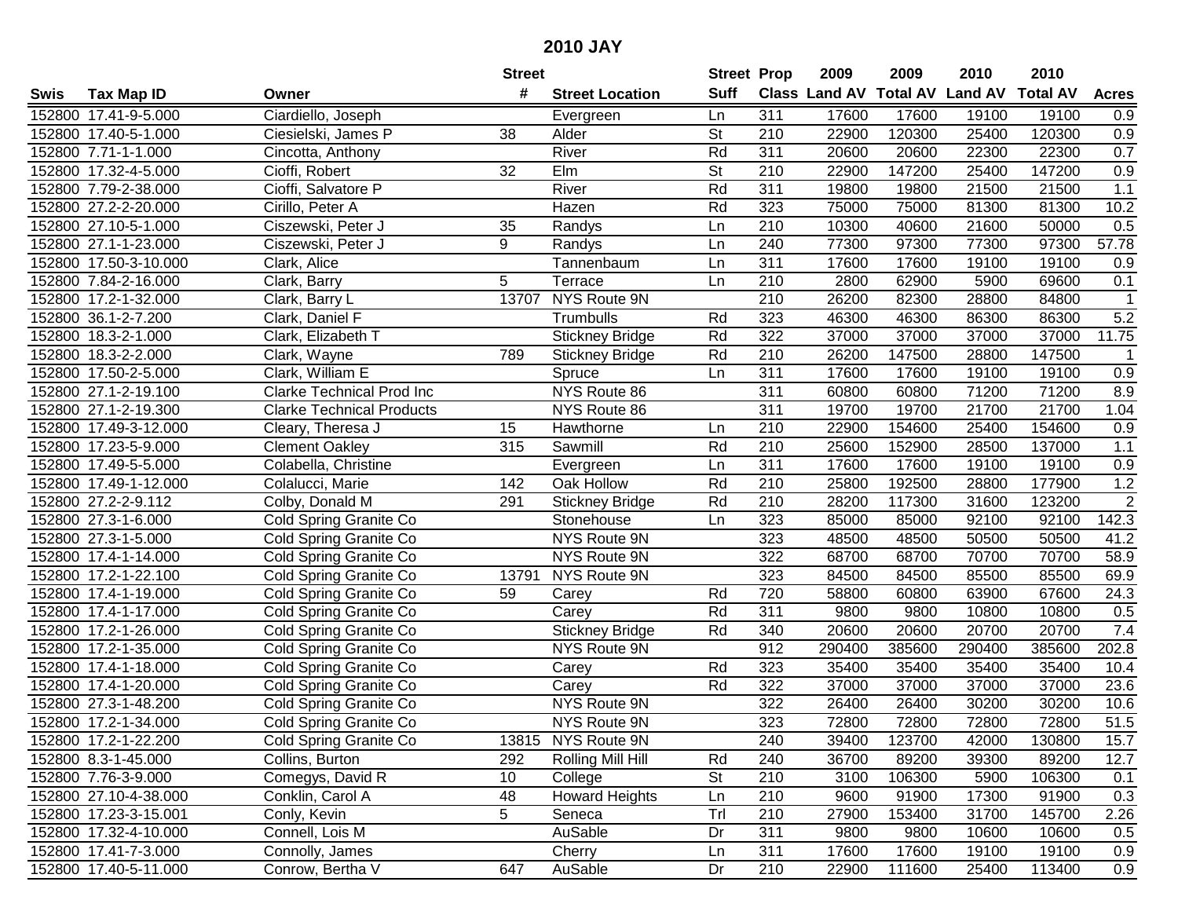# 2010 JAY

| Swis | Tax Map ID | Owner | Street # | Street Location | Street Suff | Prop Class | 2009 Land AV | 2009 Total AV | 2010 Land AV | 2010 Total AV | Acres |
|---|---|---|---|---|---|---|---|---|---|---|---|
| 152800 | 17.41-9-5.000 | Ciardiello, Joseph | | Evergreen | Ln | 311 | 17600 | 17600 | 19100 | 19100 | 0.9 |
| 152800 | 17.40-5-1.000 | Ciesielski, James P | 38 | Alder | St | 210 | 22900 | 120300 | 25400 | 120300 | 0.9 |
| 152800 | 7.71-1-1.000 | Cincotta, Anthony | | River | Rd | 311 | 20600 | 20600 | 22300 | 22300 | 0.7 |
| 152800 | 17.32-4-5.000 | Cioffi, Robert | 32 | Elm | St | 210 | 22900 | 147200 | 25400 | 147200 | 0.9 |
| 152800 | 7.79-2-38.000 | Cioffi, Salvatore P | | River | Rd | 311 | 19800 | 19800 | 21500 | 21500 | 1.1 |
| 152800 | 27.2-2-20.000 | Cirillo, Peter A | | Hazen | Rd | 323 | 75000 | 75000 | 81300 | 81300 | 10.2 |
| 152800 | 27.10-5-1.000 | Ciszewski, Peter J | 35 | Randys | Ln | 210 | 10300 | 40600 | 21600 | 50000 | 0.5 |
| 152800 | 27.1-1-23.000 | Ciszewski, Peter J | 9 | Randys | Ln | 240 | 77300 | 97300 | 77300 | 97300 | 57.78 |
| 152800 | 17.50-3-10.000 | Clark, Alice | | Tannenbaum | Ln | 311 | 17600 | 17600 | 19100 | 19100 | 0.9 |
| 152800 | 7.84-2-16.000 | Clark, Barry | 5 | Terrace | Ln | 210 | 2800 | 62900 | 5900 | 69600 | 0.1 |
| 152800 | 17.2-1-32.000 | Clark, Barry L | 13707 | NYS Route 9N | | 210 | 26200 | 82300 | 28800 | 84800 | 1 |
| 152800 | 36.1-2-7.200 | Clark, Daniel F | | Trumbulls | Rd | 323 | 46300 | 46300 | 86300 | 86300 | 5.2 |
| 152800 | 18.3-2-1.000 | Clark, Elizabeth T | | Stickney Bridge | Rd | 322 | 37000 | 37000 | 37000 | 37000 | 11.75 |
| 152800 | 18.3-2-2.000 | Clark, Wayne | 789 | Stickney Bridge | Rd | 210 | 26200 | 147500 | 28800 | 147500 | 1 |
| 152800 | 17.50-2-5.000 | Clark, William E | | Spruce | Ln | 311 | 17600 | 17600 | 19100 | 19100 | 0.9 |
| 152800 | 27.1-2-19.100 | Clarke Technical Prod Inc | | NYS Route 86 | | 311 | 60800 | 60800 | 71200 | 71200 | 8.9 |
| 152800 | 27.1-2-19.300 | Clarke Technical Products | | NYS Route 86 | | 311 | 19700 | 19700 | 21700 | 21700 | 1.04 |
| 152800 | 17.49-3-12.000 | Cleary, Theresa J | 15 | Hawthorne | Ln | 210 | 22900 | 154600 | 25400 | 154600 | 0.9 |
| 152800 | 17.23-5-9.000 | Clement Oakley | 315 | Sawmill | Rd | 210 | 25600 | 152900 | 28500 | 137000 | 1.1 |
| 152800 | 17.49-5-5.000 | Colabella, Christine | | Evergreen | Ln | 311 | 17600 | 17600 | 19100 | 19100 | 0.9 |
| 152800 | 17.49-1-12.000 | Colalucci, Marie | 142 | Oak Hollow | Rd | 210 | 25800 | 192500 | 28800 | 177900 | 1.2 |
| 152800 | 27.2-2-9.112 | Colby, Donald M | 291 | Stickney Bridge | Rd | 210 | 28200 | 117300 | 31600 | 123200 | 2 |
| 152800 | 27.3-1-6.000 | Cold Spring Granite Co | | Stonehouse | Ln | 323 | 85000 | 85000 | 92100 | 92100 | 142.3 |
| 152800 | 27.3-1-5.000 | Cold Spring Granite Co | | NYS Route 9N | | 323 | 48500 | 48500 | 50500 | 50500 | 41.2 |
| 152800 | 17.4-1-14.000 | Cold Spring Granite Co | | NYS Route 9N | | 322 | 68700 | 68700 | 70700 | 70700 | 58.9 |
| 152800 | 17.2-1-22.100 | Cold Spring Granite Co | 13791 | NYS Route 9N | | 323 | 84500 | 84500 | 85500 | 85500 | 69.9 |
| 152800 | 17.4-1-19.000 | Cold Spring Granite Co | 59 | Carey | Rd | 720 | 58800 | 60800 | 63900 | 67600 | 24.3 |
| 152800 | 17.4-1-17.000 | Cold Spring Granite Co | | Carey | Rd | 311 | 9800 | 9800 | 10800 | 10800 | 0.5 |
| 152800 | 17.2-1-26.000 | Cold Spring Granite Co | | Stickney Bridge | Rd | 340 | 20600 | 20600 | 20700 | 20700 | 7.4 |
| 152800 | 17.2-1-35.000 | Cold Spring Granite Co | | NYS Route 9N | | 912 | 290400 | 385600 | 290400 | 385600 | 202.8 |
| 152800 | 17.4-1-18.000 | Cold Spring Granite Co | | Carey | Rd | 323 | 35400 | 35400 | 35400 | 35400 | 10.4 |
| 152800 | 17.4-1-20.000 | Cold Spring Granite Co | | Carey | Rd | 322 | 37000 | 37000 | 37000 | 37000 | 23.6 |
| 152800 | 27.3-1-48.200 | Cold Spring Granite Co | | NYS Route 9N | | 322 | 26400 | 26400 | 30200 | 30200 | 10.6 |
| 152800 | 17.2-1-34.000 | Cold Spring Granite Co | | NYS Route 9N | | 323 | 72800 | 72800 | 72800 | 72800 | 51.5 |
| 152800 | 17.2-1-22.200 | Cold Spring Granite Co | 13815 | NYS Route 9N | | 240 | 39400 | 123700 | 42000 | 130800 | 15.7 |
| 152800 | 8.3-1-45.000 | Collins, Burton | 292 | Rolling Mill Hill | Rd | 240 | 36700 | 89200 | 39300 | 89200 | 12.7 |
| 152800 | 7.76-3-9.000 | Comegys, David R | 10 | College | St | 210 | 3100 | 106300 | 5900 | 106300 | 0.1 |
| 152800 | 27.10-4-38.000 | Conklin, Carol A | 48 | Howard Heights | Ln | 210 | 9600 | 91900 | 17300 | 91900 | 0.3 |
| 152800 | 17.23-3-15.001 | Conly, Kevin | 5 | Seneca | Trl | 210 | 27900 | 153400 | 31700 | 145700 | 2.26 |
| 152800 | 17.32-4-10.000 | Connell, Lois M | | AuSable | Dr | 311 | 9800 | 9800 | 10600 | 10600 | 0.5 |
| 152800 | 17.41-7-3.000 | Connolly, James | | Cherry | Ln | 311 | 17600 | 17600 | 19100 | 19100 | 0.9 |
| 152800 | 17.40-5-11.000 | Conrow, Bertha V | 647 | AuSable | Dr | 210 | 22900 | 111600 | 25400 | 113400 | 0.9 |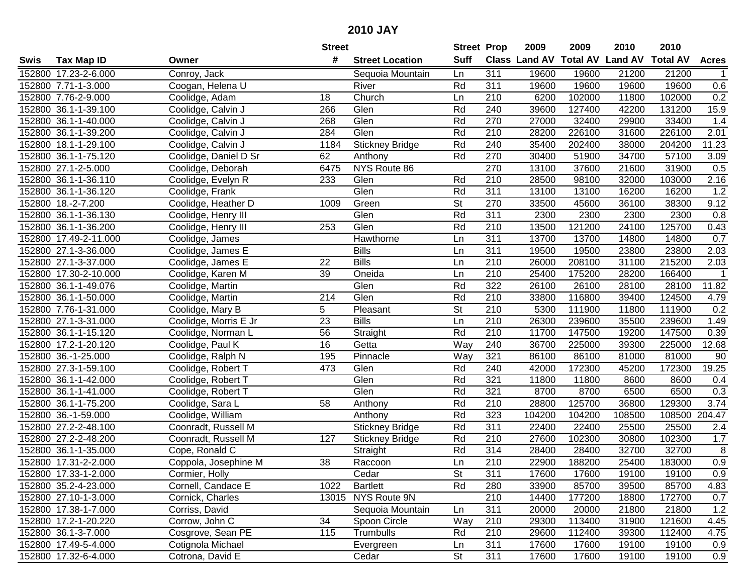# 2010 JAY

| Swis | Tax Map ID | Owner | Street # | Street Location | Street Suff | Prop Class | 2009 Land AV | 2009 Total AV | 2010 Land AV | 2010 Total AV | Acres |
|---|---|---|---|---|---|---|---|---|---|---|---|
| 152800 | 17.23-2-6.000 | Conroy, Jack | | Sequoia Mountain | Ln | 311 | 19600 | 19600 | 21200 | 21200 | 1 |
| 152800 | 7.71-1-3.000 | Coogan, Helena U | | River | Rd | 311 | 19600 | 19600 | 19600 | 19600 | 0.6 |
| 152800 | 7.76-2-9.000 | Coolidge, Adam | 18 | Church | Ln | 210 | 6200 | 102000 | 11800 | 102000 | 0.2 |
| 152800 | 36.1-1-39.100 | Coolidge, Calvin J | 266 | Glen | Rd | 240 | 39600 | 127400 | 42200 | 131200 | 15.9 |
| 152800 | 36.1-1-40.000 | Coolidge, Calvin J | 268 | Glen | Rd | 270 | 27000 | 32400 | 29900 | 33400 | 1.4 |
| 152800 | 36.1-1-39.200 | Coolidge, Calvin J | 284 | Glen | Rd | 210 | 28200 | 226100 | 31600 | 226100 | 2.01 |
| 152800 | 18.1-1-29.100 | Coolidge, Calvin J | 1184 | Stickney Bridge | Rd | 240 | 35400 | 202400 | 38000 | 204200 | 11.23 |
| 152800 | 36.1-1-75.120 | Coolidge, Daniel D Sr | 62 | Anthony | Rd | 270 | 30400 | 51900 | 34700 | 57100 | 3.09 |
| 152800 | 27.1-2-5.000 | Coolidge, Deborah | 6475 | NYS Route 86 | | 270 | 13100 | 37600 | 21600 | 31900 | 0.5 |
| 152800 | 36.1-1-36.110 | Coolidge, Evelyn R | 233 | Glen | Rd | 210 | 28500 | 98100 | 32000 | 103000 | 2.16 |
| 152800 | 36.1-1-36.120 | Coolidge, Frank | | Glen | Rd | 311 | 13100 | 13100 | 16200 | 16200 | 1.2 |
| 152800 | 18.-2-7.200 | Coolidge, Heather D | 1009 | Green | St | 270 | 33500 | 45600 | 36100 | 38300 | 9.12 |
| 152800 | 36.1-1-36.130 | Coolidge, Henry III | | Glen | Rd | 311 | 2300 | 2300 | 2300 | 2300 | 0.8 |
| 152800 | 36.1-1-36.200 | Coolidge, Henry III | 253 | Glen | Rd | 210 | 13500 | 121200 | 24100 | 125700 | 0.43 |
| 152800 | 17.49-2-11.000 | Coolidge, James | | Hawthorne | Ln | 311 | 13700 | 13700 | 14800 | 14800 | 0.7 |
| 152800 | 27.1-3-36.000 | Coolidge, James E | | Bills | Ln | 311 | 19500 | 19500 | 23800 | 23800 | 2.03 |
| 152800 | 27.1-3-37.000 | Coolidge, James E | 22 | Bills | Ln | 210 | 26000 | 208100 | 31100 | 215200 | 2.03 |
| 152800 | 17.30-2-10.000 | Coolidge, Karen M | 39 | Oneida | Ln | 210 | 25400 | 175200 | 28200 | 166400 | 1 |
| 152800 | 36.1-1-49.076 | Coolidge, Martin | | Glen | Rd | 322 | 26100 | 26100 | 28100 | 28100 | 11.82 |
| 152800 | 36.1-1-50.000 | Coolidge, Martin | 214 | Glen | Rd | 210 | 33800 | 116800 | 39400 | 124500 | 4.79 |
| 152800 | 7.76-1-31.000 | Coolidge, Mary B | 5 | Pleasant | St | 210 | 5300 | 111900 | 11800 | 111900 | 0.2 |
| 152800 | 27.1-3-31.000 | Coolidge, Morris E Jr | 23 | Bills | Ln | 210 | 26300 | 239600 | 35500 | 239600 | 1.49 |
| 152800 | 36.1-1-15.120 | Coolidge, Norman L | 56 | Straight | Rd | 210 | 11700 | 147500 | 19200 | 147500 | 0.39 |
| 152800 | 17.2-1-20.120 | Coolidge, Paul K | 16 | Getta | Way | 240 | 36700 | 225000 | 39300 | 225000 | 12.68 |
| 152800 | 36.-1-25.000 | Coolidge, Ralph N | 195 | Pinnacle | Way | 321 | 86100 | 86100 | 81000 | 81000 | 90 |
| 152800 | 27.3-1-59.100 | Coolidge, Robert T | 473 | Glen | Rd | 240 | 42000 | 172300 | 45200 | 172300 | 19.25 |
| 152800 | 36.1-1-42.000 | Coolidge, Robert T | | Glen | Rd | 321 | 11800 | 11800 | 8600 | 8600 | 0.4 |
| 152800 | 36.1-1-41.000 | Coolidge, Robert T | | Glen | Rd | 321 | 8700 | 8700 | 6500 | 6500 | 0.3 |
| 152800 | 36.1-1-75.200 | Coolidge, Sara L | 58 | Anthony | Rd | 210 | 28800 | 125700 | 36800 | 129300 | 3.74 |
| 152800 | 36.-1-59.000 | Coolidge, William | | Anthony | Rd | 323 | 104200 | 104200 | 108500 | 108500 | 204.47 |
| 152800 | 27.2-2-48.100 | Coonradt, Russell M | | Stickney Bridge | Rd | 311 | 22400 | 22400 | 25500 | 25500 | 2.4 |
| 152800 | 27.2-2-48.200 | Coonradt, Russell M | 127 | Stickney Bridge | Rd | 210 | 27600 | 102300 | 30800 | 102300 | 1.7 |
| 152800 | 36.1-1-35.000 | Cope, Ronald C | | Straight | Rd | 314 | 28400 | 28400 | 32700 | 32700 | 8 |
| 152800 | 17.31-2-2.000 | Coppola, Josephine M | 38 | Raccoon | Ln | 210 | 22900 | 188200 | 25400 | 183000 | 0.9 |
| 152800 | 17.33-1-2.000 | Cormier, Holly | | Cedar | St | 311 | 17600 | 17600 | 19100 | 19100 | 0.9 |
| 152800 | 35.2-4-23.000 | Cornell, Candace E | 1022 | Bartlett | Rd | 280 | 33900 | 85700 | 39500 | 85700 | 4.83 |
| 152800 | 27.10-1-3.000 | Cornick, Charles | 13015 | NYS Route 9N | | 210 | 14400 | 177200 | 18800 | 172700 | 0.7 |
| 152800 | 17.38-1-7.000 | Corriss, David | | Sequoia Mountain | Ln | 311 | 20000 | 20000 | 21800 | 21800 | 1.2 |
| 152800 | 17.2-1-20.220 | Corrow, John C | 34 | Spoon Circle | Way | 210 | 29300 | 113400 | 31900 | 121600 | 4.45 |
| 152800 | 36.1-3-7.000 | Cosgrove, Sean PE | 115 | Trumbulls | Rd | 210 | 29600 | 112400 | 39300 | 112400 | 4.75 |
| 152800 | 17.49-5-4.000 | Cotignola Michael | | Evergreen | Ln | 311 | 17600 | 17600 | 19100 | 19100 | 0.9 |
| 152800 | 17.32-6-4.000 | Cotrona, David E | | Cedar | St | 311 | 17600 | 17600 | 19100 | 19100 | 0.9 |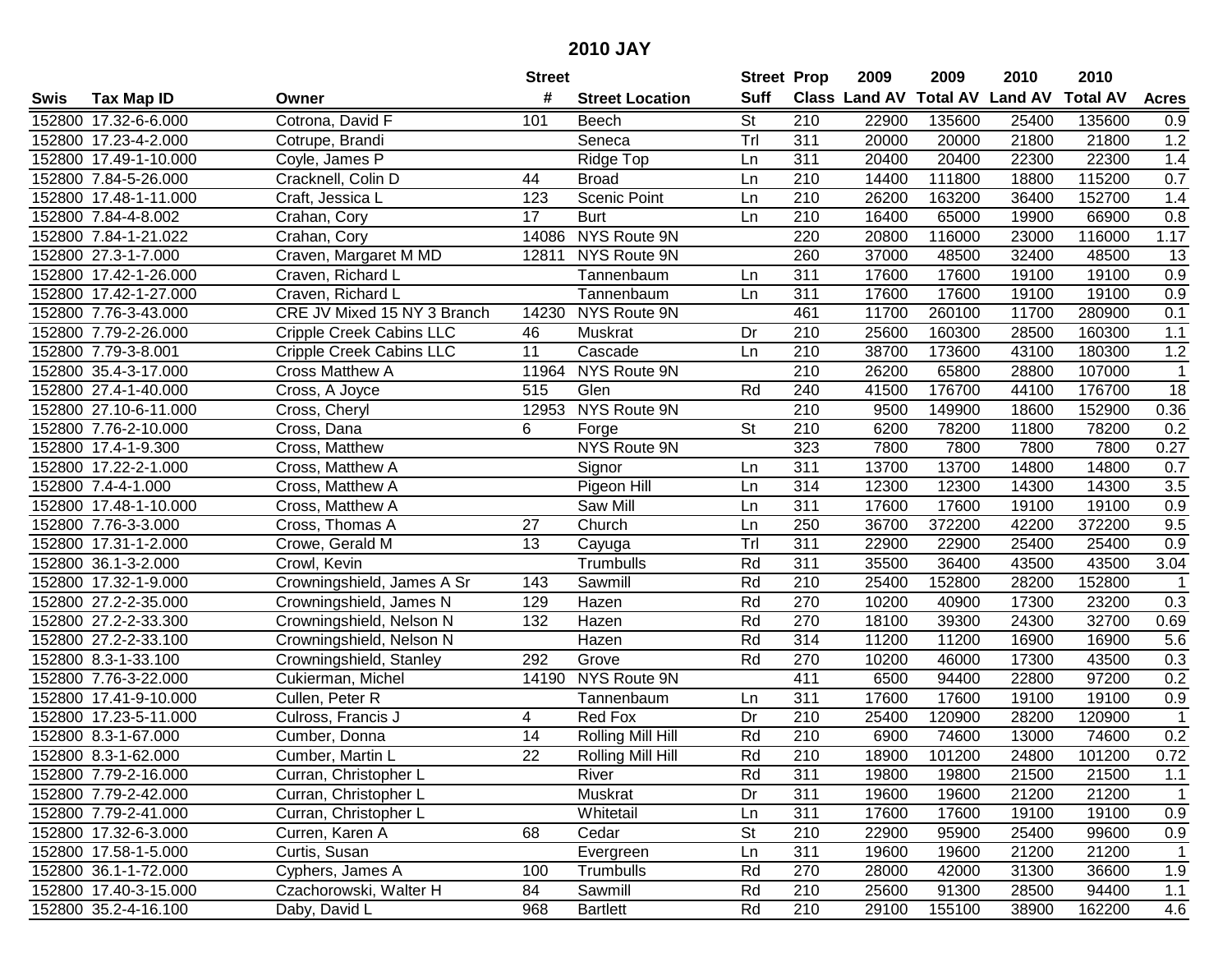# 2010 JAY

| Swis | Tax Map ID | Owner | Street # | Street Location | Street Suff | Prop Class | 2009 Land AV | 2009 Total AV | 2010 Land AV | 2010 Total AV | Acres |
|---|---|---|---|---|---|---|---|---|---|---|---|
| 152800 | 17.32-6-6.000 | Cotrona, David F | 101 | Beech | St | 210 | 22900 | 135600 | 25400 | 135600 | 0.9 |
| 152800 | 17.23-4-2.000 | Cotrupe, Brandi | | Seneca | Trl | 311 | 20000 | 20000 | 21800 | 21800 | 1.2 |
| 152800 | 17.49-1-10.000 | Coyle, James P | | Ridge Top | Ln | 311 | 20400 | 20400 | 22300 | 22300 | 1.4 |
| 152800 | 7.84-5-26.000 | Cracknell, Colin D | 44 | Broad | Ln | 210 | 14400 | 111800 | 18800 | 115200 | 0.7 |
| 152800 | 17.48-1-11.000 | Craft, Jessica L | 123 | Scenic Point | Ln | 210 | 26200 | 163200 | 36400 | 152700 | 1.4 |
| 152800 | 7.84-4-8.002 | Crahan, Cory | 17 | Burt | Ln | 210 | 16400 | 65000 | 19900 | 66900 | 0.8 |
| 152800 | 7.84-1-21.022 | Crahan, Cory | 14086 | NYS Route 9N | | 220 | 20800 | 116000 | 23000 | 116000 | 1.17 |
| 152800 | 27.3-1-7.000 | Craven, Margaret M MD | 12811 | NYS Route 9N | | 260 | 37000 | 48500 | 32400 | 48500 | 13 |
| 152800 | 17.42-1-26.000 | Craven, Richard L | | Tannenbaum | Ln | 311 | 17600 | 17600 | 19100 | 19100 | 0.9 |
| 152800 | 17.42-1-27.000 | Craven, Richard L | | Tannenbaum | Ln | 311 | 17600 | 17600 | 19100 | 19100 | 0.9 |
| 152800 | 7.76-3-43.000 | CRE JV Mixed 15 NY 3 Branch | 14230 | NYS Route 9N | | 461 | 11700 | 260100 | 11700 | 280900 | 0.1 |
| 152800 | 7.79-2-26.000 | Cripple Creek Cabins LLC | 46 | Muskrat | Dr | 210 | 25600 | 160300 | 28500 | 160300 | 1.1 |
| 152800 | 7.79-3-8.001 | Cripple Creek Cabins LLC | 11 | Cascade | Ln | 210 | 38700 | 173600 | 43100 | 180300 | 1.2 |
| 152800 | 35.4-3-17.000 | Cross Matthew A | 11964 | NYS Route 9N | | 210 | 26200 | 65800 | 28800 | 107000 | 1 |
| 152800 | 27.4-1-40.000 | Cross, A Joyce | 515 | Glen | Rd | 240 | 41500 | 176700 | 44100 | 176700 | 18 |
| 152800 | 27.10-6-11.000 | Cross, Cheryl | 12953 | NYS Route 9N | | 210 | 9500 | 149900 | 18600 | 152900 | 0.36 |
| 152800 | 7.76-2-10.000 | Cross, Dana | 6 | Forge | St | 210 | 6200 | 78200 | 11800 | 78200 | 0.2 |
| 152800 | 17.4-1-9.300 | Cross, Matthew | | NYS Route 9N | | 323 | 7800 | 7800 | 7800 | 7800 | 0.27 |
| 152800 | 17.22-2-1.000 | Cross, Matthew A | | Signor | Ln | 311 | 13700 | 13700 | 14800 | 14800 | 0.7 |
| 152800 | 7.4-4-1.000 | Cross, Matthew A | | Pigeon Hill | Ln | 314 | 12300 | 12300 | 14300 | 14300 | 3.5 |
| 152800 | 17.48-1-10.000 | Cross, Matthew A | | Saw Mill | Ln | 311 | 17600 | 17600 | 19100 | 19100 | 0.9 |
| 152800 | 7.76-3-3.000 | Cross, Thomas A | 27 | Church | Ln | 250 | 36700 | 372200 | 42200 | 372200 | 9.5 |
| 152800 | 17.31-1-2.000 | Crowe, Gerald M | 13 | Cayuga | Trl | 311 | 22900 | 22900 | 25400 | 25400 | 0.9 |
| 152800 | 36.1-3-2.000 | Crowl, Kevin | | Trumbulls | Rd | 311 | 35500 | 36400 | 43500 | 43500 | 3.04 |
| 152800 | 17.32-1-9.000 | Crowningshield, James A Sr | 143 | Sawmill | Rd | 210 | 25400 | 152800 | 28200 | 152800 | 1 |
| 152800 | 27.2-2-35.000 | Crowningshield, James N | 129 | Hazen | Rd | 270 | 10200 | 40900 | 17300 | 23200 | 0.3 |
| 152800 | 27.2-2-33.300 | Crowningshield, Nelson N | 132 | Hazen | Rd | 270 | 18100 | 39300 | 24300 | 32700 | 0.69 |
| 152800 | 27.2-2-33.100 | Crowningshield, Nelson N | | Hazen | Rd | 314 | 11200 | 11200 | 16900 | 16900 | 5.6 |
| 152800 | 8.3-1-33.100 | Crowningshield, Stanley | 292 | Grove | Rd | 270 | 10200 | 46000 | 17300 | 43500 | 0.3 |
| 152800 | 7.76-3-22.000 | Cukierman, Michel | 14190 | NYS Route 9N | | 411 | 6500 | 94400 | 22800 | 97200 | 0.2 |
| 152800 | 17.41-9-10.000 | Cullen, Peter R | | Tannenbaum | Ln | 311 | 17600 | 17600 | 19100 | 19100 | 0.9 |
| 152800 | 17.23-5-11.000 | Culross, Francis J | 4 | Red Fox | Dr | 210 | 25400 | 120900 | 28200 | 120900 | 1 |
| 152800 | 8.3-1-67.000 | Cumber, Donna | 14 | Rolling Mill Hill | Rd | 210 | 6900 | 74600 | 13000 | 74600 | 0.2 |
| 152800 | 8.3-1-62.000 | Cumber, Martin L | 22 | Rolling Mill Hill | Rd | 210 | 18900 | 101200 | 24800 | 101200 | 0.72 |
| 152800 | 7.79-2-16.000 | Curran, Christopher L | | River | Rd | 311 | 19800 | 19800 | 21500 | 21500 | 1.1 |
| 152800 | 7.79-2-42.000 | Curran, Christopher L | | Muskrat | Dr | 311 | 19600 | 19600 | 21200 | 21200 | 1 |
| 152800 | 7.79-2-41.000 | Curran, Christopher L | | Whitetail | Ln | 311 | 17600 | 17600 | 19100 | 19100 | 0.9 |
| 152800 | 17.32-6-3.000 | Curren, Karen A | 68 | Cedar | St | 210 | 22900 | 95900 | 25400 | 99600 | 0.9 |
| 152800 | 17.58-1-5.000 | Curtis, Susan | | Evergreen | Ln | 311 | 19600 | 19600 | 21200 | 21200 | 1 |
| 152800 | 36.1-1-72.000 | Cyphers, James A | 100 | Trumbulls | Rd | 270 | 28000 | 42000 | 31300 | 36600 | 1.9 |
| 152800 | 17.40-3-15.000 | Czachorowski, Walter H | 84 | Sawmill | Rd | 210 | 25600 | 91300 | 28500 | 94400 | 1.1 |
| 152800 | 35.2-4-16.100 | Daby, David L | 968 | Bartlett | Rd | 210 | 29100 | 155100 | 38900 | 162200 | 4.6 |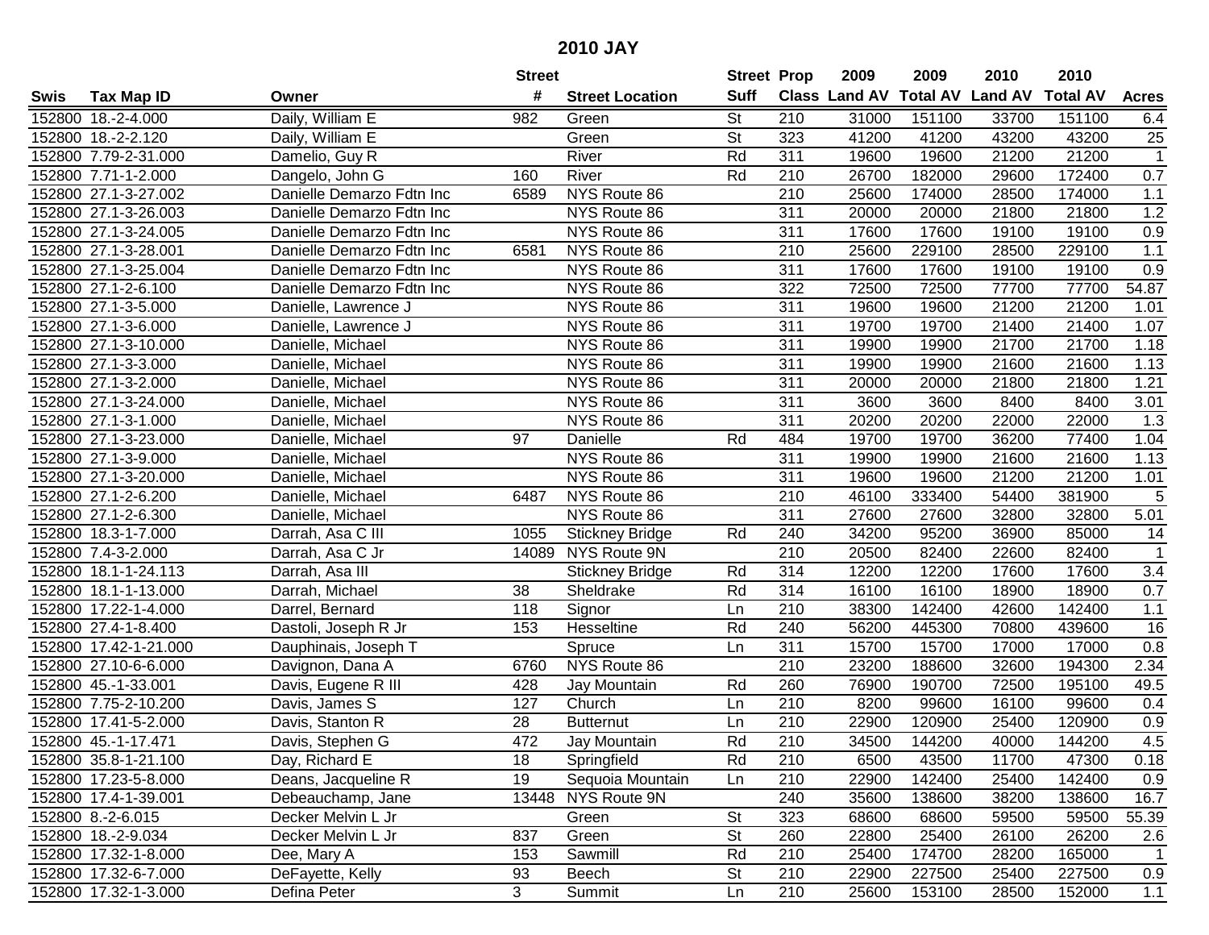# 2010 JAY

| Swis | Tax Map ID | Owner | Street # | Street Location | Street Suff | Prop Class | 2009 Land AV | 2009 Total AV | 2010 Land AV | 2010 Total AV | Acres |
|---|---|---|---|---|---|---|---|---|---|---|---|
| 152800 | 18.-2-4.000 | Daily, William E | 982 | Green | St | 210 | 31000 | 151100 | 33700 | 151100 | 6.4 |
| 152800 | 18.-2-2.120 | Daily, William E | | Green | St | 323 | 41200 | 41200 | 43200 | 43200 | 25 |
| 152800 | 7.79-2-31.000 | Damelio, Guy R | | River | Rd | 311 | 19600 | 19600 | 21200 | 21200 | 1 |
| 152800 | 7.71-1-2.000 | Dangelo, John G | 160 | River | Rd | 210 | 26700 | 182000 | 29600 | 172400 | 0.7 |
| 152800 | 27.1-3-27.002 | Danielle Demarzo Fdtn Inc | 6589 | NYS Route 86 | | 210 | 25600 | 174000 | 28500 | 174000 | 1.1 |
| 152800 | 27.1-3-26.003 | Danielle Demarzo Fdtn Inc | | NYS Route 86 | | 311 | 20000 | 20000 | 21800 | 21800 | 1.2 |
| 152800 | 27.1-3-24.005 | Danielle Demarzo Fdtn Inc | | NYS Route 86 | | 311 | 17600 | 17600 | 19100 | 19100 | 0.9 |
| 152800 | 27.1-3-28.001 | Danielle Demarzo Fdtn Inc | 6581 | NYS Route 86 | | 210 | 25600 | 229100 | 28500 | 229100 | 1.1 |
| 152800 | 27.1-3-25.004 | Danielle Demarzo Fdtn Inc | | NYS Route 86 | | 311 | 17600 | 17600 | 19100 | 19100 | 0.9 |
| 152800 | 27.1-2-6.100 | Danielle Demarzo Fdtn Inc | | NYS Route 86 | | 322 | 72500 | 72500 | 77700 | 77700 | 54.87 |
| 152800 | 27.1-3-5.000 | Danielle, Lawrence J | | NYS Route 86 | | 311 | 19600 | 19600 | 21200 | 21200 | 1.01 |
| 152800 | 27.1-3-6.000 | Danielle, Lawrence J | | NYS Route 86 | | 311 | 19700 | 19700 | 21400 | 21400 | 1.07 |
| 152800 | 27.1-3-10.000 | Danielle, Michael | | NYS Route 86 | | 311 | 19900 | 19900 | 21700 | 21700 | 1.18 |
| 152800 | 27.1-3-3.000 | Danielle, Michael | | NYS Route 86 | | 311 | 19900 | 19900 | 21600 | 21600 | 1.13 |
| 152800 | 27.1-3-2.000 | Danielle, Michael | | NYS Route 86 | | 311 | 20000 | 20000 | 21800 | 21800 | 1.21 |
| 152800 | 27.1-3-24.000 | Danielle, Michael | | NYS Route 86 | | 311 | 3600 | 3600 | 8400 | 8400 | 3.01 |
| 152800 | 27.1-3-1.000 | Danielle, Michael | | NYS Route 86 | | 311 | 20200 | 20200 | 22000 | 22000 | 1.3 |
| 152800 | 27.1-3-23.000 | Danielle, Michael | 97 | Danielle | Rd | 484 | 19700 | 19700 | 36200 | 77400 | 1.04 |
| 152800 | 27.1-3-9.000 | Danielle, Michael | | NYS Route 86 | | 311 | 19900 | 19900 | 21600 | 21600 | 1.13 |
| 152800 | 27.1-3-20.000 | Danielle, Michael | | NYS Route 86 | | 311 | 19600 | 19600 | 21200 | 21200 | 1.01 |
| 152800 | 27.1-2-6.200 | Danielle, Michael | 6487 | NYS Route 86 | | 210 | 46100 | 333400 | 54400 | 381900 | 5 |
| 152800 | 27.1-2-6.300 | Danielle, Michael | | NYS Route 86 | | 311 | 27600 | 27600 | 32800 | 32800 | 5.01 |
| 152800 | 18.3-1-7.000 | Darrah, Asa C III | 1055 | Stickney Bridge | Rd | 240 | 34200 | 95200 | 36900 | 85000 | 14 |
| 152800 | 7.4-3-2.000 | Darrah, Asa C Jr | 14089 | NYS Route 9N | | 210 | 20500 | 82400 | 22600 | 82400 | 1 |
| 152800 | 18.1-1-24.113 | Darrah, Asa III | | Stickney Bridge | Rd | 314 | 12200 | 12200 | 17600 | 17600 | 3.4 |
| 152800 | 18.1-1-13.000 | Darrah, Michael | 38 | Sheldrake | Rd | 314 | 16100 | 16100 | 18900 | 18900 | 0.7 |
| 152800 | 17.22-1-4.000 | Darrel, Bernard | 118 | Signor | Ln | 210 | 38300 | 142400 | 42600 | 142400 | 1.1 |
| 152800 | 27.4-1-8.400 | Dastoli, Joseph R Jr | 153 | Hesseltine | Rd | 240 | 56200 | 445300 | 70800 | 439600 | 16 |
| 152800 | 17.42-1-21.000 | Dauphinais, Joseph T | | Spruce | Ln | 311 | 15700 | 15700 | 17000 | 17000 | 0.8 |
| 152800 | 27.10-6-6.000 | Davignon, Dana A | 6760 | NYS Route 86 | | 210 | 23200 | 188600 | 32600 | 194300 | 2.34 |
| 152800 | 45.-1-33.001 | Davis, Eugene R III | 428 | Jay Mountain | Rd | 260 | 76900 | 190700 | 72500 | 195100 | 49.5 |
| 152800 | 7.75-2-10.200 | Davis, James S | 127 | Church | Ln | 210 | 8200 | 99600 | 16100 | 99600 | 0.4 |
| 152800 | 17.41-5-2.000 | Davis, Stanton R | 28 | Butternut | Ln | 210 | 22900 | 120900 | 25400 | 120900 | 0.9 |
| 152800 | 45.-1-17.471 | Davis, Stephen G | 472 | Jay Mountain | Rd | 210 | 34500 | 144200 | 40000 | 144200 | 4.5 |
| 152800 | 35.8-1-21.100 | Day, Richard E | 18 | Springfield | Rd | 210 | 6500 | 43500 | 11700 | 47300 | 0.18 |
| 152800 | 17.23-5-8.000 | Deans, Jacqueline R | 19 | Sequoia Mountain | Ln | 210 | 22900 | 142400 | 25400 | 142400 | 0.9 |
| 152800 | 17.4-1-39.001 | Debeauchamp, Jane | 13448 | NYS Route 9N | | 240 | 35600 | 138600 | 38200 | 138600 | 16.7 |
| 152800 | 8.-2-6.015 | Decker Melvin L Jr | | Green | St | 323 | 68600 | 68600 | 59500 | 59500 | 55.39 |
| 152800 | 18.-2-9.034 | Decker Melvin L Jr | 837 | Green | St | 260 | 22800 | 25400 | 26100 | 26200 | 2.6 |
| 152800 | 17.32-1-8.000 | Dee, Mary A | 153 | Sawmill | Rd | 210 | 25400 | 174700 | 28200 | 165000 | 1 |
| 152800 | 17.32-6-7.000 | DeFayette, Kelly | 93 | Beech | St | 210 | 22900 | 227500 | 25400 | 227500 | 0.9 |
| 152800 | 17.32-1-3.000 | Defina Peter | 3 | Summit | Ln | 210 | 25600 | 153100 | 28500 | 152000 | 1.1 |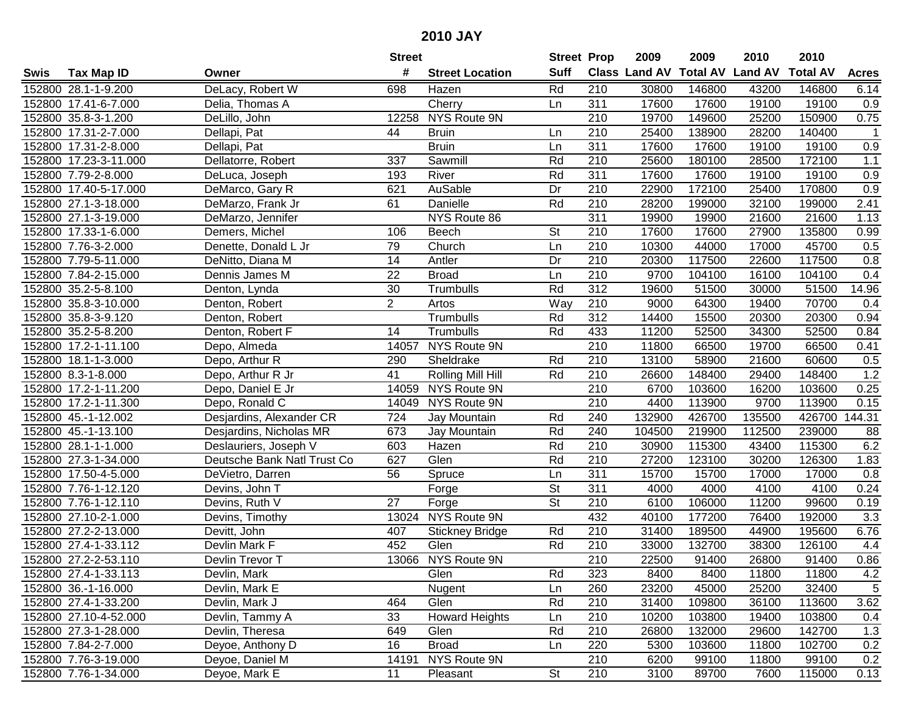# 2010 JAY

| Swis | Tax Map ID | Owner | Street # | Street Location | Street Suff | Prop Class | 2009 Land AV | 2009 Total AV | 2010 Land AV | 2010 Total AV | Acres |
|---|---|---|---|---|---|---|---|---|---|---|---|
| 152800 | 28.1-1-9.200 | DeLacy, Robert W | 698 | Hazen | Rd | 210 | 30800 | 146800 | 43200 | 146800 | 6.14 |
| 152800 | 17.41-6-7.000 | Delia, Thomas A | | Cherry | Ln | 311 | 17600 | 17600 | 19100 | 19100 | 0.9 |
| 152800 | 35.8-3-1.200 | DeLillo, John | 12258 | NYS Route 9N | | 210 | 19700 | 149600 | 25200 | 150900 | 0.75 |
| 152800 | 17.31-2-7.000 | Dellapi, Pat | 44 | Bruin | Ln | 210 | 25400 | 138900 | 28200 | 140400 | 1 |
| 152800 | 17.31-2-8.000 | Dellapi, Pat | | Bruin | Ln | 311 | 17600 | 17600 | 19100 | 19100 | 0.9 |
| 152800 | 17.23-3-11.000 | Dellatorre, Robert | 337 | Sawmill | Rd | 210 | 25600 | 180100 | 28500 | 172100 | 1.1 |
| 152800 | 7.79-2-8.000 | DeLuca, Joseph | 193 | River | Rd | 311 | 17600 | 17600 | 19100 | 19100 | 0.9 |
| 152800 | 17.40-5-17.000 | DeMarco, Gary R | 621 | AuSable | Dr | 210 | 22900 | 172100 | 25400 | 170800 | 0.9 |
| 152800 | 27.1-3-18.000 | DeMarzo, Frank Jr | 61 | Danielle | Rd | 210 | 28200 | 199000 | 32100 | 199000 | 2.41 |
| 152800 | 27.1-3-19.000 | DeMarzo, Jennifer | | NYS Route 86 | | 311 | 19900 | 19900 | 21600 | 21600 | 1.13 |
| 152800 | 17.33-1-6.000 | Demers, Michel | 106 | Beech | St | 210 | 17600 | 17600 | 27900 | 135800 | 0.99 |
| 152800 | 7.76-3-2.000 | Denette, Donald L Jr | 79 | Church | Ln | 210 | 10300 | 44000 | 17000 | 45700 | 0.5 |
| 152800 | 7.79-5-11.000 | DeNitto, Diana M | 14 | Antler | Dr | 210 | 20300 | 117500 | 22600 | 117500 | 0.8 |
| 152800 | 7.84-2-15.000 | Dennis James M | 22 | Broad | Ln | 210 | 9700 | 104100 | 16100 | 104100 | 0.4 |
| 152800 | 35.2-5-8.100 | Denton, Lynda | 30 | Trumbulls | Rd | 312 | 19600 | 51500 | 30000 | 51500 | 14.96 |
| 152800 | 35.8-3-10.000 | Denton, Robert | 2 | Artos | Way | 210 | 9000 | 64300 | 19400 | 70700 | 0.4 |
| 152800 | 35.8-3-9.120 | Denton, Robert | | Trumbulls | Rd | 312 | 14400 | 15500 | 20300 | 20300 | 0.94 |
| 152800 | 35.2-5-8.200 | Denton, Robert F | 14 | Trumbulls | Rd | 433 | 11200 | 52500 | 34300 | 52500 | 0.84 |
| 152800 | 17.2-1-11.100 | Depo, Almeda | 14057 | NYS Route 9N | | 210 | 11800 | 66500 | 19700 | 66500 | 0.41 |
| 152800 | 18.1-1-3.000 | Depo, Arthur R | 290 | Sheldrake | Rd | 210 | 13100 | 58900 | 21600 | 60600 | 0.5 |
| 152800 | 8.3-1-8.000 | Depo, Arthur R Jr | 41 | Rolling Mill Hill | Rd | 210 | 26600 | 148400 | 29400 | 148400 | 1.2 |
| 152800 | 17.2-1-11.200 | Depo, Daniel E Jr | 14059 | NYS Route 9N | | 210 | 6700 | 103600 | 16200 | 103600 | 0.25 |
| 152800 | 17.2-1-11.300 | Depo, Ronald C | 14049 | NYS Route 9N | | 210 | 4400 | 113900 | 9700 | 113900 | 0.15 |
| 152800 | 45.-1-12.002 | Desjardins, Alexander CR | 724 | Jay Mountain | Rd | 240 | 132900 | 426700 | 135500 | 426700 | 144.31 |
| 152800 | 45.-1-13.100 | Desjardins, Nicholas MR | 673 | Jay Mountain | Rd | 240 | 104500 | 219900 | 112500 | 239000 | 88 |
| 152800 | 28.1-1-1.000 | Deslauriers, Joseph V | 603 | Hazen | Rd | 210 | 30900 | 115300 | 43400 | 115300 | 6.2 |
| 152800 | 27.3-1-34.000 | Deutsche Bank Natl Trust Co | 627 | Glen | Rd | 210 | 27200 | 123100 | 30200 | 126300 | 1.83 |
| 152800 | 17.50-4-5.000 | DeVietro, Darren | 56 | Spruce | Ln | 311 | 15700 | 15700 | 17000 | 17000 | 0.8 |
| 152800 | 7.76-1-12.120 | Devins, John T | | Forge | St | 311 | 4000 | 4000 | 4100 | 4100 | 0.24 |
| 152800 | 7.76-1-12.110 | Devins, Ruth V | 27 | Forge | St | 210 | 6100 | 106000 | 11200 | 99600 | 0.19 |
| 152800 | 27.10-2-1.000 | Devins, Timothy | 13024 | NYS Route 9N | | 432 | 40100 | 177200 | 76400 | 192000 | 3.3 |
| 152800 | 27.2-2-13.000 | Devitt, John | 407 | Stickney Bridge | Rd | 210 | 31400 | 189500 | 44900 | 195600 | 6.76 |
| 152800 | 27.4-1-33.112 | Devlin Mark F | 452 | Glen | Rd | 210 | 33000 | 132700 | 38300 | 126100 | 4.4 |
| 152800 | 27.2-2-53.110 | Devlin Trevor T | 13066 | NYS Route 9N | | 210 | 22500 | 91400 | 26800 | 91400 | 0.86 |
| 152800 | 27.4-1-33.113 | Devlin, Mark | | Glen | Rd | 323 | 8400 | 8400 | 11800 | 11800 | 4.2 |
| 152800 | 36.-1-16.000 | Devlin, Mark E | | Nugent | Ln | 260 | 23200 | 45000 | 25200 | 32400 | 5 |
| 152800 | 27.4-1-33.200 | Devlin, Mark J | 464 | Glen | Rd | 210 | 31400 | 109800 | 36100 | 113600 | 3.62 |
| 152800 | 27.10-4-52.000 | Devlin, Tammy A | 33 | Howard Heights | Ln | 210 | 10200 | 103800 | 19400 | 103800 | 0.4 |
| 152800 | 27.3-1-28.000 | Devlin, Theresa | 649 | Glen | Rd | 210 | 26800 | 132000 | 29600 | 142700 | 1.3 |
| 152800 | 7.84-2-7.000 | Deyoe, Anthony D | 16 | Broad | Ln | 220 | 5300 | 103600 | 11800 | 102700 | 0.2 |
| 152800 | 7.76-3-19.000 | Deyoe, Daniel M | 14191 | NYS Route 9N | | 210 | 6200 | 99100 | 11800 | 99100 | 0.2 |
| 152800 | 7.76-1-34.000 | Deyoe, Mark E | 11 | Pleasant | St | 210 | 3100 | 89700 | 7600 | 115000 | 0.13 |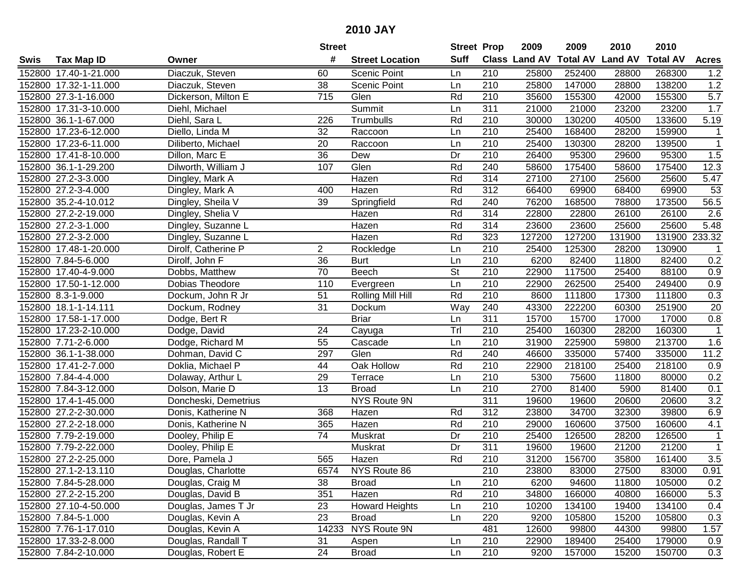# 2010 JAY

| Swis | Tax Map ID | Owner | Street # | Street Location | Street Suff | Prop Class | 2009 Land AV | 2009 Total AV | 2010 Land AV | 2010 Total AV | Acres |
|---|---|---|---|---|---|---|---|---|---|---|---|
| 152800 | 17.40-1-21.000 | Diaczuk, Steven | 60 | Scenic Point | Ln | 210 | 25800 | 252400 | 28800 | 268300 | 1.2 |
| 152800 | 17.32-1-11.000 | Diaczuk, Steven | 38 | Scenic Point | Ln | 210 | 25800 | 147000 | 28800 | 138200 | 1.2 |
| 152800 | 27.3-1-16.000 | Dickerson, Milton E | 715 | Glen | Rd | 210 | 35600 | 155300 | 42000 | 155300 | 5.7 |
| 152800 | 17.31-3-10.000 | Diehl, Michael | | Summit | Ln | 311 | 21000 | 21000 | 23200 | 23200 | 1.7 |
| 152800 | 36.1-1-67.000 | Diehl, Sara L | 226 | Trumbulls | Rd | 210 | 30000 | 130200 | 40500 | 133600 | 5.19 |
| 152800 | 17.23-6-12.000 | Diello, Linda M | 32 | Raccoon | Ln | 210 | 25400 | 168400 | 28200 | 159900 | 1 |
| 152800 | 17.23-6-11.000 | Diliberto, Michael | 20 | Raccoon | Ln | 210 | 25400 | 130300 | 28200 | 139500 | 1 |
| 152800 | 17.41-8-10.000 | Dillon, Marc E | 36 | Dew | Dr | 210 | 26400 | 95300 | 29600 | 95300 | 1.5 |
| 152800 | 36.1-1-29.200 | Dilworth, William J | 107 | Glen | Rd | 240 | 58600 | 175400 | 58600 | 175400 | 12.3 |
| 152800 | 27.2-3-3.000 | Dingley, Mark A | | Hazen | Rd | 314 | 27100 | 27100 | 25600 | 25600 | 5.47 |
| 152800 | 27.2-3-4.000 | Dingley, Mark A | 400 | Hazen | Rd | 312 | 66400 | 69900 | 68400 | 69900 | 53 |
| 152800 | 35.2-4-10.012 | Dingley, Sheila V | 39 | Springfield | Rd | 240 | 76200 | 168500 | 78800 | 173500 | 56.5 |
| 152800 | 27.2-2-19.000 | Dingley, Shelia V | | Hazen | Rd | 314 | 22800 | 22800 | 26100 | 26100 | 2.6 |
| 152800 | 27.2-3-1.000 | Dingley, Suzanne L | | Hazen | Rd | 314 | 23600 | 23600 | 25600 | 25600 | 5.48 |
| 152800 | 27.2-3-2.000 | Dingley, Suzanne L | | Hazen | Rd | 323 | 127200 | 127200 | 131900 | 131900 | 233.32 |
| 152800 | 17.48-1-20.000 | Dirolf, Catherine P | 2 | Rockledge | Ln | 210 | 25400 | 125300 | 28200 | 130900 | 1 |
| 152800 | 7.84-5-6.000 | Dirolf, John F | 36 | Burt | Ln | 210 | 6200 | 82400 | 11800 | 82400 | 0.2 |
| 152800 | 17.40-4-9.000 | Dobbs, Matthew | 70 | Beech | St | 210 | 22900 | 117500 | 25400 | 88100 | 0.9 |
| 152800 | 17.50-1-12.000 | Dobias Theodore | 110 | Evergreen | Ln | 210 | 22900 | 262500 | 25400 | 249400 | 0.9 |
| 152800 | 8.3-1-9.000 | Dockum, John R Jr | 51 | Rolling Mill Hill | Rd | 210 | 8600 | 111800 | 17300 | 111800 | 0.3 |
| 152800 | 18.1-1-14.111 | Dockum, Rodney | 31 | Dockum | Way | 240 | 43300 | 222200 | 60300 | 251900 | 20 |
| 152800 | 17.58-1-17.000 | Dodge, Bert R | | Briar | Ln | 311 | 15700 | 15700 | 17000 | 17000 | 0.8 |
| 152800 | 17.23-2-10.000 | Dodge, David | 24 | Cayuga | Trl | 210 | 25400 | 160300 | 28200 | 160300 | 1 |
| 152800 | 7.71-2-6.000 | Dodge, Richard M | 55 | Cascade | Ln | 210 | 31900 | 225900 | 59800 | 213700 | 1.6 |
| 152800 | 36.1-1-38.000 | Dohman, David C | 297 | Glen | Rd | 240 | 46600 | 335000 | 57400 | 335000 | 11.2 |
| 152800 | 17.41-2-7.000 | Doklia, Michael P | 44 | Oak Hollow | Rd | 210 | 22900 | 218100 | 25400 | 218100 | 0.9 |
| 152800 | 7.84-4-4.000 | Dolaway, Arthur L | 29 | Terrace | Ln | 210 | 5300 | 75600 | 11800 | 80000 | 0.2 |
| 152800 | 7.84-3-12.000 | Dolson, Marie D | 13 | Broad | Ln | 210 | 2700 | 81400 | 5900 | 81400 | 0.1 |
| 152800 | 17.4-1-45.000 | Doncheski, Demetrius | | NYS Route 9N | | 311 | 19600 | 19600 | 20600 | 20600 | 3.2 |
| 152800 | 27.2-2-30.000 | Donis, Katherine N | 368 | Hazen | Rd | 312 | 23800 | 34700 | 32300 | 39800 | 6.9 |
| 152800 | 27.2-2-18.000 | Donis, Katherine N | 365 | Hazen | Rd | 210 | 29000 | 160600 | 37500 | 160600 | 4.1 |
| 152800 | 7.79-2-19.000 | Dooley, Philip E | 74 | Muskrat | Dr | 210 | 25400 | 126500 | 28200 | 126500 | 1 |
| 152800 | 7.79-2-22.000 | Dooley, Philip E | | Muskrat | Dr | 311 | 19600 | 19600 | 21200 | 21200 | 1 |
| 152800 | 27.2-2-25.000 | Dore, Pamela J | 565 | Hazen | Rd | 210 | 31200 | 156700 | 35800 | 161400 | 3.5 |
| 152800 | 27.1-2-13.110 | Douglas, Charlotte | 6574 | NYS Route 86 | | 210 | 23800 | 83000 | 27500 | 83000 | 0.91 |
| 152800 | 7.84-5-28.000 | Douglas, Craig M | 38 | Broad | Ln | 210 | 6200 | 94600 | 11800 | 105000 | 0.2 |
| 152800 | 27.2-2-15.200 | Douglas, David B | 351 | Hazen | Rd | 210 | 34800 | 166000 | 40800 | 166000 | 5.3 |
| 152800 | 27.10-4-50.000 | Douglas, James T Jr | 23 | Howard Heights | Ln | 210 | 10200 | 134100 | 19400 | 134100 | 0.4 |
| 152800 | 7.84-5-1.000 | Douglas, Kevin A | 23 | Broad | Ln | 220 | 9200 | 105800 | 15200 | 105800 | 0.3 |
| 152800 | 7.76-1-17.010 | Douglas, Kevin A | 14233 | NYS Route 9N | | 481 | 12600 | 99800 | 44300 | 99800 | 1.57 |
| 152800 | 17.33-2-8.000 | Douglas, Randall T | 31 | Aspen | Ln | 210 | 22900 | 189400 | 25400 | 179000 | 0.9 |
| 152800 | 7.84-2-10.000 | Douglas, Robert E | 24 | Broad | Ln | 210 | 9200 | 157000 | 15200 | 150700 | 0.3 |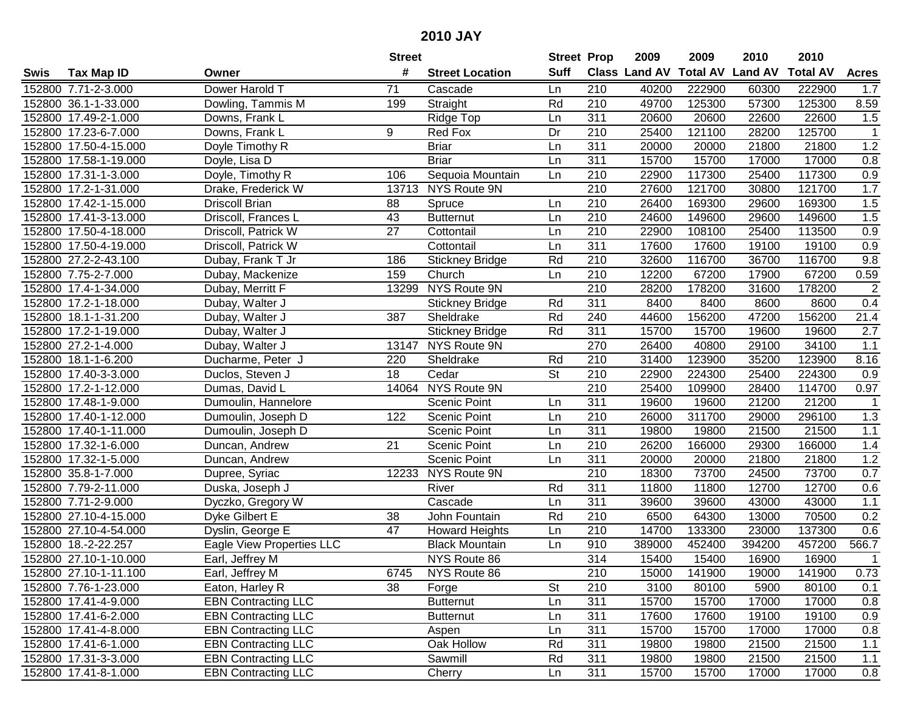# 2010 JAY

| Swis | Tax Map ID | Owner | Street # | Street Location | Street Suff | Prop Class | 2009 Land AV | 2009 Total AV | 2010 Land AV | 2010 Total AV | Acres |
|---|---|---|---|---|---|---|---|---|---|---|---|
| 152800 | 7.71-2-3.000 | Dower Harold T | 71 | Cascade | Ln | 210 | 40200 | 222900 | 60300 | 222900 | 1.7 |
| 152800 | 36.1-1-33.000 | Dowling, Tammis M | 199 | Straight | Rd | 210 | 49700 | 125300 | 57300 | 125300 | 8.59 |
| 152800 | 17.49-2-1.000 | Downs, Frank L | | Ridge Top | Ln | 311 | 20600 | 20600 | 22600 | 22600 | 1.5 |
| 152800 | 17.23-6-7.000 | Downs, Frank L | 9 | Red Fox | Dr | 210 | 25400 | 121100 | 28200 | 125700 | 1 |
| 152800 | 17.50-4-15.000 | Doyle Timothy R | | Briar | Ln | 311 | 20000 | 20000 | 21800 | 21800 | 1.2 |
| 152800 | 17.58-1-19.000 | Doyle, Lisa D | | Briar | Ln | 311 | 15700 | 15700 | 17000 | 17000 | 0.8 |
| 152800 | 17.31-1-3.000 | Doyle, Timothy R | 106 | Sequoia Mountain | Ln | 210 | 22900 | 117300 | 25400 | 117300 | 0.9 |
| 152800 | 17.2-1-31.000 | Drake, Frederick W | 13713 | NYS Route 9N | | 210 | 27600 | 121700 | 30800 | 121700 | 1.7 |
| 152800 | 17.42-1-15.000 | Driscoll Brian | 88 | Spruce | Ln | 210 | 26400 | 169300 | 29600 | 169300 | 1.5 |
| 152800 | 17.41-3-13.000 | Driscoll, Frances L | 43 | Butternut | Ln | 210 | 24600 | 149600 | 29600 | 149600 | 1.5 |
| 152800 | 17.50-4-18.000 | Driscoll, Patrick W | 27 | Cottontail | Ln | 210 | 22900 | 108100 | 25400 | 113500 | 0.9 |
| 152800 | 17.50-4-19.000 | Driscoll, Patrick W | | Cottontail | Ln | 311 | 17600 | 17600 | 19100 | 19100 | 0.9 |
| 152800 | 27.2-2-43.100 | Dubay, Frank T Jr | 186 | Stickney Bridge | Rd | 210 | 32600 | 116700 | 36700 | 116700 | 9.8 |
| 152800 | 7.75-2-7.000 | Dubay, Mackenize | 159 | Church | Ln | 210 | 12200 | 67200 | 17900 | 67200 | 0.59 |
| 152800 | 17.4-1-34.000 | Dubay, Merritt F | 13299 | NYS Route 9N | | 210 | 28200 | 178200 | 31600 | 178200 | 2 |
| 152800 | 17.2-1-18.000 | Dubay, Walter J | | Stickney Bridge | Rd | 311 | 8400 | 8400 | 8600 | 8600 | 0.4 |
| 152800 | 18.1-1-31.200 | Dubay, Walter J | 387 | Sheldrake | Rd | 240 | 44600 | 156200 | 47200 | 156200 | 21.4 |
| 152800 | 17.2-1-19.000 | Dubay, Walter J | | Stickney Bridge | Rd | 311 | 15700 | 15700 | 19600 | 19600 | 2.7 |
| 152800 | 27.2-1-4.000 | Dubay, Walter J | 13147 | NYS Route 9N | | 270 | 26400 | 40800 | 29100 | 34100 | 1.1 |
| 152800 | 18.1-1-6.200 | Ducharme, Peter J | 220 | Sheldrake | Rd | 210 | 31400 | 123900 | 35200 | 123900 | 8.16 |
| 152800 | 17.40-3-3.000 | Duclos, Steven J | 18 | Cedar | St | 210 | 22900 | 224300 | 25400 | 224300 | 0.9 |
| 152800 | 17.2-1-12.000 | Dumas, David L | 14064 | NYS Route 9N | | 210 | 25400 | 109900 | 28400 | 114700 | 0.97 |
| 152800 | 17.48-1-9.000 | Dumoulin, Hannelore | | Scenic Point | Ln | 311 | 19600 | 19600 | 21200 | 21200 | 1 |
| 152800 | 17.40-1-12.000 | Dumoulin, Joseph D | 122 | Scenic Point | Ln | 210 | 26000 | 311700 | 29000 | 296100 | 1.3 |
| 152800 | 17.40-1-11.000 | Dumoulin, Joseph D | | Scenic Point | Ln | 311 | 19800 | 19800 | 21500 | 21500 | 1.1 |
| 152800 | 17.32-1-6.000 | Duncan, Andrew | 21 | Scenic Point | Ln | 210 | 26200 | 166000 | 29300 | 166000 | 1.4 |
| 152800 | 17.32-1-5.000 | Duncan, Andrew | | Scenic Point | Ln | 311 | 20000 | 20000 | 21800 | 21800 | 1.2 |
| 152800 | 35.8-1-7.000 | Dupree, Syriac | 12233 | NYS Route 9N | | 210 | 18300 | 73700 | 24500 | 73700 | 0.7 |
| 152800 | 7.79-2-11.000 | Duska, Joseph J | | River | Rd | 311 | 11800 | 11800 | 12700 | 12700 | 0.6 |
| 152800 | 7.71-2-9.000 | Dyczko, Gregory W | | Cascade | Ln | 311 | 39600 | 39600 | 43000 | 43000 | 1.1 |
| 152800 | 27.10-4-15.000 | Dyke Gilbert E | 38 | John Fountain | Rd | 210 | 6500 | 64300 | 13000 | 70500 | 0.2 |
| 152800 | 27.10-4-54.000 | Dyslin, George E | 47 | Howard Heights | Ln | 210 | 14700 | 133300 | 23000 | 137300 | 0.6 |
| 152800 | 18.-2-22.257 | Eagle View Properties LLC | | Black Mountain | Ln | 910 | 389000 | 452400 | 394200 | 457200 | 566.7 |
| 152800 | 27.10-1-10.000 | Earl, Jeffrey M | | NYS Route 86 | | 314 | 15400 | 15400 | 16900 | 16900 | 1 |
| 152800 | 27.10-1-11.100 | Earl, Jeffrey M | 6745 | NYS Route 86 | | 210 | 15000 | 141900 | 19000 | 141900 | 0.73 |
| 152800 | 7.76-1-23.000 | Eaton, Harley R | 38 | Forge | St | 210 | 3100 | 80100 | 5900 | 80100 | 0.1 |
| 152800 | 17.41-4-9.000 | EBN Contracting LLC | | Butternut | Ln | 311 | 15700 | 15700 | 17000 | 17000 | 0.8 |
| 152800 | 17.41-6-2.000 | EBN Contracting LLC | | Butternut | Ln | 311 | 17600 | 17600 | 19100 | 19100 | 0.9 |
| 152800 | 17.41-4-8.000 | EBN Contracting LLC | | Aspen | Ln | 311 | 15700 | 15700 | 17000 | 17000 | 0.8 |
| 152800 | 17.41-6-1.000 | EBN Contracting LLC | | Oak Hollow | Rd | 311 | 19800 | 19800 | 21500 | 21500 | 1.1 |
| 152800 | 17.31-3-3.000 | EBN Contracting LLC | | Sawmill | Rd | 311 | 19800 | 19800 | 21500 | 21500 | 1.1 |
| 152800 | 17.41-8-1.000 | EBN Contracting LLC | | Cherry | Ln | 311 | 15700 | 15700 | 17000 | 17000 | 0.8 |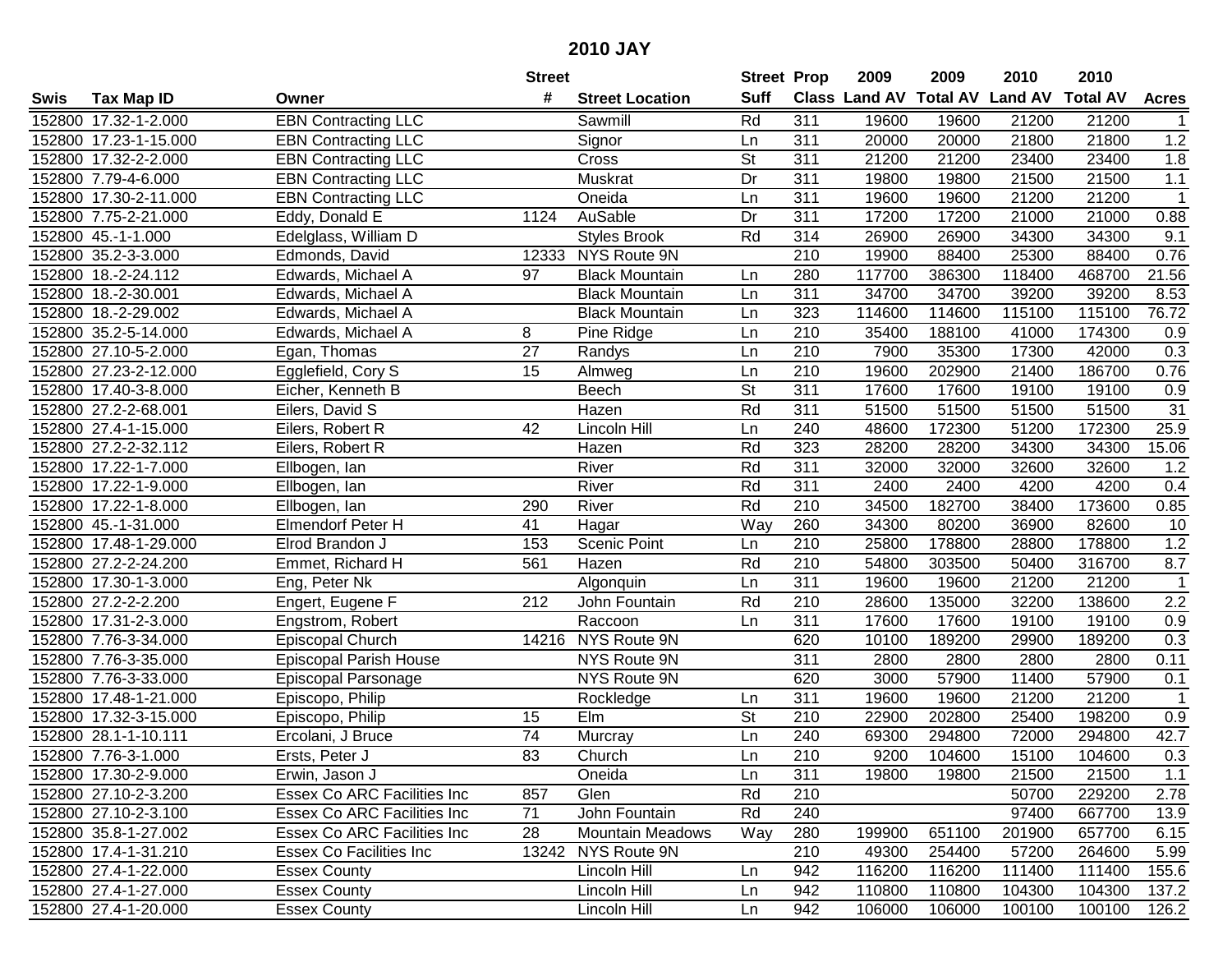# 2010 JAY

| Swis | Tax Map ID | Owner | Street # | Street Location | Street Suff | Prop Class | 2009 Land AV | 2009 Total AV | 2010 Land AV | 2010 Total AV | Acres |
|---|---|---|---|---|---|---|---|---|---|---|---|
| 152800 | 17.32-1-2.000 | EBN Contracting LLC | | Sawmill | Rd | 311 | 19600 | 19600 | 21200 | 21200 | 1 |
| 152800 | 17.23-1-15.000 | EBN Contracting LLC | | Signor | Ln | 311 | 20000 | 20000 | 21800 | 21800 | 1.2 |
| 152800 | 17.32-2-2.000 | EBN Contracting LLC | | Cross | St | 311 | 21200 | 21200 | 23400 | 23400 | 1.8 |
| 152800 | 7.79-4-6.000 | EBN Contracting LLC | | Muskrat | Dr | 311 | 19800 | 19800 | 21500 | 21500 | 1.1 |
| 152800 | 17.30-2-11.000 | EBN Contracting LLC | | Oneida | Ln | 311 | 19600 | 19600 | 21200 | 21200 | 1 |
| 152800 | 7.75-2-21.000 | Eddy, Donald E | 1124 | AuSable | Dr | 311 | 17200 | 17200 | 21000 | 21000 | 0.88 |
| 152800 | 45.-1-1.000 | Edelglass, William D | | Styles Brook | Rd | 314 | 26900 | 26900 | 34300 | 34300 | 9.1 |
| 152800 | 35.2-3-3.000 | Edmonds, David | 12333 | NYS Route 9N | | 210 | 19900 | 88400 | 25300 | 88400 | 0.76 |
| 152800 | 18.-2-24.112 | Edwards, Michael A | 97 | Black Mountain | Ln | 280 | 117700 | 386300 | 118400 | 468700 | 21.56 |
| 152800 | 18.-2-30.001 | Edwards, Michael A | | Black Mountain | Ln | 311 | 34700 | 34700 | 39200 | 39200 | 8.53 |
| 152800 | 18.-2-29.002 | Edwards, Michael A | | Black Mountain | Ln | 323 | 114600 | 114600 | 115100 | 115100 | 76.72 |
| 152800 | 35.2-5-14.000 | Edwards, Michael A | 8 | Pine Ridge | Ln | 210 | 35400 | 188100 | 41000 | 174300 | 0.9 |
| 152800 | 27.10-5-2.000 | Egan, Thomas | 27 | Randys | Ln | 210 | 7900 | 35300 | 17300 | 42000 | 0.3 |
| 152800 | 27.23-2-12.000 | Egglefield, Cory S | 15 | Almweg | Ln | 210 | 19600 | 202900 | 21400 | 186700 | 0.76 |
| 152800 | 17.40-3-8.000 | Eicher, Kenneth B | | Beech | St | 311 | 17600 | 17600 | 19100 | 19100 | 0.9 |
| 152800 | 27.2-2-68.001 | Eilers, David S | | Hazen | Rd | 311 | 51500 | 51500 | 51500 | 51500 | 31 |
| 152800 | 27.4-1-15.000 | Eilers, Robert R | 42 | Lincoln Hill | Ln | 240 | 48600 | 172300 | 51200 | 172300 | 25.9 |
| 152800 | 27.2-2-32.112 | Eilers, Robert R | | Hazen | Rd | 323 | 28200 | 28200 | 34300 | 34300 | 15.06 |
| 152800 | 17.22-1-7.000 | Ellbogen, Ian | | River | Rd | 311 | 32000 | 32000 | 32600 | 32600 | 1.2 |
| 152800 | 17.22-1-9.000 | Ellbogen, Ian | | River | Rd | 311 | 2400 | 2400 | 4200 | 4200 | 0.4 |
| 152800 | 17.22-1-8.000 | Ellbogen, Ian | 290 | River | Rd | 210 | 34500 | 182700 | 38400 | 173600 | 0.85 |
| 152800 | 45.-1-31.000 | Elmendorf Peter H | 41 | Hagar | Way | 260 | 34300 | 80200 | 36900 | 82600 | 10 |
| 152800 | 17.48-1-29.000 | Elrod Brandon J | 153 | Scenic Point | Ln | 210 | 25800 | 178800 | 28800 | 178800 | 1.2 |
| 152800 | 27.2-2-24.200 | Emmet, Richard H | 561 | Hazen | Rd | 210 | 54800 | 303500 | 50400 | 316700 | 8.7 |
| 152800 | 17.30-1-3.000 | Eng, Peter Nk | | Algonquin | Ln | 311 | 19600 | 19600 | 21200 | 21200 | 1 |
| 152800 | 27.2-2-2.200 | Engert, Eugene F | 212 | John Fountain | Rd | 210 | 28600 | 135000 | 32200 | 138600 | 2.2 |
| 152800 | 17.31-2-3.000 | Engstrom, Robert | | Raccoon | Ln | 311 | 17600 | 17600 | 19100 | 19100 | 0.9 |
| 152800 | 7.76-3-34.000 | Episcopal Church | 14216 | NYS Route 9N | | 620 | 10100 | 189200 | 29900 | 189200 | 0.3 |
| 152800 | 7.76-3-35.000 | Episcopal Parish House | | NYS Route 9N | | 311 | 2800 | 2800 | 2800 | 2800 | 0.11 |
| 152800 | 7.76-3-33.000 | Episcopal Parsonage | | NYS Route 9N | | 620 | 3000 | 57900 | 11400 | 57900 | 0.1 |
| 152800 | 17.48-1-21.000 | Episcopo, Philip | | Rockledge | Ln | 311 | 19600 | 19600 | 21200 | 21200 | 1 |
| 152800 | 17.32-3-15.000 | Episcopo, Philip | 15 | Elm | St | 210 | 22900 | 202800 | 25400 | 198200 | 0.9 |
| 152800 | 28.1-1-10.111 | Ercolani, J Bruce | 74 | Murcray | Ln | 240 | 69300 | 294800 | 72000 | 294800 | 42.7 |
| 152800 | 7.76-3-1.000 | Ersts, Peter J | 83 | Church | Ln | 210 | 9200 | 104600 | 15100 | 104600 | 0.3 |
| 152800 | 17.30-2-9.000 | Erwin, Jason J | | Oneida | Ln | 311 | 19800 | 19800 | 21500 | 21500 | 1.1 |
| 152800 | 27.10-2-3.200 | Essex Co ARC Facilities Inc | 857 | Glen | Rd | 210 | | | 50700 | 229200 | 2.78 |
| 152800 | 27.10-2-3.100 | Essex Co ARC Facilities Inc | 71 | John Fountain | Rd | 240 | | | 97400 | 667700 | 13.9 |
| 152800 | 35.8-1-27.002 | Essex Co ARC Facilities Inc | 28 | Mountain Meadows | Way | 280 | 199900 | 651100 | 201900 | 657700 | 6.15 |
| 152800 | 17.4-1-31.210 | Essex Co Facilities Inc | 13242 | NYS Route 9N | | 210 | 49300 | 254400 | 57200 | 264600 | 5.99 |
| 152800 | 27.4-1-22.000 | Essex County | | Lincoln Hill | Ln | 942 | 116200 | 116200 | 111400 | 111400 | 155.6 |
| 152800 | 27.4-1-27.000 | Essex County | | Lincoln Hill | Ln | 942 | 110800 | 110800 | 104300 | 104300 | 137.2 |
| 152800 | 27.4-1-20.000 | Essex County | | Lincoln Hill | Ln | 942 | 106000 | 106000 | 100100 | 100100 | 126.2 |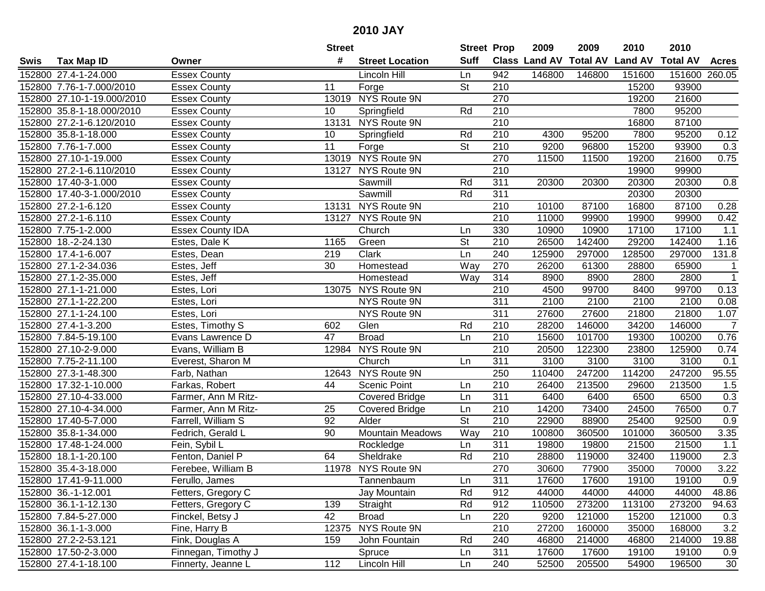# 2010 JAY

| Swis | Tax Map ID | Owner | Street # | Street Location | Street Suff | Prop Class | 2009 Land AV | 2009 Total AV | 2010 Land AV | 2010 Total AV | Acres |
|---|---|---|---|---|---|---|---|---|---|---|---|
| 152800 | 27.4-1-24.000 | Essex County | | Lincoln Hill | Ln | 942 | 146800 | 146800 | 151600 | 151600 | 260.05 |
| 152800 | 7.76-1-7.000/2010 | Essex County | 11 | Forge | St | 210 | | | 15200 | 93900 | |
| 152800 | 27.10-1-19.000/2010 | Essex County | 13019 | NYS Route 9N | | 270 | | | 19200 | 21600 | |
| 152800 | 35.8-1-18.000/2010 | Essex County | 10 | Springfield | Rd | 210 | | | 7800 | 95200 | |
| 152800 | 27.2-1-6.120/2010 | Essex County | 13131 | NYS Route 9N | | 210 | | | 16800 | 87100 | |
| 152800 | 35.8-1-18.000 | Essex County | 10 | Springfield | Rd | 210 | 4300 | 95200 | 7800 | 95200 | 0.12 |
| 152800 | 7.76-1-7.000 | Essex County | 11 | Forge | St | 210 | 9200 | 96800 | 15200 | 93900 | 0.3 |
| 152800 | 27.10-1-19.000 | Essex County | 13019 | NYS Route 9N | | 270 | 11500 | 11500 | 19200 | 21600 | 0.75 |
| 152800 | 27.2-1-6.110/2010 | Essex County | 13127 | NYS Route 9N | | 210 | | | 19900 | 99900 | |
| 152800 | 17.40-3-1.000 | Essex County | | Sawmill | Rd | 311 | 20300 | 20300 | 20300 | 20300 | 0.8 |
| 152800 | 17.40-3-1.000/2010 | Essex County | | Sawmill | Rd | 311 | | | 20300 | 20300 | |
| 152800 | 27.2-1-6.120 | Essex County | 13131 | NYS Route 9N | | 210 | 10100 | 87100 | 16800 | 87100 | 0.28 |
| 152800 | 27.2-1-6.110 | Essex County | 13127 | NYS Route 9N | | 210 | 11000 | 99900 | 19900 | 99900 | 0.42 |
| 152800 | 7.75-1-2.000 | Essex County IDA | | Church | Ln | 330 | 10900 | 10900 | 17100 | 17100 | 1.1 |
| 152800 | 18.-2-24.130 | Estes, Dale K | 1165 | Green | St | 210 | 26500 | 142400 | 29200 | 142400 | 1.16 |
| 152800 | 17.4-1-6.007 | Estes, Dean | 219 | Clark | Ln | 240 | 125900 | 297000 | 128500 | 297000 | 131.8 |
| 152800 | 27.1-2-34.036 | Estes, Jeff | 30 | Homestead | Way | 270 | 26200 | 61300 | 28800 | 65900 | 1 |
| 152800 | 27.1-2-35.000 | Estes, Jeff | | Homestead | Way | 314 | 8900 | 8900 | 2800 | 2800 | 1 |
| 152800 | 27.1-1-21.000 | Estes, Lori | 13075 | NYS Route 9N | | 210 | 4500 | 99700 | 8400 | 99700 | 0.13 |
| 152800 | 27.1-1-22.200 | Estes, Lori | | NYS Route 9N | | 311 | 2100 | 2100 | 2100 | 2100 | 0.08 |
| 152800 | 27.1-1-24.100 | Estes, Lori | | NYS Route 9N | | 311 | 27600 | 27600 | 21800 | 21800 | 1.07 |
| 152800 | 27.4-1-3.200 | Estes, Timothy S | 602 | Glen | Rd | 210 | 28200 | 146000 | 34200 | 146000 | 7 |
| 152800 | 7.84-5-19.100 | Evans Lawrence D | 47 | Broad | Ln | 210 | 15600 | 101700 | 19300 | 100200 | 0.76 |
| 152800 | 27.10-2-9.000 | Evans, William B | 12984 | NYS Route 9N | | 210 | 20500 | 122300 | 23800 | 125900 | 0.74 |
| 152800 | 7.75-2-11.100 | Everest, Sharon M | | Church | Ln | 311 | 3100 | 3100 | 3100 | 3100 | 0.1 |
| 152800 | 27.3-1-48.300 | Farb, Nathan | 12643 | NYS Route 9N | | 250 | 110400 | 247200 | 114200 | 247200 | 95.55 |
| 152800 | 17.32-1-10.000 | Farkas, Robert | 44 | Scenic Point | Ln | 210 | 26400 | 213500 | 29600 | 213500 | 1.5 |
| 152800 | 27.10-4-33.000 | Farmer, Ann M Ritz- | | Covered Bridge | Ln | 311 | 6400 | 6400 | 6500 | 6500 | 0.3 |
| 152800 | 27.10-4-34.000 | Farmer, Ann M Ritz- | 25 | Covered Bridge | Ln | 210 | 14200 | 73400 | 24500 | 76500 | 0.7 |
| 152800 | 17.40-5-7.000 | Farrell, William S | 92 | Alder | St | 210 | 22900 | 88900 | 25400 | 92500 | 0.9 |
| 152800 | 35.8-1-34.000 | Fedrich, Gerald L | 90 | Mountain Meadows | Way | 210 | 100800 | 360500 | 101000 | 360500 | 3.35 |
| 152800 | 17.48-1-24.000 | Fein, Sybil L | | Rockledge | Ln | 311 | 19800 | 19800 | 21500 | 21500 | 1.1 |
| 152800 | 18.1-1-20.100 | Fenton, Daniel P | 64 | Sheldrake | Rd | 210 | 28800 | 119000 | 32400 | 119000 | 2.3 |
| 152800 | 35.4-3-18.000 | Ferebee, William B | 11978 | NYS Route 9N | | 270 | 30600 | 77900 | 35000 | 70000 | 3.22 |
| 152800 | 17.41-9-11.000 | Ferullo, James | | Tannenbaum | Ln | 311 | 17600 | 17600 | 19100 | 19100 | 0.9 |
| 152800 | 36.-1-12.001 | Fetters, Gregory C | | Jay Mountain | Rd | 912 | 44000 | 44000 | 44000 | 44000 | 48.86 |
| 152800 | 36.1-1-12.130 | Fetters, Gregory C | 139 | Straight | Rd | 912 | 110500 | 273200 | 113100 | 273200 | 94.63 |
| 152800 | 7.84-5-27.000 | Finckel, Betsy J | 42 | Broad | Ln | 220 | 9200 | 121000 | 15200 | 121000 | 0.3 |
| 152800 | 36.1-1-3.000 | Fine, Harry B | 12375 | NYS Route 9N | | 210 | 27200 | 160000 | 35000 | 168000 | 3.2 |
| 152800 | 27.2-2-53.121 | Fink, Douglas A | 159 | John Fountain | Rd | 240 | 46800 | 214000 | 46800 | 214000 | 19.88 |
| 152800 | 17.50-2-3.000 | Finnegan, Timothy J | | Spruce | Ln | 311 | 17600 | 17600 | 19100 | 19100 | 0.9 |
| 152800 | 27.4-1-18.100 | Finnerty, Jeanne L | 112 | Lincoln Hill | Ln | 240 | 52500 | 205500 | 54900 | 196500 | 30 |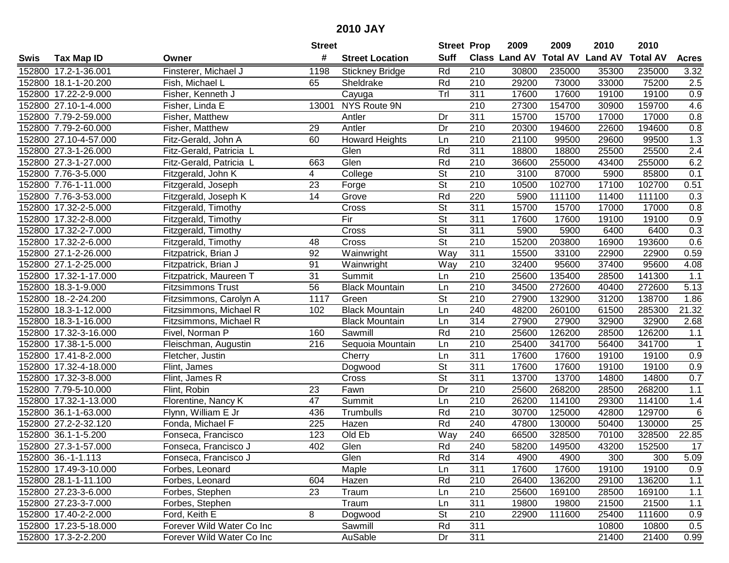# 2010 JAY

| Swis | Tax Map ID | Owner | Street # | Street Location | Street Suff | Prop Class | 2009 Land AV | 2009 Total AV | 2010 Land AV | 2010 Total AV | Acres |
|---|---|---|---|---|---|---|---|---|---|---|---|
| 152800 | 17.2-1-36.001 | Finsterer, Michael J | 1198 | Stickney Bridge | Rd | 210 | 30800 | 235000 | 35300 | 235000 | 3.32 |
| 152800 | 18.1-1-20.200 | Fish, Michael L | 65 | Sheldrake | Rd | 210 | 29200 | 73000 | 33000 | 75200 | 2.5 |
| 152800 | 17.22-2-9.000 | Fisher, Kenneth J | | Cayuga | Trl | 311 | 17600 | 17600 | 19100 | 19100 | 0.9 |
| 152800 | 27.10-1-4.000 | Fisher, Linda E | 13001 | NYS Route 9N | | 210 | 27300 | 154700 | 30900 | 159700 | 4.6 |
| 152800 | 7.79-2-59.000 | Fisher, Matthew | | Antler | Dr | 311 | 15700 | 15700 | 17000 | 17000 | 0.8 |
| 152800 | 7.79-2-60.000 | Fisher, Matthew | 29 | Antler | Dr | 210 | 20300 | 194600 | 22600 | 194600 | 0.8 |
| 152800 | 27.10-4-57.000 | Fitz-Gerald, John A | 60 | Howard Heights | Ln | 210 | 21100 | 99500 | 29600 | 99500 | 1.3 |
| 152800 | 27.3-1-26.000 | Fitz-Gerald, Patricia L | | Glen | Rd | 311 | 18800 | 18800 | 25500 | 25500 | 2.4 |
| 152800 | 27.3-1-27.000 | Fitz-Gerald, Patricia L | 663 | Glen | Rd | 210 | 36600 | 255000 | 43400 | 255000 | 6.2 |
| 152800 | 7.76-3-5.000 | Fitzgerald, John K | 4 | College | St | 210 | 3100 | 87000 | 5900 | 85800 | 0.1 |
| 152800 | 7.76-1-11.000 | Fitzgerald, Joseph | 23 | Forge | St | 210 | 10500 | 102700 | 17100 | 102700 | 0.51 |
| 152800 | 7.76-3-53.000 | Fitzgerald, Joseph K | 14 | Grove | Rd | 220 | 5900 | 111100 | 11400 | 111100 | 0.3 |
| 152800 | 17.32-2-5.000 | Fitzgerald, Timothy | | Cross | St | 311 | 15700 | 15700 | 17000 | 17000 | 0.8 |
| 152800 | 17.32-2-8.000 | Fitzgerald, Timothy | | Fir | St | 311 | 17600 | 17600 | 19100 | 19100 | 0.9 |
| 152800 | 17.32-2-7.000 | Fitzgerald, Timothy | | Cross | St | 311 | 5900 | 5900 | 6400 | 6400 | 0.3 |
| 152800 | 17.32-2-6.000 | Fitzgerald, Timothy | 48 | Cross | St | 210 | 15200 | 203800 | 16900 | 193600 | 0.6 |
| 152800 | 27.1-2-26.000 | Fitzpatrick, Brian J | 92 | Wainwright | Way | 311 | 15500 | 33100 | 22900 | 22900 | 0.59 |
| 152800 | 27.1-2-25.000 | Fitzpatrick, Brian J | 91 | Wainwright | Way | 210 | 32400 | 95600 | 37400 | 95600 | 4.08 |
| 152800 | 17.32-1-17.000 | Fitzpatrick, Maureen T | 31 | Summit | Ln | 210 | 25600 | 135400 | 28500 | 141300 | 1.1 |
| 152800 | 18.3-1-9.000 | Fitzsimmons Trust | 56 | Black Mountain | Ln | 210 | 34500 | 272600 | 40400 | 272600 | 5.13 |
| 152800 | 18.-2-24.200 | Fitzsimmons, Carolyn A | 1117 | Green | St | 210 | 27900 | 132900 | 31200 | 138700 | 1.86 |
| 152800 | 18.3-1-12.000 | Fitzsimmons, Michael R | 102 | Black Mountain | Ln | 240 | 48200 | 260100 | 61500 | 285300 | 21.32 |
| 152800 | 18.3-1-16.000 | Fitzsimmons, Michael R | | Black Mountain | Ln | 314 | 27900 | 27900 | 32900 | 32900 | 2.68 |
| 152800 | 17.32-3-16.000 | Fivel, Norman P | 160 | Sawmill | Rd | 210 | 25600 | 126200 | 28500 | 126200 | 1.1 |
| 152800 | 17.38-1-5.000 | Fleischman, Augustin | 216 | Sequoia Mountain | Ln | 210 | 25400 | 341700 | 56400 | 341700 | 1 |
| 152800 | 17.41-8-2.000 | Fletcher, Justin | | Cherry | Ln | 311 | 17600 | 17600 | 19100 | 19100 | 0.9 |
| 152800 | 17.32-4-18.000 | Flint, James | | Dogwood | St | 311 | 17600 | 17600 | 19100 | 19100 | 0.9 |
| 152800 | 17.32-3-8.000 | Flint, James R | | Cross | St | 311 | 13700 | 13700 | 14800 | 14800 | 0.7 |
| 152800 | 7.79-5-10.000 | Flint, Robin | 23 | Fawn | Dr | 210 | 25600 | 268200 | 28500 | 268200 | 1.1 |
| 152800 | 17.32-1-13.000 | Florentine, Nancy K | 47 | Summit | Ln | 210 | 26200 | 114100 | 29300 | 114100 | 1.4 |
| 152800 | 36.1-1-63.000 | Flynn, William E Jr | 436 | Trumbulls | Rd | 210 | 30700 | 125000 | 42800 | 129700 | 6 |
| 152800 | 27.2-2-32.120 | Fonda, Michael F | 225 | Hazen | Rd | 240 | 47800 | 130000 | 50400 | 130000 | 25 |
| 152800 | 36.1-1-5.200 | Fonseca, Francisco | 123 | Old Eb | Way | 240 | 66500 | 328500 | 70100 | 328500 | 22.85 |
| 152800 | 27.3-1-57.000 | Fonseca, Francisco J | 402 | Glen | Rd | 240 | 58200 | 149500 | 43200 | 152500 | 17 |
| 152800 | 36.-1-1.113 | Fonseca, Francisco J | | Glen | Rd | 314 | 4900 | 4900 | 300 | 300 | 5.09 |
| 152800 | 17.49-3-10.000 | Forbes, Leonard | | Maple | Ln | 311 | 17600 | 17600 | 19100 | 19100 | 0.9 |
| 152800 | 28.1-1-11.100 | Forbes, Leonard | 604 | Hazen | Rd | 210 | 26400 | 136200 | 29100 | 136200 | 1.1 |
| 152800 | 27.23-3-6.000 | Forbes, Stephen | 23 | Traum | Ln | 210 | 25600 | 169100 | 28500 | 169100 | 1.1 |
| 152800 | 27.23-3-7.000 | Forbes, Stephen | | Traum | Ln | 311 | 19800 | 19800 | 21500 | 21500 | 1.1 |
| 152800 | 17.40-2-2.000 | Ford, Keith E | 8 | Dogwood | St | 210 | 22900 | 111600 | 25400 | 111600 | 0.9 |
| 152800 | 17.23-5-18.000 | Forever Wild Water Co Inc | | Sawmill | Rd | 311 | | | 10800 | 10800 | 0.5 |
| 152800 | 17.3-2-2.200 | Forever Wild Water Co Inc | | AuSable | Dr | 311 | | | 21400 | 21400 | 0.99 |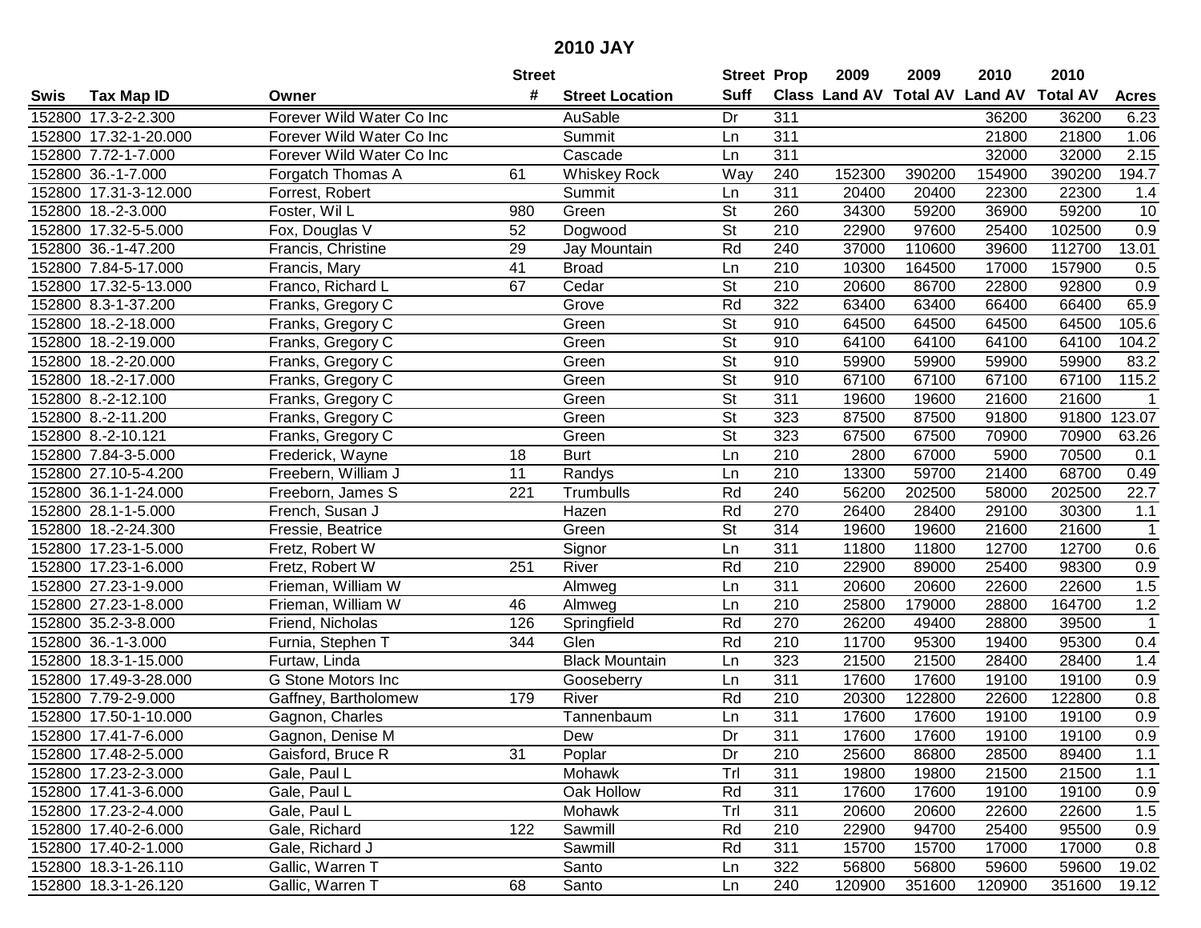# 2010 JAY

| Swis | Tax Map ID | Owner | Street # | Street Location | Street Suff | Prop Class | 2009 Land AV | 2009 Total AV | 2010 Land AV | 2010 Total AV | Acres |
|---|---|---|---|---|---|---|---|---|---|---|---|
| 152800 | 17.3-2-2.300 | Forever Wild Water Co Inc | | AuSable | Dr | 311 | | | 36200 | 36200 | 6.23 |
| 152800 | 17.32-1-20.000 | Forever Wild Water Co Inc | | Summit | Ln | 311 | | | 21800 | 21800 | 1.06 |
| 152800 | 7.72-1-7.000 | Forever Wild Water Co Inc | | Cascade | Ln | 311 | | | 32000 | 32000 | 2.15 |
| 152800 | 36.-1-7.000 | Forgatch Thomas A | 61 | Whiskey Rock | Way | 240 | 152300 | 390200 | 154900 | 390200 | 194.7 |
| 152800 | 17.31-3-12.000 | Forrest, Robert | | Summit | Ln | 311 | 20400 | 20400 | 22300 | 22300 | 1.4 |
| 152800 | 18.-2-3.000 | Foster, Wil L | 980 | Green | St | 260 | 34300 | 59200 | 36900 | 59200 | 10 |
| 152800 | 17.32-5-5.000 | Fox, Douglas V | 52 | Dogwood | St | 210 | 22900 | 97600 | 25400 | 102500 | 0.9 |
| 152800 | 36.-1-47.200 | Francis, Christine | 29 | Jay Mountain | Rd | 240 | 37000 | 110600 | 39600 | 112700 | 13.01 |
| 152800 | 7.84-5-17.000 | Francis, Mary | 41 | Broad | Ln | 210 | 10300 | 164500 | 17000 | 157900 | 0.5 |
| 152800 | 17.32-5-13.000 | Franco, Richard L | 67 | Cedar | St | 210 | 20600 | 86700 | 22800 | 92800 | 0.9 |
| 152800 | 8.3-1-37.200 | Franks, Gregory C | | Grove | Rd | 322 | 63400 | 63400 | 66400 | 66400 | 65.9 |
| 152800 | 18.-2-18.000 | Franks, Gregory C | | Green | St | 910 | 64500 | 64500 | 64500 | 64500 | 105.6 |
| 152800 | 18.-2-19.000 | Franks, Gregory C | | Green | St | 910 | 64100 | 64100 | 64100 | 64100 | 104.2 |
| 152800 | 18.-2-20.000 | Franks, Gregory C | | Green | St | 910 | 59900 | 59900 | 59900 | 59900 | 83.2 |
| 152800 | 18.-2-17.000 | Franks, Gregory C | | Green | St | 910 | 67100 | 67100 | 67100 | 67100 | 115.2 |
| 152800 | 8.-2-12.100 | Franks, Gregory C | | Green | St | 311 | 19600 | 19600 | 21600 | 21600 | 1 |
| 152800 | 8.-2-11.200 | Franks, Gregory C | | Green | St | 323 | 87500 | 87500 | 91800 | 91800 | 123.07 |
| 152800 | 8.-2-10.121 | Franks, Gregory C | | Green | St | 323 | 67500 | 67500 | 70900 | 70900 | 63.26 |
| 152800 | 7.84-3-5.000 | Frederick, Wayne | 18 | Burt | Ln | 210 | 2800 | 67000 | 5900 | 70500 | 0.1 |
| 152800 | 27.10-5-4.200 | Freebern, William J | 11 | Randys | Ln | 210 | 13300 | 59700 | 21400 | 68700 | 0.49 |
| 152800 | 36.1-1-24.000 | Freeborn, James S | 221 | Trumbulls | Rd | 240 | 56200 | 202500 | 58000 | 202500 | 22.7 |
| 152800 | 28.1-1-5.000 | French, Susan J | | Hazen | Rd | 270 | 26400 | 28400 | 29100 | 30300 | 1.1 |
| 152800 | 18.-2-24.300 | Fressie, Beatrice | | Green | St | 314 | 19600 | 19600 | 21600 | 21600 | 1 |
| 152800 | 17.23-1-5.000 | Fretz, Robert W | | Signor | Ln | 311 | 11800 | 11800 | 12700 | 12700 | 0.6 |
| 152800 | 17.23-1-6.000 | Fretz, Robert W | 251 | River | Rd | 210 | 22900 | 89000 | 25400 | 98300 | 0.9 |
| 152800 | 27.23-1-9.000 | Frieman, William W | | Almweg | Ln | 311 | 20600 | 20600 | 22600 | 22600 | 1.5 |
| 152800 | 27.23-1-8.000 | Frieman, William W | 46 | Almweg | Ln | 210 | 25800 | 179000 | 28800 | 164700 | 1.2 |
| 152800 | 35.2-3-8.000 | Friend, Nicholas | 126 | Springfield | Rd | 270 | 26200 | 49400 | 28800 | 39500 | 1 |
| 152800 | 36.-1-3.000 | Furnia, Stephen T | 344 | Glen | Rd | 210 | 11700 | 95300 | 19400 | 95300 | 0.4 |
| 152800 | 18.3-1-15.000 | Furtaw, Linda | | Black Mountain | Ln | 323 | 21500 | 21500 | 28400 | 28400 | 1.4 |
| 152800 | 17.49-3-28.000 | G Stone Motors Inc | | Gooseberry | Ln | 311 | 17600 | 17600 | 19100 | 19100 | 0.9 |
| 152800 | 7.79-2-9.000 | Gaffney, Bartholomew | 179 | River | Rd | 210 | 20300 | 122800 | 22600 | 122800 | 0.8 |
| 152800 | 17.50-1-10.000 | Gagnon, Charles | | Tannenbaum | Ln | 311 | 17600 | 17600 | 19100 | 19100 | 0.9 |
| 152800 | 17.41-7-6.000 | Gagnon, Denise M | | Dew | Dr | 311 | 17600 | 17600 | 19100 | 19100 | 0.9 |
| 152800 | 17.48-2-5.000 | Gaisford, Bruce R | 31 | Poplar | Dr | 210 | 25600 | 86800 | 28500 | 89400 | 1.1 |
| 152800 | 17.23-2-3.000 | Gale, Paul L | | Mohawk | Trl | 311 | 19800 | 19800 | 21500 | 21500 | 1.1 |
| 152800 | 17.41-3-6.000 | Gale, Paul L | | Oak Hollow | Rd | 311 | 17600 | 17600 | 19100 | 19100 | 0.9 |
| 152800 | 17.23-2-4.000 | Gale, Paul L | | Mohawk | Trl | 311 | 20600 | 20600 | 22600 | 22600 | 1.5 |
| 152800 | 17.40-2-6.000 | Gale, Richard | 122 | Sawmill | Rd | 210 | 22900 | 94700 | 25400 | 95500 | 0.9 |
| 152800 | 17.40-2-1.000 | Gale, Richard J | | Sawmill | Rd | 311 | 15700 | 15700 | 17000 | 17000 | 0.8 |
| 152800 | 18.3-1-26.110 | Gallic, Warren T | | Santo | Ln | 322 | 56800 | 56800 | 59600 | 59600 | 19.02 |
| 152800 | 18.3-1-26.120 | Gallic, Warren T | 68 | Santo | Ln | 240 | 120900 | 351600 | 120900 | 351600 | 19.12 |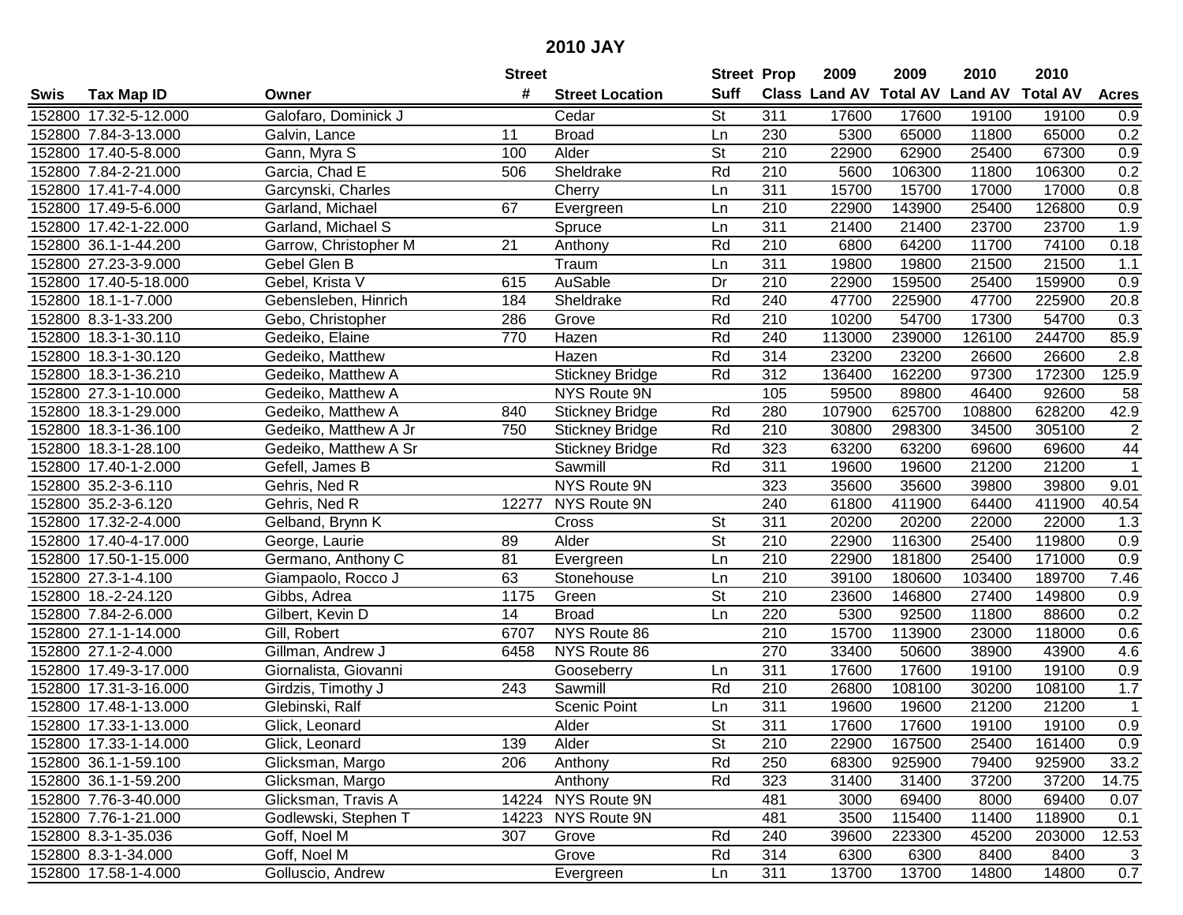# 2010 JAY

| Swis | Tax Map ID | Owner | Street # | Street Location | Street Suff | Prop Class | 2009 Land AV | 2009 Total AV | 2010 Land AV | 2010 Total AV | Acres |
|---|---|---|---|---|---|---|---|---|---|---|---|
| 152800 | 17.32-5-12.000 | Galofaro, Dominick J | | Cedar | St | 311 | 17600 | 17600 | 19100 | 19100 | 0.9 |
| 152800 | 7.84-3-13.000 | Galvin, Lance | 11 | Broad | Ln | 230 | 5300 | 65000 | 11800 | 65000 | 0.2 |
| 152800 | 17.40-5-8.000 | Gann, Myra S | 100 | Alder | St | 210 | 22900 | 62900 | 25400 | 67300 | 0.9 |
| 152800 | 7.84-2-21.000 | Garcia, Chad E | 506 | Sheldrake | Rd | 210 | 5600 | 106300 | 11800 | 106300 | 0.2 |
| 152800 | 17.41-7-4.000 | Garcynski, Charles | | Cherry | Ln | 311 | 15700 | 15700 | 17000 | 17000 | 0.8 |
| 152800 | 17.49-5-6.000 | Garland, Michael | 67 | Evergreen | Ln | 210 | 22900 | 143900 | 25400 | 126800 | 0.9 |
| 152800 | 17.42-1-22.000 | Garland, Michael S | | Spruce | Ln | 311 | 21400 | 21400 | 23700 | 23700 | 1.9 |
| 152800 | 36.1-1-44.200 | Garrow, Christopher M | 21 | Anthony | Rd | 210 | 6800 | 64200 | 11700 | 74100 | 0.18 |
| 152800 | 27.23-3-9.000 | Gebel Glen B | | Traum | Ln | 311 | 19800 | 19800 | 21500 | 21500 | 1.1 |
| 152800 | 17.40-5-18.000 | Gebel, Krista V | 615 | AuSable | Dr | 210 | 22900 | 159500 | 25400 | 159900 | 0.9 |
| 152800 | 18.1-1-7.000 | Gebensleben, Hinrich | 184 | Sheldrake | Rd | 240 | 47700 | 225900 | 47700 | 225900 | 20.8 |
| 152800 | 8.3-1-33.200 | Gebo, Christopher | 286 | Grove | Rd | 210 | 10200 | 54700 | 17300 | 54700 | 0.3 |
| 152800 | 18.3-1-30.110 | Gedeiko, Elaine | 770 | Hazen | Rd | 240 | 113000 | 239000 | 126100 | 244700 | 85.9 |
| 152800 | 18.3-1-30.120 | Gedeiko, Matthew | | Hazen | Rd | 314 | 23200 | 23200 | 26600 | 26600 | 2.8 |
| 152800 | 18.3-1-36.210 | Gedeiko, Matthew A | | Stickney Bridge | Rd | 312 | 136400 | 162200 | 97300 | 172300 | 125.9 |
| 152800 | 27.3-1-10.000 | Gedeiko, Matthew A | | NYS Route 9N | | 105 | 59500 | 89800 | 46400 | 92600 | 58 |
| 152800 | 18.3-1-29.000 | Gedeiko, Matthew A | 840 | Stickney Bridge | Rd | 280 | 107900 | 625700 | 108800 | 628200 | 42.9 |
| 152800 | 18.3-1-36.100 | Gedeiko, Matthew A Jr | 750 | Stickney Bridge | Rd | 210 | 30800 | 298300 | 34500 | 305100 | 2 |
| 152800 | 18.3-1-28.100 | Gedeiko, Matthew A Sr | | Stickney Bridge | Rd | 323 | 63200 | 63200 | 69600 | 69600 | 44 |
| 152800 | 17.40-1-2.000 | Gefell, James B | | Sawmill | Rd | 311 | 19600 | 19600 | 21200 | 21200 | 1 |
| 152800 | 35.2-3-6.110 | Gehris, Ned R | | NYS Route 9N | | 323 | 35600 | 35600 | 39800 | 39800 | 9.01 |
| 152800 | 35.2-3-6.120 | Gehris, Ned R | 12277 | NYS Route 9N | | 240 | 61800 | 411900 | 64400 | 411900 | 40.54 |
| 152800 | 17.32-2-4.000 | Gelband, Brynn K | | Cross | St | 311 | 20200 | 20200 | 22000 | 22000 | 1.3 |
| 152800 | 17.40-4-17.000 | George, Laurie | 89 | Alder | St | 210 | 22900 | 116300 | 25400 | 119800 | 0.9 |
| 152800 | 17.50-1-15.000 | Germano, Anthony C | 81 | Evergreen | Ln | 210 | 22900 | 181800 | 25400 | 171000 | 0.9 |
| 152800 | 27.3-1-4.100 | Giampaolo, Rocco J | 63 | Stonehouse | Ln | 210 | 39100 | 180600 | 103400 | 189700 | 7.46 |
| 152800 | 18.-2-24.120 | Gibbs, Adrea | 1175 | Green | St | 210 | 23600 | 146800 | 27400 | 149800 | 0.9 |
| 152800 | 7.84-2-6.000 | Gilbert, Kevin D | 14 | Broad | Ln | 220 | 5300 | 92500 | 11800 | 88600 | 0.2 |
| 152800 | 27.1-1-14.000 | Gill, Robert | 6707 | NYS Route 86 | | 210 | 15700 | 113900 | 23000 | 118000 | 0.6 |
| 152800 | 27.1-2-4.000 | Gillman, Andrew J | 6458 | NYS Route 86 | | 270 | 33400 | 50600 | 38900 | 43900 | 4.6 |
| 152800 | 17.49-3-17.000 | Giornalista, Giovanni | | Gooseberry | Ln | 311 | 17600 | 17600 | 19100 | 19100 | 0.9 |
| 152800 | 17.31-3-16.000 | Girdzis, Timothy J | 243 | Sawmill | Rd | 210 | 26800 | 108100 | 30200 | 108100 | 1.7 |
| 152800 | 17.48-1-13.000 | Glebinski, Ralf | | Scenic Point | Ln | 311 | 19600 | 19600 | 21200 | 21200 | 1 |
| 152800 | 17.33-1-13.000 | Glick, Leonard | | Alder | St | 311 | 17600 | 17600 | 19100 | 19100 | 0.9 |
| 152800 | 17.33-1-14.000 | Glick, Leonard | 139 | Alder | St | 210 | 22900 | 167500 | 25400 | 161400 | 0.9 |
| 152800 | 36.1-1-59.100 | Glicksman, Margo | 206 | Anthony | Rd | 250 | 68300 | 925900 | 79400 | 925900 | 33.2 |
| 152800 | 36.1-1-59.200 | Glicksman, Margo | | Anthony | Rd | 323 | 31400 | 31400 | 37200 | 37200 | 14.75 |
| 152800 | 7.76-3-40.000 | Glicksman, Travis A | 14224 | NYS Route 9N | | 481 | 3000 | 69400 | 8000 | 69400 | 0.07 |
| 152800 | 7.76-1-21.000 | Godlewski, Stephen T | 14223 | NYS Route 9N | | 481 | 3500 | 115400 | 11400 | 118900 | 0.1 |
| 152800 | 8.3-1-35.036 | Goff, Noel M | 307 | Grove | Rd | 240 | 39600 | 223300 | 45200 | 203000 | 12.53 |
| 152800 | 8.3-1-34.000 | Goff, Noel M | | Grove | Rd | 314 | 6300 | 6300 | 8400 | 8400 | 3 |
| 152800 | 17.58-1-4.000 | Golluscio, Andrew | | Evergreen | Ln | 311 | 13700 | 13700 | 14800 | 14800 | 0.7 |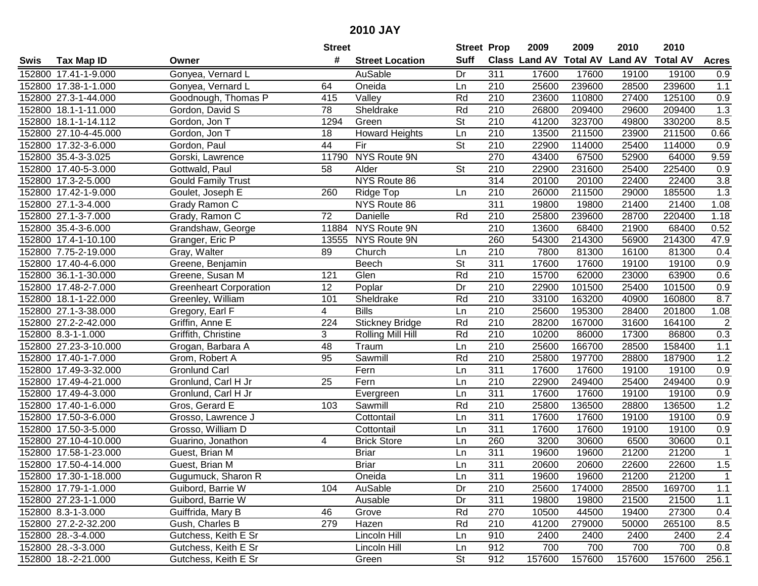# 2010 JAY

| Swis | Tax Map ID | Owner | Street # | Street Location | Street Suff | Prop Class | 2009 Land AV | 2009 Total AV | 2010 Land AV | 2010 Total AV | Acres |
|---|---|---|---|---|---|---|---|---|---|---|---|
| 152800 | 17.41-1-9.000 | Gonyea, Vernard L | | AuSable | Dr | 311 | 17600 | 17600 | 19100 | 19100 | 0.9 |
| 152800 | 17.38-1-1.000 | Gonyea, Vernard L | 64 | Oneida | Ln | 210 | 25600 | 239600 | 28500 | 239600 | 1.1 |
| 152800 | 27.3-1-44.000 | Goodnough, Thomas P | 415 | Valley | Rd | 210 | 23600 | 110800 | 27400 | 125100 | 0.9 |
| 152800 | 18.1-1-11.000 | Gordon, David S | 78 | Sheldrake | Rd | 210 | 26800 | 209400 | 29600 | 209400 | 1.3 |
| 152800 | 18.1-1-14.112 | Gordon, Jon T | 1294 | Green | St | 210 | 41200 | 323700 | 49800 | 330200 | 8.5 |
| 152800 | 27.10-4-45.000 | Gordon, Jon T | 18 | Howard Heights | Ln | 210 | 13500 | 211500 | 23900 | 211500 | 0.66 |
| 152800 | 17.32-3-6.000 | Gordon, Paul | 44 | Fir | St | 210 | 22900 | 114000 | 25400 | 114000 | 0.9 |
| 152800 | 35.4-3-3.025 | Gorski, Lawrence | 11790 | NYS Route 9N | | 270 | 43400 | 67500 | 52900 | 64000 | 9.59 |
| 152800 | 17.40-5-3.000 | Gottwald, Paul | 58 | Alder | St | 210 | 22900 | 231600 | 25400 | 225400 | 0.9 |
| 152800 | 17.3-2-5.000 | Gould Family Trust | | NYS Route 86 | | 314 | 20100 | 20100 | 22400 | 22400 | 3.8 |
| 152800 | 17.42-1-9.000 | Goulet, Joseph E | 260 | Ridge Top | Ln | 210 | 26000 | 211500 | 29000 | 185500 | 1.3 |
| 152800 | 27.1-3-4.000 | Grady Ramon C | | NYS Route 86 | | 311 | 19800 | 19800 | 21400 | 21400 | 1.08 |
| 152800 | 27.1-3-7.000 | Grady, Ramon C | 72 | Danielle | Rd | 210 | 25800 | 239600 | 28700 | 220400 | 1.18 |
| 152800 | 35.4-3-6.000 | Grandshaw, George | 11884 | NYS Route 9N | | 210 | 13600 | 68400 | 21900 | 68400 | 0.52 |
| 152800 | 17.4-1-10.100 | Granger, Eric P | 13555 | NYS Route 9N | | 260 | 54300 | 214300 | 56900 | 214300 | 47.9 |
| 152800 | 7.75-2-19.000 | Gray, Walter | 89 | Church | Ln | 210 | 7800 | 81300 | 16100 | 81300 | 0.4 |
| 152800 | 17.40-4-6.000 | Greene, Benjamin | | Beech | St | 311 | 17600 | 17600 | 19100 | 19100 | 0.9 |
| 152800 | 36.1-1-30.000 | Greene, Susan M | 121 | Glen | Rd | 210 | 15700 | 62000 | 23000 | 63900 | 0.6 |
| 152800 | 17.48-2-7.000 | Greenheart Corporation | 12 | Poplar | Dr | 210 | 22900 | 101500 | 25400 | 101500 | 0.9 |
| 152800 | 18.1-1-22.000 | Greenley, William | 101 | Sheldrake | Rd | 210 | 33100 | 163200 | 40900 | 160800 | 8.7 |
| 152800 | 27.1-3-38.000 | Gregory, Earl F | 4 | Bills | Ln | 210 | 25600 | 195300 | 28400 | 201800 | 1.08 |
| 152800 | 27.2-2-42.000 | Griffin, Anne E | 224 | Stickney Bridge | Rd | 210 | 28200 | 167000 | 31600 | 164100 | 2 |
| 152800 | 8.3-1-1.000 | Griffith, Christine | 3 | Rolling Mill Hill | Rd | 210 | 10200 | 86000 | 17300 | 86800 | 0.3 |
| 152800 | 27.23-3-10.000 | Grogan, Barbara A | 48 | Traum | Ln | 210 | 25600 | 166700 | 28500 | 158400 | 1.1 |
| 152800 | 17.40-1-7.000 | Grom, Robert A | 95 | Sawmill | Rd | 210 | 25800 | 197700 | 28800 | 187900 | 1.2 |
| 152800 | 17.49-3-32.000 | Gronlund Carl | | Fern | Ln | 311 | 17600 | 17600 | 19100 | 19100 | 0.9 |
| 152800 | 17.49-4-21.000 | Gronlund, Carl H Jr | 25 | Fern | Ln | 210 | 22900 | 249400 | 25400 | 249400 | 0.9 |
| 152800 | 17.49-4-3.000 | Gronlund, Carl H Jr | | Evergreen | Ln | 311 | 17600 | 17600 | 19100 | 19100 | 0.9 |
| 152800 | 17.40-1-6.000 | Gros, Gerard E | 103 | Sawmill | Rd | 210 | 25800 | 136500 | 28800 | 136500 | 1.2 |
| 152800 | 17.50-3-6.000 | Grosso, Lawrence J | | Cottontail | Ln | 311 | 17600 | 17600 | 19100 | 19100 | 0.9 |
| 152800 | 17.50-3-5.000 | Grosso, William D | | Cottontail | Ln | 311 | 17600 | 17600 | 19100 | 19100 | 0.9 |
| 152800 | 27.10-4-10.000 | Guarino, Jonathon | 4 | Brick Store | Ln | 260 | 3200 | 30600 | 6500 | 30600 | 0.1 |
| 152800 | 17.58-1-23.000 | Guest, Brian M | | Briar | Ln | 311 | 19600 | 19600 | 21200 | 21200 | 1 |
| 152800 | 17.50-4-14.000 | Guest, Brian M | | Briar | Ln | 311 | 20600 | 20600 | 22600 | 22600 | 1.5 |
| 152800 | 17.30-1-18.000 | Gugumuck, Sharon R | | Oneida | Ln | 311 | 19600 | 19600 | 21200 | 21200 | 1 |
| 152800 | 17.79-1-1.000 | Guibord, Barrie W | 104 | AuSable | Dr | 210 | 25600 | 174000 | 28500 | 169700 | 1.1 |
| 152800 | 27.23-1-1.000 | Guibord, Barrie W | | Ausable | Dr | 311 | 19800 | 19800 | 21500 | 21500 | 1.1 |
| 152800 | 8.3-1-3.000 | Guiffrida, Mary B | 46 | Grove | Rd | 270 | 10500 | 44500 | 19400 | 27300 | 0.4 |
| 152800 | 27.2-2-32.200 | Gush, Charles B | 279 | Hazen | Rd | 210 | 41200 | 279000 | 50000 | 265100 | 8.5 |
| 152800 | 28.-3-4.000 | Gutchess, Keith E Sr | | Lincoln Hill | Ln | 910 | 2400 | 2400 | 2400 | 2400 | 2.4 |
| 152800 | 28.-3-3.000 | Gutchess, Keith E Sr | | Lincoln Hill | Ln | 912 | 700 | 700 | 700 | 700 | 0.8 |
| 152800 | 18.-2-21.000 | Gutchess, Keith E Sr | | Green | St | 912 | 157600 | 157600 | 157600 | 157600 | 256.1 |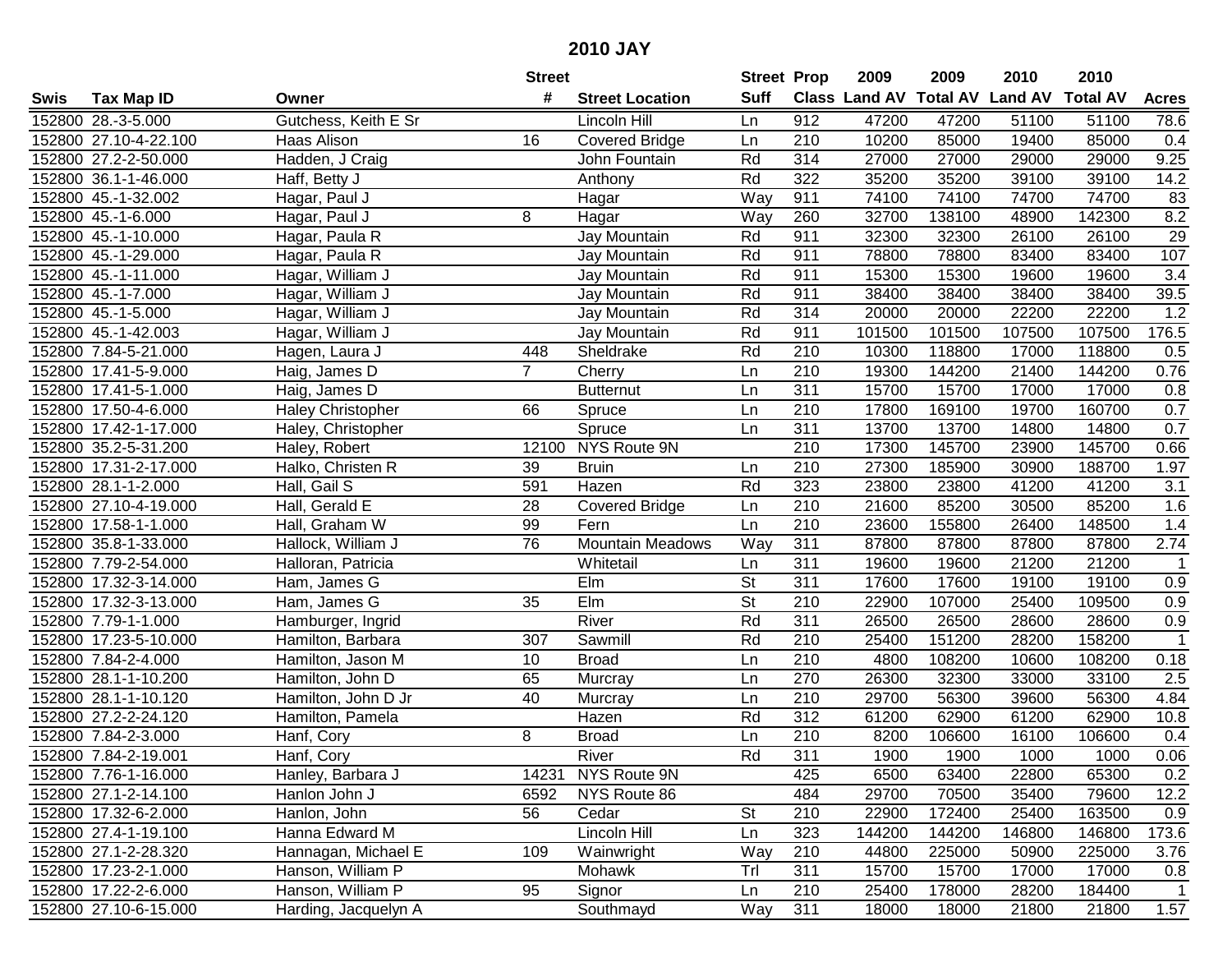# 2010 JAY

| Swis | Tax Map ID | Owner | Street # | Street Location | Street Suff | Prop Class | 2009 Land AV | 2009 Total AV | 2010 Land AV | 2010 Total AV | Acres |
|---|---|---|---|---|---|---|---|---|---|---|---|
| 152800 | 28.-3-5.000 | Gutchess, Keith E Sr | | Lincoln Hill | Ln | 912 | 47200 | 47200 | 51100 | 51100 | 78.6 |
| 152800 | 27.10-4-22.100 | Haas Alison | 16 | Covered Bridge | Ln | 210 | 10200 | 85000 | 19400 | 85000 | 0.4 |
| 152800 | 27.2-2-50.000 | Hadden, J Craig | | John Fountain | Rd | 314 | 27000 | 27000 | 29000 | 29000 | 9.25 |
| 152800 | 36.1-1-46.000 | Haff, Betty J | | Anthony | Rd | 322 | 35200 | 35200 | 39100 | 39100 | 14.2 |
| 152800 | 45.-1-32.002 | Hagar, Paul J | | Hagar | Way | 911 | 74100 | 74100 | 74700 | 74700 | 83 |
| 152800 | 45.-1-6.000 | Hagar, Paul J | 8 | Hagar | Way | 260 | 32700 | 138100 | 48900 | 142300 | 8.2 |
| 152800 | 45.-1-10.000 | Hagar, Paula R | | Jay Mountain | Rd | 911 | 32300 | 32300 | 26100 | 26100 | 29 |
| 152800 | 45.-1-29.000 | Hagar, Paula R | | Jay Mountain | Rd | 911 | 78800 | 78800 | 83400 | 83400 | 107 |
| 152800 | 45.-1-11.000 | Hagar, William J | | Jay Mountain | Rd | 911 | 15300 | 15300 | 19600 | 19600 | 3.4 |
| 152800 | 45.-1-7.000 | Hagar, William J | | Jay Mountain | Rd | 911 | 38400 | 38400 | 38400 | 38400 | 39.5 |
| 152800 | 45.-1-5.000 | Hagar, William J | | Jay Mountain | Rd | 314 | 20000 | 20000 | 22200 | 22200 | 1.2 |
| 152800 | 45.-1-42.003 | Hagar, William J | | Jay Mountain | Rd | 911 | 101500 | 101500 | 107500 | 107500 | 176.5 |
| 152800 | 7.84-5-21.000 | Hagen, Laura J | 448 | Sheldrake | Rd | 210 | 10300 | 118800 | 17000 | 118800 | 0.5 |
| 152800 | 17.41-5-9.000 | Haig, James D | 7 | Cherry | Ln | 210 | 19300 | 144200 | 21400 | 144200 | 0.76 |
| 152800 | 17.41-5-1.000 | Haig, James D | | Butternut | Ln | 311 | 15700 | 15700 | 17000 | 17000 | 0.8 |
| 152800 | 17.50-4-6.000 | Haley Christopher | 66 | Spruce | Ln | 210 | 17800 | 169100 | 19700 | 160700 | 0.7 |
| 152800 | 17.42-1-17.000 | Haley, Christopher | | Spruce | Ln | 311 | 13700 | 13700 | 14800 | 14800 | 0.7 |
| 152800 | 35.2-5-31.200 | Haley, Robert | 12100 | NYS Route 9N | | 210 | 17300 | 145700 | 23900 | 145700 | 0.66 |
| 152800 | 17.31-2-17.000 | Halko, Christen R | 39 | Bruin | Ln | 210 | 27300 | 185900 | 30900 | 188700 | 1.97 |
| 152800 | 28.1-1-2.000 | Hall, Gail S | 591 | Hazen | Rd | 323 | 23800 | 23800 | 41200 | 41200 | 3.1 |
| 152800 | 27.10-4-19.000 | Hall, Gerald E | 28 | Covered Bridge | Ln | 210 | 21600 | 85200 | 30500 | 85200 | 1.6 |
| 152800 | 17.58-1-1.000 | Hall, Graham W | 99 | Fern | Ln | 210 | 23600 | 155800 | 26400 | 148500 | 1.4 |
| 152800 | 35.8-1-33.000 | Hallock, William J | 76 | Mountain Meadows | Way | 311 | 87800 | 87800 | 87800 | 87800 | 2.74 |
| 152800 | 7.79-2-54.000 | Halloran, Patricia | | Whitetail | Ln | 311 | 19600 | 19600 | 21200 | 21200 | 1 |
| 152800 | 17.32-3-14.000 | Ham, James G | | Elm | St | 311 | 17600 | 17600 | 19100 | 19100 | 0.9 |
| 152800 | 17.32-3-13.000 | Ham, James G | 35 | Elm | St | 210 | 22900 | 107000 | 25400 | 109500 | 0.9 |
| 152800 | 7.79-1-1.000 | Hamburger, Ingrid | | River | Rd | 311 | 26500 | 26500 | 28600 | 28600 | 0.9 |
| 152800 | 17.23-5-10.000 | Hamilton, Barbara | 307 | Sawmill | Rd | 210 | 25400 | 151200 | 28200 | 158200 | 1 |
| 152800 | 7.84-2-4.000 | Hamilton, Jason M | 10 | Broad | Ln | 210 | 4800 | 108200 | 10600 | 108200 | 0.18 |
| 152800 | 28.1-1-10.200 | Hamilton, John D | 65 | Murcray | Ln | 270 | 26300 | 32300 | 33000 | 33100 | 2.5 |
| 152800 | 28.1-1-10.120 | Hamilton, John D Jr | 40 | Murcray | Ln | 210 | 29700 | 56300 | 39600 | 56300 | 4.84 |
| 152800 | 27.2-2-24.120 | Hamilton, Pamela | | Hazen | Rd | 312 | 61200 | 62900 | 61200 | 62900 | 10.8 |
| 152800 | 7.84-2-3.000 | Hanf, Cory | 8 | Broad | Ln | 210 | 8200 | 106600 | 16100 | 106600 | 0.4 |
| 152800 | 7.84-2-19.001 | Hanf, Cory | | River | Rd | 311 | 1900 | 1900 | 1000 | 1000 | 0.06 |
| 152800 | 7.76-1-16.000 | Hanley, Barbara J | 14231 | NYS Route 9N | | 425 | 6500 | 63400 | 22800 | 65300 | 0.2 |
| 152800 | 27.1-2-14.100 | Hanlon John J | 6592 | NYS Route 86 | | 484 | 29700 | 70500 | 35400 | 79600 | 12.2 |
| 152800 | 17.32-6-2.000 | Hanlon, John | 56 | Cedar | St | 210 | 22900 | 172400 | 25400 | 163500 | 0.9 |
| 152800 | 27.4-1-19.100 | Hanna Edward M | | Lincoln Hill | Ln | 323 | 144200 | 144200 | 146800 | 146800 | 173.6 |
| 152800 | 27.1-2-28.320 | Hannagan, Michael E | 109 | Wainwright | Way | 210 | 44800 | 225000 | 50900 | 225000 | 3.76 |
| 152800 | 17.23-2-1.000 | Hanson, William P | | Mohawk | Trl | 311 | 15700 | 15700 | 17000 | 17000 | 0.8 |
| 152800 | 17.22-2-6.000 | Hanson, William P | 95 | Signor | Ln | 210 | 25400 | 178000 | 28200 | 184400 | 1 |
| 152800 | 27.10-6-15.000 | Harding, Jacquelyn A | | Southmayd | Way | 311 | 18000 | 18000 | 21800 | 21800 | 1.57 |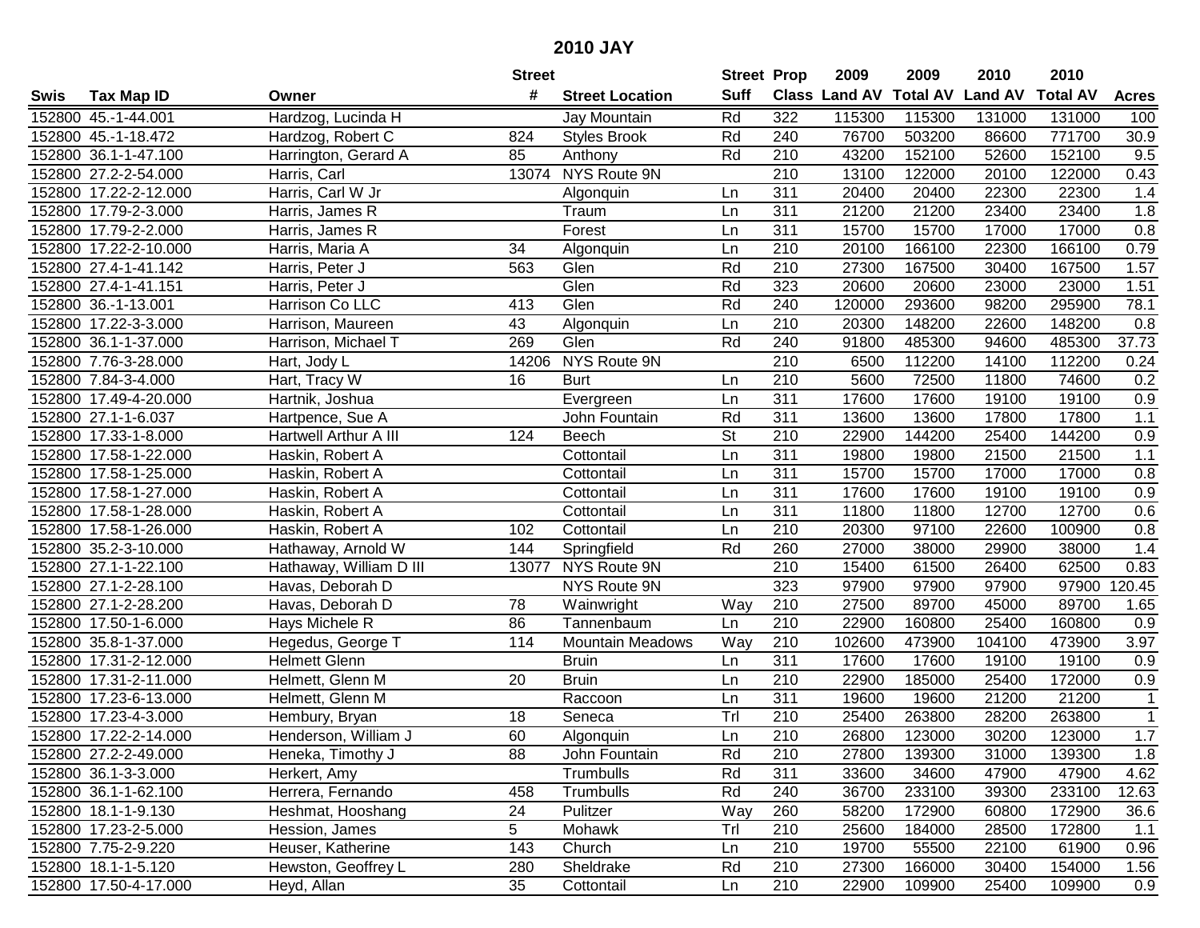# 2010 JAY

| Swis | Tax Map ID | Owner | Street # | Street Location | Street Suff | Prop Class | 2009 Land AV | 2009 Total AV | 2010 Land AV | 2010 Total AV | Acres |
|---|---|---|---|---|---|---|---|---|---|---|---|
| 152800 | 45.-1-44.001 | Hardzog, Lucinda H | | Jay Mountain | Rd | 322 | 115300 | 115300 | 131000 | 131000 | 100 |
| 152800 | 45.-1-18.472 | Hardzog, Robert C | 824 | Styles Brook | Rd | 240 | 76700 | 503200 | 86600 | 771700 | 30.9 |
| 152800 | 36.1-1-47.100 | Harrington, Gerard A | 85 | Anthony | Rd | 210 | 43200 | 152100 | 52600 | 152100 | 9.5 |
| 152800 | 27.2-2-54.000 | Harris, Carl | 13074 | NYS Route 9N | | 210 | 13100 | 122000 | 20100 | 122000 | 0.43 |
| 152800 | 17.22-2-12.000 | Harris, Carl W Jr | | Algonquin | Ln | 311 | 20400 | 20400 | 22300 | 22300 | 1.4 |
| 152800 | 17.79-2-3.000 | Harris, James R | | Traum | Ln | 311 | 21200 | 21200 | 23400 | 23400 | 1.8 |
| 152800 | 17.79-2-2.000 | Harris, James R | | Forest | Ln | 311 | 15700 | 15700 | 17000 | 17000 | 0.8 |
| 152800 | 17.22-2-10.000 | Harris, Maria A | 34 | Algonquin | Ln | 210 | 20100 | 166100 | 22300 | 166100 | 0.79 |
| 152800 | 27.4-1-41.142 | Harris, Peter J | 563 | Glen | Rd | 210 | 27300 | 167500 | 30400 | 167500 | 1.57 |
| 152800 | 27.4-1-41.151 | Harris, Peter J | | Glen | Rd | 323 | 20600 | 20600 | 23000 | 23000 | 1.51 |
| 152800 | 36.-1-13.001 | Harrison Co LLC | 413 | Glen | Rd | 240 | 120000 | 293600 | 98200 | 295900 | 78.1 |
| 152800 | 17.22-3-3.000 | Harrison, Maureen | 43 | Algonquin | Ln | 210 | 20300 | 148200 | 22600 | 148200 | 0.8 |
| 152800 | 36.1-1-37.000 | Harrison, Michael T | 269 | Glen | Rd | 240 | 91800 | 485300 | 94600 | 485300 | 37.73 |
| 152800 | 7.76-3-28.000 | Hart, Jody L | 14206 | NYS Route 9N | | 210 | 6500 | 112200 | 14100 | 112200 | 0.24 |
| 152800 | 7.84-3-4.000 | Hart, Tracy W | 16 | Burt | Ln | 210 | 5600 | 72500 | 11800 | 74600 | 0.2 |
| 152800 | 17.49-4-20.000 | Hartnik, Joshua | | Evergreen | Ln | 311 | 17600 | 17600 | 19100 | 19100 | 0.9 |
| 152800 | 27.1-1-6.037 | Hartpence, Sue A | | John Fountain | Rd | 311 | 13600 | 13600 | 17800 | 17800 | 1.1 |
| 152800 | 17.33-1-8.000 | Hartwell Arthur A III | 124 | Beech | St | 210 | 22900 | 144200 | 25400 | 144200 | 0.9 |
| 152800 | 17.58-1-22.000 | Haskin, Robert A | | Cottontail | Ln | 311 | 19800 | 19800 | 21500 | 21500 | 1.1 |
| 152800 | 17.58-1-25.000 | Haskin, Robert A | | Cottontail | Ln | 311 | 15700 | 15700 | 17000 | 17000 | 0.8 |
| 152800 | 17.58-1-27.000 | Haskin, Robert A | | Cottontail | Ln | 311 | 17600 | 17600 | 19100 | 19100 | 0.9 |
| 152800 | 17.58-1-28.000 | Haskin, Robert A | | Cottontail | Ln | 311 | 11800 | 11800 | 12700 | 12700 | 0.6 |
| 152800 | 17.58-1-26.000 | Haskin, Robert A | 102 | Cottontail | Ln | 210 | 20300 | 97100 | 22600 | 100900 | 0.8 |
| 152800 | 35.2-3-10.000 | Hathaway, Arnold W | 144 | Springfield | Rd | 260 | 27000 | 38000 | 29900 | 38000 | 1.4 |
| 152800 | 27.1-1-22.100 | Hathaway, William D III | 13077 | NYS Route 9N | | 210 | 15400 | 61500 | 26400 | 62500 | 0.83 |
| 152800 | 27.1-2-28.100 | Havas, Deborah D | | NYS Route 9N | | 323 | 97900 | 97900 | 97900 | 97900 | 120.45 |
| 152800 | 27.1-2-28.200 | Havas, Deborah D | 78 | Wainwright | Way | 210 | 27500 | 89700 | 45000 | 89700 | 1.65 |
| 152800 | 17.50-1-6.000 | Hays Michele R | 86 | Tannenbaum | Ln | 210 | 22900 | 160800 | 25400 | 160800 | 0.9 |
| 152800 | 35.8-1-37.000 | Hegedus, George T | 114 | Mountain Meadows | Way | 210 | 102600 | 473900 | 104100 | 473900 | 3.97 |
| 152800 | 17.31-2-12.000 | Helmett Glenn | | Bruin | Ln | 311 | 17600 | 17600 | 19100 | 19100 | 0.9 |
| 152800 | 17.31-2-11.000 | Helmett, Glenn M | 20 | Bruin | Ln | 210 | 22900 | 185000 | 25400 | 172000 | 0.9 |
| 152800 | 17.23-6-13.000 | Helmett, Glenn M | | Raccoon | Ln | 311 | 19600 | 19600 | 21200 | 21200 | 1 |
| 152800 | 17.23-4-3.000 | Hembury, Bryan | 18 | Seneca | Trl | 210 | 25400 | 263800 | 28200 | 263800 | 1 |
| 152800 | 17.22-2-14.000 | Henderson, William J | 60 | Algonquin | Ln | 210 | 26800 | 123000 | 30200 | 123000 | 1.7 |
| 152800 | 27.2-2-49.000 | Heneka, Timothy J | 88 | John Fountain | Rd | 210 | 27800 | 139300 | 31000 | 139300 | 1.8 |
| 152800 | 36.1-3-3.000 | Herkert, Amy | | Trumbulls | Rd | 311 | 33600 | 34600 | 47900 | 47900 | 4.62 |
| 152800 | 36.1-1-62.100 | Herrera, Fernando | 458 | Trumbulls | Rd | 240 | 36700 | 233100 | 39300 | 233100 | 12.63 |
| 152800 | 18.1-1-9.130 | Heshmat, Hooshang | 24 | Pulitzer | Way | 260 | 58200 | 172900 | 60800 | 172900 | 36.6 |
| 152800 | 17.23-2-5.000 | Hession, James | 5 | Mohawk | Trl | 210 | 25600 | 184000 | 28500 | 172800 | 1.1 |
| 152800 | 7.75-2-9.220 | Heuser, Katherine | 143 | Church | Ln | 210 | 19700 | 55500 | 22100 | 61900 | 0.96 |
| 152800 | 18.1-1-5.120 | Hewston, Geoffrey L | 280 | Sheldrake | Rd | 210 | 27300 | 166000 | 30400 | 154000 | 1.56 |
| 152800 | 17.50-4-17.000 | Heyd, Allan | 35 | Cottontail | Ln | 210 | 22900 | 109900 | 25400 | 109900 | 0.9 |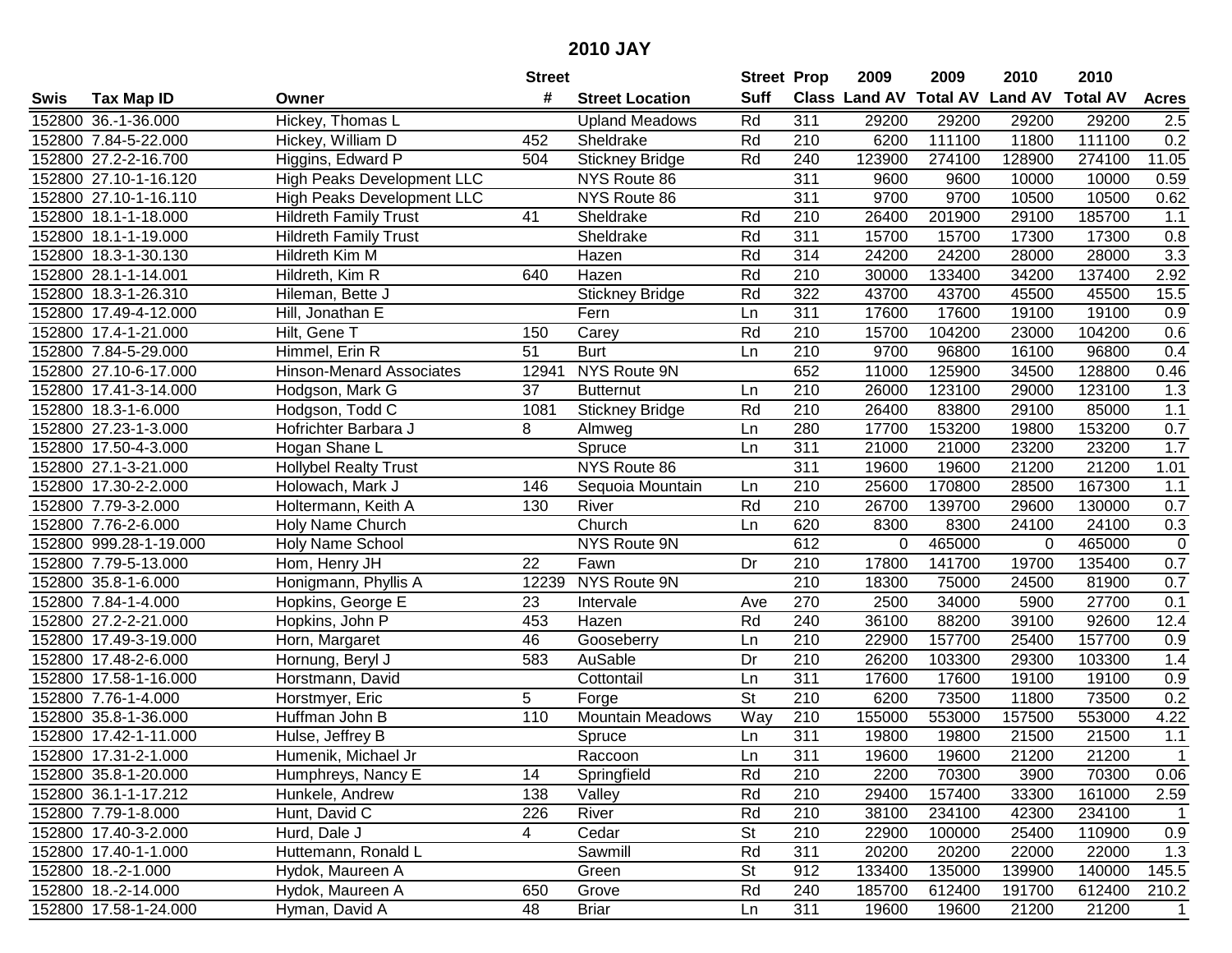# 2010 JAY

| Swis | Tax Map ID | Owner | Street # | Street Location | Street Suff | Prop Class | 2009 Land AV | 2009 Total AV | 2010 Land AV | 2010 Total AV | Acres |
|---|---|---|---|---|---|---|---|---|---|---|---|
| 152800 | 36.-1-36.000 | Hickey, Thomas L | | Upland Meadows | Rd | 311 | 29200 | 29200 | 29200 | 29200 | 2.5 |
| 152800 | 7.84-5-22.000 | Hickey, William D | 452 | Sheldrake | Rd | 210 | 6200 | 111100 | 11800 | 111100 | 0.2 |
| 152800 | 27.2-2-16.700 | Higgins, Edward P | 504 | Stickney Bridge | Rd | 240 | 123900 | 274100 | 128900 | 274100 | 11.05 |
| 152800 | 27.10-1-16.120 | High Peaks Development LLC | | NYS Route 86 | | 311 | 9600 | 9600 | 10000 | 10000 | 0.59 |
| 152800 | 27.10-1-16.110 | High Peaks Development LLC | | NYS Route 86 | | 311 | 9700 | 9700 | 10500 | 10500 | 0.62 |
| 152800 | 18.1-1-18.000 | Hildreth Family Trust | 41 | Sheldrake | Rd | 210 | 26400 | 201900 | 29100 | 185700 | 1.1 |
| 152800 | 18.1-1-19.000 | Hildreth Family Trust | | Sheldrake | Rd | 311 | 15700 | 15700 | 17300 | 17300 | 0.8 |
| 152800 | 18.3-1-30.130 | Hildreth Kim M | | Hazen | Rd | 314 | 24200 | 24200 | 28000 | 28000 | 3.3 |
| 152800 | 28.1-1-14.001 | Hildreth, Kim R | 640 | Hazen | Rd | 210 | 30000 | 133400 | 34200 | 137400 | 2.92 |
| 152800 | 18.3-1-26.310 | Hileman, Bette J | | Stickney Bridge | Rd | 322 | 43700 | 43700 | 45500 | 45500 | 15.5 |
| 152800 | 17.49-4-12.000 | Hill, Jonathan E | | Fern | Ln | 311 | 17600 | 17600 | 19100 | 19100 | 0.9 |
| 152800 | 17.4-1-21.000 | Hilt, Gene T | 150 | Carey | Rd | 210 | 15700 | 104200 | 23000 | 104200 | 0.6 |
| 152800 | 7.84-5-29.000 | Himmel, Erin R | 51 | Burt | Ln | 210 | 9700 | 96800 | 16100 | 96800 | 0.4 |
| 152800 | 27.10-6-17.000 | Hinson-Menard Associates | 12941 | NYS Route 9N | | 652 | 11000 | 125900 | 34500 | 128800 | 0.46 |
| 152800 | 17.41-3-14.000 | Hodgson, Mark G | 37 | Butternut | Ln | 210 | 26000 | 123100 | 29000 | 123100 | 1.3 |
| 152800 | 18.3-1-6.000 | Hodgson, Todd C | 1081 | Stickney Bridge | Rd | 210 | 26400 | 83800 | 29100 | 85000 | 1.1 |
| 152800 | 27.23-1-3.000 | Hofrichter Barbara J | 8 | Almweg | Ln | 280 | 17700 | 153200 | 19800 | 153200 | 0.7 |
| 152800 | 17.50-4-3.000 | Hogan Shane L | | Spruce | Ln | 311 | 21000 | 21000 | 23200 | 23200 | 1.7 |
| 152800 | 27.1-3-21.000 | Hollybel Realty Trust | | NYS Route 86 | | 311 | 19600 | 19600 | 21200 | 21200 | 1.01 |
| 152800 | 17.30-2-2.000 | Holowach, Mark J | 146 | Sequoia Mountain | Ln | 210 | 25600 | 170800 | 28500 | 167300 | 1.1 |
| 152800 | 7.79-3-2.000 | Holtermann, Keith A | 130 | River | Rd | 210 | 26700 | 139700 | 29600 | 130000 | 0.7 |
| 152800 | 7.76-2-6.000 | Holy Name Church | | Church | Ln | 620 | 8300 | 8300 | 24100 | 24100 | 0.3 |
| 152800 | 999.28-1-19.000 | Holy Name School | | NYS Route 9N | | 612 | 0 | 465000 | 0 | 465000 | 0 |
| 152800 | 7.79-5-13.000 | Hom, Henry JH | 22 | Fawn | Dr | 210 | 17800 | 141700 | 19700 | 135400 | 0.7 |
| 152800 | 35.8-1-6.000 | Honigmann, Phyllis A | 12239 | NYS Route 9N | | 210 | 18300 | 75000 | 24500 | 81900 | 0.7 |
| 152800 | 7.84-1-4.000 | Hopkins, George E | 23 | Intervale | Ave | 270 | 2500 | 34000 | 5900 | 27700 | 0.1 |
| 152800 | 27.2-2-21.000 | Hopkins, John P | 453 | Hazen | Rd | 240 | 36100 | 88200 | 39100 | 92600 | 12.4 |
| 152800 | 17.49-3-19.000 | Horn, Margaret | 46 | Gooseberry | Ln | 210 | 22900 | 157700 | 25400 | 157700 | 0.9 |
| 152800 | 17.48-2-6.000 | Hornung, Beryl J | 583 | AuSable | Dr | 210 | 26200 | 103300 | 29300 | 103300 | 1.4 |
| 152800 | 17.58-1-16.000 | Horstmann, David | | Cottontail | Ln | 311 | 17600 | 17600 | 19100 | 19100 | 0.9 |
| 152800 | 7.76-1-4.000 | Horstmyer, Eric | 5 | Forge | St | 210 | 6200 | 73500 | 11800 | 73500 | 0.2 |
| 152800 | 35.8-1-36.000 | Huffman John B | 110 | Mountain Meadows | Way | 210 | 155000 | 553000 | 157500 | 553000 | 4.22 |
| 152800 | 17.42-1-11.000 | Hulse, Jeffrey B | | Spruce | Ln | 311 | 19800 | 19800 | 21500 | 21500 | 1.1 |
| 152800 | 17.31-2-1.000 | Humenik, Michael Jr | | Raccoon | Ln | 311 | 19600 | 19600 | 21200 | 21200 | 1 |
| 152800 | 35.8-1-20.000 | Humphreys, Nancy E | 14 | Springfield | Rd | 210 | 2200 | 70300 | 3900 | 70300 | 0.06 |
| 152800 | 36.1-1-17.212 | Hunkele, Andrew | 138 | Valley | Rd | 210 | 29400 | 157400 | 33300 | 161000 | 2.59 |
| 152800 | 7.79-1-8.000 | Hunt, David C | 226 | River | Rd | 210 | 38100 | 234100 | 42300 | 234100 | 1 |
| 152800 | 17.40-3-2.000 | Hurd, Dale J | 4 | Cedar | St | 210 | 22900 | 100000 | 25400 | 110900 | 0.9 |
| 152800 | 17.40-1-1.000 | Huttemann, Ronald L | | Sawmill | Rd | 311 | 20200 | 20200 | 22000 | 22000 | 1.3 |
| 152800 | 18.-2-1.000 | Hydok, Maureen A | | Green | St | 912 | 133400 | 135000 | 139900 | 140000 | 145.5 |
| 152800 | 18.-2-14.000 | Hydok, Maureen A | 650 | Grove | Rd | 240 | 185700 | 612400 | 191700 | 612400 | 210.2 |
| 152800 | 17.58-1-24.000 | Hyman, David A | 48 | Briar | Ln | 311 | 19600 | 19600 | 21200 | 21200 | 1 |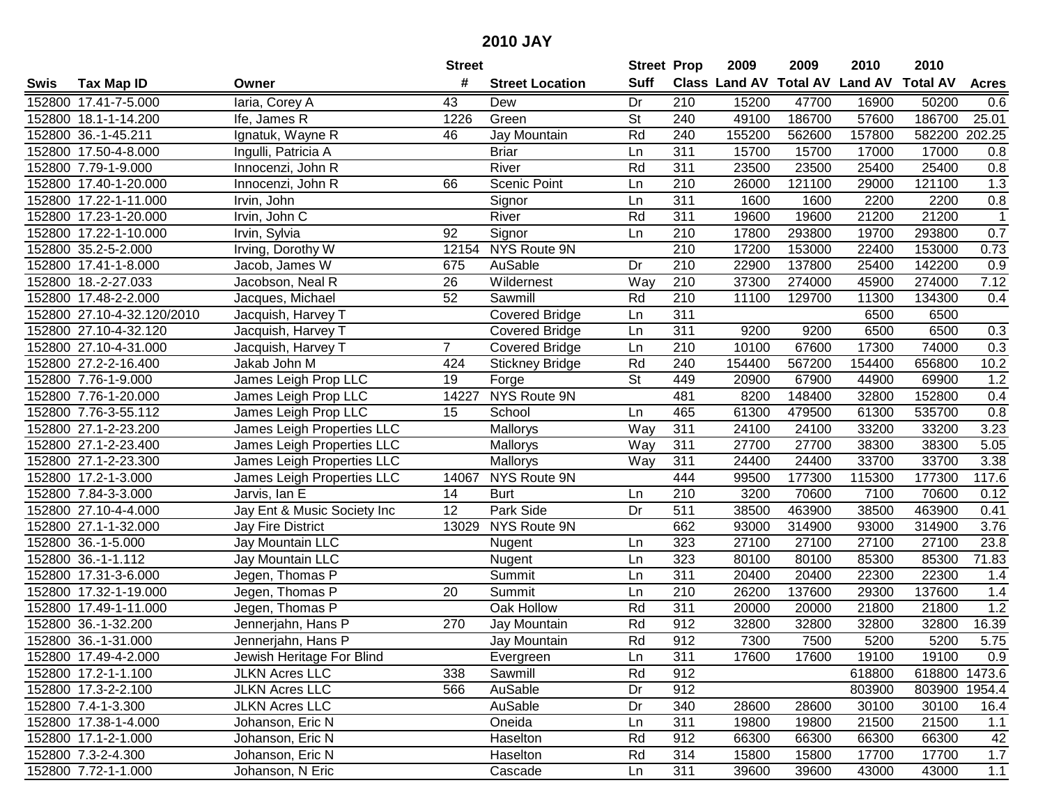# 2010 JAY

| Swis | Tax Map ID | Owner | Street # | Street Location | Street Suff | Prop Class | 2009 Land AV | 2009 Total AV | 2010 Land AV | 2010 Total AV | Acres |
|---|---|---|---|---|---|---|---|---|---|---|---|
| 152800 | 17.41-7-5.000 | Iaria, Corey A | 43 | Dew | Dr | 210 | 15200 | 47700 | 16900 | 50200 | 0.6 |
| 152800 | 18.1-1-14.200 | Ife, James R | 1226 | Green | St | 240 | 49100 | 186700 | 57600 | 186700 | 25.01 |
| 152800 | 36.-1-45.211 | Ignatuk, Wayne R | 46 | Jay Mountain | Rd | 240 | 155200 | 562600 | 157800 | 582200 | 202.25 |
| 152800 | 17.50-4-8.000 | Ingulli, Patricia A | | Briar | Ln | 311 | 15700 | 15700 | 17000 | 17000 | 0.8 |
| 152800 | 7.79-1-9.000 | Innocenzi, John R | | River | Rd | 311 | 23500 | 23500 | 25400 | 25400 | 0.8 |
| 152800 | 17.40-1-20.000 | Innocenzi, John R | 66 | Scenic Point | Ln | 210 | 26000 | 121100 | 29000 | 121100 | 1.3 |
| 152800 | 17.22-1-11.000 | Irvin, John | | Signor | Ln | 311 | 1600 | 1600 | 2200 | 2200 | 0.8 |
| 152800 | 17.23-1-20.000 | Irvin, John C | | River | Rd | 311 | 19600 | 19600 | 21200 | 21200 | 1 |
| 152800 | 17.22-1-10.000 | Irvin, Sylvia | 92 | Signor | Ln | 210 | 17800 | 293800 | 19700 | 293800 | 0.7 |
| 152800 | 35.2-5-2.000 | Irving, Dorothy W | 12154 | NYS Route 9N | | 210 | 17200 | 153000 | 22400 | 153000 | 0.73 |
| 152800 | 17.41-1-8.000 | Jacob, James W | 675 | AuSable | Dr | 210 | 22900 | 137800 | 25400 | 142200 | 0.9 |
| 152800 | 18.-2-27.033 | Jacobson, Neal R | 26 | Wildernest | Way | 210 | 37300 | 274000 | 45900 | 274000 | 7.12 |
| 152800 | 17.48-2-2.000 | Jacques, Michael | 52 | Sawmill | Rd | 210 | 11100 | 129700 | 11300 | 134300 | 0.4 |
| 152800 | 27.10-4-32.120/2010 | Jacquish, Harvey T | | Covered Bridge | Ln | 311 | | | 6500 | 6500 | |
| 152800 | 27.10-4-32.120 | Jacquish, Harvey T | | Covered Bridge | Ln | 311 | 9200 | 9200 | 6500 | 6500 | 0.3 |
| 152800 | 27.10-4-31.000 | Jacquish, Harvey T | 7 | Covered Bridge | Ln | 210 | 10100 | 67600 | 17300 | 74000 | 0.3 |
| 152800 | 27.2-2-16.400 | Jakab John M | 424 | Stickney Bridge | Rd | 240 | 154400 | 567200 | 154400 | 656800 | 10.2 |
| 152800 | 7.76-1-9.000 | James Leigh Prop LLC | 19 | Forge | St | 449 | 20900 | 67900 | 44900 | 69900 | 1.2 |
| 152800 | 7.76-1-20.000 | James Leigh Prop LLC | 14227 | NYS Route 9N | | 481 | 8200 | 148400 | 32800 | 152800 | 0.4 |
| 152800 | 7.76-3-55.112 | James Leigh Prop LLC | 15 | School | Ln | 465 | 61300 | 479500 | 61300 | 535700 | 0.8 |
| 152800 | 27.1-2-23.200 | James Leigh Properties LLC | | Mallorys | Way | 311 | 24100 | 24100 | 33200 | 33200 | 3.23 |
| 152800 | 27.1-2-23.400 | James Leigh Properties LLC | | Mallorys | Way | 311 | 27700 | 27700 | 38300 | 38300 | 5.05 |
| 152800 | 27.1-2-23.300 | James Leigh Properties LLC | | Mallorys | Way | 311 | 24400 | 24400 | 33700 | 33700 | 3.38 |
| 152800 | 17.2-1-3.000 | James Leigh Properties LLC | 14067 | NYS Route 9N | | 444 | 99500 | 177300 | 115300 | 177300 | 117.6 |
| 152800 | 7.84-3-3.000 | Jarvis, Ian E | 14 | Burt | Ln | 210 | 3200 | 70600 | 7100 | 70600 | 0.12 |
| 152800 | 27.10-4-4.000 | Jay Ent & Music Society Inc | 12 | Park Side | Dr | 511 | 38500 | 463900 | 38500 | 463900 | 0.41 |
| 152800 | 27.1-1-32.000 | Jay Fire District | 13029 | NYS Route 9N | | 662 | 93000 | 314900 | 93000 | 314900 | 3.76 |
| 152800 | 36.-1-5.000 | Jay Mountain LLC | | Nugent | Ln | 323 | 27100 | 27100 | 27100 | 27100 | 23.8 |
| 152800 | 36.-1-1.112 | Jay Mountain LLC | | Nugent | Ln | 323 | 80100 | 80100 | 85300 | 85300 | 71.83 |
| 152800 | 17.31-3-6.000 | Jegen, Thomas P | | Summit | Ln | 311 | 20400 | 20400 | 22300 | 22300 | 1.4 |
| 152800 | 17.32-1-19.000 | Jegen, Thomas P | 20 | Summit | Ln | 210 | 26200 | 137600 | 29300 | 137600 | 1.4 |
| 152800 | 17.49-1-11.000 | Jegen, Thomas P | | Oak Hollow | Rd | 311 | 20000 | 20000 | 21800 | 21800 | 1.2 |
| 152800 | 36.-1-32.200 | Jennerjahn, Hans P | 270 | Jay Mountain | Rd | 912 | 32800 | 32800 | 32800 | 32800 | 16.39 |
| 152800 | 36.-1-31.000 | Jennerjahn, Hans P | | Jay Mountain | Rd | 912 | 7300 | 7500 | 5200 | 5200 | 5.75 |
| 152800 | 17.49-4-2.000 | Jewish Heritage For Blind | | Evergreen | Ln | 311 | 17600 | 17600 | 19100 | 19100 | 0.9 |
| 152800 | 17.2-1-1.100 | JLKN Acres LLC | 338 | Sawmill | Rd | 912 | | | 618800 | 618800 | 1473.6 |
| 152800 | 17.3-2-2.100 | JLKN Acres LLC | 566 | AuSable | Dr | 912 | | | 803900 | 803900 | 1954.4 |
| 152800 | 7.4-1-3.300 | JLKN Acres LLC | | AuSable | Dr | 340 | 28600 | 28600 | 30100 | 30100 | 16.4 |
| 152800 | 17.38-1-4.000 | Johanson, Eric N | | Oneida | Ln | 311 | 19800 | 19800 | 21500 | 21500 | 1.1 |
| 152800 | 17.1-2-1.000 | Johanson, Eric N | | Haselton | Rd | 912 | 66300 | 66300 | 66300 | 66300 | 42 |
| 152800 | 7.3-2-4.300 | Johanson, Eric N | | Haselton | Rd | 314 | 15800 | 15800 | 17700 | 17700 | 1.7 |
| 152800 | 7.72-1-1.000 | Johanson, N Eric | | Cascade | Ln | 311 | 39600 | 39600 | 43000 | 43000 | 1.1 |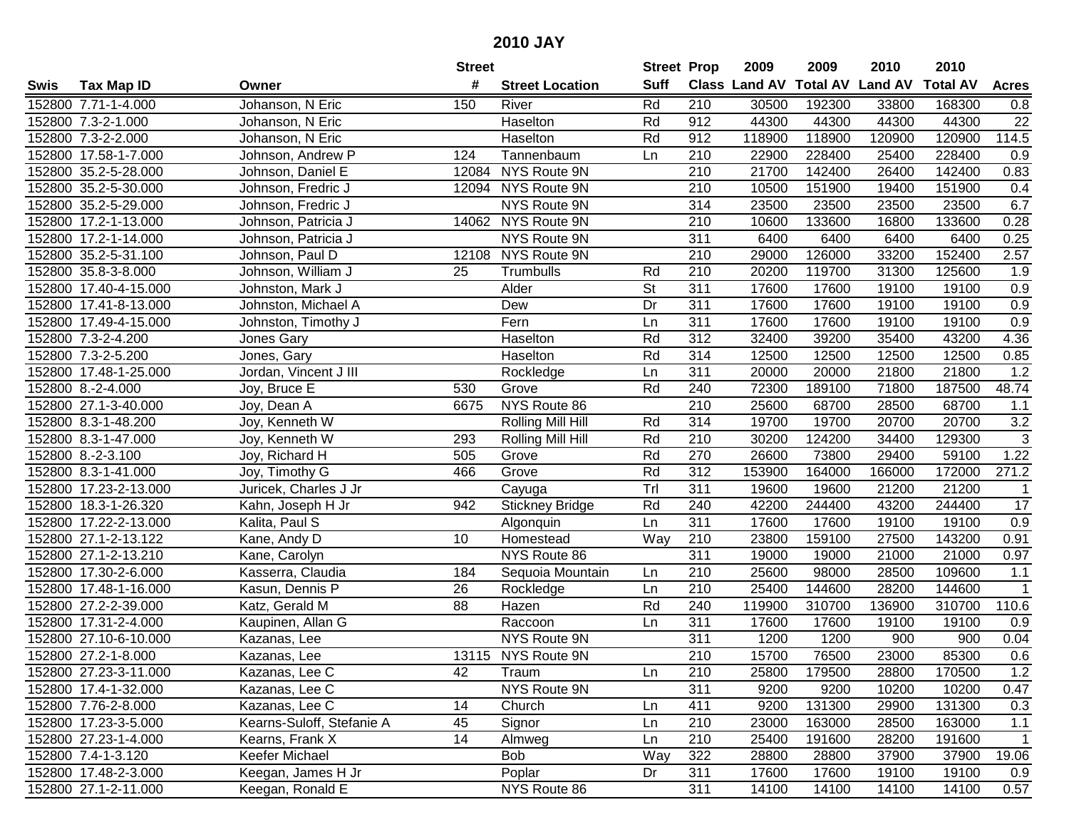# 2010 JAY

| Swis | Tax Map ID | Owner | Street # | Street Location | Street Suff | Prop Class | 2009 Land AV | 2009 Total AV | 2010 Land AV | 2010 Total AV | Acres |
|---|---|---|---|---|---|---|---|---|---|---|---|
| 152800 | 7.71-1-4.000 | Johanson, N Eric | 150 | River | Rd | 210 | 30500 | 192300 | 33800 | 168300 | 0.8 |
| 152800 | 7.3-2-1.000 | Johanson, N Eric | | Haselton | Rd | 912 | 44300 | 44300 | 44300 | 44300 | 22 |
| 152800 | 7.3-2-2.000 | Johanson, N Eric | | Haselton | Rd | 912 | 118900 | 118900 | 120900 | 120900 | 114.5 |
| 152800 | 17.58-1-7.000 | Johnson, Andrew P | 124 | Tannenbaum | Ln | 210 | 22900 | 228400 | 25400 | 228400 | 0.9 |
| 152800 | 35.2-5-28.000 | Johnson, Daniel E | 12084 | NYS Route 9N | | 210 | 21700 | 142400 | 26400 | 142400 | 0.83 |
| 152800 | 35.2-5-30.000 | Johnson, Fredric J | 12094 | NYS Route 9N | | 210 | 10500 | 151900 | 19400 | 151900 | 0.4 |
| 152800 | 35.2-5-29.000 | Johnson, Fredric J | | NYS Route 9N | | 314 | 23500 | 23500 | 23500 | 23500 | 6.7 |
| 152800 | 17.2-1-13.000 | Johnson, Patricia J | 14062 | NYS Route 9N | | 210 | 10600 | 133600 | 16800 | 133600 | 0.28 |
| 152800 | 17.2-1-14.000 | Johnson, Patricia J | | NYS Route 9N | | 311 | 6400 | 6400 | 6400 | 6400 | 0.25 |
| 152800 | 35.2-5-31.100 | Johnson, Paul D | 12108 | NYS Route 9N | | 210 | 29000 | 126000 | 33200 | 152400 | 2.57 |
| 152800 | 35.8-3-8.000 | Johnson, William J | 25 | Trumbulls | Rd | 210 | 20200 | 119700 | 31300 | 125600 | 1.9 |
| 152800 | 17.40-4-15.000 | Johnston, Mark J | | Alder | St | 311 | 17600 | 17600 | 19100 | 19100 | 0.9 |
| 152800 | 17.41-8-13.000 | Johnston, Michael A | | Dew | Dr | 311 | 17600 | 17600 | 19100 | 19100 | 0.9 |
| 152800 | 17.49-4-15.000 | Johnston, Timothy J | | Fern | Ln | 311 | 17600 | 17600 | 19100 | 19100 | 0.9 |
| 152800 | 7.3-2-4.200 | Jones Gary | | Haselton | Rd | 312 | 32400 | 39200 | 35400 | 43200 | 4.36 |
| 152800 | 7.3-2-5.200 | Jones, Gary | | Haselton | Rd | 314 | 12500 | 12500 | 12500 | 12500 | 0.85 |
| 152800 | 17.48-1-25.000 | Jordan, Vincent J III | | Rockledge | Ln | 311 | 20000 | 20000 | 21800 | 21800 | 1.2 |
| 152800 | 8.-2-4.000 | Joy, Bruce E | 530 | Grove | Rd | 240 | 72300 | 189100 | 71800 | 187500 | 48.74 |
| 152800 | 27.1-3-40.000 | Joy, Dean A | 6675 | NYS Route 86 | | 210 | 25600 | 68700 | 28500 | 68700 | 1.1 |
| 152800 | 8.3-1-48.200 | Joy, Kenneth W | | Rolling Mill Hill | Rd | 314 | 19700 | 19700 | 20700 | 20700 | 3.2 |
| 152800 | 8.3-1-47.000 | Joy, Kenneth W | 293 | Rolling Mill Hill | Rd | 210 | 30200 | 124200 | 34400 | 129300 | 3 |
| 152800 | 8.-2-3.100 | Joy, Richard H | 505 | Grove | Rd | 270 | 26600 | 73800 | 29400 | 59100 | 1.22 |
| 152800 | 8.3-1-41.000 | Joy, Timothy G | 466 | Grove | Rd | 312 | 153900 | 164000 | 166000 | 172000 | 271.2 |
| 152800 | 17.23-2-13.000 | Juricek, Charles J Jr | | Cayuga | Trl | 311 | 19600 | 19600 | 21200 | 21200 | 1 |
| 152800 | 18.3-1-26.320 | Kahn, Joseph H Jr | 942 | Stickney Bridge | Rd | 240 | 42200 | 244400 | 43200 | 244400 | 17 |
| 152800 | 17.22-2-13.000 | Kalita, Paul S | | Algonquin | Ln | 311 | 17600 | 17600 | 19100 | 19100 | 0.9 |
| 152800 | 27.1-2-13.122 | Kane, Andy D | 10 | Homestead | Way | 210 | 23800 | 159100 | 27500 | 143200 | 0.91 |
| 152800 | 27.1-2-13.210 | Kane, Carolyn | | NYS Route 86 | | 311 | 19000 | 19000 | 21000 | 21000 | 0.97 |
| 152800 | 17.30-2-6.000 | Kasserra, Claudia | 184 | Sequoia Mountain | Ln | 210 | 25600 | 98000 | 28500 | 109600 | 1.1 |
| 152800 | 17.48-1-16.000 | Kasun, Dennis P | 26 | Rockledge | Ln | 210 | 25400 | 144600 | 28200 | 144600 | 1 |
| 152800 | 27.2-2-39.000 | Katz, Gerald M | 88 | Hazen | Rd | 240 | 119900 | 310700 | 136900 | 310700 | 110.6 |
| 152800 | 17.31-2-4.000 | Kaupinen, Allan G | | Raccoon | Ln | 311 | 17600 | 17600 | 19100 | 19100 | 0.9 |
| 152800 | 27.10-6-10.000 | Kazanas, Lee | | NYS Route 9N | | 311 | 1200 | 1200 | 900 | 900 | 0.04 |
| 152800 | 27.2-1-8.000 | Kazanas, Lee | 13115 | NYS Route 9N | | 210 | 15700 | 76500 | 23000 | 85300 | 0.6 |
| 152800 | 27.23-3-11.000 | Kazanas, Lee C | 42 | Traum | Ln | 210 | 25800 | 179500 | 28800 | 170500 | 1.2 |
| 152800 | 17.4-1-32.000 | Kazanas, Lee C | | NYS Route 9N | | 311 | 9200 | 9200 | 10200 | 10200 | 0.47 |
| 152800 | 7.76-2-8.000 | Kazanas, Lee C | 14 | Church | Ln | 411 | 9200 | 131300 | 29900 | 131300 | 0.3 |
| 152800 | 17.23-3-5.000 | Kearns-Suloff, Stefanie A | 45 | Signor | Ln | 210 | 23000 | 163000 | 28500 | 163000 | 1.1 |
| 152800 | 27.23-1-4.000 | Kearns, Frank X | 14 | Almweg | Ln | 210 | 25400 | 191600 | 28200 | 191600 | 1 |
| 152800 | 7.4-1-3.120 | Keefer Michael | | Bob | Way | 322 | 28800 | 28800 | 37900 | 37900 | 19.06 |
| 152800 | 17.48-2-3.000 | Keegan, James H Jr | | Poplar | Dr | 311 | 17600 | 17600 | 19100 | 19100 | 0.9 |
| 152800 | 27.1-2-11.000 | Keegan, Ronald E | | NYS Route 86 | | 311 | 14100 | 14100 | 14100 | 14100 | 0.57 |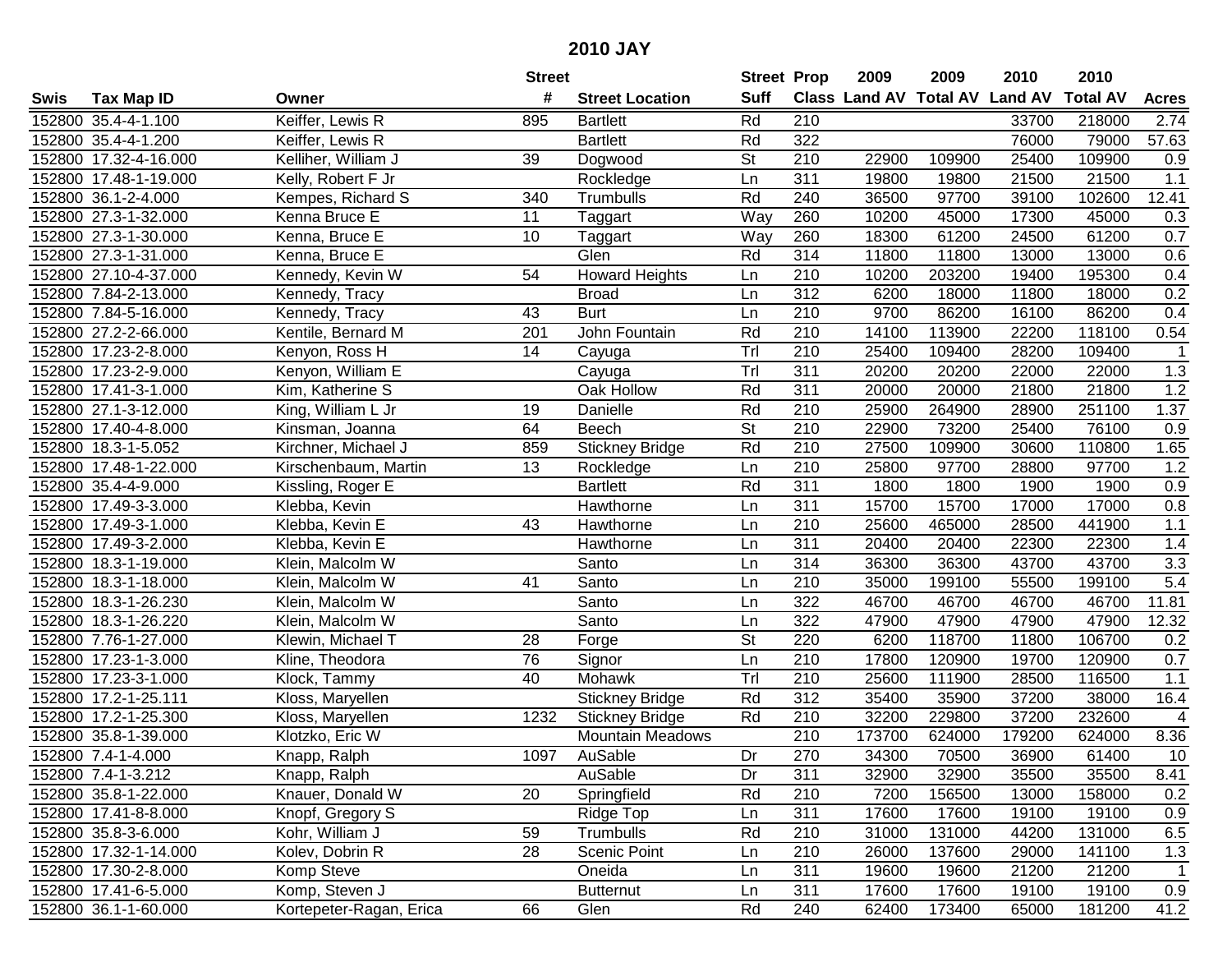# 2010 JAY

| Swis | Tax Map ID | Owner | Street # | Street Location | Street Suff | Prop Class | 2009 Land AV | 2009 Total AV | 2010 Land AV | 2010 Total AV | Acres |
|---|---|---|---|---|---|---|---|---|---|---|---|
| 152800 | 35.4-4-1.100 | Keiffer, Lewis R | 895 | Bartlett | Rd | 210 | | | 33700 | 218000 | 2.74 |
| 152800 | 35.4-4-1.200 | Keiffer, Lewis R | | Bartlett | Rd | 322 | | | 76000 | 79000 | 57.63 |
| 152800 | 17.32-4-16.000 | Kelliher, William J | 39 | Dogwood | St | 210 | 22900 | 109900 | 25400 | 109900 | 0.9 |
| 152800 | 17.48-1-19.000 | Kelly, Robert F Jr | | Rockledge | Ln | 311 | 19800 | 19800 | 21500 | 21500 | 1.1 |
| 152800 | 36.1-2-4.000 | Kempes, Richard S | 340 | Trumbulls | Rd | 240 | 36500 | 97700 | 39100 | 102600 | 12.41 |
| 152800 | 27.3-1-32.000 | Kenna Bruce E | 11 | Taggart | Way | 260 | 10200 | 45000 | 17300 | 45000 | 0.3 |
| 152800 | 27.3-1-30.000 | Kenna, Bruce E | 10 | Taggart | Way | 260 | 18300 | 61200 | 24500 | 61200 | 0.7 |
| 152800 | 27.3-1-31.000 | Kenna, Bruce E | | Glen | Rd | 314 | 11800 | 11800 | 13000 | 13000 | 0.6 |
| 152800 | 27.10-4-37.000 | Kennedy, Kevin W | 54 | Howard Heights | Ln | 210 | 10200 | 203200 | 19400 | 195300 | 0.4 |
| 152800 | 7.84-2-13.000 | Kennedy, Tracy | | Broad | Ln | 312 | 6200 | 18000 | 11800 | 18000 | 0.2 |
| 152800 | 7.84-5-16.000 | Kennedy, Tracy | 43 | Burt | Ln | 210 | 9700 | 86200 | 16100 | 86200 | 0.4 |
| 152800 | 27.2-2-66.000 | Kentile, Bernard M | 201 | John Fountain | Rd | 210 | 14100 | 113900 | 22200 | 118100 | 0.54 |
| 152800 | 17.23-2-8.000 | Kenyon, Ross H | 14 | Cayuga | Trl | 210 | 25400 | 109400 | 28200 | 109400 | 1 |
| 152800 | 17.23-2-9.000 | Kenyon, William E | | Cayuga | Trl | 311 | 20200 | 20200 | 22000 | 22000 | 1.3 |
| 152800 | 17.41-3-1.000 | Kim, Katherine S | | Oak Hollow | Rd | 311 | 20000 | 20000 | 21800 | 21800 | 1.2 |
| 152800 | 27.1-3-12.000 | King, William L Jr | 19 | Danielle | Rd | 210 | 25900 | 264900 | 28900 | 251100 | 1.37 |
| 152800 | 17.40-4-8.000 | Kinsman, Joanna | 64 | Beech | St | 210 | 22900 | 73200 | 25400 | 76100 | 0.9 |
| 152800 | 18.3-1-5.052 | Kirchner, Michael J | 859 | Stickney Bridge | Rd | 210 | 27500 | 109900 | 30600 | 110800 | 1.65 |
| 152800 | 17.48-1-22.000 | Kirschenbaum, Martin | 13 | Rockledge | Ln | 210 | 25800 | 97700 | 28800 | 97700 | 1.2 |
| 152800 | 35.4-4-9.000 | Kissling, Roger E | | Bartlett | Rd | 311 | 1800 | 1800 | 1900 | 1900 | 0.9 |
| 152800 | 17.49-3-3.000 | Klebba, Kevin | | Hawthorne | Ln | 311 | 15700 | 15700 | 17000 | 17000 | 0.8 |
| 152800 | 17.49-3-1.000 | Klebba, Kevin E | 43 | Hawthorne | Ln | 210 | 25600 | 465000 | 28500 | 441900 | 1.1 |
| 152800 | 17.49-3-2.000 | Klebba, Kevin E | | Hawthorne | Ln | 311 | 20400 | 20400 | 22300 | 22300 | 1.4 |
| 152800 | 18.3-1-19.000 | Klein, Malcolm W | | Santo | Ln | 314 | 36300 | 36300 | 43700 | 43700 | 3.3 |
| 152800 | 18.3-1-18.000 | Klein, Malcolm W | 41 | Santo | Ln | 210 | 35000 | 199100 | 55500 | 199100 | 5.4 |
| 152800 | 18.3-1-26.230 | Klein, Malcolm W | | Santo | Ln | 322 | 46700 | 46700 | 46700 | 46700 | 11.81 |
| 152800 | 18.3-1-26.220 | Klein, Malcolm W | | Santo | Ln | 322 | 47900 | 47900 | 47900 | 47900 | 12.32 |
| 152800 | 7.76-1-27.000 | Klewin, Michael T | 28 | Forge | St | 220 | 6200 | 118700 | 11800 | 106700 | 0.2 |
| 152800 | 17.23-1-3.000 | Kline, Theodora | 76 | Signor | Ln | 210 | 17800 | 120900 | 19700 | 120900 | 0.7 |
| 152800 | 17.23-3-1.000 | Klock, Tammy | 40 | Mohawk | Trl | 210 | 25600 | 111900 | 28500 | 116500 | 1.1 |
| 152800 | 17.2-1-25.111 | Kloss, Maryellen | | Stickney Bridge | Rd | 312 | 35400 | 35900 | 37200 | 38000 | 16.4 |
| 152800 | 17.2-1-25.300 | Kloss, Maryellen | 1232 | Stickney Bridge | Rd | 210 | 32200 | 229800 | 37200 | 232600 | 4 |
| 152800 | 35.8-1-39.000 | Klotzko, Eric W | | Mountain Meadows | | 210 | 173700 | 624000 | 179200 | 624000 | 8.36 |
| 152800 | 7.4-1-4.000 | Knapp, Ralph | 1097 | AuSable | Dr | 270 | 34300 | 70500 | 36900 | 61400 | 10 |
| 152800 | 7.4-1-3.212 | Knapp, Ralph | | AuSable | Dr | 311 | 32900 | 32900 | 35500 | 35500 | 8.41 |
| 152800 | 35.8-1-22.000 | Knauer, Donald W | 20 | Springfield | Rd | 210 | 7200 | 156500 | 13000 | 158000 | 0.2 |
| 152800 | 17.41-8-8.000 | Knopf, Gregory S | | Ridge Top | Ln | 311 | 17600 | 17600 | 19100 | 19100 | 0.9 |
| 152800 | 35.8-3-6.000 | Kohr, William J | 59 | Trumbulls | Rd | 210 | 31000 | 131000 | 44200 | 131000 | 6.5 |
| 152800 | 17.32-1-14.000 | Kolev, Dobrin R | 28 | Scenic Point | Ln | 210 | 26000 | 137600 | 29000 | 141100 | 1.3 |
| 152800 | 17.30-2-8.000 | Komp Steve | | Oneida | Ln | 311 | 19600 | 19600 | 21200 | 21200 | 1 |
| 152800 | 17.41-6-5.000 | Komp, Steven J | | Butternut | Ln | 311 | 17600 | 17600 | 19100 | 19100 | 0.9 |
| 152800 | 36.1-1-60.000 | Kortepeter-Ragan, Erica | 66 | Glen | Rd | 240 | 62400 | 173400 | 65000 | 181200 | 41.2 |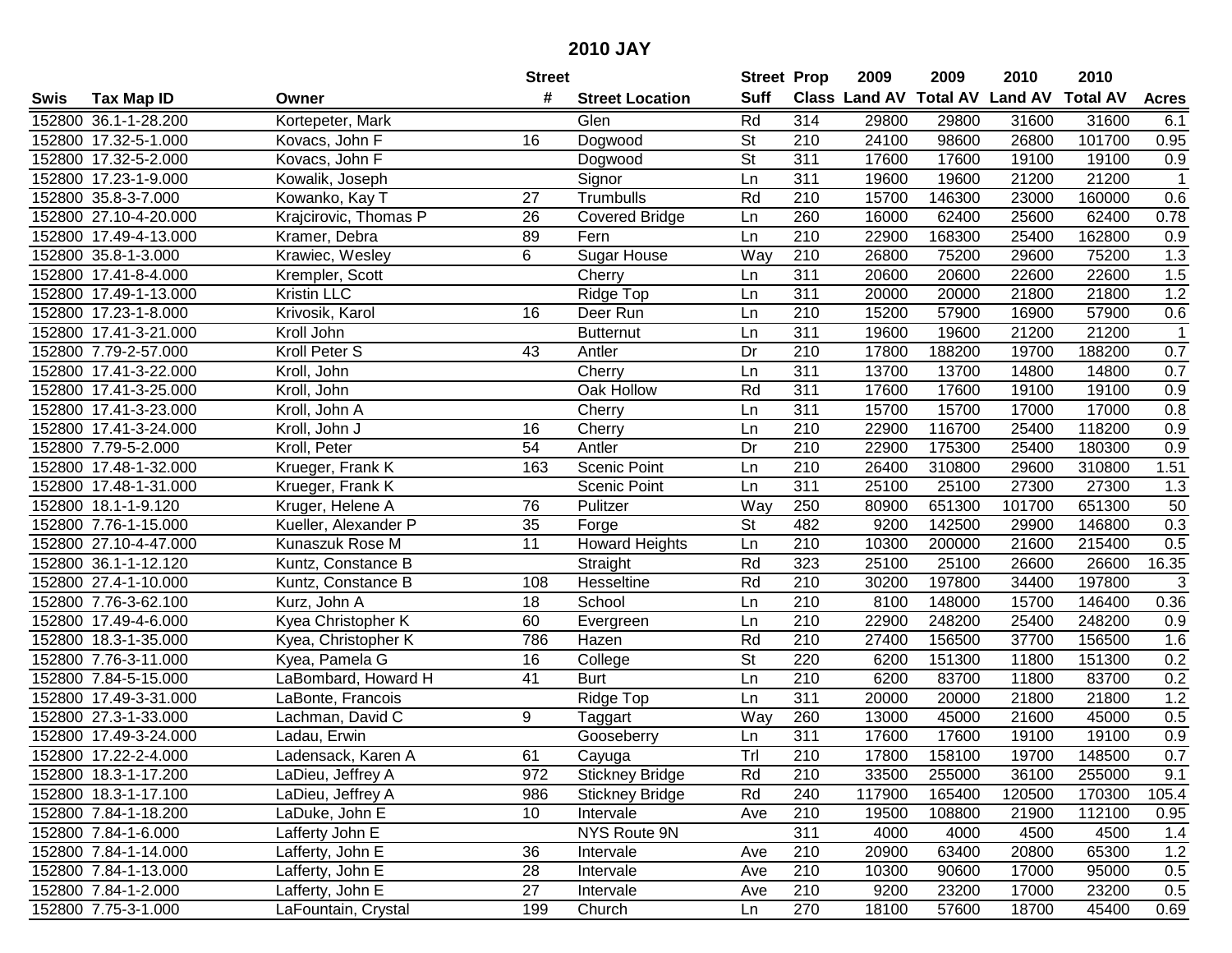# 2010 JAY

| Swis | Tax Map ID | Owner | Street # | Street Location | Street Suff | Prop Class | 2009 Land AV | 2009 Total AV | 2010 Land AV | 2010 Total AV | Acres |
|---|---|---|---|---|---|---|---|---|---|---|---|
| 152800 | 36.1-1-28.200 | Kortepeter, Mark | | Glen | Rd | 314 | 29800 | 29800 | 31600 | 31600 | 6.1 |
| 152800 | 17.32-5-1.000 | Kovacs, John F | 16 | Dogwood | St | 210 | 24100 | 98600 | 26800 | 101700 | 0.95 |
| 152800 | 17.32-5-2.000 | Kovacs, John F | | Dogwood | St | 311 | 17600 | 17600 | 19100 | 19100 | 0.9 |
| 152800 | 17.23-1-9.000 | Kowalik, Joseph | | Signor | Ln | 311 | 19600 | 19600 | 21200 | 21200 | 1 |
| 152800 | 35.8-3-7.000 | Kowanko, Kay T | 27 | Trumbulls | Rd | 210 | 15700 | 146300 | 23000 | 160000 | 0.6 |
| 152800 | 27.10-4-20.000 | Krajcirovic, Thomas P | 26 | Covered Bridge | Ln | 260 | 16000 | 62400 | 25600 | 62400 | 0.78 |
| 152800 | 17.49-4-13.000 | Kramer, Debra | 89 | Fern | Ln | 210 | 22900 | 168300 | 25400 | 162800 | 0.9 |
| 152800 | 35.8-1-3.000 | Krawiec, Wesley | 6 | Sugar House | Way | 210 | 26800 | 75200 | 29600 | 75200 | 1.3 |
| 152800 | 17.41-8-4.000 | Krempler, Scott | | Cherry | Ln | 311 | 20600 | 20600 | 22600 | 22600 | 1.5 |
| 152800 | 17.49-1-13.000 | Kristin LLC | | Ridge Top | Ln | 311 | 20000 | 20000 | 21800 | 21800 | 1.2 |
| 152800 | 17.23-1-8.000 | Krivosik, Karol | 16 | Deer Run | Ln | 210 | 15200 | 57900 | 16900 | 57900 | 0.6 |
| 152800 | 17.41-3-21.000 | Kroll John | | Butternut | Ln | 311 | 19600 | 19600 | 21200 | 21200 | 1 |
| 152800 | 7.79-2-57.000 | Kroll Peter S | 43 | Antler | Dr | 210 | 17800 | 188200 | 19700 | 188200 | 0.7 |
| 152800 | 17.41-3-22.000 | Kroll, John | | Cherry | Ln | 311 | 13700 | 13700 | 14800 | 14800 | 0.7 |
| 152800 | 17.41-3-25.000 | Kroll, John | | Oak Hollow | Rd | 311 | 17600 | 17600 | 19100 | 19100 | 0.9 |
| 152800 | 17.41-3-23.000 | Kroll, John A | | Cherry | Ln | 311 | 15700 | 15700 | 17000 | 17000 | 0.8 |
| 152800 | 17.41-3-24.000 | Kroll, John J | 16 | Cherry | Ln | 210 | 22900 | 116700 | 25400 | 118200 | 0.9 |
| 152800 | 7.79-5-2.000 | Kroll, Peter | 54 | Antler | Dr | 210 | 22900 | 175300 | 25400 | 180300 | 0.9 |
| 152800 | 17.48-1-32.000 | Krueger, Frank K | 163 | Scenic Point | Ln | 210 | 26400 | 310800 | 29600 | 310800 | 1.51 |
| 152800 | 17.48-1-31.000 | Krueger, Frank K | | Scenic Point | Ln | 311 | 25100 | 25100 | 27300 | 27300 | 1.3 |
| 152800 | 18.1-1-9.120 | Kruger, Helene A | 76 | Pulitzer | Way | 250 | 80900 | 651300 | 101700 | 651300 | 50 |
| 152800 | 7.76-1-15.000 | Kueller, Alexander P | 35 | Forge | St | 482 | 9200 | 142500 | 29900 | 146800 | 0.3 |
| 152800 | 27.10-4-47.000 | Kunaszuk Rose M | 11 | Howard Heights | Ln | 210 | 10300 | 200000 | 21600 | 215400 | 0.5 |
| 152800 | 36.1-1-12.120 | Kuntz, Constance B | | Straight | Rd | 323 | 25100 | 25100 | 26600 | 26600 | 16.35 |
| 152800 | 27.4-1-10.000 | Kuntz, Constance B | 108 | Hesseltine | Rd | 210 | 30200 | 197800 | 34400 | 197800 | 3 |
| 152800 | 7.76-3-62.100 | Kurz, John A | 18 | School | Ln | 210 | 8100 | 148000 | 15700 | 146400 | 0.36 |
| 152800 | 17.49-4-6.000 | Kyea Christopher K | 60 | Evergreen | Ln | 210 | 22900 | 248200 | 25400 | 248200 | 0.9 |
| 152800 | 18.3-1-35.000 | Kyea, Christopher K | 786 | Hazen | Rd | 210 | 27400 | 156500 | 37700 | 156500 | 1.6 |
| 152800 | 7.76-3-11.000 | Kyea, Pamela G | 16 | College | St | 220 | 6200 | 151300 | 11800 | 151300 | 0.2 |
| 152800 | 7.84-5-15.000 | LaBombard, Howard H | 41 | Burt | Ln | 210 | 6200 | 83700 | 11800 | 83700 | 0.2 |
| 152800 | 17.49-3-31.000 | LaBonte, Francois | | Ridge Top | Ln | 311 | 20000 | 20000 | 21800 | 21800 | 1.2 |
| 152800 | 27.3-1-33.000 | Lachman, David C | 9 | Taggart | Way | 260 | 13000 | 45000 | 21600 | 45000 | 0.5 |
| 152800 | 17.49-3-24.000 | Ladau, Erwin | | Gooseberry | Ln | 311 | 17600 | 17600 | 19100 | 19100 | 0.9 |
| 152800 | 17.22-2-4.000 | Ladensack, Karen A | 61 | Cayuga | Trl | 210 | 17800 | 158100 | 19700 | 148500 | 0.7 |
| 152800 | 18.3-1-17.200 | LaDieu, Jeffrey A | 972 | Stickney Bridge | Rd | 210 | 33500 | 255000 | 36100 | 255000 | 9.1 |
| 152800 | 18.3-1-17.100 | LaDieu, Jeffrey A | 986 | Stickney Bridge | Rd | 240 | 117900 | 165400 | 120500 | 170300 | 105.4 |
| 152800 | 7.84-1-18.200 | LaDuke, John E | 10 | Intervale | Ave | 210 | 19500 | 108800 | 21900 | 112100 | 0.95 |
| 152800 | 7.84-1-6.000 | Lafferty John E | | NYS Route 9N | | 311 | 4000 | 4000 | 4500 | 4500 | 1.4 |
| 152800 | 7.84-1-14.000 | Lafferty, John E | 36 | Intervale | Ave | 210 | 20900 | 63400 | 20800 | 65300 | 1.2 |
| 152800 | 7.84-1-13.000 | Lafferty, John E | 28 | Intervale | Ave | 210 | 10300 | 90600 | 17000 | 95000 | 0.5 |
| 152800 | 7.84-1-2.000 | Lafferty, John E | 27 | Intervale | Ave | 210 | 9200 | 23200 | 17000 | 23200 | 0.5 |
| 152800 | 7.75-3-1.000 | LaFountain, Crystal | 199 | Church | Ln | 270 | 18100 | 57600 | 18700 | 45400 | 0.69 |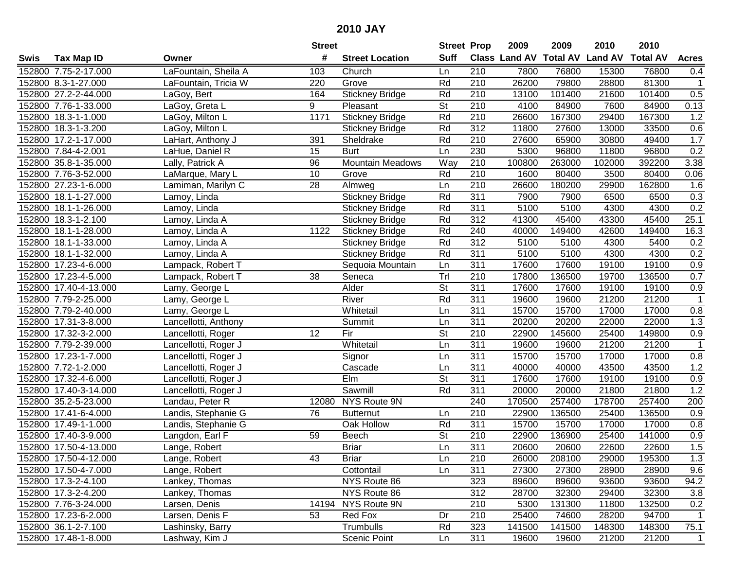# 2010 JAY

| Swis | Tax Map ID | Owner | Street # | Street Location | Street Suff | Prop Class | 2009 Land AV | 2009 Total AV | 2010 Land AV | 2010 Total AV | Acres |
|---|---|---|---|---|---|---|---|---|---|---|---|
| 152800 | 7.75-2-17.000 | LaFountain, Sheila A | 103 | Church | Ln | 210 | 7800 | 76800 | 15300 | 76800 | 0.4 |
| 152800 | 8.3-1-27.000 | LaFountain, Tricia W | 220 | Grove | Rd | 210 | 26200 | 79800 | 28800 | 81300 | 1 |
| 152800 | 27.2-2-44.000 | LaGoy, Bert | 164 | Stickney Bridge | Rd | 210 | 13100 | 101400 | 21600 | 101400 | 0.5 |
| 152800 | 7.76-1-33.000 | LaGoy, Greta L | 9 | Pleasant | St | 210 | 4100 | 84900 | 7600 | 84900 | 0.13 |
| 152800 | 18.3-1-1.000 | LaGoy, Milton L | 1171 | Stickney Bridge | Rd | 210 | 26600 | 167300 | 29400 | 167300 | 1.2 |
| 152800 | 18.3-1-3.200 | LaGoy, Milton L | | Stickney Bridge | Rd | 312 | 11800 | 27600 | 13000 | 33500 | 0.6 |
| 152800 | 17.2-1-17.000 | LaHart, Anthony J | 391 | Sheldrake | Rd | 210 | 27600 | 65900 | 30800 | 49400 | 1.7 |
| 152800 | 7.84-4-2.001 | LaHue, Daniel R | 15 | Burt | Ln | 230 | 5300 | 96800 | 11800 | 96800 | 0.2 |
| 152800 | 35.8-1-35.000 | Lally, Patrick A | 96 | Mountain Meadows | Way | 210 | 100800 | 263000 | 102000 | 392200 | 3.38 |
| 152800 | 7.76-3-52.000 | LaMarque, Mary L | 10 | Grove | Rd | 210 | 1600 | 80400 | 3500 | 80400 | 0.06 |
| 152800 | 27.23-1-6.000 | Lamiman, Marilyn C | 28 | Almweg | Ln | 210 | 26600 | 180200 | 29900 | 162800 | 1.6 |
| 152800 | 18.1-1-27.000 | Lamoy, Linda | | Stickney Bridge | Rd | 311 | 7900 | 7900 | 6500 | 6500 | 0.3 |
| 152800 | 18.1-1-26.000 | Lamoy, Linda | | Stickney Bridge | Rd | 311 | 5100 | 5100 | 4300 | 4300 | 0.2 |
| 152800 | 18.3-1-2.100 | Lamoy, Linda A | | Stickney Bridge | Rd | 312 | 41300 | 45400 | 43300 | 45400 | 25.1 |
| 152800 | 18.1-1-28.000 | Lamoy, Linda A | 1122 | Stickney Bridge | Rd | 240 | 40000 | 149400 | 42600 | 149400 | 16.3 |
| 152800 | 18.1-1-33.000 | Lamoy, Linda A | | Stickney Bridge | Rd | 312 | 5100 | 5100 | 4300 | 5400 | 0.2 |
| 152800 | 18.1-1-32.000 | Lamoy, Linda A | | Stickney Bridge | Rd | 311 | 5100 | 5100 | 4300 | 4300 | 0.2 |
| 152800 | 17.23-4-6.000 | Lampack, Robert T | | Sequoia Mountain | Ln | 311 | 17600 | 17600 | 19100 | 19100 | 0.9 |
| 152800 | 17.23-4-5.000 | Lampack, Robert T | 38 | Seneca | Trl | 210 | 17800 | 136500 | 19700 | 136500 | 0.7 |
| 152800 | 17.40-4-13.000 | Lamy, George L | | Alder | St | 311 | 17600 | 17600 | 19100 | 19100 | 0.9 |
| 152800 | 7.79-2-25.000 | Lamy, George L | | River | Rd | 311 | 19600 | 19600 | 21200 | 21200 | 1 |
| 152800 | 7.79-2-40.000 | Lamy, George L | | Whitetail | Ln | 311 | 15700 | 15700 | 17000 | 17000 | 0.8 |
| 152800 | 17.31-3-8.000 | Lancellotti, Anthony | | Summit | Ln | 311 | 20200 | 20200 | 22000 | 22000 | 1.3 |
| 152800 | 17.32-3-2.000 | Lancellotti, Roger | 12 | Fir | St | 210 | 22900 | 145600 | 25400 | 149800 | 0.9 |
| 152800 | 7.79-2-39.000 | Lancellotti, Roger J | | Whitetail | Ln | 311 | 19600 | 19600 | 21200 | 21200 | 1 |
| 152800 | 17.23-1-7.000 | Lancellotti, Roger J | | Signor | Ln | 311 | 15700 | 15700 | 17000 | 17000 | 0.8 |
| 152800 | 7.72-1-2.000 | Lancellotti, Roger J | | Cascade | Ln | 311 | 40000 | 40000 | 43500 | 43500 | 1.2 |
| 152800 | 17.32-4-6.000 | Lancellotti, Roger J | | Elm | St | 311 | 17600 | 17600 | 19100 | 19100 | 0.9 |
| 152800 | 17.40-3-14.000 | Lancellotti, Roger J | | Sawmill | Rd | 311 | 20000 | 20000 | 21800 | 21800 | 1.2 |
| 152800 | 35.2-5-23.000 | Landau, Peter R | 12080 | NYS Route 9N | | 240 | 170500 | 257400 | 178700 | 257400 | 200 |
| 152800 | 17.41-6-4.000 | Landis, Stephanie G | 76 | Butternut | Ln | 210 | 22900 | 136500 | 25400 | 136500 | 0.9 |
| 152800 | 17.49-1-1.000 | Landis, Stephanie G | | Oak Hollow | Rd | 311 | 15700 | 15700 | 17000 | 17000 | 0.8 |
| 152800 | 17.40-3-9.000 | Langdon, Earl F | 59 | Beech | St | 210 | 22900 | 136900 | 25400 | 141000 | 0.9 |
| 152800 | 17.50-4-13.000 | Lange, Robert | | Briar | Ln | 311 | 20600 | 20600 | 22600 | 22600 | 1.5 |
| 152800 | 17.50-4-12.000 | Lange, Robert | 43 | Briar | Ln | 210 | 26000 | 208100 | 29000 | 195300 | 1.3 |
| 152800 | 17.50-4-7.000 | Lange, Robert | | Cottontail | Ln | 311 | 27300 | 27300 | 28900 | 28900 | 9.6 |
| 152800 | 17.3-2-4.100 | Lankey, Thomas | | NYS Route 86 | | 323 | 89600 | 89600 | 93600 | 93600 | 94.2 |
| 152800 | 17.3-2-4.200 | Lankey, Thomas | | NYS Route 86 | | 312 | 28700 | 32300 | 29400 | 32300 | 3.8 |
| 152800 | 7.76-3-24.000 | Larsen, Denis | 14194 | NYS Route 9N | | 210 | 5300 | 131300 | 11800 | 132500 | 0.2 |
| 152800 | 17.23-6-2.000 | Larsen, Denis F | 53 | Red Fox | Dr | 210 | 25400 | 74600 | 28200 | 94700 | 1 |
| 152800 | 36.1-2-7.100 | Lashinsky, Barry | | Trumbulls | Rd | 323 | 141500 | 141500 | 148300 | 148300 | 75.1 |
| 152800 | 17.48-1-8.000 | Lashway, Kim J | | Scenic Point | Ln | 311 | 19600 | 19600 | 21200 | 21200 | 1 |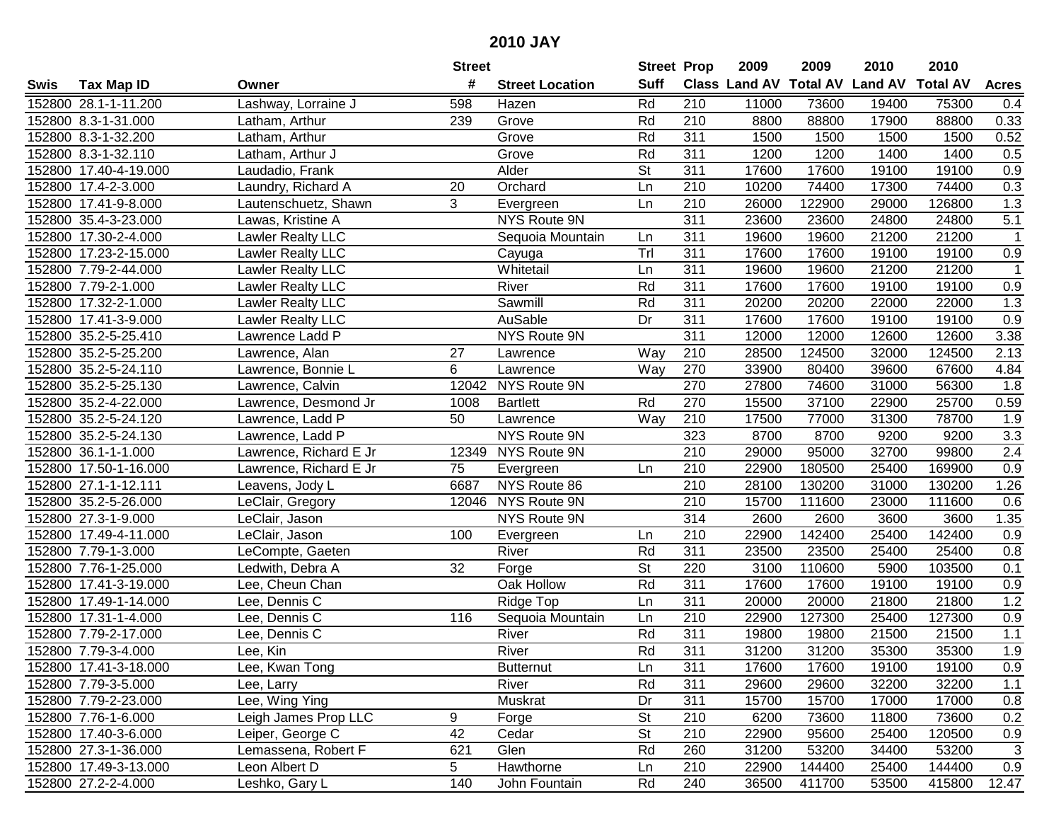# 2010 JAY

| Swis | Tax Map ID | Owner | Street # | Street Location | Street Suff | Prop Class | 2009 Land AV | 2009 Total AV | 2010 Land AV | 2010 Total AV | Acres |
|---|---|---|---|---|---|---|---|---|---|---|---|
| 152800 | 28.1-1-11.200 | Lashway, Lorraine J | 598 | Hazen | Rd | 210 | 11000 | 73600 | 19400 | 75300 | 0.4 |
| 152800 | 8.3-1-31.000 | Latham, Arthur | 239 | Grove | Rd | 210 | 8800 | 88800 | 17900 | 88800 | 0.33 |
| 152800 | 8.3-1-32.200 | Latham, Arthur | | Grove | Rd | 311 | 1500 | 1500 | 1500 | 1500 | 0.52 |
| 152800 | 8.3-1-32.110 | Latham, Arthur J | | Grove | Rd | 311 | 1200 | 1200 | 1400 | 1400 | 0.5 |
| 152800 | 17.40-4-19.000 | Laudadio, Frank | | Alder | St | 311 | 17600 | 17600 | 19100 | 19100 | 0.9 |
| 152800 | 17.4-2-3.000 | Laundry, Richard A | 20 | Orchard | Ln | 210 | 10200 | 74400 | 17300 | 74400 | 0.3 |
| 152800 | 17.41-9-8.000 | Lautenschuetz, Shawn | 3 | Evergreen | Ln | 210 | 26000 | 122900 | 29000 | 126800 | 1.3 |
| 152800 | 35.4-3-23.000 | Lawas, Kristine A | | NYS Route 9N | | 311 | 23600 | 23600 | 24800 | 24800 | 5.1 |
| 152800 | 17.30-2-4.000 | Lawler Realty LLC | | Sequoia Mountain | Ln | 311 | 19600 | 19600 | 21200 | 21200 | 1 |
| 152800 | 17.23-2-15.000 | Lawler Realty LLC | | Cayuga | Trl | 311 | 17600 | 17600 | 19100 | 19100 | 0.9 |
| 152800 | 7.79-2-44.000 | Lawler Realty LLC | | Whitetail | Ln | 311 | 19600 | 19600 | 21200 | 21200 | 1 |
| 152800 | 7.79-2-1.000 | Lawler Realty LLC | | River | Rd | 311 | 17600 | 17600 | 19100 | 19100 | 0.9 |
| 152800 | 17.32-2-1.000 | Lawler Realty LLC | | Sawmill | Rd | 311 | 20200 | 20200 | 22000 | 22000 | 1.3 |
| 152800 | 17.41-3-9.000 | Lawler Realty LLC | | AuSable | Dr | 311 | 17600 | 17600 | 19100 | 19100 | 0.9 |
| 152800 | 35.2-5-25.410 | Lawrence Ladd P | | NYS Route 9N | | 311 | 12000 | 12000 | 12600 | 12600 | 3.38 |
| 152800 | 35.2-5-25.200 | Lawrence, Alan | 27 | Lawrence | Way | 210 | 28500 | 124500 | 32000 | 124500 | 2.13 |
| 152800 | 35.2-5-24.110 | Lawrence, Bonnie L | 6 | Lawrence | Way | 270 | 33900 | 80400 | 39600 | 67600 | 4.84 |
| 152800 | 35.2-5-25.130 | Lawrence, Calvin | 12042 | NYS Route 9N | | 270 | 27800 | 74600 | 31000 | 56300 | 1.8 |
| 152800 | 35.2-4-22.000 | Lawrence, Desmond Jr | 1008 | Bartlett | Rd | 270 | 15500 | 37100 | 22900 | 25700 | 0.59 |
| 152800 | 35.2-5-24.120 | Lawrence, Ladd P | 50 | Lawrence | Way | 210 | 17500 | 77000 | 31300 | 78700 | 1.9 |
| 152800 | 35.2-5-24.130 | Lawrence, Ladd P | | NYS Route 9N | | 323 | 8700 | 8700 | 9200 | 9200 | 3.3 |
| 152800 | 36.1-1-1.000 | Lawrence, Richard E Jr | 12349 | NYS Route 9N | | 210 | 29000 | 95000 | 32700 | 99800 | 2.4 |
| 152800 | 17.50-1-16.000 | Lawrence, Richard E Jr | 75 | Evergreen | Ln | 210 | 22900 | 180500 | 25400 | 169900 | 0.9 |
| 152800 | 27.1-1-12.111 | Leavens, Jody L | 6687 | NYS Route 86 | | 210 | 28100 | 130200 | 31000 | 130200 | 1.26 |
| 152800 | 35.2-5-26.000 | LeClair, Gregory | 12046 | NYS Route 9N | | 210 | 15700 | 111600 | 23000 | 111600 | 0.6 |
| 152800 | 27.3-1-9.000 | LeClair, Jason | | NYS Route 9N | | 314 | 2600 | 2600 | 3600 | 3600 | 1.35 |
| 152800 | 17.49-4-11.000 | LeClair, Jason | 100 | Evergreen | Ln | 210 | 22900 | 142400 | 25400 | 142400 | 0.9 |
| 152800 | 7.79-1-3.000 | LeCompte, Gaeten | | River | Rd | 311 | 23500 | 23500 | 25400 | 25400 | 0.8 |
| 152800 | 7.76-1-25.000 | Ledwith, Debra A | 32 | Forge | St | 220 | 3100 | 110600 | 5900 | 103500 | 0.1 |
| 152800 | 17.41-3-19.000 | Lee, Cheun Chan | | Oak Hollow | Rd | 311 | 17600 | 17600 | 19100 | 19100 | 0.9 |
| 152800 | 17.49-1-14.000 | Lee, Dennis C | | Ridge Top | Ln | 311 | 20000 | 20000 | 21800 | 21800 | 1.2 |
| 152800 | 17.31-1-4.000 | Lee, Dennis C | 116 | Sequoia Mountain | Ln | 210 | 22900 | 127300 | 25400 | 127300 | 0.9 |
| 152800 | 7.79-2-17.000 | Lee, Dennis C | | River | Rd | 311 | 19800 | 19800 | 21500 | 21500 | 1.1 |
| 152800 | 7.79-3-4.000 | Lee, Kin | | River | Rd | 311 | 31200 | 31200 | 35300 | 35300 | 1.9 |
| 152800 | 17.41-3-18.000 | Lee, Kwan Tong | | Butternut | Ln | 311 | 17600 | 17600 | 19100 | 19100 | 0.9 |
| 152800 | 7.79-3-5.000 | Lee, Larry | | River | Rd | 311 | 29600 | 29600 | 32200 | 32200 | 1.1 |
| 152800 | 7.79-2-23.000 | Lee, Wing Ying | | Muskrat | Dr | 311 | 15700 | 15700 | 17000 | 17000 | 0.8 |
| 152800 | 7.76-1-6.000 | Leigh James Prop LLC | 9 | Forge | St | 210 | 6200 | 73600 | 11800 | 73600 | 0.2 |
| 152800 | 17.40-3-6.000 | Leiper, George C | 42 | Cedar | St | 210 | 22900 | 95600 | 25400 | 120500 | 0.9 |
| 152800 | 27.3-1-36.000 | Lemassena, Robert F | 621 | Glen | Rd | 260 | 31200 | 53200 | 34400 | 53200 | 3 |
| 152800 | 17.49-3-13.000 | Leon Albert D | 5 | Hawthorne | Ln | 210 | 22900 | 144400 | 25400 | 144400 | 0.9 |
| 152800 | 27.2-2-4.000 | Leshko, Gary L | 140 | John Fountain | Rd | 240 | 36500 | 411700 | 53500 | 415800 | 12.47 |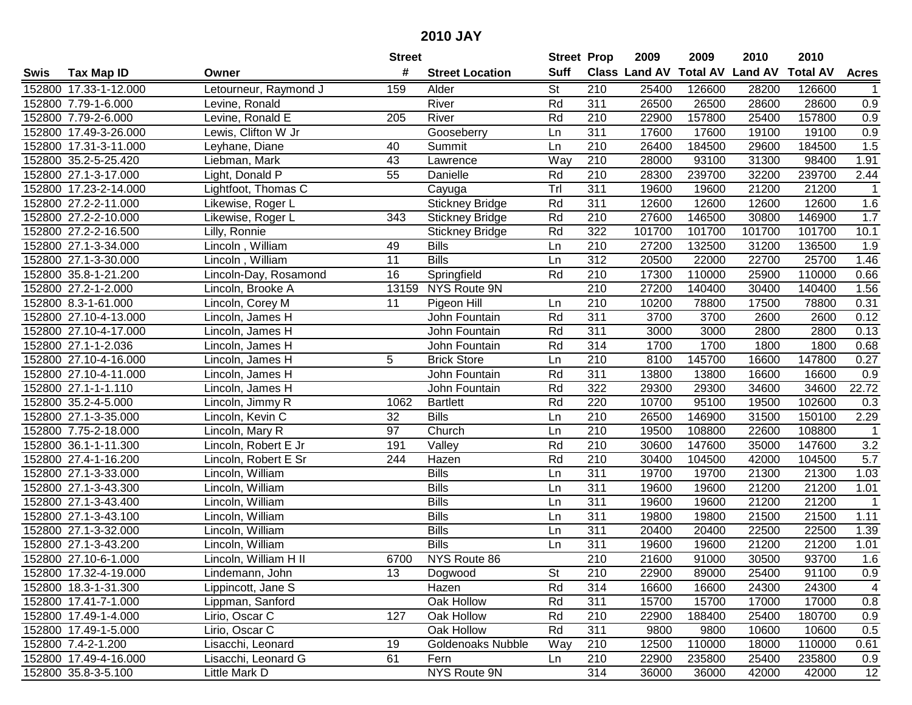# 2010 JAY

| Swis | Tax Map ID | Owner | Street # | Street Location | Street Suff | Prop Class | 2009 Land AV | 2009 Total AV | 2010 Land AV | 2010 Total AV | Acres |
|---|---|---|---|---|---|---|---|---|---|---|---|
| 152800 | 17.33-1-12.000 | Letourneur, Raymond J | 159 | Alder | St | 210 | 25400 | 126600 | 28200 | 126600 | 1 |
| 152800 | 7.79-1-6.000 | Levine, Ronald | | River | Rd | 311 | 26500 | 26500 | 28600 | 28600 | 0.9 |
| 152800 | 7.79-2-6.000 | Levine, Ronald E | 205 | River | Rd | 210 | 22900 | 157800 | 25400 | 157800 | 0.9 |
| 152800 | 17.49-3-26.000 | Lewis, Clifton W Jr | | Gooseberry | Ln | 311 | 17600 | 17600 | 19100 | 19100 | 0.9 |
| 152800 | 17.31-3-11.000 | Leyhane, Diane | 40 | Summit | Ln | 210 | 26400 | 184500 | 29600 | 184500 | 1.5 |
| 152800 | 35.2-5-25.420 | Liebman, Mark | 43 | Lawrence | Way | 210 | 28000 | 93100 | 31300 | 98400 | 1.91 |
| 152800 | 27.1-3-17.000 | Light, Donald P | 55 | Danielle | Rd | 210 | 28300 | 239700 | 32200 | 239700 | 2.44 |
| 152800 | 17.23-2-14.000 | Lightfoot, Thomas C | | Cayuga | Trl | 311 | 19600 | 19600 | 21200 | 21200 | 1 |
| 152800 | 27.2-2-11.000 | Likewise, Roger L | | Stickney Bridge | Rd | 311 | 12600 | 12600 | 12600 | 12600 | 1.6 |
| 152800 | 27.2-2-10.000 | Likewise, Roger L | 343 | Stickney Bridge | Rd | 210 | 27600 | 146500 | 30800 | 146900 | 1.7 |
| 152800 | 27.2-2-16.500 | Lilly, Ronnie | | Stickney Bridge | Rd | 322 | 101700 | 101700 | 101700 | 101700 | 10.1 |
| 152800 | 27.1-3-34.000 | Lincoln , William | 49 | Bills | Ln | 210 | 27200 | 132500 | 31200 | 136500 | 1.9 |
| 152800 | 27.1-3-30.000 | Lincoln , William | 11 | Bills | Ln | 312 | 20500 | 22000 | 22700 | 25700 | 1.46 |
| 152800 | 35.8-1-21.200 | Lincoln-Day, Rosamond | 16 | Springfield | Rd | 210 | 17300 | 110000 | 25900 | 110000 | 0.66 |
| 152800 | 27.2-1-2.000 | Lincoln, Brooke A | 13159 | NYS Route 9N | | 210 | 27200 | 140400 | 30400 | 140400 | 1.56 |
| 152800 | 8.3-1-61.000 | Lincoln, Corey M | 11 | Pigeon Hill | Ln | 210 | 10200 | 78800 | 17500 | 78800 | 0.31 |
| 152800 | 27.10-4-13.000 | Lincoln, James H | | John Fountain | Rd | 311 | 3700 | 3700 | 2600 | 2600 | 0.12 |
| 152800 | 27.10-4-17.000 | Lincoln, James H | | John Fountain | Rd | 311 | 3000 | 3000 | 2800 | 2800 | 0.13 |
| 152800 | 27.1-1-2.036 | Lincoln, James H | | John Fountain | Rd | 314 | 1700 | 1700 | 1800 | 1800 | 0.68 |
| 152800 | 27.10-4-16.000 | Lincoln, James H | 5 | Brick Store | Ln | 210 | 8100 | 145700 | 16600 | 147800 | 0.27 |
| 152800 | 27.10-4-11.000 | Lincoln, James H | | John Fountain | Rd | 311 | 13800 | 13800 | 16600 | 16600 | 0.9 |
| 152800 | 27.1-1-1.110 | Lincoln, James H | | John Fountain | Rd | 322 | 29300 | 29300 | 34600 | 34600 | 22.72 |
| 152800 | 35.2-4-5.000 | Lincoln, Jimmy R | 1062 | Bartlett | Rd | 220 | 10700 | 95100 | 19500 | 102600 | 0.3 |
| 152800 | 27.1-3-35.000 | Lincoln, Kevin C | 32 | Bills | Ln | 210 | 26500 | 146900 | 31500 | 150100 | 2.29 |
| 152800 | 7.75-2-18.000 | Lincoln, Mary R | 97 | Church | Ln | 210 | 19500 | 108800 | 22600 | 108800 | 1 |
| 152800 | 36.1-1-11.300 | Lincoln, Robert E Jr | 191 | Valley | Rd | 210 | 30600 | 147600 | 35000 | 147600 | 3.2 |
| 152800 | 27.4-1-16.200 | Lincoln, Robert E Sr | 244 | Hazen | Rd | 210 | 30400 | 104500 | 42000 | 104500 | 5.7 |
| 152800 | 27.1-3-33.000 | Lincoln, William | | Bills | Ln | 311 | 19700 | 19700 | 21300 | 21300 | 1.03 |
| 152800 | 27.1-3-43.300 | Lincoln, William | | Bills | Ln | 311 | 19600 | 19600 | 21200 | 21200 | 1.01 |
| 152800 | 27.1-3-43.400 | Lincoln, William | | Bills | Ln | 311 | 19600 | 19600 | 21200 | 21200 | 1 |
| 152800 | 27.1-3-43.100 | Lincoln, William | | Bills | Ln | 311 | 19800 | 19800 | 21500 | 21500 | 1.11 |
| 152800 | 27.1-3-32.000 | Lincoln, William | | Bills | Ln | 311 | 20400 | 20400 | 22500 | 22500 | 1.39 |
| 152800 | 27.1-3-43.200 | Lincoln, William | | Bills | Ln | 311 | 19600 | 19600 | 21200 | 21200 | 1.01 |
| 152800 | 27.10-6-1.000 | Lincoln, William H II | 6700 | NYS Route 86 | | 210 | 21600 | 91000 | 30500 | 93700 | 1.6 |
| 152800 | 17.32-4-19.000 | Lindemann, John | 13 | Dogwood | St | 210 | 22900 | 89000 | 25400 | 91100 | 0.9 |
| 152800 | 18.3-1-31.300 | Lippincott, Jane S | | Hazen | Rd | 314 | 16600 | 16600 | 24300 | 24300 | 4 |
| 152800 | 17.41-7-1.000 | Lippman, Sanford | | Oak Hollow | Rd | 311 | 15700 | 15700 | 17000 | 17000 | 0.8 |
| 152800 | 17.49-1-4.000 | Lirio, Oscar C | 127 | Oak Hollow | Rd | 210 | 22900 | 188400 | 25400 | 180700 | 0.9 |
| 152800 | 17.49-1-5.000 | Lirio, Oscar C | | Oak Hollow | Rd | 311 | 9800 | 9800 | 10600 | 10600 | 0.5 |
| 152800 | 7.4-2-1.200 | Lisacchi, Leonard | 19 | Goldenoaks Nubble | Way | 210 | 12500 | 110000 | 18000 | 110000 | 0.61 |
| 152800 | 17.49-4-16.000 | Lisacchi, Leonard G | 61 | Fern | Ln | 210 | 22900 | 235800 | 25400 | 235800 | 0.9 |
| 152800 | 35.8-3-5.100 | Little Mark D | | NYS Route 9N | | 314 | 36000 | 36000 | 42000 | 42000 | 12 |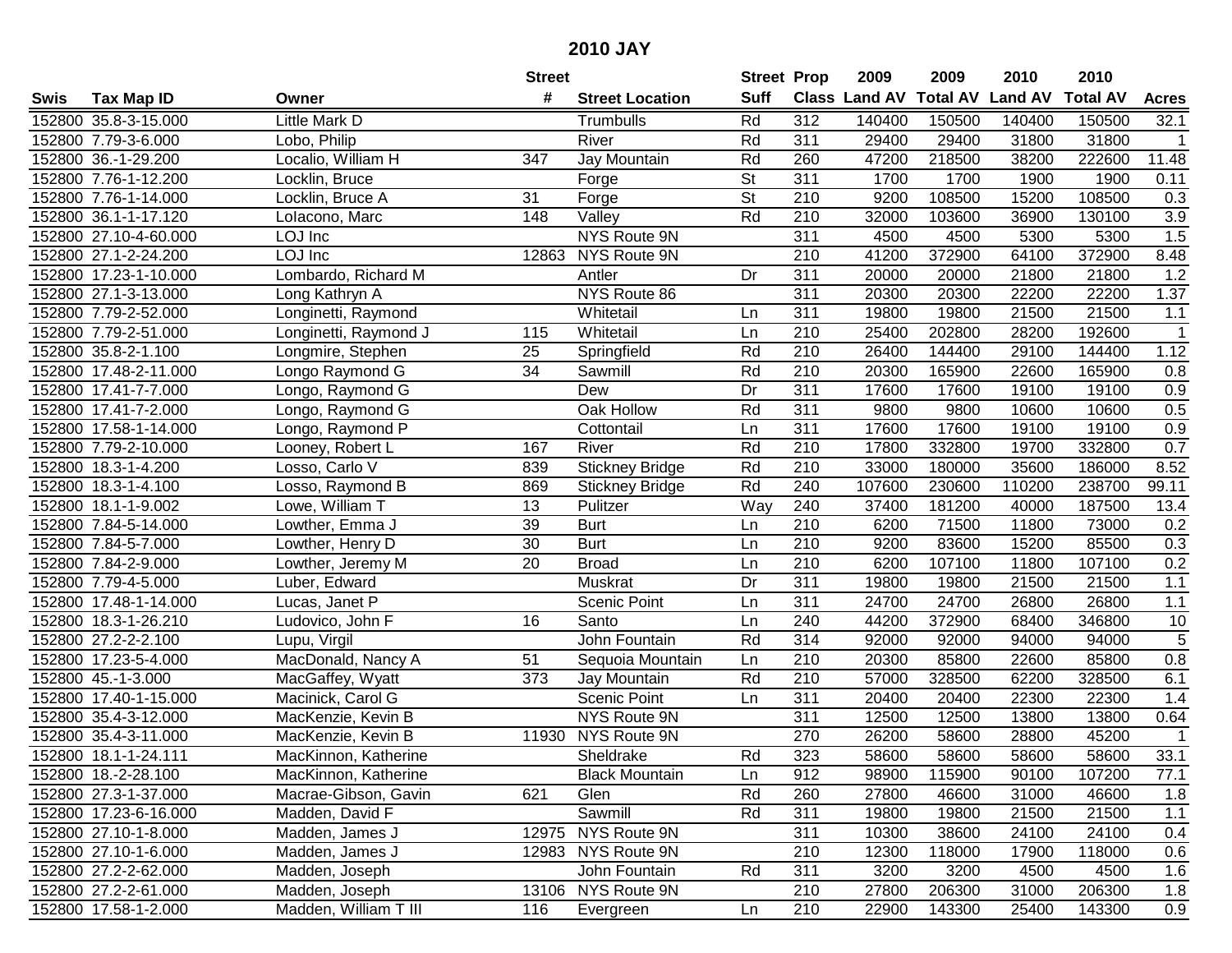# 2010 JAY

| Swis | Tax Map ID | Owner | Street # | Street Location | Street Suff | Prop Class | 2009 Land AV | 2009 Total AV | 2010 Land AV | 2010 Total AV | Acres |
|---|---|---|---|---|---|---|---|---|---|---|---|
| 152800 | 35.8-3-15.000 | Little Mark D | | Trumbulls | Rd | 312 | 140400 | 150500 | 140400 | 150500 | 32.1 |
| 152800 | 7.79-3-6.000 | Lobo, Philip | | River | Rd | 311 | 29400 | 29400 | 31800 | 31800 | 1 |
| 152800 | 36.-1-29.200 | Localio, William H | 347 | Jay Mountain | Rd | 260 | 47200 | 218500 | 38200 | 222600 | 11.48 |
| 152800 | 7.76-1-12.200 | Locklin, Bruce | | Forge | St | 311 | 1700 | 1700 | 1900 | 1900 | 0.11 |
| 152800 | 7.76-1-14.000 | Locklin, Bruce A | 31 | Forge | St | 210 | 9200 | 108500 | 15200 | 108500 | 0.3 |
| 152800 | 36.1-1-17.120 | LoIacono, Marc | 148 | Valley | Rd | 210 | 32000 | 103600 | 36900 | 130100 | 3.9 |
| 152800 | 27.10-4-60.000 | LOJ Inc | | NYS Route 9N | | 311 | 4500 | 4500 | 5300 | 5300 | 1.5 |
| 152800 | 27.1-2-24.200 | LOJ Inc | 12863 | NYS Route 9N | | 210 | 41200 | 372900 | 64100 | 372900 | 8.48 |
| 152800 | 17.23-1-10.000 | Lombardo, Richard M | | Antler | Dr | 311 | 20000 | 20000 | 21800 | 21800 | 1.2 |
| 152800 | 27.1-3-13.000 | Long Kathryn A | | NYS Route 86 | | 311 | 20300 | 20300 | 22200 | 22200 | 1.37 |
| 152800 | 7.79-2-52.000 | Longinetti, Raymond | | Whitetail | Ln | 311 | 19800 | 19800 | 21500 | 21500 | 1.1 |
| 152800 | 7.79-2-51.000 | Longinetti, Raymond J | 115 | Whitetail | Ln | 210 | 25400 | 202800 | 28200 | 192600 | 1 |
| 152800 | 35.8-2-1.100 | Longmire, Stephen | 25 | Springfield | Rd | 210 | 26400 | 144400 | 29100 | 144400 | 1.12 |
| 152800 | 17.48-2-11.000 | Longo Raymond G | 34 | Sawmill | Rd | 210 | 20300 | 165900 | 22600 | 165900 | 0.8 |
| 152800 | 17.41-7-7.000 | Longo, Raymond G | | Dew | Dr | 311 | 17600 | 17600 | 19100 | 19100 | 0.9 |
| 152800 | 17.41-7-2.000 | Longo, Raymond G | | Oak Hollow | Rd | 311 | 9800 | 9800 | 10600 | 10600 | 0.5 |
| 152800 | 17.58-1-14.000 | Longo, Raymond P | | Cottontail | Ln | 311 | 17600 | 17600 | 19100 | 19100 | 0.9 |
| 152800 | 7.79-2-10.000 | Looney, Robert L | 167 | River | Rd | 210 | 17800 | 332800 | 19700 | 332800 | 0.7 |
| 152800 | 18.3-1-4.200 | Losso, Carlo V | 839 | Stickney Bridge | Rd | 210 | 33000 | 180000 | 35600 | 186000 | 8.52 |
| 152800 | 18.3-1-4.100 | Losso, Raymond B | 869 | Stickney Bridge | Rd | 240 | 107600 | 230600 | 110200 | 238700 | 99.11 |
| 152800 | 18.1-1-9.002 | Lowe, William T | 13 | Pulitzer | Way | 240 | 37400 | 181200 | 40000 | 187500 | 13.4 |
| 152800 | 7.84-5-14.000 | Lowther, Emma J | 39 | Burt | Ln | 210 | 6200 | 71500 | 11800 | 73000 | 0.2 |
| 152800 | 7.84-5-7.000 | Lowther, Henry D | 30 | Burt | Ln | 210 | 9200 | 83600 | 15200 | 85500 | 0.3 |
| 152800 | 7.84-2-9.000 | Lowther, Jeremy M | 20 | Broad | Ln | 210 | 6200 | 107100 | 11800 | 107100 | 0.2 |
| 152800 | 7.79-4-5.000 | Luber, Edward | | Muskrat | Dr | 311 | 19800 | 19800 | 21500 | 21500 | 1.1 |
| 152800 | 17.48-1-14.000 | Lucas, Janet P | | Scenic Point | Ln | 311 | 24700 | 24700 | 26800 | 26800 | 1.1 |
| 152800 | 18.3-1-26.210 | Ludovico, John F | 16 | Santo | Ln | 240 | 44200 | 372900 | 68400 | 346800 | 10 |
| 152800 | 27.2-2-2.100 | Lupu, Virgil | | John Fountain | Rd | 314 | 92000 | 92000 | 94000 | 94000 | 5 |
| 152800 | 17.23-5-4.000 | MacDonald, Nancy A | 51 | Sequoia Mountain | Ln | 210 | 20300 | 85800 | 22600 | 85800 | 0.8 |
| 152800 | 45.-1-3.000 | MacGaffey, Wyatt | 373 | Jay Mountain | Rd | 210 | 57000 | 328500 | 62200 | 328500 | 6.1 |
| 152800 | 17.40-1-15.000 | Macinick, Carol G | | Scenic Point | Ln | 311 | 20400 | 20400 | 22300 | 22300 | 1.4 |
| 152800 | 35.4-3-12.000 | MacKenzie, Kevin B | | NYS Route 9N | | 311 | 12500 | 12500 | 13800 | 13800 | 0.64 |
| 152800 | 35.4-3-11.000 | MacKenzie, Kevin B | 11930 | NYS Route 9N | | 270 | 26200 | 58600 | 28800 | 45200 | 1 |
| 152800 | 18.1-1-24.111 | MacKinnon, Katherine | | Sheldrake | Rd | 323 | 58600 | 58600 | 58600 | 58600 | 33.1 |
| 152800 | 18.-2-28.100 | MacKinnon, Katherine | | Black Mountain | Ln | 912 | 98900 | 115900 | 90100 | 107200 | 77.1 |
| 152800 | 27.3-1-37.000 | Macrae-Gibson, Gavin | 621 | Glen | Rd | 260 | 27800 | 46600 | 31000 | 46600 | 1.8 |
| 152800 | 17.23-6-16.000 | Madden, David F | | Sawmill | Rd | 311 | 19800 | 19800 | 21500 | 21500 | 1.1 |
| 152800 | 27.10-1-8.000 | Madden, James J | 12975 | NYS Route 9N | | 311 | 10300 | 38600 | 24100 | 24100 | 0.4 |
| 152800 | 27.10-1-6.000 | Madden, James J | 12983 | NYS Route 9N | | 210 | 12300 | 118000 | 17900 | 118000 | 0.6 |
| 152800 | 27.2-2-62.000 | Madden, Joseph | | John Fountain | Rd | 311 | 3200 | 3200 | 4500 | 4500 | 1.6 |
| 152800 | 27.2-2-61.000 | Madden, Joseph | 13106 | NYS Route 9N | | 210 | 27800 | 206300 | 31000 | 206300 | 1.8 |
| 152800 | 17.58-1-2.000 | Madden, William T III | 116 | Evergreen | Ln | 210 | 22900 | 143300 | 25400 | 143300 | 0.9 |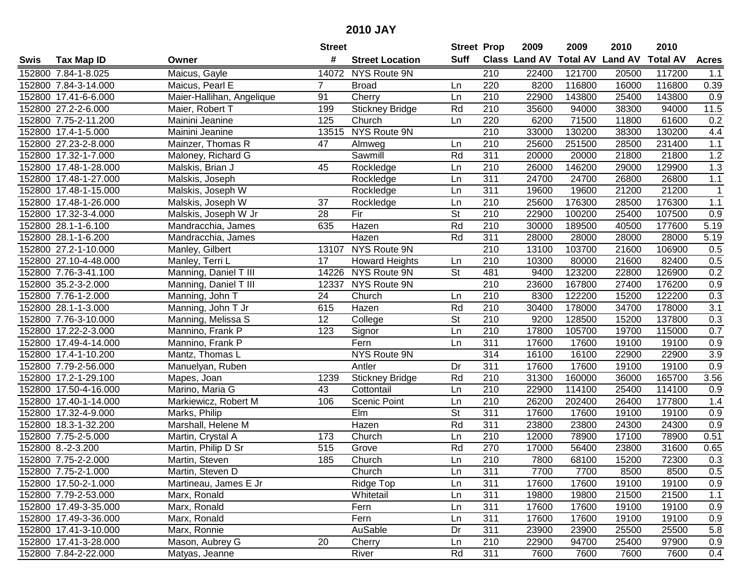# 2010 JAY

| Swis | Tax Map ID | Owner | Street # | Street Location | Street Suff | Prop Class | 2009 Land AV | 2009 Total AV | 2010 Land AV | 2010 Total AV | Acres |
|---|---|---|---|---|---|---|---|---|---|---|---|
| 152800 | 7.84-1-8.025 | Maicus, Gayle | 14072 | NYS Route 9N | | 210 | 22400 | 121700 | 20500 | 117200 | 1.1 |
| 152800 | 7.84-3-14.000 | Maicus, Pearl E | 7 | Broad | Ln | 220 | 8200 | 116800 | 16000 | 116800 | 0.39 |
| 152800 | 17.41-6-6.000 | Maier-Hallihan, Angelique | 91 | Cherry | Ln | 210 | 22900 | 143800 | 25400 | 143800 | 0.9 |
| 152800 | 27.2-2-6.000 | Maier, Robert T | 199 | Stickney Bridge | Rd | 210 | 35600 | 94000 | 38300 | 94000 | 11.5 |
| 152800 | 7.75-2-11.200 | Mainini Jeanine | 125 | Church | Ln | 220 | 6200 | 71500 | 11800 | 61600 | 0.2 |
| 152800 | 17.4-1-5.000 | Mainini Jeanine | 13515 | NYS Route 9N | | 210 | 33000 | 130200 | 38300 | 130200 | 4.4 |
| 152800 | 27.23-2-8.000 | Mainzer, Thomas R | 47 | Almweg | Ln | 210 | 25600 | 251500 | 28500 | 231400 | 1.1 |
| 152800 | 17.32-1-7.000 | Maloney, Richard G | | Sawmill | Rd | 311 | 20000 | 20000 | 21800 | 21800 | 1.2 |
| 152800 | 17.48-1-28.000 | Malskis, Brian J | 45 | Rockledge | Ln | 210 | 26000 | 146200 | 29000 | 129900 | 1.3 |
| 152800 | 17.48-1-27.000 | Malskis, Joseph | | Rockledge | Ln | 311 | 24700 | 24700 | 26800 | 26800 | 1.1 |
| 152800 | 17.48-1-15.000 | Malskis, Joseph W | | Rockledge | Ln | 311 | 19600 | 19600 | 21200 | 21200 | 1 |
| 152800 | 17.48-1-26.000 | Malskis, Joseph W | 37 | Rockledge | Ln | 210 | 25600 | 176300 | 28500 | 176300 | 1.1 |
| 152800 | 17.32-3-4.000 | Malskis, Joseph W Jr | 28 | Fir | St | 210 | 22900 | 100200 | 25400 | 107500 | 0.9 |
| 152800 | 28.1-1-6.100 | Mandracchia, James | 635 | Hazen | Rd | 210 | 30000 | 189500 | 40500 | 177600 | 5.19 |
| 152800 | 28.1-1-6.200 | Mandracchia, James | | Hazen | Rd | 311 | 28000 | 28000 | 28000 | 28000 | 5.19 |
| 152800 | 27.2-1-10.000 | Manley, Gilbert | 13107 | NYS Route 9N | | 210 | 13100 | 103700 | 21600 | 106900 | 0.5 |
| 152800 | 27.10-4-48.000 | Manley, Terri L | 17 | Howard Heights | Ln | 210 | 10300 | 80000 | 21600 | 82400 | 0.5 |
| 152800 | 7.76-3-41.100 | Manning, Daniel T III | 14226 | NYS Route 9N | St | 481 | 9400 | 123200 | 22800 | 126900 | 0.2 |
| 152800 | 35.2-3-2.000 | Manning, Daniel T III | 12337 | NYS Route 9N | | 210 | 23600 | 167800 | 27400 | 176200 | 0.9 |
| 152800 | 7.76-1-2.000 | Manning, John T | 24 | Church | Ln | 210 | 8300 | 122200 | 15200 | 122200 | 0.3 |
| 152800 | 28.1-1-3.000 | Manning, John T Jr | 615 | Hazen | Rd | 210 | 30400 | 178000 | 34700 | 178000 | 3.1 |
| 152800 | 7.76-3-10.000 | Manning, Melissa S | 12 | College | St | 210 | 9200 | 128500 | 15200 | 137800 | 0.3 |
| 152800 | 17.22-2-3.000 | Mannino, Frank P | 123 | Signor | Ln | 210 | 17800 | 105700 | 19700 | 115000 | 0.7 |
| 152800 | 17.49-4-14.000 | Mannino, Frank P | | Fern | Ln | 311 | 17600 | 17600 | 19100 | 19100 | 0.9 |
| 152800 | 17.4-1-10.200 | Mantz, Thomas L | | NYS Route 9N | | 314 | 16100 | 16100 | 22900 | 22900 | 3.9 |
| 152800 | 7.79-2-56.000 | Manuelyan, Ruben | | Antler | Dr | 311 | 17600 | 17600 | 19100 | 19100 | 0.9 |
| 152800 | 17.2-1-29.100 | Mapes, Joan | 1239 | Stickney Bridge | Rd | 210 | 31300 | 160000 | 36000 | 165700 | 3.56 |
| 152800 | 17.50-4-16.000 | Marino, Maria G | 43 | Cottontail | Ln | 210 | 22900 | 114100 | 25400 | 114100 | 0.9 |
| 152800 | 17.40-1-14.000 | Markiewicz, Robert M | 106 | Scenic Point | Ln | 210 | 26200 | 202400 | 26400 | 177800 | 1.4 |
| 152800 | 17.32-4-9.000 | Marks, Philip | | Elm | St | 311 | 17600 | 17600 | 19100 | 19100 | 0.9 |
| 152800 | 18.3-1-32.200 | Marshall, Helene M | | Hazen | Rd | 311 | 23800 | 23800 | 24300 | 24300 | 0.9 |
| 152800 | 7.75-2-5.000 | Martin, Crystal A | 173 | Church | Ln | 210 | 12000 | 78900 | 17100 | 78900 | 0.51 |
| 152800 | 8.-2-3.200 | Martin, Philip D Sr | 515 | Grove | Rd | 270 | 17000 | 56400 | 23800 | 31600 | 0.65 |
| 152800 | 7.75-2-2.000 | Martin, Steven | 185 | Church | Ln | 210 | 7800 | 68100 | 15200 | 72300 | 0.3 |
| 152800 | 7.75-2-1.000 | Martin, Steven D | | Church | Ln | 311 | 7700 | 7700 | 8500 | 8500 | 0.5 |
| 152800 | 17.50-2-1.000 | Martineau, James E Jr | | Ridge Top | Ln | 311 | 17600 | 17600 | 19100 | 19100 | 0.9 |
| 152800 | 7.79-2-53.000 | Marx, Ronald | | Whitetail | Ln | 311 | 19800 | 19800 | 21500 | 21500 | 1.1 |
| 152800 | 17.49-3-35.000 | Marx, Ronald | | Fern | Ln | 311 | 17600 | 17600 | 19100 | 19100 | 0.9 |
| 152800 | 17.49-3-36.000 | Marx, Ronald | | Fern | Ln | 311 | 17600 | 17600 | 19100 | 19100 | 0.9 |
| 152800 | 17.41-3-10.000 | Marx, Ronnie | | AuSable | Dr | 311 | 23900 | 23900 | 25500 | 25500 | 5.8 |
| 152800 | 17.41-3-28.000 | Mason, Aubrey G | 20 | Cherry | Ln | 210 | 22900 | 94700 | 25400 | 97900 | 0.9 |
| 152800 | 7.84-2-22.000 | Matyas, Jeanne | | River | Rd | 311 | 7600 | 7600 | 7600 | 7600 | 0.4 |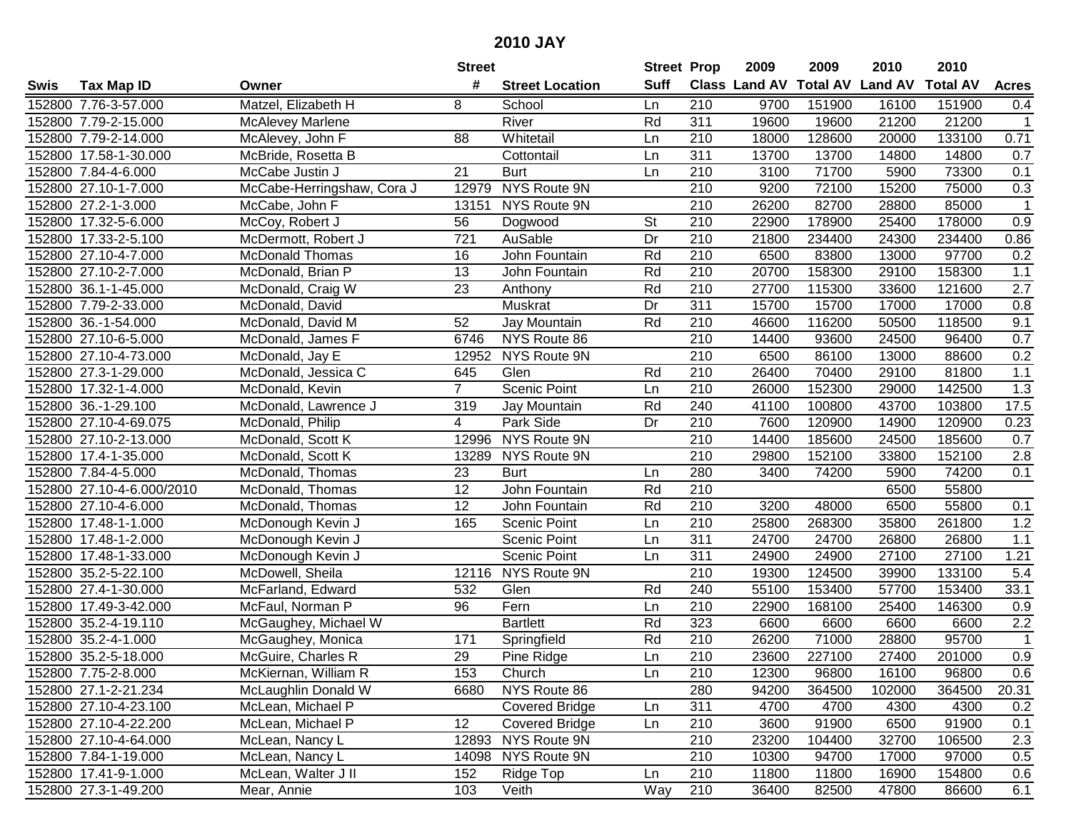# 2010 JAY

| Swis | Tax Map ID | Owner | Street # | Street Location | Street Suff | Prop Class | 2009 Land AV | 2009 Total AV | 2010 Land AV | 2010 Total AV | Acres |
|---|---|---|---|---|---|---|---|---|---|---|---|
| 152800 | 7.76-3-57.000 | Matzel, Elizabeth H | 8 | School | Ln | 210 | 9700 | 151900 | 16100 | 151900 | 0.4 |
| 152800 | 7.79-2-15.000 | McAlevey Marlene | | River | Rd | 311 | 19600 | 19600 | 21200 | 21200 | 1 |
| 152800 | 7.79-2-14.000 | McAlevey, John F | 88 | Whitetail | Ln | 210 | 18000 | 128600 | 20000 | 133100 | 0.71 |
| 152800 | 17.58-1-30.000 | McBride, Rosetta B | | Cottontail | Ln | 311 | 13700 | 13700 | 14800 | 14800 | 0.7 |
| 152800 | 7.84-4-6.000 | McCabe Justin J | 21 | Burt | Ln | 210 | 3100 | 71700 | 5900 | 73300 | 0.1 |
| 152800 | 27.10-1-7.000 | McCabe-Herringshaw, Cora J | 12979 | NYS Route 9N | | 210 | 9200 | 72100 | 15200 | 75000 | 0.3 |
| 152800 | 27.2-1-3.000 | McCabe, John F | 13151 | NYS Route 9N | | 210 | 26200 | 82700 | 28800 | 85000 | 1 |
| 152800 | 17.32-5-6.000 | McCoy, Robert J | 56 | Dogwood | St | 210 | 22900 | 178900 | 25400 | 178000 | 0.9 |
| 152800 | 17.33-2-5.100 | McDermott, Robert J | 721 | AuSable | Dr | 210 | 21800 | 234400 | 24300 | 234400 | 0.86 |
| 152800 | 27.10-4-7.000 | McDonald Thomas | 16 | John Fountain | Rd | 210 | 6500 | 83800 | 13000 | 97700 | 0.2 |
| 152800 | 27.10-2-7.000 | McDonald, Brian P | 13 | John Fountain | Rd | 210 | 20700 | 158300 | 29100 | 158300 | 1.1 |
| 152800 | 36.1-1-45.000 | McDonald, Craig W | 23 | Anthony | Rd | 210 | 27700 | 115300 | 33600 | 121600 | 2.7 |
| 152800 | 7.79-2-33.000 | McDonald, David | | Muskrat | Dr | 311 | 15700 | 15700 | 17000 | 17000 | 0.8 |
| 152800 | 36.-1-54.000 | McDonald, David M | 52 | Jay Mountain | Rd | 210 | 46600 | 116200 | 50500 | 118500 | 9.1 |
| 152800 | 27.10-6-5.000 | McDonald, James F | 6746 | NYS Route 86 | | 210 | 14400 | 93600 | 24500 | 96400 | 0.7 |
| 152800 | 27.10-4-73.000 | McDonald, Jay E | 12952 | NYS Route 9N | | 210 | 6500 | 86100 | 13000 | 88600 | 0.2 |
| 152800 | 27.3-1-29.000 | McDonald, Jessica C | 645 | Glen | Rd | 210 | 26400 | 70400 | 29100 | 81800 | 1.1 |
| 152800 | 17.32-1-4.000 | McDonald, Kevin | 7 | Scenic Point | Ln | 210 | 26000 | 152300 | 29000 | 142500 | 1.3 |
| 152800 | 36.-1-29.100 | McDonald, Lawrence J | 319 | Jay Mountain | Rd | 240 | 41100 | 100800 | 43700 | 103800 | 17.5 |
| 152800 | 27.10-4-69.075 | McDonald, Philip | 4 | Park Side | Dr | 210 | 7600 | 120900 | 14900 | 120900 | 0.23 |
| 152800 | 27.10-2-13.000 | McDonald, Scott K | 12996 | NYS Route 9N | | 210 | 14400 | 185600 | 24500 | 185600 | 0.7 |
| 152800 | 17.4-1-35.000 | McDonald, Scott K | 13289 | NYS Route 9N | | 210 | 29800 | 152100 | 33800 | 152100 | 2.8 |
| 152800 | 7.84-4-5.000 | McDonald, Thomas | 23 | Burt | Ln | 280 | 3400 | 74200 | 5900 | 74200 | 0.1 |
| 152800 | 27.10-4-6.000/2010 | McDonald, Thomas | 12 | John Fountain | Rd | 210 | | | 6500 | 55800 | |
| 152800 | 27.10-4-6.000 | McDonald, Thomas | 12 | John Fountain | Rd | 210 | 3200 | 48000 | 6500 | 55800 | 0.1 |
| 152800 | 17.48-1-1.000 | McDonough Kevin J | 165 | Scenic Point | Ln | 210 | 25800 | 268300 | 35800 | 261800 | 1.2 |
| 152800 | 17.48-1-2.000 | McDonough Kevin J | | Scenic Point | Ln | 311 | 24700 | 24700 | 26800 | 26800 | 1.1 |
| 152800 | 17.48-1-33.000 | McDonough Kevin J | | Scenic Point | Ln | 311 | 24900 | 24900 | 27100 | 27100 | 1.21 |
| 152800 | 35.2-5-22.100 | McDowell, Sheila | 12116 | NYS Route 9N | | 210 | 19300 | 124500 | 39900 | 133100 | 5.4 |
| 152800 | 27.4-1-30.000 | McFarland, Edward | 532 | Glen | Rd | 240 | 55100 | 153400 | 57700 | 153400 | 33.1 |
| 152800 | 17.49-3-42.000 | McFaul, Norman P | 96 | Fern | Ln | 210 | 22900 | 168100 | 25400 | 146300 | 0.9 |
| 152800 | 35.2-4-19.110 | McGaughey, Michael W | | Bartlett | Rd | 323 | 6600 | 6600 | 6600 | 6600 | 2.2 |
| 152800 | 35.2-4-1.000 | McGaughey, Monica | 171 | Springfield | Rd | 210 | 26200 | 71000 | 28800 | 95700 | 1 |
| 152800 | 35.2-5-18.000 | McGuire, Charles R | 29 | Pine Ridge | Ln | 210 | 23600 | 227100 | 27400 | 201000 | 0.9 |
| 152800 | 7.75-2-8.000 | McKiernan, William R | 153 | Church | Ln | 210 | 12300 | 96800 | 16100 | 96800 | 0.6 |
| 152800 | 27.1-2-21.234 | McLaughlin Donald W | 6680 | NYS Route 86 | | 280 | 94200 | 364500 | 102000 | 364500 | 20.31 |
| 152800 | 27.10-4-23.100 | McLean, Michael P | | Covered Bridge | Ln | 311 | 4700 | 4700 | 4300 | 4300 | 0.2 |
| 152800 | 27.10-4-22.200 | McLean, Michael P | 12 | Covered Bridge | Ln | 210 | 3600 | 91900 | 6500 | 91900 | 0.1 |
| 152800 | 27.10-4-64.000 | McLean, Nancy L | 12893 | NYS Route 9N | | 210 | 23200 | 104400 | 32700 | 106500 | 2.3 |
| 152800 | 7.84-1-19.000 | McLean, Nancy L | 14098 | NYS Route 9N | | 210 | 10300 | 94700 | 17000 | 97000 | 0.5 |
| 152800 | 17.41-9-1.000 | McLean, Walter J II | 152 | Ridge Top | Ln | 210 | 11800 | 11800 | 16900 | 154800 | 0.6 |
| 152800 | 27.3-1-49.200 | Mear, Annie | 103 | Veith | Way | 210 | 36400 | 82500 | 47800 | 86600 | 6.1 |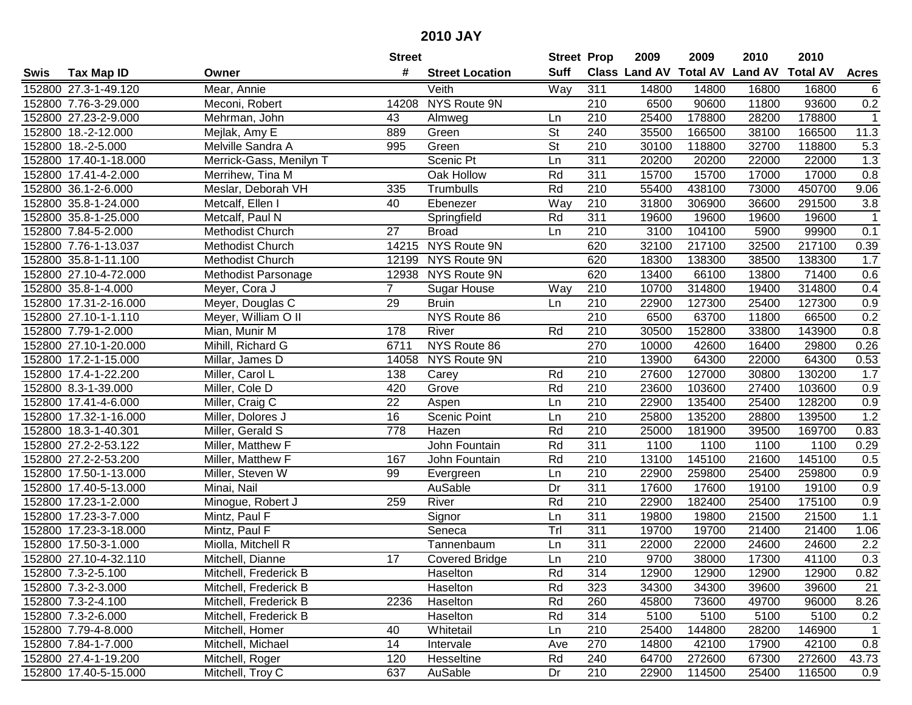# 2010 JAY

| Swis | Tax Map ID | Owner | Street # | Street Location | Street Suff | Prop Class | 2009 Land AV | 2009 Total AV | 2010 Land AV | 2010 Total AV | Acres |
|---|---|---|---|---|---|---|---|---|---|---|---|
| 152800 | 27.3-1-49.120 | Mear, Annie | | Veith | Way | 311 | 14800 | 14800 | 16800 | 16800 | 6 |
| 152800 | 7.76-3-29.000 | Meconi, Robert | 14208 | NYS Route 9N | | 210 | 6500 | 90600 | 11800 | 93600 | 0.2 |
| 152800 | 27.23-2-9.000 | Mehrman, John | 43 | Almweg | Ln | 210 | 25400 | 178800 | 28200 | 178800 | 1 |
| 152800 | 18.-2-12.000 | Mejlak, Amy E | 889 | Green | St | 240 | 35500 | 166500 | 38100 | 166500 | 11.3 |
| 152800 | 18.-2-5.000 | Melville Sandra A | 995 | Green | St | 210 | 30100 | 118800 | 32700 | 118800 | 5.3 |
| 152800 | 17.40-1-18.000 | Merrick-Gass, Menilyn T | | Scenic Pt | Ln | 311 | 20200 | 20200 | 22000 | 22000 | 1.3 |
| 152800 | 17.41-4-2.000 | Merrihew, Tina M | | Oak Hollow | Rd | 311 | 15700 | 15700 | 17000 | 17000 | 0.8 |
| 152800 | 36.1-2-6.000 | Meslar, Deborah VH | 335 | Trumbulls | Rd | 210 | 55400 | 438100 | 73000 | 450700 | 9.06 |
| 152800 | 35.8-1-24.000 | Metcalf, Ellen I | 40 | Ebenezer | Way | 210 | 31800 | 306900 | 36600 | 291500 | 3.8 |
| 152800 | 35.8-1-25.000 | Metcalf, Paul N | | Springfield | Rd | 311 | 19600 | 19600 | 19600 | 19600 | 1 |
| 152800 | 7.84-5-2.000 | Methodist Church | 27 | Broad | Ln | 210 | 3100 | 104100 | 5900 | 99900 | 0.1 |
| 152800 | 7.76-1-13.037 | Methodist Church | 14215 | NYS Route 9N | | 620 | 32100 | 217100 | 32500 | 217100 | 0.39 |
| 152800 | 35.8-1-11.100 | Methodist Church | 12199 | NYS Route 9N | | 620 | 18300 | 138300 | 38500 | 138300 | 1.7 |
| 152800 | 27.10-4-72.000 | Methodist Parsonage | 12938 | NYS Route 9N | | 620 | 13400 | 66100 | 13800 | 71400 | 0.6 |
| 152800 | 35.8-1-4.000 | Meyer, Cora J | 7 | Sugar House | Way | 210 | 10700 | 314800 | 19400 | 314800 | 0.4 |
| 152800 | 17.31-2-16.000 | Meyer, Douglas C | 29 | Bruin | Ln | 210 | 22900 | 127300 | 25400 | 127300 | 0.9 |
| 152800 | 27.10-1-1.110 | Meyer, William O II | | NYS Route 86 | | 210 | 6500 | 63700 | 11800 | 66500 | 0.2 |
| 152800 | 7.79-1-2.000 | Mian, Munir M | 178 | River | Rd | 210 | 30500 | 152800 | 33800 | 143900 | 0.8 |
| 152800 | 27.10-1-20.000 | Mihill, Richard G | 6711 | NYS Route 86 | | 270 | 10000 | 42600 | 16400 | 29800 | 0.26 |
| 152800 | 17.2-1-15.000 | Millar, James D | 14058 | NYS Route 9N | | 210 | 13900 | 64300 | 22000 | 64300 | 0.53 |
| 152800 | 17.4-1-22.200 | Miller, Carol L | 138 | Carey | Rd | 210 | 27600 | 127000 | 30800 | 130200 | 1.7 |
| 152800 | 8.3-1-39.000 | Miller, Cole D | 420 | Grove | Rd | 210 | 23600 | 103600 | 27400 | 103600 | 0.9 |
| 152800 | 17.41-4-6.000 | Miller, Craig C | 22 | Aspen | Ln | 210 | 22900 | 135400 | 25400 | 128200 | 0.9 |
| 152800 | 17.32-1-16.000 | Miller, Dolores J | 16 | Scenic Point | Ln | 210 | 25800 | 135200 | 28800 | 139500 | 1.2 |
| 152800 | 18.3-1-40.301 | Miller, Gerald S | 778 | Hazen | Rd | 210 | 25000 | 181900 | 39500 | 169700 | 0.83 |
| 152800 | 27.2-2-53.122 | Miller, Matthew F | | John Fountain | Rd | 311 | 1100 | 1100 | 1100 | 1100 | 0.29 |
| 152800 | 27.2-2-53.200 | Miller, Matthew F | 167 | John Fountain | Rd | 210 | 13100 | 145100 | 21600 | 145100 | 0.5 |
| 152800 | 17.50-1-13.000 | Miller, Steven W | 99 | Evergreen | Ln | 210 | 22900 | 259800 | 25400 | 259800 | 0.9 |
| 152800 | 17.40-5-13.000 | Minai, Nail | | AuSable | Dr | 311 | 17600 | 17600 | 19100 | 19100 | 0.9 |
| 152800 | 17.23-1-2.000 | Minogue, Robert J | 259 | River | Rd | 210 | 22900 | 182400 | 25400 | 175100 | 0.9 |
| 152800 | 17.23-3-7.000 | Mintz, Paul F | | Signor | Ln | 311 | 19800 | 19800 | 21500 | 21500 | 1.1 |
| 152800 | 17.23-3-18.000 | Mintz, Paul F | | Seneca | Trl | 311 | 19700 | 19700 | 21400 | 21400 | 1.06 |
| 152800 | 17.50-3-1.000 | Miolla, Mitchell R | | Tannenbaum | Ln | 311 | 22000 | 22000 | 24600 | 24600 | 2.2 |
| 152800 | 27.10-4-32.110 | Mitchell, Dianne | 17 | Covered Bridge | Ln | 210 | 9700 | 38000 | 17300 | 41100 | 0.3 |
| 152800 | 7.3-2-5.100 | Mitchell, Frederick B | | Haselton | Rd | 314 | 12900 | 12900 | 12900 | 12900 | 0.82 |
| 152800 | 7.3-2-3.000 | Mitchell, Frederick B | | Haselton | Rd | 323 | 34300 | 34300 | 39600 | 39600 | 21 |
| 152800 | 7.3-2-4.100 | Mitchell, Frederick B | 2236 | Haselton | Rd | 260 | 45800 | 73600 | 49700 | 96000 | 8.26 |
| 152800 | 7.3-2-6.000 | Mitchell, Frederick B | | Haselton | Rd | 314 | 5100 | 5100 | 5100 | 5100 | 0.2 |
| 152800 | 7.79-4-8.000 | Mitchell, Homer | 40 | Whitetail | Ln | 210 | 25400 | 144800 | 28200 | 146900 | 1 |
| 152800 | 7.84-1-7.000 | Mitchell, Michael | 14 | Intervale | Ave | 270 | 14800 | 42100 | 17900 | 42100 | 0.8 |
| 152800 | 27.4-1-19.200 | Mitchell, Roger | 120 | Hesseltine | Rd | 240 | 64700 | 272600 | 67300 | 272600 | 43.73 |
| 152800 | 17.40-5-15.000 | Mitchell, Troy C | 637 | AuSable | Dr | 210 | 22900 | 114500 | 25400 | 116500 | 0.9 |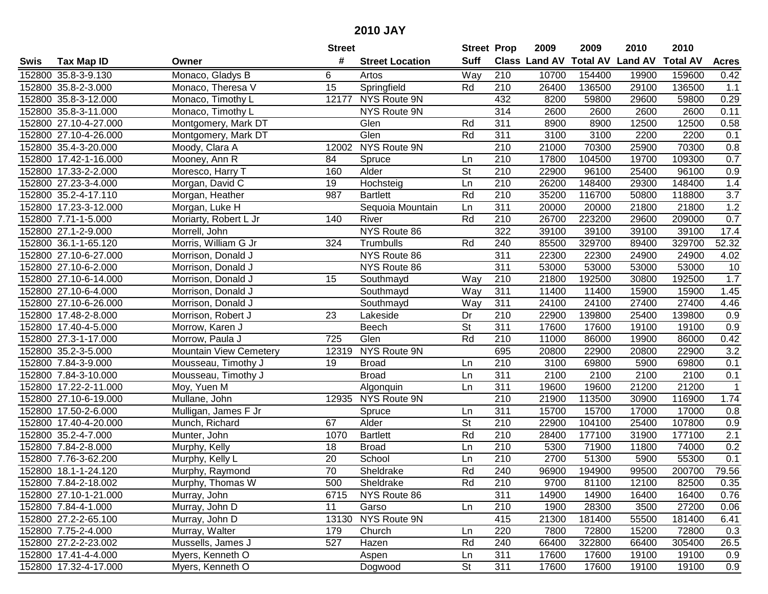## 2010 JAY

| Swis | Tax Map ID | Owner | Street # | Street Location | Street Suff | Prop Class | 2009 Land AV | 2009 Total AV | 2010 Land AV | 2010 Total AV | Acres |
|---|---|---|---|---|---|---|---|---|---|---|---|
| 152800 | 35.8-3-9.130 | Monaco, Gladys B | 6 | Artos | Way | 210 | 10700 | 154400 | 19900 | 159600 | 0.42 |
| 152800 | 35.8-2-3.000 | Monaco, Theresa V | 15 | Springfield | Rd | 210 | 26400 | 136500 | 29100 | 136500 | 1.1 |
| 152800 | 35.8-3-12.000 | Monaco, Timothy L | 12177 | NYS Route 9N | | 432 | 8200 | 59800 | 29600 | 59800 | 0.29 |
| 152800 | 35.8-3-11.000 | Monaco, Timothy L | | NYS Route 9N | | 314 | 2600 | 2600 | 2600 | 2600 | 0.11 |
| 152800 | 27.10-4-27.000 | Montgomery, Mark DT | | Glen | Rd | 311 | 8900 | 8900 | 12500 | 12500 | 0.58 |
| 152800 | 27.10-4-26.000 | Montgomery, Mark DT | | Glen | Rd | 311 | 3100 | 3100 | 2200 | 2200 | 0.1 |
| 152800 | 35.4-3-20.000 | Moody, Clara A | 12002 | NYS Route 9N | | 210 | 21000 | 70300 | 25900 | 70300 | 0.8 |
| 152800 | 17.42-1-16.000 | Mooney, Ann R | 84 | Spruce | Ln | 210 | 17800 | 104500 | 19700 | 109300 | 0.7 |
| 152800 | 17.33-2-2.000 | Moresco, Harry T | 160 | Alder | St | 210 | 22900 | 96100 | 25400 | 96100 | 0.9 |
| 152800 | 27.23-3-4.000 | Morgan, David C | 19 | Hochsteig | Ln | 210 | 26200 | 148400 | 29300 | 148400 | 1.4 |
| 152800 | 35.2-4-17.110 | Morgan, Heather | 987 | Bartlett | Rd | 210 | 35200 | 116700 | 50800 | 118800 | 3.7 |
| 152800 | 17.23-3-12.000 | Morgan, Luke H | | Sequoia Mountain | Ln | 311 | 20000 | 20000 | 21800 | 21800 | 1.2 |
| 152800 | 7.71-1-5.000 | Moriarty, Robert L Jr | 140 | River | Rd | 210 | 26700 | 223200 | 29600 | 209000 | 0.7 |
| 152800 | 27.1-2-9.000 | Morrell, John | | NYS Route 86 | | 322 | 39100 | 39100 | 39100 | 39100 | 17.4 |
| 152800 | 36.1-1-65.120 | Morris, William G Jr | 324 | Trumbulls | Rd | 240 | 85500 | 329700 | 89400 | 329700 | 52.32 |
| 152800 | 27.10-6-27.000 | Morrison, Donald J | | NYS Route 86 | | 311 | 22300 | 22300 | 24900 | 24900 | 4.02 |
| 152800 | 27.10-6-2.000 | Morrison, Donald J | | NYS Route 86 | | 311 | 53000 | 53000 | 53000 | 53000 | 10 |
| 152800 | 27.10-6-14.000 | Morrison, Donald J | 15 | Southmayd | Way | 210 | 21800 | 192500 | 30800 | 192500 | 1.7 |
| 152800 | 27.10-6-4.000 | Morrison, Donald J | | Southmayd | Way | 311 | 11400 | 11400 | 15900 | 15900 | 1.45 |
| 152800 | 27.10-6-26.000 | Morrison, Donald J | | Southmayd | Way | 311 | 24100 | 24100 | 27400 | 27400 | 4.46 |
| 152800 | 17.48-2-8.000 | Morrison, Robert J | 23 | Lakeside | Dr | 210 | 22900 | 139800 | 25400 | 139800 | 0.9 |
| 152800 | 17.40-4-5.000 | Morrow, Karen J | | Beech | St | 311 | 17600 | 17600 | 19100 | 19100 | 0.9 |
| 152800 | 27.3-1-17.000 | Morrow, Paula J | 725 | Glen | Rd | 210 | 11000 | 86000 | 19900 | 86000 | 0.42 |
| 152800 | 35.2-3-5.000 | Mountain View Cemetery | 12319 | NYS Route 9N | | 695 | 20800 | 22900 | 20800 | 22900 | 3.2 |
| 152800 | 7.84-3-9.000 | Mousseau, Timothy J | 19 | Broad | Ln | 210 | 3100 | 69800 | 5900 | 69800 | 0.1 |
| 152800 | 7.84-3-10.000 | Mousseau, Timothy J | | Broad | Ln | 311 | 2100 | 2100 | 2100 | 2100 | 0.1 |
| 152800 | 17.22-2-11.000 | Moy, Yuen M | | Algonquin | Ln | 311 | 19600 | 19600 | 21200 | 21200 | 1 |
| 152800 | 27.10-6-19.000 | Mullane, John | 12935 | NYS Route 9N | | 210 | 21900 | 113500 | 30900 | 116900 | 1.74 |
| 152800 | 17.50-2-6.000 | Mulligan, James F Jr | | Spruce | Ln | 311 | 15700 | 15700 | 17000 | 17000 | 0.8 |
| 152800 | 17.40-4-20.000 | Munch, Richard | 67 | Alder | St | 210 | 22900 | 104100 | 25400 | 107800 | 0.9 |
| 152800 | 35.2-4-7.000 | Munter, John | 1070 | Bartlett | Rd | 210 | 28400 | 177100 | 31900 | 177100 | 2.1 |
| 152800 | 7.84-2-8.000 | Murphy, Kelly | 18 | Broad | Ln | 210 | 5300 | 71900 | 11800 | 74000 | 0.2 |
| 152800 | 7.76-3-62.200 | Murphy, Kelly L | 20 | School | Ln | 210 | 2700 | 51300 | 5900 | 55300 | 0.1 |
| 152800 | 18.1-1-24.120 | Murphy, Raymond | 70 | Sheldrake | Rd | 240 | 96900 | 194900 | 99500 | 200700 | 79.56 |
| 152800 | 7.84-2-18.002 | Murphy, Thomas W | 500 | Sheldrake | Rd | 210 | 9700 | 81100 | 12100 | 82500 | 0.35 |
| 152800 | 27.10-1-21.000 | Murray, John | 6715 | NYS Route 86 | | 311 | 14900 | 14900 | 16400 | 16400 | 0.76 |
| 152800 | 7.84-4-1.000 | Murray, John D | 11 | Garso | Ln | 210 | 1900 | 28300 | 3500 | 27200 | 0.06 |
| 152800 | 27.2-2-65.100 | Murray, John D | 13130 | NYS Route 9N | | 415 | 21300 | 181400 | 55500 | 181400 | 6.41 |
| 152800 | 7.75-2-4.000 | Murray, Walter | 179 | Church | Ln | 220 | 7800 | 72800 | 15200 | 72800 | 0.3 |
| 152800 | 27.2-2-23.002 | Mussells, James J | 527 | Hazen | Rd | 240 | 66400 | 322800 | 66400 | 305400 | 26.5 |
| 152800 | 17.41-4-4.000 | Myers, Kenneth O | | Aspen | Ln | 311 | 17600 | 17600 | 19100 | 19100 | 0.9 |
| 152800 | 17.32-4-17.000 | Myers, Kenneth O | | Dogwood | St | 311 | 17600 | 17600 | 19100 | 19100 | 0.9 |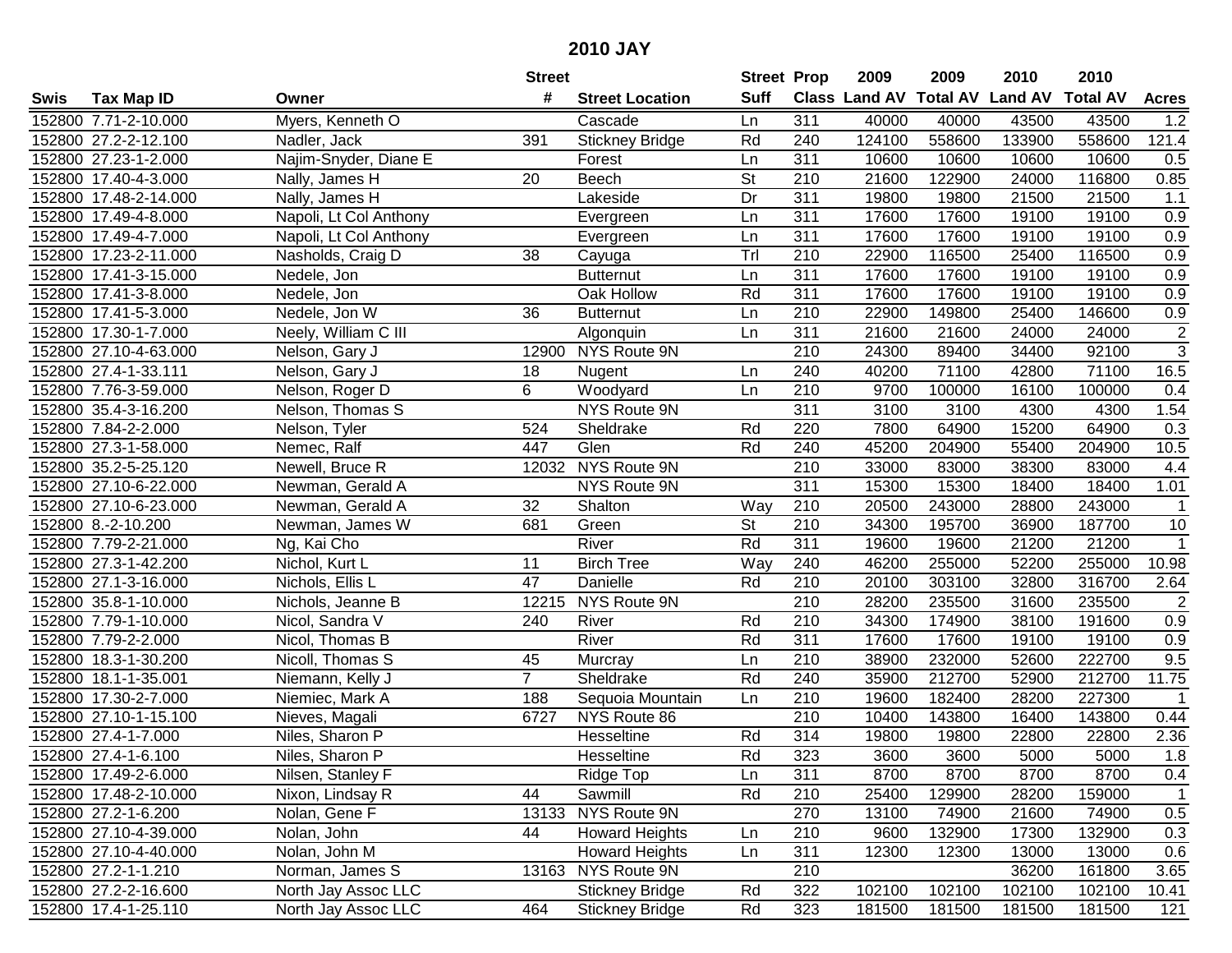# 2010 JAY

| Swis | Tax Map ID | Owner | Street # | Street Location | Street Suff | Prop Class | 2009 Land AV | 2009 Total AV | 2010 Land AV | 2010 Total AV | Acres |
|---|---|---|---|---|---|---|---|---|---|---|---|
| 152800 | 7.71-2-10.000 | Myers, Kenneth O | | Cascade | Ln | 311 | 40000 | 40000 | 43500 | 43500 | 1.2 |
| 152800 | 27.2-2-12.100 | Nadler, Jack | 391 | Stickney Bridge | Rd | 240 | 124100 | 558600 | 133900 | 558600 | 121.4 |
| 152800 | 27.23-1-2.000 | Najim-Snyder, Diane E | | Forest | Ln | 311 | 10600 | 10600 | 10600 | 10600 | 0.5 |
| 152800 | 17.40-4-3.000 | Nally, James H | 20 | Beech | St | 210 | 21600 | 122900 | 24000 | 116800 | 0.85 |
| 152800 | 17.48-2-14.000 | Nally, James H | | Lakeside | Dr | 311 | 19800 | 19800 | 21500 | 21500 | 1.1 |
| 152800 | 17.49-4-8.000 | Napoli, Lt Col Anthony | | Evergreen | Ln | 311 | 17600 | 17600 | 19100 | 19100 | 0.9 |
| 152800 | 17.49-4-7.000 | Napoli, Lt Col Anthony | | Evergreen | Ln | 311 | 17600 | 17600 | 19100 | 19100 | 0.9 |
| 152800 | 17.23-2-11.000 | Nasholds, Craig D | 38 | Cayuga | Trl | 210 | 22900 | 116500 | 25400 | 116500 | 0.9 |
| 152800 | 17.41-3-15.000 | Nedele, Jon | | Butternut | Ln | 311 | 17600 | 17600 | 19100 | 19100 | 0.9 |
| 152800 | 17.41-3-8.000 | Nedele, Jon | | Oak Hollow | Rd | 311 | 17600 | 17600 | 19100 | 19100 | 0.9 |
| 152800 | 17.41-5-3.000 | Nedele, Jon W | 36 | Butternut | Ln | 210 | 22900 | 149800 | 25400 | 146600 | 0.9 |
| 152800 | 17.30-1-7.000 | Neely, William C III | | Algonquin | Ln | 311 | 21600 | 21600 | 24000 | 24000 | 2 |
| 152800 | 27.10-4-63.000 | Nelson, Gary J | 12900 | NYS Route 9N | | 210 | 24300 | 89400 | 34400 | 92100 | 3 |
| 152800 | 27.4-1-33.111 | Nelson, Gary J | 18 | Nugent | Ln | 240 | 40200 | 71100 | 42800 | 71100 | 16.5 |
| 152800 | 7.76-3-59.000 | Nelson, Roger D | 6 | Woodyard | Ln | 210 | 9700 | 100000 | 16100 | 100000 | 0.4 |
| 152800 | 35.4-3-16.200 | Nelson, Thomas S | | NYS Route 9N | | 311 | 3100 | 3100 | 4300 | 4300 | 1.54 |
| 152800 | 7.84-2-2.000 | Nelson, Tyler | 524 | Sheldrake | Rd | 220 | 7800 | 64900 | 15200 | 64900 | 0.3 |
| 152800 | 27.3-1-58.000 | Nemec, Ralf | 447 | Glen | Rd | 240 | 45200 | 204900 | 55400 | 204900 | 10.5 |
| 152800 | 35.2-5-25.120 | Newell, Bruce R | 12032 | NYS Route 9N | | 210 | 33000 | 83000 | 38300 | 83000 | 4.4 |
| 152800 | 27.10-6-22.000 | Newman, Gerald A | | NYS Route 9N | | 311 | 15300 | 15300 | 18400 | 18400 | 1.01 |
| 152800 | 27.10-6-23.000 | Newman, Gerald A | 32 | Shalton | Way | 210 | 20500 | 243000 | 28800 | 243000 | 1 |
| 152800 | 8.-2-10.200 | Newman, James W | 681 | Green | St | 210 | 34300 | 195700 | 36900 | 187700 | 10 |
| 152800 | 7.79-2-21.000 | Ng, Kai Cho | | River | Rd | 311 | 19600 | 19600 | 21200 | 21200 | 1 |
| 152800 | 27.3-1-42.200 | Nichol, Kurt L | 11 | Birch Tree | Way | 240 | 46200 | 255000 | 52200 | 255000 | 10.98 |
| 152800 | 27.1-3-16.000 | Nichols, Ellis L | 47 | Danielle | Rd | 210 | 20100 | 303100 | 32800 | 316700 | 2.64 |
| 152800 | 35.8-1-10.000 | Nichols, Jeanne B | 12215 | NYS Route 9N | | 210 | 28200 | 235500 | 31600 | 235500 | 2 |
| 152800 | 7.79-1-10.000 | Nicol, Sandra V | 240 | River | Rd | 210 | 34300 | 174900 | 38100 | 191600 | 0.9 |
| 152800 | 7.79-2-2.000 | Nicol, Thomas B | | River | Rd | 311 | 17600 | 17600 | 19100 | 19100 | 0.9 |
| 152800 | 18.3-1-30.200 | Nicoll, Thomas S | 45 | Murcray | Ln | 210 | 38900 | 232000 | 52600 | 222700 | 9.5 |
| 152800 | 18.1-1-35.001 | Niemann, Kelly J | 7 | Sheldrake | Rd | 240 | 35900 | 212700 | 52900 | 212700 | 11.75 |
| 152800 | 17.30-2-7.000 | Niemiec, Mark A | 188 | Sequoia Mountain | Ln | 210 | 19600 | 182400 | 28200 | 227300 | 1 |
| 152800 | 27.10-1-15.100 | Nieves, Magali | 6727 | NYS Route 86 | | 210 | 10400 | 143800 | 16400 | 143800 | 0.44 |
| 152800 | 27.4-1-7.000 | Niles, Sharon P | | Hesseltine | Rd | 314 | 19800 | 19800 | 22800 | 22800 | 2.36 |
| 152800 | 27.4-1-6.100 | Niles, Sharon P | | Hesseltine | Rd | 323 | 3600 | 3600 | 5000 | 5000 | 1.8 |
| 152800 | 17.49-2-6.000 | Nilsen, Stanley F | | Ridge Top | Ln | 311 | 8700 | 8700 | 8700 | 8700 | 0.4 |
| 152800 | 17.48-2-10.000 | Nixon, Lindsay R | 44 | Sawmill | Rd | 210 | 25400 | 129900 | 28200 | 159000 | 1 |
| 152800 | 27.2-1-6.200 | Nolan, Gene F | 13133 | NYS Route 9N | | 270 | 13100 | 74900 | 21600 | 74900 | 0.5 |
| 152800 | 27.10-4-39.000 | Nolan, John | 44 | Howard Heights | Ln | 210 | 9600 | 132900 | 17300 | 132900 | 0.3 |
| 152800 | 27.10-4-40.000 | Nolan, John M | | Howard Heights | Ln | 311 | 12300 | 12300 | 13000 | 13000 | 0.6 |
| 152800 | 27.2-1-1.210 | Norman, James S | 13163 | NYS Route 9N | | 210 | | | 36200 | 161800 | 3.65 |
| 152800 | 27.2-2-16.600 | North Jay Assoc LLC | | Stickney Bridge | Rd | 322 | 102100 | 102100 | 102100 | 102100 | 10.41 |
| 152800 | 17.4-1-25.110 | North Jay Assoc LLC | 464 | Stickney Bridge | Rd | 323 | 181500 | 181500 | 181500 | 181500 | 121 |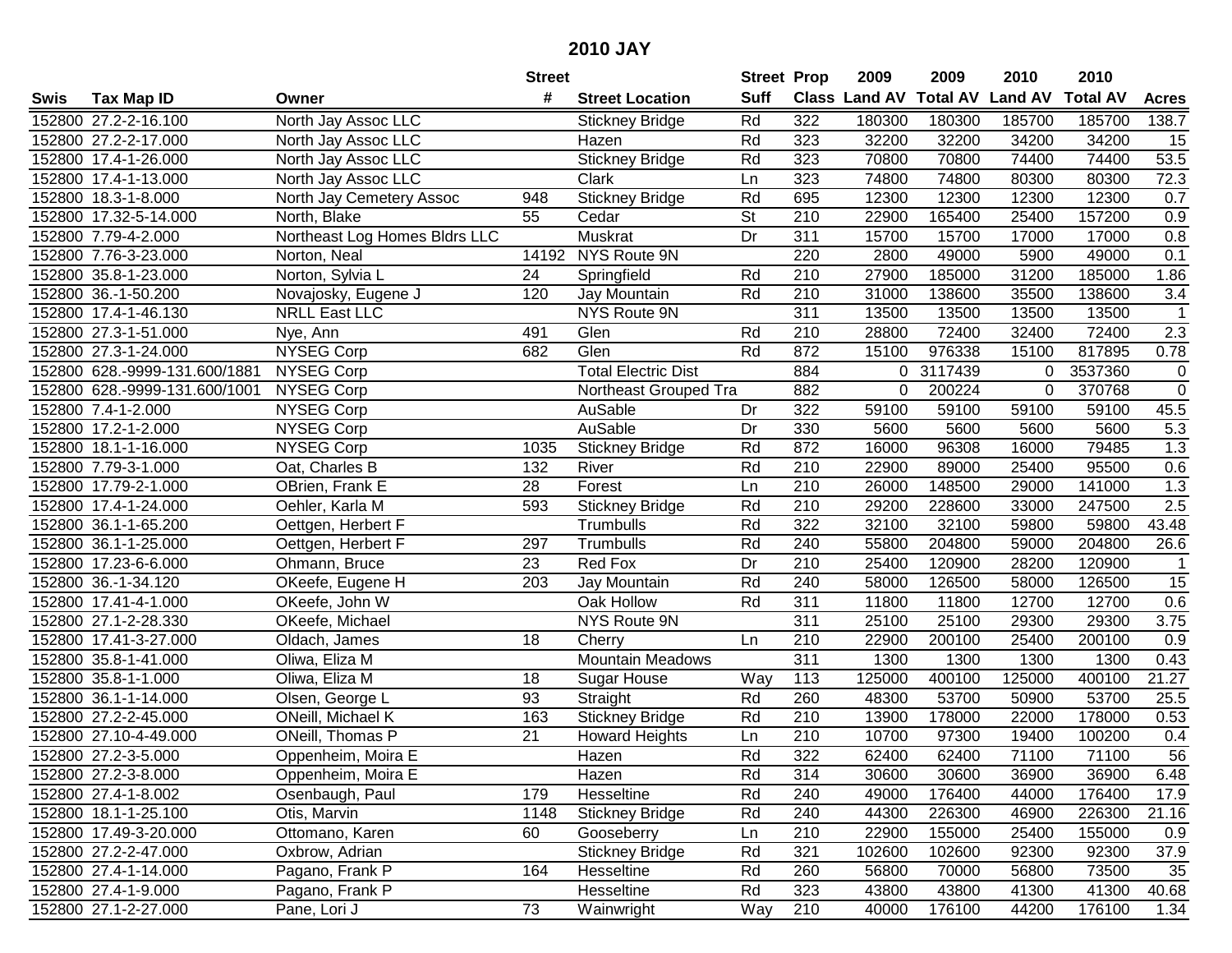# 2010 JAY

| Swis | Tax Map ID | Owner | Street # | Street Location | Street Suff | Prop Class | 2009 Land AV | 2009 Total AV | 2010 Land AV | 2010 Total AV | Acres |
|---|---|---|---|---|---|---|---|---|---|---|---|
| 152800 | 27.2-2-16.100 | North Jay Assoc LLC | | Stickney Bridge | Rd | 322 | 180300 | 180300 | 185700 | 185700 | 138.7 |
| 152800 | 27.2-2-17.000 | North Jay Assoc LLC | | Hazen | Rd | 323 | 32200 | 32200 | 34200 | 34200 | 15 |
| 152800 | 17.4-1-26.000 | North Jay Assoc LLC | | Stickney Bridge | Rd | 323 | 70800 | 70800 | 74400 | 74400 | 53.5 |
| 152800 | 17.4-1-13.000 | North Jay Assoc LLC | | Clark | Ln | 323 | 74800 | 74800 | 80300 | 80300 | 72.3 |
| 152800 | 18.3-1-8.000 | North Jay Cemetery Assoc | 948 | Stickney Bridge | Rd | 695 | 12300 | 12300 | 12300 | 12300 | 0.7 |
| 152800 | 17.32-5-14.000 | North, Blake | 55 | Cedar | St | 210 | 22900 | 165400 | 25400 | 157200 | 0.9 |
| 152800 | 7.79-4-2.000 | Northeast Log Homes Bldrs LLC | | Muskrat | Dr | 311 | 15700 | 15700 | 17000 | 17000 | 0.8 |
| 152800 | 7.76-3-23.000 | Norton, Neal | 14192 | NYS Route 9N | | 220 | 2800 | 49000 | 5900 | 49000 | 0.1 |
| 152800 | 35.8-1-23.000 | Norton, Sylvia L | 24 | Springfield | Rd | 210 | 27900 | 185000 | 31200 | 185000 | 1.86 |
| 152800 | 36.-1-50.200 | Novajosky, Eugene J | 120 | Jay Mountain | Rd | 210 | 31000 | 138600 | 35500 | 138600 | 3.4 |
| 152800 | 17.4-1-46.130 | NRLL East LLC | | NYS Route 9N | | 311 | 13500 | 13500 | 13500 | 13500 | 1 |
| 152800 | 27.3-1-51.000 | Nye, Ann | 491 | Glen | Rd | 210 | 28800 | 72400 | 32400 | 72400 | 2.3 |
| 152800 | 27.3-1-24.000 | NYSEG Corp | 682 | Glen | Rd | 872 | 15100 | 976338 | 15100 | 817895 | 0.78 |
| 152800 | 628.-9999-131.600/1881 | NYSEG Corp | | Total Electric Dist | | 884 | 0 | 3117439 | 0 | 3537360 | 0 |
| 152800 | 628.-9999-131.600/1001 | NYSEG Corp | | Northeast Grouped Tra | | 882 | 0 | 200224 | 0 | 370768 | 0 |
| 152800 | 7.4-1-2.000 | NYSEG Corp | | AuSable | Dr | 322 | 59100 | 59100 | 59100 | 59100 | 45.5 |
| 152800 | 17.2-1-2.000 | NYSEG Corp | | AuSable | Dr | 330 | 5600 | 5600 | 5600 | 5600 | 5.3 |
| 152800 | 18.1-1-16.000 | NYSEG Corp | 1035 | Stickney Bridge | Rd | 872 | 16000 | 96308 | 16000 | 79485 | 1.3 |
| 152800 | 7.79-3-1.000 | Oat, Charles B | 132 | River | Rd | 210 | 22900 | 89000 | 25400 | 95500 | 0.6 |
| 152800 | 17.79-2-1.000 | OBrien, Frank E | 28 | Forest | Ln | 210 | 26000 | 148500 | 29000 | 141000 | 1.3 |
| 152800 | 17.4-1-24.000 | Oehler, Karla M | 593 | Stickney Bridge | Rd | 210 | 29200 | 228600 | 33000 | 247500 | 2.5 |
| 152800 | 36.1-1-65.200 | Oettgen, Herbert F | | Trumbulls | Rd | 322 | 32100 | 32100 | 59800 | 59800 | 43.48 |
| 152800 | 36.1-1-25.000 | Oettgen, Herbert F | 297 | Trumbulls | Rd | 240 | 55800 | 204800 | 59000 | 204800 | 26.6 |
| 152800 | 17.23-6-6.000 | Ohmann, Bruce | 23 | Red Fox | Dr | 210 | 25400 | 120900 | 28200 | 120900 | 1 |
| 152800 | 36.-1-34.120 | OKeefe, Eugene H | 203 | Jay Mountain | Rd | 240 | 58000 | 126500 | 58000 | 126500 | 15 |
| 152800 | 17.41-4-1.000 | OKeefe, John W | | Oak Hollow | Rd | 311 | 11800 | 11800 | 12700 | 12700 | 0.6 |
| 152800 | 27.1-2-28.330 | OKeefe, Michael | | NYS Route 9N | | 311 | 25100 | 25100 | 29300 | 29300 | 3.75 |
| 152800 | 17.41-3-27.000 | Oldach, James | 18 | Cherry | Ln | 210 | 22900 | 200100 | 25400 | 200100 | 0.9 |
| 152800 | 35.8-1-41.000 | Oliwa, Eliza M | | Mountain Meadows | | 311 | 1300 | 1300 | 1300 | 1300 | 0.43 |
| 152800 | 35.8-1-1.000 | Oliwa, Eliza M | 18 | Sugar House | Way | 113 | 125000 | 400100 | 125000 | 400100 | 21.27 |
| 152800 | 36.1-1-14.000 | Olsen, George L | 93 | Straight | Rd | 260 | 48300 | 53700 | 50900 | 53700 | 25.5 |
| 152800 | 27.2-2-45.000 | ONeill, Michael K | 163 | Stickney Bridge | Rd | 210 | 13900 | 178000 | 22000 | 178000 | 0.53 |
| 152800 | 27.10-4-49.000 | ONeill, Thomas P | 21 | Howard Heights | Ln | 210 | 10700 | 97300 | 19400 | 100200 | 0.4 |
| 152800 | 27.2-3-5.000 | Oppenheim, Moira E | | Hazen | Rd | 322 | 62400 | 62400 | 71100 | 71100 | 56 |
| 152800 | 27.2-3-8.000 | Oppenheim, Moira E | | Hazen | Rd | 314 | 30600 | 30600 | 36900 | 36900 | 6.48 |
| 152800 | 27.4-1-8.002 | Osenbaugh, Paul | 179 | Hesseltine | Rd | 240 | 49000 | 176400 | 44000 | 176400 | 17.9 |
| 152800 | 18.1-1-25.100 | Otis, Marvin | 1148 | Stickney Bridge | Rd | 240 | 44300 | 226300 | 46900 | 226300 | 21.16 |
| 152800 | 17.49-3-20.000 | Ottomano, Karen | 60 | Gooseberry | Ln | 210 | 22900 | 155000 | 25400 | 155000 | 0.9 |
| 152800 | 27.2-2-47.000 | Oxbrow, Adrian | | Stickney Bridge | Rd | 321 | 102600 | 102600 | 92300 | 92300 | 37.9 |
| 152800 | 27.4-1-14.000 | Pagano, Frank P | 164 | Hesseltine | Rd | 260 | 56800 | 70000 | 56800 | 73500 | 35 |
| 152800 | 27.4-1-9.000 | Pagano, Frank P | | Hesseltine | Rd | 323 | 43800 | 43800 | 41300 | 41300 | 40.68 |
| 152800 | 27.1-2-27.000 | Pane, Lori J | 73 | Wainwright | Way | 210 | 40000 | 176100 | 44200 | 176100 | 1.34 |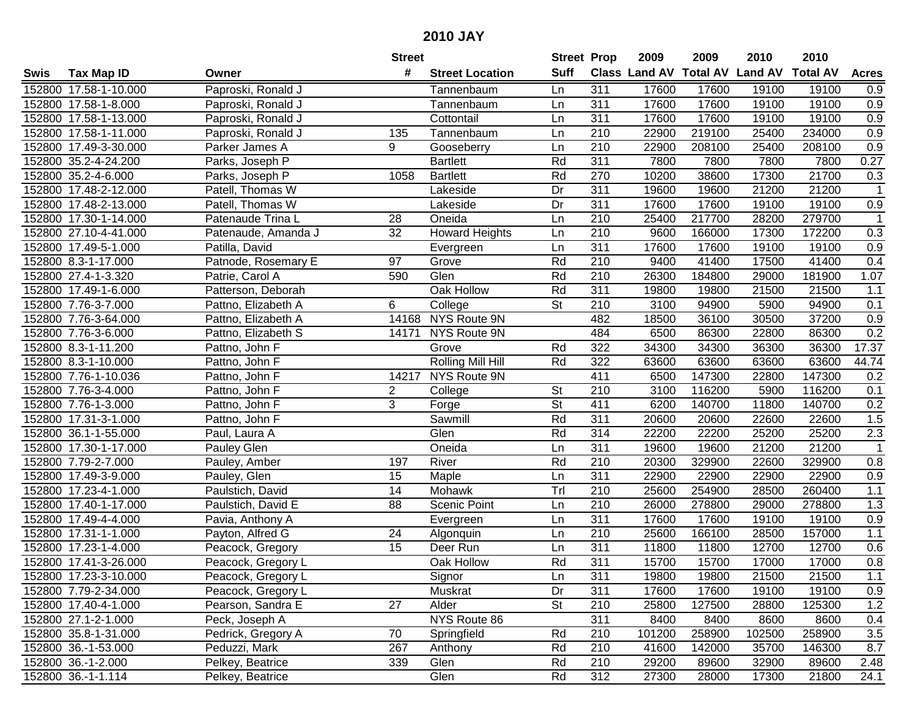# 2010 JAY

| Swis | Tax Map ID | Owner | Street # | Street Location | Street Suff | Prop Class | 2009 Land AV | 2009 Total AV | 2010 Land AV | 2010 Total AV | Acres |
|---|---|---|---|---|---|---|---|---|---|---|---|
| 152800 | 17.58-1-10.000 | Paproski, Ronald J | | Tannenbaum | Ln | 311 | 17600 | 17600 | 19100 | 19100 | 0.9 |
| 152800 | 17.58-1-8.000 | Paproski, Ronald J | | Tannenbaum | Ln | 311 | 17600 | 17600 | 19100 | 19100 | 0.9 |
| 152800 | 17.58-1-13.000 | Paproski, Ronald J | | Cottontail | Ln | 311 | 17600 | 17600 | 19100 | 19100 | 0.9 |
| 152800 | 17.58-1-11.000 | Paproski, Ronald J | 135 | Tannenbaum | Ln | 210 | 22900 | 219100 | 25400 | 234000 | 0.9 |
| 152800 | 17.49-3-30.000 | Parker James A | 9 | Gooseberry | Ln | 210 | 22900 | 208100 | 25400 | 208100 | 0.9 |
| 152800 | 35.2-4-24.200 | Parks, Joseph P | | Bartlett | Rd | 311 | 7800 | 7800 | 7800 | 7800 | 0.27 |
| 152800 | 35.2-4-6.000 | Parks, Joseph P | 1058 | Bartlett | Rd | 270 | 10200 | 38600 | 17300 | 21700 | 0.3 |
| 152800 | 17.48-2-12.000 | Patell, Thomas W | | Lakeside | Dr | 311 | 19600 | 19600 | 21200 | 21200 | 1 |
| 152800 | 17.48-2-13.000 | Patell, Thomas W | | Lakeside | Dr | 311 | 17600 | 17600 | 19100 | 19100 | 0.9 |
| 152800 | 17.30-1-14.000 | Patenaude Trina L | 28 | Oneida | Ln | 210 | 25400 | 217700 | 28200 | 279700 | 1 |
| 152800 | 27.10-4-41.000 | Patenaude, Amanda J | 32 | Howard Heights | Ln | 210 | 9600 | 166000 | 17300 | 172200 | 0.3 |
| 152800 | 17.49-5-1.000 | Patilla, David | | Evergreen | Ln | 311 | 17600 | 17600 | 19100 | 19100 | 0.9 |
| 152800 | 8.3-1-17.000 | Patnode, Rosemary E | 97 | Grove | Rd | 210 | 9400 | 41400 | 17500 | 41400 | 0.4 |
| 152800 | 27.4-1-3.320 | Patrie, Carol A | 590 | Glen | Rd | 210 | 26300 | 184800 | 29000 | 181900 | 1.07 |
| 152800 | 17.49-1-6.000 | Patterson, Deborah | | Oak Hollow | Rd | 311 | 19800 | 19800 | 21500 | 21500 | 1.1 |
| 152800 | 7.76-3-7.000 | Pattno, Elizabeth A | 6 | College | St | 210 | 3100 | 94900 | 5900 | 94900 | 0.1 |
| 152800 | 7.76-3-64.000 | Pattno, Elizabeth A | 14168 | NYS Route 9N | | 482 | 18500 | 36100 | 30500 | 37200 | 0.9 |
| 152800 | 7.76-3-6.000 | Pattno, Elizabeth S | 14171 | NYS Route 9N | | 484 | 6500 | 86300 | 22800 | 86300 | 0.2 |
| 152800 | 8.3-1-11.200 | Pattno, John F | | Grove | Rd | 322 | 34300 | 34300 | 36300 | 36300 | 17.37 |
| 152800 | 8.3-1-10.000 | Pattno, John F | | Rolling Mill Hill | Rd | 322 | 63600 | 63600 | 63600 | 63600 | 44.74 |
| 152800 | 7.76-1-10.036 | Pattno, John F | 14217 | NYS Route 9N | | 411 | 6500 | 147300 | 22800 | 147300 | 0.2 |
| 152800 | 7.76-3-4.000 | Pattno, John F | 2 | College | St | 210 | 3100 | 116200 | 5900 | 116200 | 0.1 |
| 152800 | 7.76-1-3.000 | Pattno, John F | 3 | Forge | St | 411 | 6200 | 140700 | 11800 | 140700 | 0.2 |
| 152800 | 17.31-3-1.000 | Pattno, John F | | Sawmill | Rd | 311 | 20600 | 20600 | 22600 | 22600 | 1.5 |
| 152800 | 36.1-1-55.000 | Paul, Laura A | | Glen | Rd | 314 | 22200 | 22200 | 25200 | 25200 | 2.3 |
| 152800 | 17.30-1-17.000 | Pauley Glen | | Oneida | Ln | 311 | 19600 | 19600 | 21200 | 21200 | 1 |
| 152800 | 7.79-2-7.000 | Pauley, Amber | 197 | River | Rd | 210 | 20300 | 329900 | 22600 | 329900 | 0.8 |
| 152800 | 17.49-3-9.000 | Pauley, Glen | 15 | Maple | Ln | 311 | 22900 | 22900 | 22900 | 22900 | 0.9 |
| 152800 | 17.23-4-1.000 | Paulstich, David | 14 | Mohawk | Trl | 210 | 25600 | 254900 | 28500 | 260400 | 1.1 |
| 152800 | 17.40-1-17.000 | Paulstich, David E | 88 | Scenic Point | Ln | 210 | 26000 | 278800 | 29000 | 278800 | 1.3 |
| 152800 | 17.49-4-4.000 | Pavia, Anthony A | | Evergreen | Ln | 311 | 17600 | 17600 | 19100 | 19100 | 0.9 |
| 152800 | 17.31-1-1.000 | Payton, Alfred G | 24 | Algonquin | Ln | 210 | 25600 | 166100 | 28500 | 157000 | 1.1 |
| 152800 | 17.23-1-4.000 | Peacock, Gregory | 15 | Deer Run | Ln | 311 | 11800 | 11800 | 12700 | 12700 | 0.6 |
| 152800 | 17.41-3-26.000 | Peacock, Gregory L | | Oak Hollow | Rd | 311 | 15700 | 15700 | 17000 | 17000 | 0.8 |
| 152800 | 17.23-3-10.000 | Peacock, Gregory L | | Signor | Ln | 311 | 19800 | 19800 | 21500 | 21500 | 1.1 |
| 152800 | 7.79-2-34.000 | Peacock, Gregory L | | Muskrat | Dr | 311 | 17600 | 17600 | 19100 | 19100 | 0.9 |
| 152800 | 17.40-4-1.000 | Pearson, Sandra E | 27 | Alder | St | 210 | 25800 | 127500 | 28800 | 125300 | 1.2 |
| 152800 | 27.1-2-1.000 | Peck, Joseph A | | NYS Route 86 | | 311 | 8400 | 8400 | 8600 | 8600 | 0.4 |
| 152800 | 35.8-1-31.000 | Pedrick, Gregory A | 70 | Springfield | Rd | 210 | 101200 | 258900 | 102500 | 258900 | 3.5 |
| 152800 | 36.-1-53.000 | Peduzzi, Mark | 267 | Anthony | Rd | 210 | 41600 | 142000 | 35700 | 146300 | 8.7 |
| 152800 | 36.-1-2.000 | Pelkey, Beatrice | 339 | Glen | Rd | 210 | 29200 | 89600 | 32900 | 89600 | 2.48 |
| 152800 | 36.-1-1.114 | Pelkey, Beatrice | | Glen | Rd | 312 | 27300 | 28000 | 17300 | 21800 | 24.1 |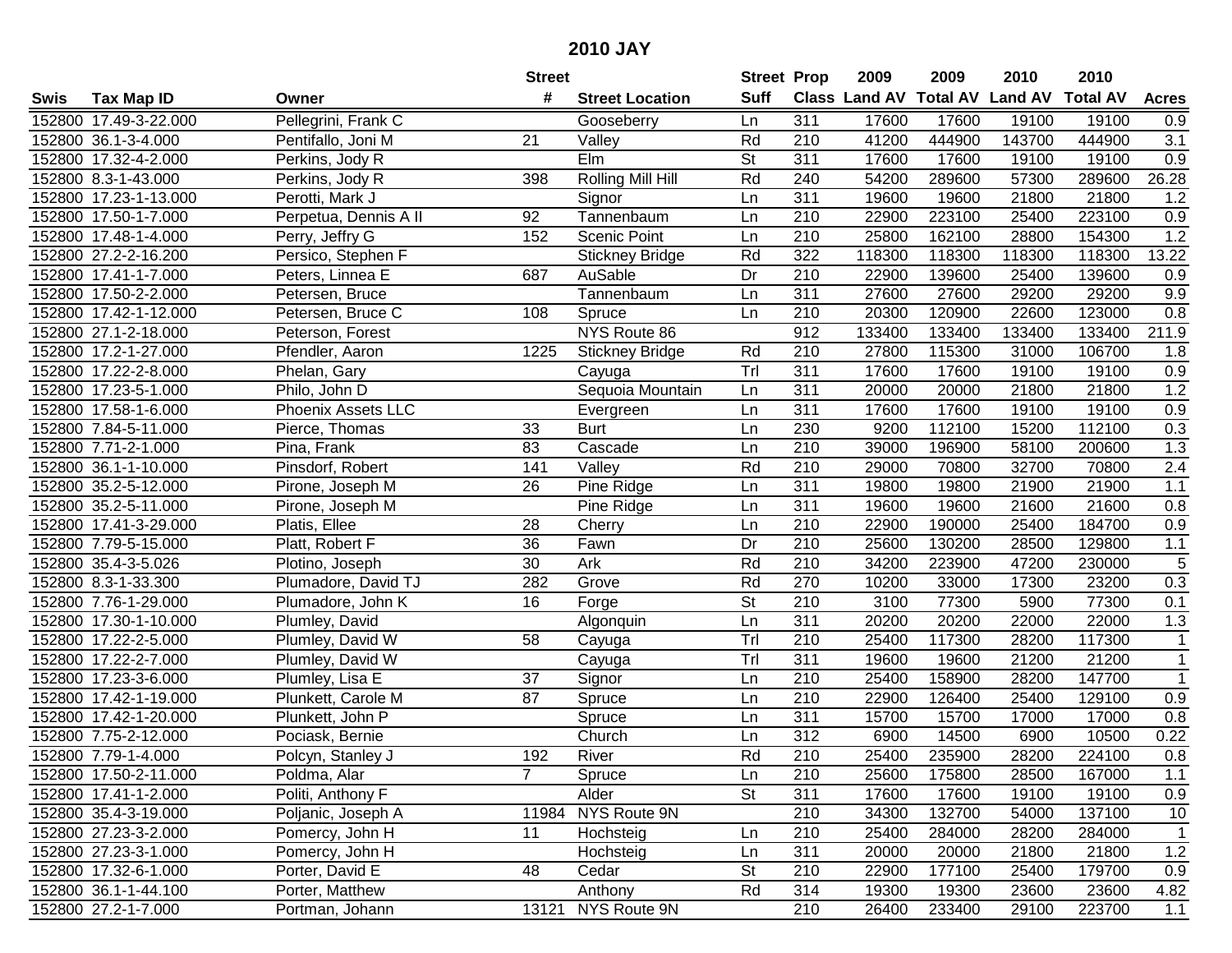# 2010 JAY

| Swis | Tax Map ID | Owner | Street # | Street Location | Street Suff | Prop Class | 2009 Land AV | 2009 Total AV | 2010 Land AV | 2010 Total AV | Acres |
|---|---|---|---|---|---|---|---|---|---|---|---|
| 152800 | 17.49-3-22.000 | Pellegrini, Frank C | | Gooseberry | Ln | 311 | 17600 | 17600 | 19100 | 19100 | 0.9 |
| 152800 | 36.1-3-4.000 | Pentifallo, Joni M | 21 | Valley | Rd | 210 | 41200 | 444900 | 143700 | 444900 | 3.1 |
| 152800 | 17.32-4-2.000 | Perkins, Jody R | | Elm | St | 311 | 17600 | 17600 | 19100 | 19100 | 0.9 |
| 152800 | 8.3-1-43.000 | Perkins, Jody R | 398 | Rolling Mill Hill | Rd | 240 | 54200 | 289600 | 57300 | 289600 | 26.28 |
| 152800 | 17.23-1-13.000 | Perotti, Mark J | | Signor | Ln | 311 | 19600 | 19600 | 21800 | 21800 | 1.2 |
| 152800 | 17.50-1-7.000 | Perpetua, Dennis A II | 92 | Tannenbaum | Ln | 210 | 22900 | 223100 | 25400 | 223100 | 0.9 |
| 152800 | 17.48-1-4.000 | Perry, Jeffry G | 152 | Scenic Point | Ln | 210 | 25800 | 162100 | 28800 | 154300 | 1.2 |
| 152800 | 27.2-2-16.200 | Persico, Stephen F | | Stickney Bridge | Rd | 322 | 118300 | 118300 | 118300 | 118300 | 13.22 |
| 152800 | 17.41-1-7.000 | Peters, Linnea E | 687 | AuSable | Dr | 210 | 22900 | 139600 | 25400 | 139600 | 0.9 |
| 152800 | 17.50-2-2.000 | Petersen, Bruce | | Tannenbaum | Ln | 311 | 27600 | 27600 | 29200 | 29200 | 9.9 |
| 152800 | 17.42-1-12.000 | Petersen, Bruce C | 108 | Spruce | Ln | 210 | 20300 | 120900 | 22600 | 123000 | 0.8 |
| 152800 | 27.1-2-18.000 | Peterson, Forest | | NYS Route 86 | | 912 | 133400 | 133400 | 133400 | 133400 | 211.9 |
| 152800 | 17.2-1-27.000 | Pfendler, Aaron | 1225 | Stickney Bridge | Rd | 210 | 27800 | 115300 | 31000 | 106700 | 1.8 |
| 152800 | 17.22-2-8.000 | Phelan, Gary | | Cayuga | Trl | 311 | 17600 | 17600 | 19100 | 19100 | 0.9 |
| 152800 | 17.23-5-1.000 | Philo, John D | | Sequoia Mountain | Ln | 311 | 20000 | 20000 | 21800 | 21800 | 1.2 |
| 152800 | 17.58-1-6.000 | Phoenix Assets LLC | | Evergreen | Ln | 311 | 17600 | 17600 | 19100 | 19100 | 0.9 |
| 152800 | 7.84-5-11.000 | Pierce, Thomas | 33 | Burt | Ln | 230 | 9200 | 112100 | 15200 | 112100 | 0.3 |
| 152800 | 7.71-2-1.000 | Pina, Frank | 83 | Cascade | Ln | 210 | 39000 | 196900 | 58100 | 200600 | 1.3 |
| 152800 | 36.1-1-10.000 | Pinsdorf, Robert | 141 | Valley | Rd | 210 | 29000 | 70800 | 32700 | 70800 | 2.4 |
| 152800 | 35.2-5-12.000 | Pirone, Joseph M | 26 | Pine Ridge | Ln | 311 | 19800 | 19800 | 21900 | 21900 | 1.1 |
| 152800 | 35.2-5-11.000 | Pirone, Joseph M | | Pine Ridge | Ln | 311 | 19600 | 19600 | 21600 | 21600 | 0.8 |
| 152800 | 17.41-3-29.000 | Platis, Ellee | 28 | Cherry | Ln | 210 | 22900 | 190000 | 25400 | 184700 | 0.9 |
| 152800 | 7.79-5-15.000 | Platt, Robert F | 36 | Fawn | Dr | 210 | 25600 | 130200 | 28500 | 129800 | 1.1 |
| 152800 | 35.4-3-5.026 | Plotino, Joseph | 30 | Ark | Rd | 210 | 34200 | 223900 | 47200 | 230000 | 5 |
| 152800 | 8.3-1-33.300 | Plumadore, David TJ | 282 | Grove | Rd | 270 | 10200 | 33000 | 17300 | 23200 | 0.3 |
| 152800 | 7.76-1-29.000 | Plumadore, John K | 16 | Forge | St | 210 | 3100 | 77300 | 5900 | 77300 | 0.1 |
| 152800 | 17.30-1-10.000 | Plumley, David | | Algonquin | Ln | 311 | 20200 | 20200 | 22000 | 22000 | 1.3 |
| 152800 | 17.22-2-5.000 | Plumley, David W | 58 | Cayuga | Trl | 210 | 25400 | 117300 | 28200 | 117300 | 1 |
| 152800 | 17.22-2-7.000 | Plumley, David W | | Cayuga | Trl | 311 | 19600 | 19600 | 21200 | 21200 | 1 |
| 152800 | 17.23-3-6.000 | Plumley, Lisa E | 37 | Signor | Ln | 210 | 25400 | 158900 | 28200 | 147700 | 1 |
| 152800 | 17.42-1-19.000 | Plunkett, Carole M | 87 | Spruce | Ln | 210 | 22900 | 126400 | 25400 | 129100 | 0.9 |
| 152800 | 17.42-1-20.000 | Plunkett, John P | | Spruce | Ln | 311 | 15700 | 15700 | 17000 | 17000 | 0.8 |
| 152800 | 7.75-2-12.000 | Pociask, Bernie | | Church | Ln | 312 | 6900 | 14500 | 6900 | 10500 | 0.22 |
| 152800 | 7.79-1-4.000 | Polcyn, Stanley J | 192 | River | Rd | 210 | 25400 | 235900 | 28200 | 224100 | 0.8 |
| 152800 | 17.50-2-11.000 | Poldma, Alar | 7 | Spruce | Ln | 210 | 25600 | 175800 | 28500 | 167000 | 1.1 |
| 152800 | 17.41-1-2.000 | Politi, Anthony F | | Alder | St | 311 | 17600 | 17600 | 19100 | 19100 | 0.9 |
| 152800 | 35.4-3-19.000 | Poljanic, Joseph A | 11984 | NYS Route 9N | | 210 | 34300 | 132700 | 54000 | 137100 | 10 |
| 152800 | 27.23-3-2.000 | Pomercy, John H | 11 | Hochsteig | Ln | 210 | 25400 | 284000 | 28200 | 284000 | 1 |
| 152800 | 27.23-3-1.000 | Pomercy, John H | | Hochsteig | Ln | 311 | 20000 | 20000 | 21800 | 21800 | 1.2 |
| 152800 | 17.32-6-1.000 | Porter, David E | 48 | Cedar | St | 210 | 22900 | 177100 | 25400 | 179700 | 0.9 |
| 152800 | 36.1-1-44.100 | Porter, Matthew | | Anthony | Rd | 314 | 19300 | 19300 | 23600 | 23600 | 4.82 |
| 152800 | 27.2-1-7.000 | Portman, Johann | 13121 | NYS Route 9N | | 210 | 26400 | 233400 | 29100 | 223700 | 1.1 |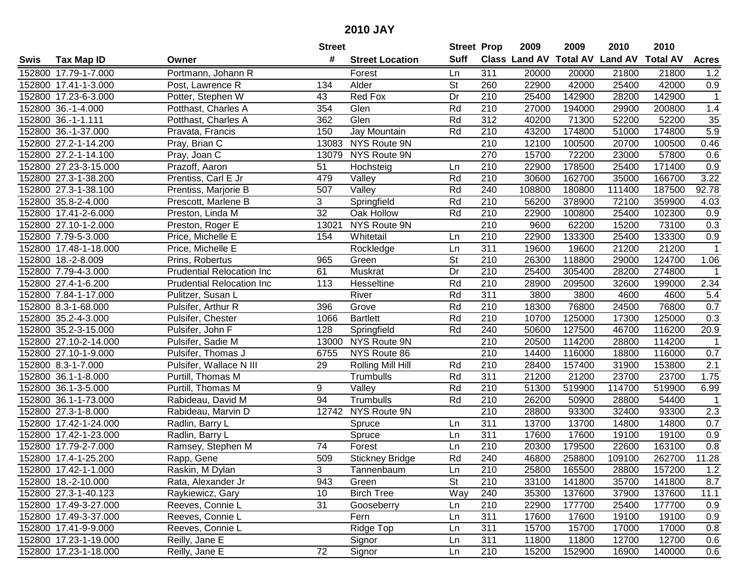# 2010 JAY

| Swis | Tax Map ID | Owner | Street # | Street Location | Street Suff | Prop Class | 2009 Land AV | 2009 Total AV | 2010 Land AV | 2010 Total AV | Acres |
|---|---|---|---|---|---|---|---|---|---|---|---|
| 152800 | 17.79-1-7.000 | Portmann, Johann R | | Forest | Ln | 311 | 20000 | 20000 | 21800 | 21800 | 1.2 |
| 152800 | 17.41-1-3.000 | Post, Lawrence R | 134 | Alder | St | 260 | 22900 | 42000 | 25400 | 42000 | 0.9 |
| 152800 | 17.23-6-3.000 | Potter, Stephen W | 43 | Red Fox | Dr | 210 | 25400 | 142900 | 28200 | 142900 | 1 |
| 152800 | 36.-1-4.000 | Potthast, Charles A | 354 | Glen | Rd | 210 | 27000 | 194000 | 29900 | 200800 | 1.4 |
| 152800 | 36.-1-1.111 | Potthast, Charles A | 362 | Glen | Rd | 312 | 40200 | 71300 | 52200 | 52200 | 35 |
| 152800 | 36.-1-37.000 | Pravata, Francis | 150 | Jay Mountain | Rd | 210 | 43200 | 174800 | 51000 | 174800 | 5.9 |
| 152800 | 27.2-1-14.200 | Pray, Brian C | 13083 | NYS Route 9N | | 210 | 12100 | 100500 | 20700 | 100500 | 0.46 |
| 152800 | 27.2-1-14.100 | Pray, Joan C | 13079 | NYS Route 9N | | 270 | 15700 | 72200 | 23000 | 57800 | 0.6 |
| 152800 | 27.23-3-15.000 | Prazoff, Aaron | 51 | Hochsteig | Ln | 210 | 22900 | 178500 | 25400 | 171400 | 0.9 |
| 152800 | 27.3-1-38.200 | Prentiss, Carl E Jr | 479 | Valley | Rd | 210 | 30600 | 162700 | 35000 | 166700 | 3.22 |
| 152800 | 27.3-1-38.100 | Prentiss, Marjorie B | 507 | Valley | Rd | 240 | 108800 | 180800 | 111400 | 187500 | 92.78 |
| 152800 | 35.8-2-4.000 | Prescott, Marlene B | 3 | Springfield | Rd | 210 | 56200 | 378900 | 72100 | 359900 | 4.03 |
| 152800 | 17.41-2-6.000 | Preston, Linda M | 32 | Oak Hollow | Rd | 210 | 22900 | 100800 | 25400 | 102300 | 0.9 |
| 152800 | 27.10-1-2.000 | Preston, Roger E | 13021 | NYS Route 9N | | 210 | 9600 | 62200 | 15200 | 73100 | 0.3 |
| 152800 | 7.79-5-3.000 | Price, Michelle E | 154 | Whitetail | Ln | 210 | 22900 | 133300 | 25400 | 133300 | 0.9 |
| 152800 | 17.48-1-18.000 | Price, Michelle E | | Rockledge | Ln | 311 | 19600 | 19600 | 21200 | 21200 | 1 |
| 152800 | 18.-2-8.009 | Prins, Robertus | 965 | Green | St | 210 | 26300 | 118800 | 29000 | 124700 | 1.06 |
| 152800 | 7.79-4-3.000 | Prudential Relocation Inc | 61 | Muskrat | Dr | 210 | 25400 | 305400 | 28200 | 274800 | 1 |
| 152800 | 27.4-1-6.200 | Prudential Relocation Inc | 113 | Hesseltine | Rd | 210 | 28900 | 209500 | 32600 | 199000 | 2.34 |
| 152800 | 7.84-1-17.000 | Pulitzer, Susan L | | River | Rd | 311 | 3800 | 3800 | 4600 | 4600 | 5.4 |
| 152800 | 8.3-1-68.000 | Pulsifer, Arthur R | 396 | Grove | Rd | 210 | 18300 | 76800 | 24500 | 76800 | 0.7 |
| 152800 | 35.2-4-3.000 | Pulsifer, Chester | 1066 | Bartlett | Rd | 210 | 10700 | 125000 | 17300 | 125000 | 0.3 |
| 152800 | 35.2-3-15.000 | Pulsifer, John F | 128 | Springfield | Rd | 240 | 50600 | 127500 | 46700 | 116200 | 20.9 |
| 152800 | 27.10-2-14.000 | Pulsifer, Sadie M | 13000 | NYS Route 9N | | 210 | 20500 | 114200 | 28800 | 114200 | 1 |
| 152800 | 27.10-1-9.000 | Pulsifer, Thomas J | 6755 | NYS Route 86 | | 210 | 14400 | 116000 | 18800 | 116000 | 0.7 |
| 152800 | 8.3-1-7.000 | Pulsifer, Wallace N III | 29 | Rolling Mill Hill | Rd | 210 | 28400 | 157400 | 31900 | 153800 | 2.1 |
| 152800 | 36.1-1-8.000 | Purtill, Thomas M | | Trumbulls | Rd | 311 | 21200 | 21200 | 23700 | 23700 | 1.75 |
| 152800 | 36.1-3-5.000 | Purtill, Thomas M | 9 | Valley | Rd | 210 | 51300 | 519900 | 114700 | 519900 | 6.99 |
| 152800 | 36.1-1-73.000 | Rabideau, David M | 94 | Trumbulls | Rd | 210 | 26200 | 50900 | 28800 | 54400 | 1 |
| 152800 | 27.3-1-8.000 | Rabideau, Marvin D | 12742 | NYS Route 9N | | 210 | 28800 | 93300 | 32400 | 93300 | 2.3 |
| 152800 | 17.42-1-24.000 | Radlin, Barry L | | Spruce | Ln | 311 | 13700 | 13700 | 14800 | 14800 | 0.7 |
| 152800 | 17.42-1-23.000 | Radlin, Barry L | | Spruce | Ln | 311 | 17600 | 17600 | 19100 | 19100 | 0.9 |
| 152800 | 17.79-2-7.000 | Ramsey, Stephen M | 74 | Forest | Ln | 210 | 20300 | 179500 | 22600 | 163100 | 0.8 |
| 152800 | 17.4-1-25.200 | Rapp, Gene | 509 | Stickney Bridge | Rd | 240 | 46800 | 258800 | 109100 | 262700 | 11.28 |
| 152800 | 17.42-1-1.000 | Raskin, M Dylan | 3 | Tannenbaum | Ln | 210 | 25800 | 165500 | 28800 | 157200 | 1.2 |
| 152800 | 18.-2-10.000 | Rata, Alexander Jr | 943 | Green | St | 210 | 33100 | 141800 | 35700 | 141800 | 8.7 |
| 152800 | 27.3-1-40.123 | Raykiewicz, Gary | 10 | Birch Tree | Way | 240 | 35300 | 137600 | 37900 | 137600 | 11.1 |
| 152800 | 17.49-3-27.000 | Reeves, Connie L | 31 | Gooseberry | Ln | 210 | 22900 | 177700 | 25400 | 177700 | 0.9 |
| 152800 | 17.49-3-37.000 | Reeves, Connie L | | Fern | Ln | 311 | 17600 | 17600 | 19100 | 19100 | 0.9 |
| 152800 | 17.41-9-9.000 | Reeves, Connie L | | Ridge Top | Ln | 311 | 15700 | 15700 | 17000 | 17000 | 0.8 |
| 152800 | 17.23-1-19.000 | Reilly, Jane E | | Signor | Ln | 311 | 11800 | 11800 | 12700 | 12700 | 0.6 |
| 152800 | 17.23-1-18.000 | Reilly, Jane E | 72 | Signor | Ln | 210 | 15200 | 152900 | 16900 | 140000 | 0.6 |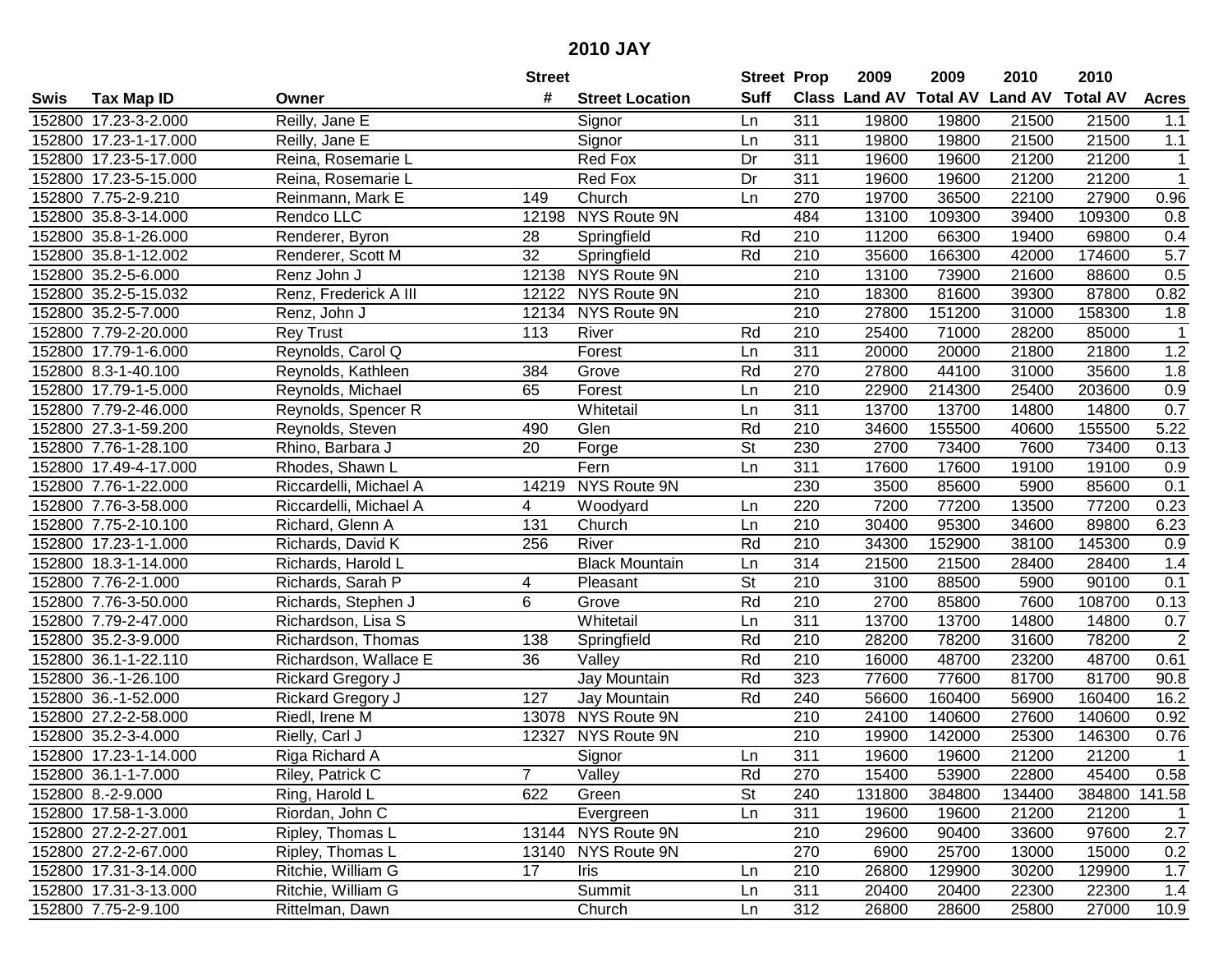# 2010 JAY

| Swis | Tax Map ID | Owner | Street # | Street Location | Street Suff | Prop Class | 2009 Land AV | 2009 Total AV | 2010 Land AV | 2010 Total AV | Acres |
|---|---|---|---|---|---|---|---|---|---|---|---|
| 152800 | 17.23-3-2.000 | Reilly, Jane E | | Signor | Ln | 311 | 19800 | 19800 | 21500 | 21500 | 1.1 |
| 152800 | 17.23-1-17.000 | Reilly, Jane E | | Signor | Ln | 311 | 19800 | 19800 | 21500 | 21500 | 1.1 |
| 152800 | 17.23-5-17.000 | Reina, Rosemarie L | | Red Fox | Dr | 311 | 19600 | 19600 | 21200 | 21200 | 1 |
| 152800 | 17.23-5-15.000 | Reina, Rosemarie L | | Red Fox | Dr | 311 | 19600 | 19600 | 21200 | 21200 | 1 |
| 152800 | 7.75-2-9.210 | Reinmann, Mark E | 149 | Church | Ln | 270 | 19700 | 36500 | 22100 | 27900 | 0.96 |
| 152800 | 35.8-3-14.000 | Rendco LLC | 12198 | NYS Route 9N | | 484 | 13100 | 109300 | 39400 | 109300 | 0.8 |
| 152800 | 35.8-1-26.000 | Renderer, Byron | 28 | Springfield | Rd | 210 | 11200 | 66300 | 19400 | 69800 | 0.4 |
| 152800 | 35.8-1-12.002 | Renderer, Scott M | 32 | Springfield | Rd | 210 | 35600 | 166300 | 42000 | 174600 | 5.7 |
| 152800 | 35.2-5-6.000 | Renz John J | 12138 | NYS Route 9N | | 210 | 13100 | 73900 | 21600 | 88600 | 0.5 |
| 152800 | 35.2-5-15.032 | Renz, Frederick A III | 12122 | NYS Route 9N | | 210 | 18300 | 81600 | 39300 | 87800 | 0.82 |
| 152800 | 35.2-5-7.000 | Renz, John J | 12134 | NYS Route 9N | | 210 | 27800 | 151200 | 31000 | 158300 | 1.8 |
| 152800 | 7.79-2-20.000 | Rey Trust | 113 | River | Rd | 210 | 25400 | 71000 | 28200 | 85000 | 1 |
| 152800 | 17.79-1-6.000 | Reynolds, Carol Q | | Forest | Ln | 311 | 20000 | 20000 | 21800 | 21800 | 1.2 |
| 152800 | 8.3-1-40.100 | Reynolds, Kathleen | 384 | Grove | Rd | 270 | 27800 | 44100 | 31000 | 35600 | 1.8 |
| 152800 | 17.79-1-5.000 | Reynolds, Michael | 65 | Forest | Ln | 210 | 22900 | 214300 | 25400 | 203600 | 0.9 |
| 152800 | 7.79-2-46.000 | Reynolds, Spencer R | | Whitetail | Ln | 311 | 13700 | 13700 | 14800 | 14800 | 0.7 |
| 152800 | 27.3-1-59.200 | Reynolds, Steven | 490 | Glen | Rd | 210 | 34600 | 155500 | 40600 | 155500 | 5.22 |
| 152800 | 7.76-1-28.100 | Rhino, Barbara J | 20 | Forge | St | 230 | 2700 | 73400 | 7600 | 73400 | 0.13 |
| 152800 | 17.49-4-17.000 | Rhodes, Shawn L | | Fern | Ln | 311 | 17600 | 17600 | 19100 | 19100 | 0.9 |
| 152800 | 7.76-1-22.000 | Riccardelli, Michael A | 14219 | NYS Route 9N | | 230 | 3500 | 85600 | 5900 | 85600 | 0.1 |
| 152800 | 7.76-3-58.000 | Riccardelli, Michael A | 4 | Woodyard | Ln | 220 | 7200 | 77200 | 13500 | 77200 | 0.23 |
| 152800 | 7.75-2-10.100 | Richard, Glenn A | 131 | Church | Ln | 210 | 30400 | 95300 | 34600 | 89800 | 6.23 |
| 152800 | 17.23-1-1.000 | Richards, David K | 256 | River | Rd | 210 | 34300 | 152900 | 38100 | 145300 | 0.9 |
| 152800 | 18.3-1-14.000 | Richards, Harold L | | Black Mountain | Ln | 314 | 21500 | 21500 | 28400 | 28400 | 1.4 |
| 152800 | 7.76-2-1.000 | Richards, Sarah P | 4 | Pleasant | St | 210 | 3100 | 88500 | 5900 | 90100 | 0.1 |
| 152800 | 7.76-3-50.000 | Richards, Stephen J | 6 | Grove | Rd | 210 | 2700 | 85800 | 7600 | 108700 | 0.13 |
| 152800 | 7.79-2-47.000 | Richardson, Lisa S | | Whitetail | Ln | 311 | 13700 | 13700 | 14800 | 14800 | 0.7 |
| 152800 | 35.2-3-9.000 | Richardson, Thomas | 138 | Springfield | Rd | 210 | 28200 | 78200 | 31600 | 78200 | 2 |
| 152800 | 36.1-1-22.110 | Richardson, Wallace E | 36 | Valley | Rd | 210 | 16000 | 48700 | 23200 | 48700 | 0.61 |
| 152800 | 36.-1-26.100 | Rickard Gregory J | | Jay Mountain | Rd | 323 | 77600 | 77600 | 81700 | 81700 | 90.8 |
| 152800 | 36.-1-52.000 | Rickard Gregory J | 127 | Jay Mountain | Rd | 240 | 56600 | 160400 | 56900 | 160400 | 16.2 |
| 152800 | 27.2-2-58.000 | Riedl, Irene M | 13078 | NYS Route 9N | | 210 | 24100 | 140600 | 27600 | 140600 | 0.92 |
| 152800 | 35.2-3-4.000 | Rielly, Carl J | 12327 | NYS Route 9N | | 210 | 19900 | 142000 | 25300 | 146300 | 0.76 |
| 152800 | 17.23-1-14.000 | Riga Richard A | | Signor | Ln | 311 | 19600 | 19600 | 21200 | 21200 | 1 |
| 152800 | 36.1-1-7.000 | Riley, Patrick C | 7 | Valley | Rd | 270 | 15400 | 53900 | 22800 | 45400 | 0.58 |
| 152800 | 8.-2-9.000 | Ring, Harold L | 622 | Green | St | 240 | 131800 | 384800 | 134400 | 384800 | 141.58 |
| 152800 | 17.58-1-3.000 | Riordan, John C | | Evergreen | Ln | 311 | 19600 | 19600 | 21200 | 21200 | 1 |
| 152800 | 27.2-2-27.001 | Ripley, Thomas L | 13144 | NYS Route 9N | | 210 | 29600 | 90400 | 33600 | 97600 | 2.7 |
| 152800 | 27.2-2-67.000 | Ripley, Thomas L | 13140 | NYS Route 9N | | 270 | 6900 | 25700 | 13000 | 15000 | 0.2 |
| 152800 | 17.31-3-14.000 | Ritchie, William G | 17 | Iris | Ln | 210 | 26800 | 129900 | 30200 | 129900 | 1.7 |
| 152800 | 17.31-3-13.000 | Ritchie, William G | | Summit | Ln | 311 | 20400 | 20400 | 22300 | 22300 | 1.4 |
| 152800 | 7.75-2-9.100 | Rittelman, Dawn | | Church | Ln | 312 | 26800 | 28600 | 25800 | 27000 | 10.9 |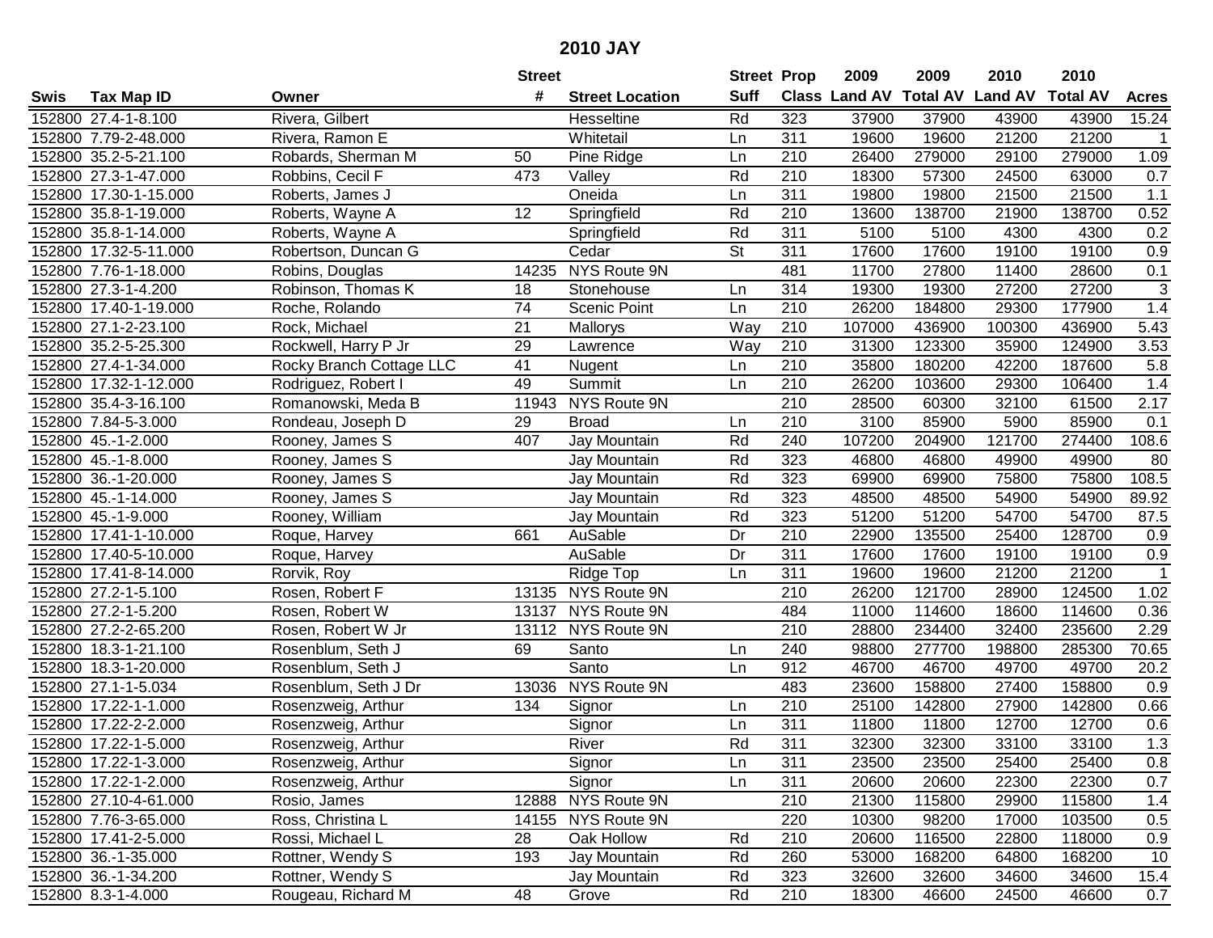# 2010 JAY

| Swis | Tax Map ID | Owner | Street # | Street Location | Street Suff | Prop Class | 2009 Land AV | 2009 Total AV | 2010 Land AV | 2010 Total AV | Acres |
|---|---|---|---|---|---|---|---|---|---|---|---|
| 152800 | 27.4-1-8.100 | Rivera, Gilbert | | Hesseltine | Rd | 323 | 37900 | 37900 | 43900 | 43900 | 15.24 |
| 152800 | 7.79-2-48.000 | Rivera, Ramon E | | Whitetail | Ln | 311 | 19600 | 19600 | 21200 | 21200 | 1 |
| 152800 | 35.2-5-21.100 | Robards, Sherman M | 50 | Pine Ridge | Ln | 210 | 26400 | 279000 | 29100 | 279000 | 1.09 |
| 152800 | 27.3-1-47.000 | Robbins, Cecil F | 473 | Valley | Rd | 210 | 18300 | 57300 | 24500 | 63000 | 0.7 |
| 152800 | 17.30-1-15.000 | Roberts, James J | | Oneida | Ln | 311 | 19800 | 19800 | 21500 | 21500 | 1.1 |
| 152800 | 35.8-1-19.000 | Roberts, Wayne A | 12 | Springfield | Rd | 210 | 13600 | 138700 | 21900 | 138700 | 0.52 |
| 152800 | 35.8-1-14.000 | Roberts, Wayne A | | Springfield | Rd | 311 | 5100 | 5100 | 4300 | 4300 | 0.2 |
| 152800 | 17.32-5-11.000 | Robertson, Duncan G | | Cedar | St | 311 | 17600 | 17600 | 19100 | 19100 | 0.9 |
| 152800 | 7.76-1-18.000 | Robins, Douglas | 14235 | NYS Route 9N | | 481 | 11700 | 27800 | 11400 | 28600 | 0.1 |
| 152800 | 27.3-1-4.200 | Robinson, Thomas K | 18 | Stonehouse | Ln | 314 | 19300 | 19300 | 27200 | 27200 | 3 |
| 152800 | 17.40-1-19.000 | Roche, Rolando | 74 | Scenic Point | Ln | 210 | 26200 | 184800 | 29300 | 177900 | 1.4 |
| 152800 | 27.1-2-23.100 | Rock, Michael | 21 | Mallorys | Way | 210 | 107000 | 436900 | 100300 | 436900 | 5.43 |
| 152800 | 35.2-5-25.300 | Rockwell, Harry P Jr | 29 | Lawrence | Way | 210 | 31300 | 123300 | 35900 | 124900 | 3.53 |
| 152800 | 27.4-1-34.000 | Rocky Branch Cottage LLC | 41 | Nugent | Ln | 210 | 35800 | 180200 | 42200 | 187600 | 5.8 |
| 152800 | 17.32-1-12.000 | Rodriguez, Robert I | 49 | Summit | Ln | 210 | 26200 | 103600 | 29300 | 106400 | 1.4 |
| 152800 | 35.4-3-16.100 | Romanowski, Meda B | 11943 | NYS Route 9N | | 210 | 28500 | 60300 | 32100 | 61500 | 2.17 |
| 152800 | 7.84-5-3.000 | Rondeau, Joseph D | 29 | Broad | Ln | 210 | 3100 | 85900 | 5900 | 85900 | 0.1 |
| 152800 | 45.-1-2.000 | Rooney, James S | 407 | Jay Mountain | Rd | 240 | 107200 | 204900 | 121700 | 274400 | 108.6 |
| 152800 | 45.-1-8.000 | Rooney, James S | | Jay Mountain | Rd | 323 | 46800 | 46800 | 49900 | 49900 | 80 |
| 152800 | 36.-1-20.000 | Rooney, James S | | Jay Mountain | Rd | 323 | 69900 | 69900 | 75800 | 75800 | 108.5 |
| 152800 | 45.-1-14.000 | Rooney, James S | | Jay Mountain | Rd | 323 | 48500 | 48500 | 54900 | 54900 | 89.92 |
| 152800 | 45.-1-9.000 | Rooney, William | | Jay Mountain | Rd | 323 | 51200 | 51200 | 54700 | 54700 | 87.5 |
| 152800 | 17.41-1-10.000 | Roque, Harvey | 661 | AuSable | Dr | 210 | 22900 | 135500 | 25400 | 128700 | 0.9 |
| 152800 | 17.40-5-10.000 | Roque, Harvey | | AuSable | Dr | 311 | 17600 | 17600 | 19100 | 19100 | 0.9 |
| 152800 | 17.41-8-14.000 | Rorvik, Roy | | Ridge Top | Ln | 311 | 19600 | 19600 | 21200 | 21200 | 1 |
| 152800 | 27.2-1-5.100 | Rosen, Robert F | 13135 | NYS Route 9N | | 210 | 26200 | 121700 | 28900 | 124500 | 1.02 |
| 152800 | 27.2-1-5.200 | Rosen, Robert W | 13137 | NYS Route 9N | | 484 | 11000 | 114600 | 18600 | 114600 | 0.36 |
| 152800 | 27.2-2-65.200 | Rosen, Robert W Jr | 13112 | NYS Route 9N | | 210 | 28800 | 234400 | 32400 | 235600 | 2.29 |
| 152800 | 18.3-1-21.100 | Rosenblum, Seth J | 69 | Santo | Ln | 240 | 98800 | 277700 | 198800 | 285300 | 70.65 |
| 152800 | 18.3-1-20.000 | Rosenblum, Seth J | | Santo | Ln | 912 | 46700 | 46700 | 49700 | 49700 | 20.2 |
| 152800 | 27.1-1-5.034 | Rosenblum, Seth J Dr | 13036 | NYS Route 9N | | 483 | 23600 | 158800 | 27400 | 158800 | 0.9 |
| 152800 | 17.22-1-1.000 | Rosenzweig, Arthur | 134 | Signor | Ln | 210 | 25100 | 142800 | 27900 | 142800 | 0.66 |
| 152800 | 17.22-2-2.000 | Rosenzweig, Arthur | | Signor | Ln | 311 | 11800 | 11800 | 12700 | 12700 | 0.6 |
| 152800 | 17.22-1-5.000 | Rosenzweig, Arthur | | River | Rd | 311 | 32300 | 32300 | 33100 | 33100 | 1.3 |
| 152800 | 17.22-1-3.000 | Rosenzweig, Arthur | | Signor | Ln | 311 | 23500 | 23500 | 25400 | 25400 | 0.8 |
| 152800 | 17.22-1-2.000 | Rosenzweig, Arthur | | Signor | Ln | 311 | 20600 | 20600 | 22300 | 22300 | 0.7 |
| 152800 | 27.10-4-61.000 | Rosio, James | 12888 | NYS Route 9N | | 210 | 21300 | 115800 | 29900 | 115800 | 1.4 |
| 152800 | 7.76-3-65.000 | Ross, Christina L | 14155 | NYS Route 9N | | 220 | 10300 | 98200 | 17000 | 103500 | 0.5 |
| 152800 | 17.41-2-5.000 | Rossi, Michael L | 28 | Oak Hollow | Rd | 210 | 20600 | 116500 | 22800 | 118000 | 0.9 |
| 152800 | 36.-1-35.000 | Rottner, Wendy S | 193 | Jay Mountain | Rd | 260 | 53000 | 168200 | 64800 | 168200 | 10 |
| 152800 | 36.-1-34.200 | Rottner, Wendy S | | Jay Mountain | Rd | 323 | 32600 | 32600 | 34600 | 34600 | 15.4 |
| 152800 | 8.3-1-4.000 | Rougeau, Richard M | 48 | Grove | Rd | 210 | 18300 | 46600 | 24500 | 46600 | 0.7 |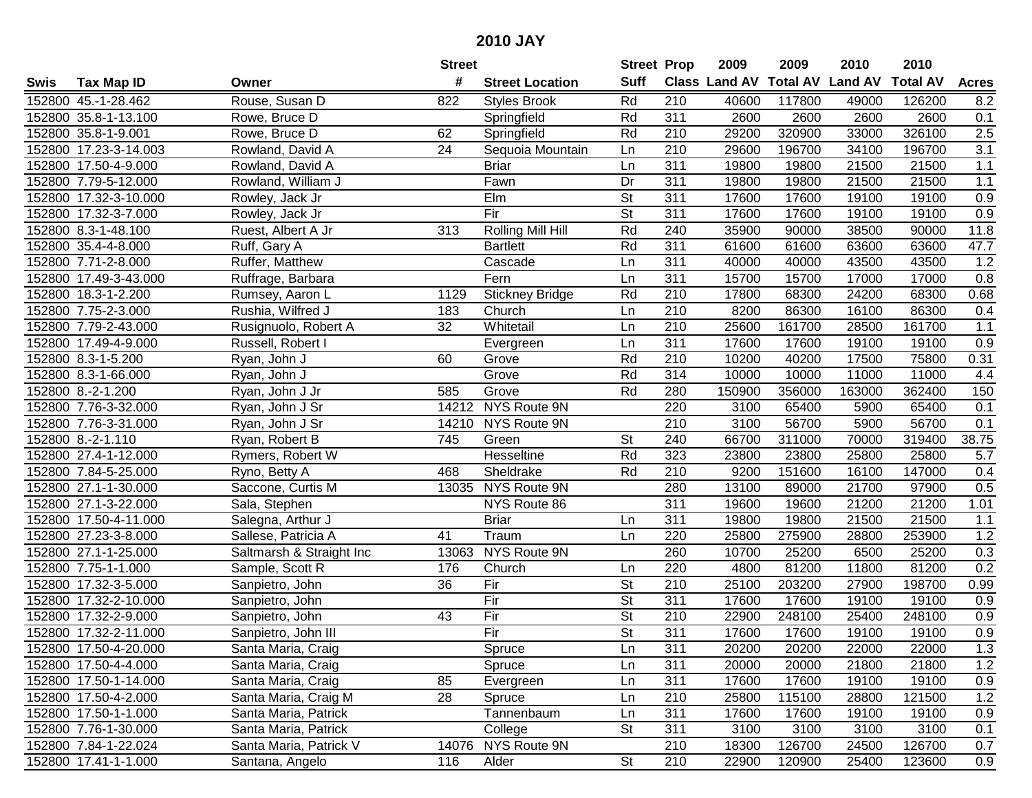# 2010 JAY

| Swis | Tax Map ID | Owner | Street # | Street Location | Street Suff | Prop Class | 2009 Land AV | 2009 Total AV | 2010 Land AV | 2010 Total AV | Acres |
|---|---|---|---|---|---|---|---|---|---|---|---|
| 152800 | 45.-1-28.462 | Rouse, Susan D | 822 | Styles Brook | Rd | 210 | 40600 | 117800 | 49000 | 126200 | 8.2 |
| 152800 | 35.8-1-13.100 | Rowe, Bruce D | | Springfield | Rd | 311 | 2600 | 2600 | 2600 | 2600 | 0.1 |
| 152800 | 35.8-1-9.001 | Rowe, Bruce D | 62 | Springfield | Rd | 210 | 29200 | 320900 | 33000 | 326100 | 2.5 |
| 152800 | 17.23-3-14.003 | Rowland, David A | 24 | Sequoia Mountain | Ln | 210 | 29600 | 196700 | 34100 | 196700 | 3.1 |
| 152800 | 17.50-4-9.000 | Rowland, David A | | Briar | Ln | 311 | 19800 | 19800 | 21500 | 21500 | 1.1 |
| 152800 | 7.79-5-12.000 | Rowland, William J | | Fawn | Dr | 311 | 19800 | 19800 | 21500 | 21500 | 1.1 |
| 152800 | 17.32-3-10.000 | Rowley, Jack Jr | | Elm | St | 311 | 17600 | 17600 | 19100 | 19100 | 0.9 |
| 152800 | 17.32-3-7.000 | Rowley, Jack Jr | | Fir | St | 311 | 17600 | 17600 | 19100 | 19100 | 0.9 |
| 152800 | 8.3-1-48.100 | Ruest, Albert A Jr | 313 | Rolling Mill Hill | Rd | 240 | 35900 | 90000 | 38500 | 90000 | 11.8 |
| 152800 | 35.4-4-8.000 | Ruff, Gary A | | Bartlett | Rd | 311 | 61600 | 61600 | 63600 | 63600 | 47.7 |
| 152800 | 7.71-2-8.000 | Ruffer, Matthew | | Cascade | Ln | 311 | 40000 | 40000 | 43500 | 43500 | 1.2 |
| 152800 | 17.49-3-43.000 | Ruffrage, Barbara | | Fern | Ln | 311 | 15700 | 15700 | 17000 | 17000 | 0.8 |
| 152800 | 18.3-1-2.200 | Rumsey, Aaron L | 1129 | Stickney Bridge | Rd | 210 | 17800 | 68300 | 24200 | 68300 | 0.68 |
| 152800 | 7.75-2-3.000 | Rushia, Wilfred J | 183 | Church | Ln | 210 | 8200 | 86300 | 16100 | 86300 | 0.4 |
| 152800 | 7.79-2-43.000 | Rusignuolo, Robert A | 32 | Whitetail | Ln | 210 | 25600 | 161700 | 28500 | 161700 | 1.1 |
| 152800 | 17.49-4-9.000 | Russell, Robert I | | Evergreen | Ln | 311 | 17600 | 17600 | 19100 | 19100 | 0.9 |
| 152800 | 8.3-1-5.200 | Ryan, John J | 60 | Grove | Rd | 210 | 10200 | 40200 | 17500 | 75800 | 0.31 |
| 152800 | 8.3-1-66.000 | Ryan, John J | | Grove | Rd | 314 | 10000 | 10000 | 11000 | 11000 | 4.4 |
| 152800 | 8.-2-1.200 | Ryan, John J Jr | 585 | Grove | Rd | 280 | 150900 | 356000 | 163000 | 362400 | 150 |
| 152800 | 7.76-3-32.000 | Ryan, John J Sr | 14212 | NYS Route 9N | | 220 | 3100 | 65400 | 5900 | 65400 | 0.1 |
| 152800 | 7.76-3-31.000 | Ryan, John J Sr | 14210 | NYS Route 9N | | 210 | 3100 | 56700 | 5900 | 56700 | 0.1 |
| 152800 | 8.-2-1.110 | Ryan, Robert B | 745 | Green | St | 240 | 66700 | 311000 | 70000 | 319400 | 38.75 |
| 152800 | 27.4-1-12.000 | Rymers, Robert W | | Hesseltine | Rd | 323 | 23800 | 23800 | 25800 | 25800 | 5.7 |
| 152800 | 7.84-5-25.000 | Ryno, Betty A | 468 | Sheldrake | Rd | 210 | 9200 | 151600 | 16100 | 147000 | 0.4 |
| 152800 | 27.1-1-30.000 | Saccone, Curtis M | 13035 | NYS Route 9N | | 280 | 13100 | 89000 | 21700 | 97900 | 0.5 |
| 152800 | 27.1-3-22.000 | Sala, Stephen | | NYS Route 86 | | 311 | 19600 | 19600 | 21200 | 21200 | 1.01 |
| 152800 | 17.50-4-11.000 | Salegna, Arthur J | | Briar | Ln | 311 | 19800 | 19800 | 21500 | 21500 | 1.1 |
| 152800 | 27.23-3-8.000 | Sallese, Patricia A | 41 | Traum | Ln | 220 | 25800 | 275900 | 28800 | 253900 | 1.2 |
| 152800 | 27.1-1-25.000 | Saltmarsh & Straight Inc | 13063 | NYS Route 9N | | 260 | 10700 | 25200 | 6500 | 25200 | 0.3 |
| 152800 | 7.75-1-1.000 | Sample, Scott R | 176 | Church | Ln | 220 | 4800 | 81200 | 11800 | 81200 | 0.2 |
| 152800 | 17.32-3-5.000 | Sanpietro, John | 36 | Fir | St | 210 | 25100 | 203200 | 27900 | 198700 | 0.99 |
| 152800 | 17.32-2-10.000 | Sanpietro, John | | Fir | St | 311 | 17600 | 17600 | 19100 | 19100 | 0.9 |
| 152800 | 17.32-2-9.000 | Sanpietro, John | 43 | Fir | St | 210 | 22900 | 248100 | 25400 | 248100 | 0.9 |
| 152800 | 17.32-2-11.000 | Sanpietro, John III | | Fir | St | 311 | 17600 | 17600 | 19100 | 19100 | 0.9 |
| 152800 | 17.50-4-20.000 | Santa Maria, Craig | | Spruce | Ln | 311 | 20200 | 20200 | 22000 | 22000 | 1.3 |
| 152800 | 17.50-4-4.000 | Santa Maria, Craig | | Spruce | Ln | 311 | 20000 | 20000 | 21800 | 21800 | 1.2 |
| 152800 | 17.50-1-14.000 | Santa Maria, Craig | 85 | Evergreen | Ln | 311 | 17600 | 17600 | 19100 | 19100 | 0.9 |
| 152800 | 17.50-4-2.000 | Santa Maria, Craig M | 28 | Spruce | Ln | 210 | 25800 | 115100 | 28800 | 121500 | 1.2 |
| 152800 | 17.50-1-1.000 | Santa Maria, Patrick | | Tannenbaum | Ln | 311 | 17600 | 17600 | 19100 | 19100 | 0.9 |
| 152800 | 7.76-1-30.000 | Santa Maria, Patrick | | College | St | 311 | 3100 | 3100 | 3100 | 3100 | 0.1 |
| 152800 | 7.84-1-22.024 | Santa Maria, Patrick V | 14076 | NYS Route 9N | | 210 | 18300 | 126700 | 24500 | 126700 | 0.7 |
| 152800 | 17.41-1-1.000 | Santana, Angelo | 116 | Alder | St | 210 | 22900 | 120900 | 25400 | 123600 | 0.9 |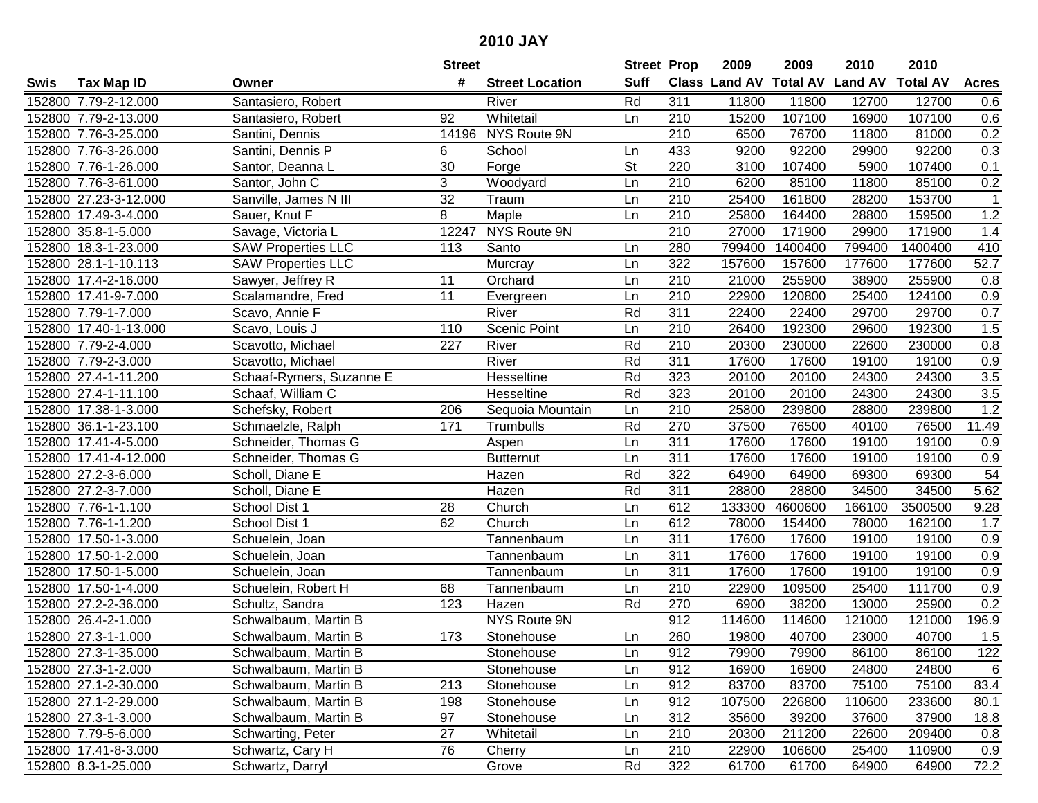# 2010 JAY

| Swis | Tax Map ID | Owner | Street # | Street Location | Street Suff | Prop Class | 2009 Land AV | 2009 Total AV | 2010 Land AV | 2010 Total AV | Acres |
|---|---|---|---|---|---|---|---|---|---|---|---|
| 152800 | 7.79-2-12.000 | Santasiero, Robert | | River | Rd | 311 | 11800 | 11800 | 12700 | 12700 | 0.6 |
| 152800 | 7.79-2-13.000 | Santasiero, Robert | 92 | Whitetail | Ln | 210 | 15200 | 107100 | 16900 | 107100 | 0.6 |
| 152800 | 7.76-3-25.000 | Santini, Dennis | 14196 | NYS Route 9N | | 210 | 6500 | 76700 | 11800 | 81000 | 0.2 |
| 152800 | 7.76-3-26.000 | Santini, Dennis P | 6 | School | Ln | 433 | 9200 | 92200 | 29900 | 92200 | 0.3 |
| 152800 | 7.76-1-26.000 | Santor, Deanna L | 30 | Forge | St | 220 | 3100 | 107400 | 5900 | 107400 | 0.1 |
| 152800 | 7.76-3-61.000 | Santor, John C | 3 | Woodyard | Ln | 210 | 6200 | 85100 | 11800 | 85100 | 0.2 |
| 152800 | 27.23-3-12.000 | Sanville, James N III | 32 | Traum | Ln | 210 | 25400 | 161800 | 28200 | 153700 | 1 |
| 152800 | 17.49-3-4.000 | Sauer, Knut F | 8 | Maple | Ln | 210 | 25800 | 164400 | 28800 | 159500 | 1.2 |
| 152800 | 35.8-1-5.000 | Savage, Victoria L | 12247 | NYS Route 9N | | 210 | 27000 | 171900 | 29900 | 171900 | 1.4 |
| 152800 | 18.3-1-23.000 | SAW Properties LLC | 113 | Santo | Ln | 280 | 799400 | 1400400 | 799400 | 1400400 | 410 |
| 152800 | 28.1-1-10.113 | SAW Properties LLC | | Murcray | Ln | 322 | 157600 | 157600 | 177600 | 177600 | 52.7 |
| 152800 | 17.4-2-16.000 | Sawyer, Jeffrey R | 11 | Orchard | Ln | 210 | 21000 | 255900 | 38900 | 255900 | 0.8 |
| 152800 | 17.41-9-7.000 | Scalamandre, Fred | 11 | Evergreen | Ln | 210 | 22900 | 120800 | 25400 | 124100 | 0.9 |
| 152800 | 7.79-1-7.000 | Scavo, Annie F | | River | Rd | 311 | 22400 | 22400 | 29700 | 29700 | 0.7 |
| 152800 | 17.40-1-13.000 | Scavo, Louis J | 110 | Scenic Point | Ln | 210 | 26400 | 192300 | 29600 | 192300 | 1.5 |
| 152800 | 7.79-2-4.000 | Scavotto, Michael | 227 | River | Rd | 210 | 20300 | 230000 | 22600 | 230000 | 0.8 |
| 152800 | 7.79-2-3.000 | Scavotto, Michael | | River | Rd | 311 | 17600 | 17600 | 19100 | 19100 | 0.9 |
| 152800 | 27.4-1-11.200 | Schaaf-Rymers, Suzanne E | | Hesseltine | Rd | 323 | 20100 | 20100 | 24300 | 24300 | 3.5 |
| 152800 | 27.4-1-11.100 | Schaaf, William C | | Hesseltine | Rd | 323 | 20100 | 20100 | 24300 | 24300 | 3.5 |
| 152800 | 17.38-1-3.000 | Schefsky, Robert | 206 | Sequoia Mountain | Ln | 210 | 25800 | 239800 | 28800 | 239800 | 1.2 |
| 152800 | 36.1-1-23.100 | Schmaelzle, Ralph | 171 | Trumbulls | Rd | 270 | 37500 | 76500 | 40100 | 76500 | 11.49 |
| 152800 | 17.41-4-5.000 | Schneider, Thomas G | | Aspen | Ln | 311 | 17600 | 17600 | 19100 | 19100 | 0.9 |
| 152800 | 17.41-4-12.000 | Schneider, Thomas G | | Butternut | Ln | 311 | 17600 | 17600 | 19100 | 19100 | 0.9 |
| 152800 | 27.2-3-6.000 | Scholl, Diane E | | Hazen | Rd | 322 | 64900 | 64900 | 69300 | 69300 | 54 |
| 152800 | 27.2-3-7.000 | Scholl, Diane E | | Hazen | Rd | 311 | 28800 | 28800 | 34500 | 34500 | 5.62 |
| 152800 | 7.76-1-1.100 | School Dist 1 | 28 | Church | Ln | 612 | 133300 | 4600600 | 166100 | 3500500 | 9.28 |
| 152800 | 7.76-1-1.200 | School Dist 1 | 62 | Church | Ln | 612 | 78000 | 154400 | 78000 | 162100 | 1.7 |
| 152800 | 17.50-1-3.000 | Schuelein, Joan | | Tannenbaum | Ln | 311 | 17600 | 17600 | 19100 | 19100 | 0.9 |
| 152800 | 17.50-1-2.000 | Schuelein, Joan | | Tannenbaum | Ln | 311 | 17600 | 17600 | 19100 | 19100 | 0.9 |
| 152800 | 17.50-1-5.000 | Schuelein, Joan | | Tannenbaum | Ln | 311 | 17600 | 17600 | 19100 | 19100 | 0.9 |
| 152800 | 17.50-1-4.000 | Schuelein, Robert H | 68 | Tannenbaum | Ln | 210 | 22900 | 109500 | 25400 | 111700 | 0.9 |
| 152800 | 27.2-2-36.000 | Schultz, Sandra | 123 | Hazen | Rd | 270 | 6900 | 38200 | 13000 | 25900 | 0.2 |
| 152800 | 26.4-2-1.000 | Schwalbaum, Martin B | | NYS Route 9N | | 912 | 114600 | 114600 | 121000 | 121000 | 196.9 |
| 152800 | 27.3-1-1.000 | Schwalbaum, Martin B | 173 | Stonehouse | Ln | 260 | 19800 | 40700 | 23000 | 40700 | 1.5 |
| 152800 | 27.3-1-35.000 | Schwalbaum, Martin B | | Stonehouse | Ln | 912 | 79900 | 79900 | 86100 | 86100 | 122 |
| 152800 | 27.3-1-2.000 | Schwalbaum, Martin B | | Stonehouse | Ln | 912 | 16900 | 16900 | 24800 | 24800 | 6 |
| 152800 | 27.1-2-30.000 | Schwalbaum, Martin B | 213 | Stonehouse | Ln | 912 | 83700 | 83700 | 75100 | 75100 | 83.4 |
| 152800 | 27.1-2-29.000 | Schwalbaum, Martin B | 198 | Stonehouse | Ln | 912 | 107500 | 226800 | 110600 | 233600 | 80.1 |
| 152800 | 27.3-1-3.000 | Schwalbaum, Martin B | 97 | Stonehouse | Ln | 312 | 35600 | 39200 | 37600 | 37900 | 18.8 |
| 152800 | 7.79-5-6.000 | Schwarting, Peter | 27 | Whitetail | Ln | 210 | 20300 | 211200 | 22600 | 209400 | 0.8 |
| 152800 | 17.41-8-3.000 | Schwartz, Cary H | 76 | Cherry | Ln | 210 | 22900 | 106600 | 25400 | 110900 | 0.9 |
| 152800 | 8.3-1-25.000 | Schwartz, Darryl | | Grove | Rd | 322 | 61700 | 61700 | 64900 | 64900 | 72.2 |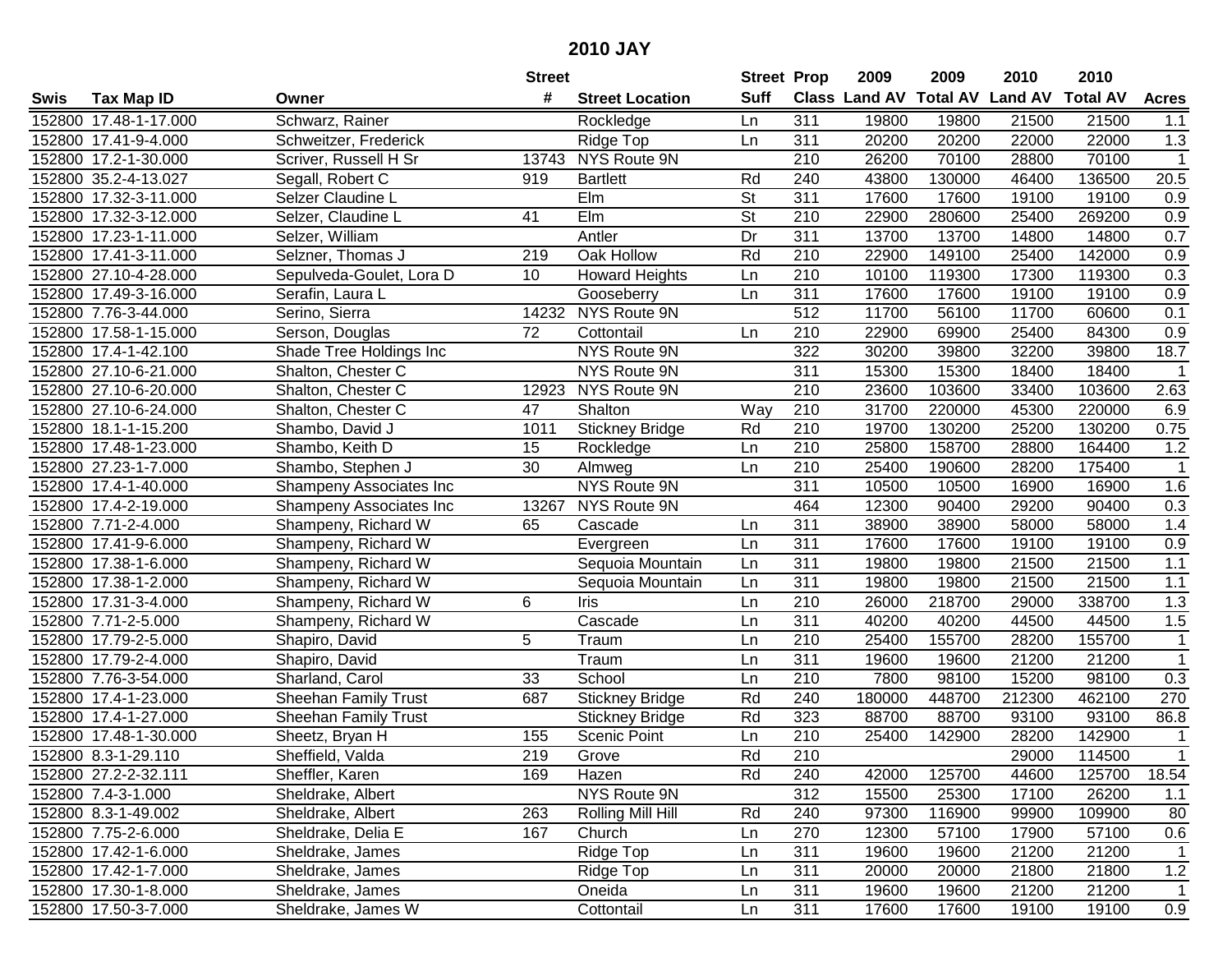# 2010 JAY

| Swis | Tax Map ID | Owner | Street # | Street Location | Street Suff | Prop Class | 2009 Land AV | 2009 Total AV | 2010 Land AV | 2010 Total AV | Acres |
|---|---|---|---|---|---|---|---|---|---|---|---|
| 152800 | 17.48-1-17.000 | Schwarz, Rainer | | Rockledge | Ln | 311 | 19800 | 19800 | 21500 | 21500 | 1.1 |
| 152800 | 17.41-9-4.000 | Schweitzer, Frederick | | Ridge Top | Ln | 311 | 20200 | 20200 | 22000 | 22000 | 1.3 |
| 152800 | 17.2-1-30.000 | Scriver, Russell H Sr | 13743 | NYS Route 9N | | 210 | 26200 | 70100 | 28800 | 70100 | 1 |
| 152800 | 35.2-4-13.027 | Segall, Robert C | 919 | Bartlett | Rd | 240 | 43800 | 130000 | 46400 | 136500 | 20.5 |
| 152800 | 17.32-3-11.000 | Selzer Claudine L | | Elm | St | 311 | 17600 | 17600 | 19100 | 19100 | 0.9 |
| 152800 | 17.32-3-12.000 | Selzer, Claudine L | 41 | Elm | St | 210 | 22900 | 280600 | 25400 | 269200 | 0.9 |
| 152800 | 17.23-1-11.000 | Selzer, William | | Antler | Dr | 311 | 13700 | 13700 | 14800 | 14800 | 0.7 |
| 152800 | 17.41-3-11.000 | Selzner, Thomas J | 219 | Oak Hollow | Rd | 210 | 22900 | 149100 | 25400 | 142000 | 0.9 |
| 152800 | 27.10-4-28.000 | Sepulveda-Goulet, Lora D | 10 | Howard Heights | Ln | 210 | 10100 | 119300 | 17300 | 119300 | 0.3 |
| 152800 | 17.49-3-16.000 | Serafin, Laura L | | Gooseberry | Ln | 311 | 17600 | 17600 | 19100 | 19100 | 0.9 |
| 152800 | 7.76-3-44.000 | Serino, Sierra | 14232 | NYS Route 9N | | 512 | 11700 | 56100 | 11700 | 60600 | 0.1 |
| 152800 | 17.58-1-15.000 | Serson, Douglas | 72 | Cottontail | Ln | 210 | 22900 | 69900 | 25400 | 84300 | 0.9 |
| 152800 | 17.4-1-42.100 | Shade Tree Holdings Inc | | NYS Route 9N | | 322 | 30200 | 39800 | 32200 | 39800 | 18.7 |
| 152800 | 27.10-6-21.000 | Shalton, Chester C | | NYS Route 9N | | 311 | 15300 | 15300 | 18400 | 18400 | 1 |
| 152800 | 27.10-6-20.000 | Shalton, Chester C | 12923 | NYS Route 9N | | 210 | 23600 | 103600 | 33400 | 103600 | 2.63 |
| 152800 | 27.10-6-24.000 | Shalton, Chester C | 47 | Shalton | Way | 210 | 31700 | 220000 | 45300 | 220000 | 6.9 |
| 152800 | 18.1-1-15.200 | Shambo, David J | 1011 | Stickney Bridge | Rd | 210 | 19700 | 130200 | 25200 | 130200 | 0.75 |
| 152800 | 17.48-1-23.000 | Shambo, Keith D | 15 | Rockledge | Ln | 210 | 25800 | 158700 | 28800 | 164400 | 1.2 |
| 152800 | 27.23-1-7.000 | Shambo, Stephen J | 30 | Almweg | Ln | 210 | 25400 | 190600 | 28200 | 175400 | 1 |
| 152800 | 17.4-1-40.000 | Shampeny Associates Inc | | NYS Route 9N | | 311 | 10500 | 10500 | 16900 | 16900 | 1.6 |
| 152800 | 17.4-2-19.000 | Shampeny Associates Inc | 13267 | NYS Route 9N | | 464 | 12300 | 90400 | 29200 | 90400 | 0.3 |
| 152800 | 7.71-2-4.000 | Shampeny, Richard W | 65 | Cascade | Ln | 311 | 38900 | 38900 | 58000 | 58000 | 1.4 |
| 152800 | 17.41-9-6.000 | Shampeny, Richard W | | Evergreen | Ln | 311 | 17600 | 17600 | 19100 | 19100 | 0.9 |
| 152800 | 17.38-1-6.000 | Shampeny, Richard W | | Sequoia Mountain | Ln | 311 | 19800 | 19800 | 21500 | 21500 | 1.1 |
| 152800 | 17.38-1-2.000 | Shampeny, Richard W | | Sequoia Mountain | Ln | 311 | 19800 | 19800 | 21500 | 21500 | 1.1 |
| 152800 | 17.31-3-4.000 | Shampeny, Richard W | 6 | Iris | Ln | 210 | 26000 | 218700 | 29000 | 338700 | 1.3 |
| 152800 | 7.71-2-5.000 | Shampeny, Richard W | | Cascade | Ln | 311 | 40200 | 40200 | 44500 | 44500 | 1.5 |
| 152800 | 17.79-2-5.000 | Shapiro, David | 5 | Traum | Ln | 210 | 25400 | 155700 | 28200 | 155700 | 1 |
| 152800 | 17.79-2-4.000 | Shapiro, David | | Traum | Ln | 311 | 19600 | 19600 | 21200 | 21200 | 1 |
| 152800 | 7.76-3-54.000 | Sharland, Carol | 33 | School | Ln | 210 | 7800 | 98100 | 15200 | 98100 | 0.3 |
| 152800 | 17.4-1-23.000 | Sheehan Family Trust | 687 | Stickney Bridge | Rd | 240 | 180000 | 448700 | 212300 | 462100 | 270 |
| 152800 | 17.4-1-27.000 | Sheehan Family Trust | | Stickney Bridge | Rd | 323 | 88700 | 88700 | 93100 | 93100 | 86.8 |
| 152800 | 17.48-1-30.000 | Sheetz, Bryan H | 155 | Scenic Point | Ln | 210 | 25400 | 142900 | 28200 | 142900 | 1 |
| 152800 | 8.3-1-29.110 | Sheffield, Valda | 219 | Grove | Rd | 210 | | | 29000 | 114500 | 1 |
| 152800 | 27.2-2-32.111 | Sheffler, Karen | 169 | Hazen | Rd | 240 | 42000 | 125700 | 44600 | 125700 | 18.54 |
| 152800 | 7.4-3-1.000 | Sheldrake, Albert | | NYS Route 9N | | 312 | 15500 | 25300 | 17100 | 26200 | 1.1 |
| 152800 | 8.3-1-49.002 | Sheldrake, Albert | 263 | Rolling Mill Hill | Rd | 240 | 97300 | 116900 | 99900 | 109900 | 80 |
| 152800 | 7.75-2-6.000 | Sheldrake, Delia E | 167 | Church | Ln | 270 | 12300 | 57100 | 17900 | 57100 | 0.6 |
| 152800 | 17.42-1-6.000 | Sheldrake, James | | Ridge Top | Ln | 311 | 19600 | 19600 | 21200 | 21200 | 1 |
| 152800 | 17.42-1-7.000 | Sheldrake, James | | Ridge Top | Ln | 311 | 20000 | 20000 | 21800 | 21800 | 1.2 |
| 152800 | 17.30-1-8.000 | Sheldrake, James | | Oneida | Ln | 311 | 19600 | 19600 | 21200 | 21200 | 1 |
| 152800 | 17.50-3-7.000 | Sheldrake, James W | | Cottontail | Ln | 311 | 17600 | 17600 | 19100 | 19100 | 0.9 |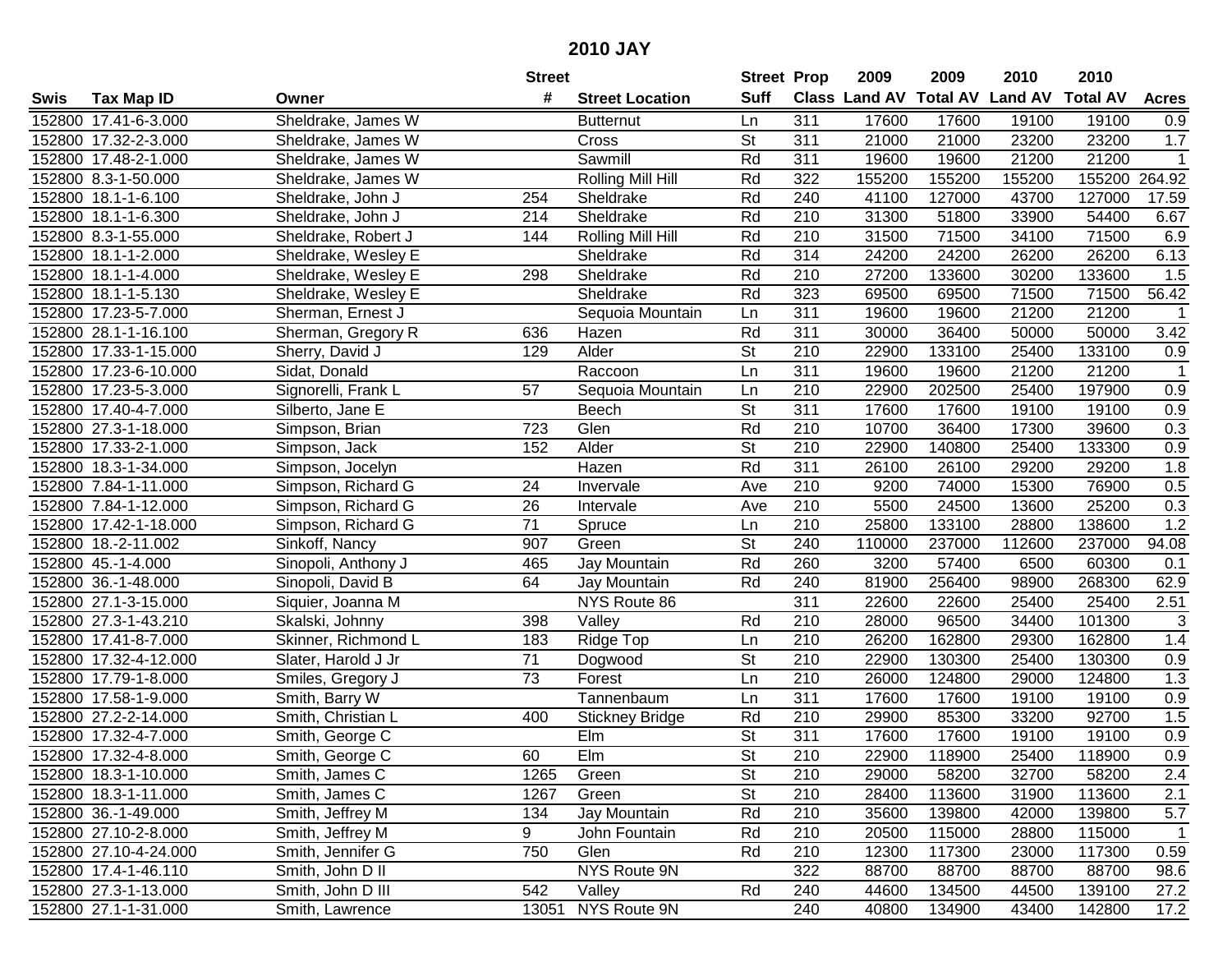# 2010 JAY

| Swis | Tax Map ID | Owner | Street # | Street Location | Street Suff | Prop Class | 2009 Land AV | 2009 Total AV | 2010 Land AV | 2010 Total AV | Acres |
|---|---|---|---|---|---|---|---|---|---|---|---|
| 152800 | 17.41-6-3.000 | Sheldrake, James W | | Butternut | Ln | 311 | 17600 | 17600 | 19100 | 19100 | 0.9 |
| 152800 | 17.32-2-3.000 | Sheldrake, James W | | Cross | St | 311 | 21000 | 21000 | 23200 | 23200 | 1.7 |
| 152800 | 17.48-2-1.000 | Sheldrake, James W | | Sawmill | Rd | 311 | 19600 | 19600 | 21200 | 21200 | 1 |
| 152800 | 8.3-1-50.000 | Sheldrake, James W | | Rolling Mill Hill | Rd | 322 | 155200 | 155200 | 155200 | 155200 | 264.92 |
| 152800 | 18.1-1-6.100 | Sheldrake, John J | 254 | Sheldrake | Rd | 240 | 41100 | 127000 | 43700 | 127000 | 17.59 |
| 152800 | 18.1-1-6.300 | Sheldrake, John J | 214 | Sheldrake | Rd | 210 | 31300 | 51800 | 33900 | 54400 | 6.67 |
| 152800 | 8.3-1-55.000 | Sheldrake, Robert J | 144 | Rolling Mill Hill | Rd | 210 | 31500 | 71500 | 34100 | 71500 | 6.9 |
| 152800 | 18.1-1-2.000 | Sheldrake, Wesley E | | Sheldrake | Rd | 314 | 24200 | 24200 | 26200 | 26200 | 6.13 |
| 152800 | 18.1-1-4.000 | Sheldrake, Wesley E | 298 | Sheldrake | Rd | 210 | 27200 | 133600 | 30200 | 133600 | 1.5 |
| 152800 | 18.1-1-5.130 | Sheldrake, Wesley E | | Sheldrake | Rd | 323 | 69500 | 69500 | 71500 | 71500 | 56.42 |
| 152800 | 17.23-5-7.000 | Sherman, Ernest J | | Sequoia Mountain | Ln | 311 | 19600 | 19600 | 21200 | 21200 | 1 |
| 152800 | 28.1-1-16.100 | Sherman, Gregory R | 636 | Hazen | Rd | 311 | 30000 | 36400 | 50000 | 50000 | 3.42 |
| 152800 | 17.33-1-15.000 | Sherry, David J | 129 | Alder | St | 210 | 22900 | 133100 | 25400 | 133100 | 0.9 |
| 152800 | 17.23-6-10.000 | Sidat, Donald | | Raccoon | Ln | 311 | 19600 | 19600 | 21200 | 21200 | 1 |
| 152800 | 17.23-5-3.000 | Signorelli, Frank L | 57 | Sequoia Mountain | Ln | 210 | 22900 | 202500 | 25400 | 197900 | 0.9 |
| 152800 | 17.40-4-7.000 | Silberto, Jane E | | Beech | St | 311 | 17600 | 17600 | 19100 | 19100 | 0.9 |
| 152800 | 27.3-1-18.000 | Simpson, Brian | 723 | Glen | Rd | 210 | 10700 | 36400 | 17300 | 39600 | 0.3 |
| 152800 | 17.33-2-1.000 | Simpson, Jack | 152 | Alder | St | 210 | 22900 | 140800 | 25400 | 133300 | 0.9 |
| 152800 | 18.3-1-34.000 | Simpson, Jocelyn | | Hazen | Rd | 311 | 26100 | 26100 | 29200 | 29200 | 1.8 |
| 152800 | 7.84-1-11.000 | Simpson, Richard G | 24 | Intervale | Ave | 210 | 9200 | 74000 | 15300 | 76900 | 0.5 |
| 152800 | 7.84-1-12.000 | Simpson, Richard G | 26 | Intervale | Ave | 210 | 5500 | 24500 | 13600 | 25200 | 0.3 |
| 152800 | 17.42-1-18.000 | Simpson, Richard G | 71 | Spruce | Ln | 210 | 25800 | 133100 | 28800 | 138600 | 1.2 |
| 152800 | 18.-2-11.002 | Sinkoff, Nancy | 907 | Green | St | 240 | 110000 | 237000 | 112600 | 237000 | 94.08 |
| 152800 | 45.-1-4.000 | Sinopoli, Anthony J | 465 | Jay Mountain | Rd | 260 | 3200 | 57400 | 6500 | 60300 | 0.1 |
| 152800 | 36.-1-48.000 | Sinopoli, David B | 64 | Jay Mountain | Rd | 240 | 81900 | 256400 | 98900 | 268300 | 62.9 |
| 152800 | 27.1-3-15.000 | Siquier, Joanna M | | NYS Route 86 | | 311 | 22600 | 22600 | 25400 | 25400 | 2.51 |
| 152800 | 27.3-1-43.210 | Skalski, Johnny | 398 | Valley | Rd | 210 | 28000 | 96500 | 34400 | 101300 | 3 |
| 152800 | 17.41-8-7.000 | Skinner, Richmond L | 183 | Ridge Top | Ln | 210 | 26200 | 162800 | 29300 | 162800 | 1.4 |
| 152800 | 17.32-4-12.000 | Slater, Harold J Jr | 71 | Dogwood | St | 210 | 22900 | 130300 | 25400 | 130300 | 0.9 |
| 152800 | 17.79-1-8.000 | Smiles, Gregory J | 73 | Forest | Ln | 210 | 26000 | 124800 | 29000 | 124800 | 1.3 |
| 152800 | 17.58-1-9.000 | Smith, Barry W | | Tannenbaum | Ln | 311 | 17600 | 17600 | 19100 | 19100 | 0.9 |
| 152800 | 27.2-2-14.000 | Smith, Christian L | 400 | Stickney Bridge | Rd | 210 | 29900 | 85300 | 33200 | 92700 | 1.5 |
| 152800 | 17.32-4-7.000 | Smith, George C | | Elm | St | 311 | 17600 | 17600 | 19100 | 19100 | 0.9 |
| 152800 | 17.32-4-8.000 | Smith, George C | 60 | Elm | St | 210 | 22900 | 118900 | 25400 | 118900 | 0.9 |
| 152800 | 18.3-1-10.000 | Smith, James C | 1265 | Green | St | 210 | 29000 | 58200 | 32700 | 58200 | 2.4 |
| 152800 | 18.3-1-11.000 | Smith, James C | 1267 | Green | St | 210 | 28400 | 113600 | 31900 | 113600 | 2.1 |
| 152800 | 36.-1-49.000 | Smith, Jeffrey M | 134 | Jay Mountain | Rd | 210 | 35600 | 139800 | 42000 | 139800 | 5.7 |
| 152800 | 27.10-2-8.000 | Smith, Jeffrey M | 9 | John Fountain | Rd | 210 | 20500 | 115000 | 28800 | 115000 | 1 |
| 152800 | 27.10-4-24.000 | Smith, Jennifer G | 750 | Glen | Rd | 210 | 12300 | 117300 | 23000 | 117300 | 0.59 |
| 152800 | 17.4-1-46.110 | Smith, John D II | | NYS Route 9N | | 322 | 88700 | 88700 | 88700 | 88700 | 98.6 |
| 152800 | 27.3-1-13.000 | Smith, John D III | 542 | Valley | Rd | 240 | 44600 | 134500 | 44500 | 139100 | 27.2 |
| 152800 | 27.1-1-31.000 | Smith, Lawrence | 13051 | NYS Route 9N | | 240 | 40800 | 134900 | 43400 | 142800 | 17.2 |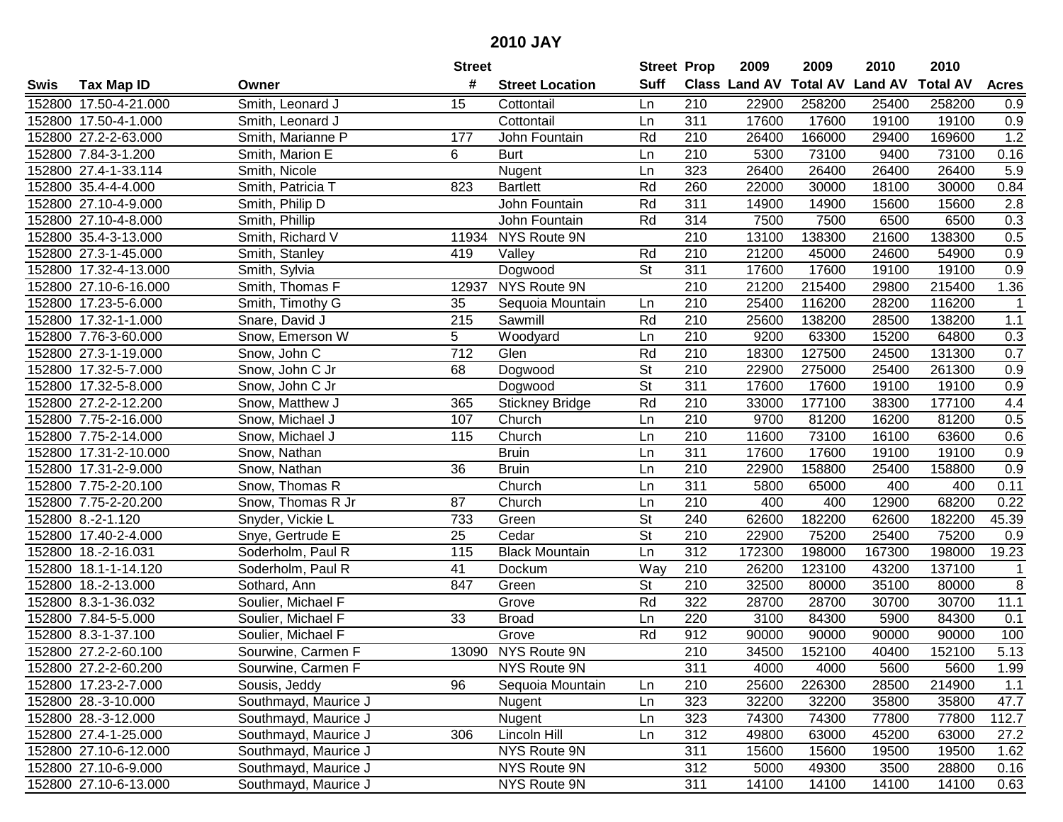# 2010 JAY

| Swis | Tax Map ID | Owner | Street # | Street Location | Street Suff | Prop Class | 2009 Land AV | 2009 Total AV | 2010 Land AV | 2010 Total AV | Acres |
|---|---|---|---|---|---|---|---|---|---|---|---|
| 152800 | 17.50-4-21.000 | Smith, Leonard J | 15 | Cottontail | Ln | 210 | 22900 | 258200 | 25400 | 258200 | 0.9 |
| 152800 | 17.50-4-1.000 | Smith, Leonard J | | Cottontail | Ln | 311 | 17600 | 17600 | 19100 | 19100 | 0.9 |
| 152800 | 27.2-2-63.000 | Smith, Marianne P | 177 | John Fountain | Rd | 210 | 26400 | 166000 | 29400 | 169600 | 1.2 |
| 152800 | 7.84-3-1.200 | Smith, Marion E | 6 | Burt | Ln | 210 | 5300 | 73100 | 9400 | 73100 | 0.16 |
| 152800 | 27.4-1-33.114 | Smith, Nicole | | Nugent | Ln | 323 | 26400 | 26400 | 26400 | 26400 | 5.9 |
| 152800 | 35.4-4-4.000 | Smith, Patricia T | 823 | Bartlett | Rd | 260 | 22000 | 30000 | 18100 | 30000 | 0.84 |
| 152800 | 27.10-4-9.000 | Smith, Philip D | | John Fountain | Rd | 311 | 14900 | 14900 | 15600 | 15600 | 2.8 |
| 152800 | 27.10-4-8.000 | Smith, Phillip | | John Fountain | Rd | 314 | 7500 | 7500 | 6500 | 6500 | 0.3 |
| 152800 | 35.4-3-13.000 | Smith, Richard V | 11934 | NYS Route 9N | | 210 | 13100 | 138300 | 21600 | 138300 | 0.5 |
| 152800 | 27.3-1-45.000 | Smith, Stanley | 419 | Valley | Rd | 210 | 21200 | 45000 | 24600 | 54900 | 0.9 |
| 152800 | 17.32-4-13.000 | Smith, Sylvia | | Dogwood | St | 311 | 17600 | 17600 | 19100 | 19100 | 0.9 |
| 152800 | 27.10-6-16.000 | Smith, Thomas F | 12937 | NYS Route 9N | | 210 | 21200 | 215400 | 29800 | 215400 | 1.36 |
| 152800 | 17.23-5-6.000 | Smith, Timothy G | 35 | Sequoia Mountain | Ln | 210 | 25400 | 116200 | 28200 | 116200 | 1 |
| 152800 | 17.32-1-1.000 | Snare, David J | 215 | Sawmill | Rd | 210 | 25600 | 138200 | 28500 | 138200 | 1.1 |
| 152800 | 7.76-3-60.000 | Snow, Emerson W | 5 | Woodyard | Ln | 210 | 9200 | 63300 | 15200 | 64800 | 0.3 |
| 152800 | 27.3-1-19.000 | Snow, John C | 712 | Glen | Rd | 210 | 18300 | 127500 | 24500 | 131300 | 0.7 |
| 152800 | 17.32-5-7.000 | Snow, John C Jr | 68 | Dogwood | St | 210 | 22900 | 275000 | 25400 | 261300 | 0.9 |
| 152800 | 17.32-5-8.000 | Snow, John C Jr | | Dogwood | St | 311 | 17600 | 17600 | 19100 | 19100 | 0.9 |
| 152800 | 27.2-2-12.200 | Snow, Matthew J | 365 | Stickney Bridge | Rd | 210 | 33000 | 177100 | 38300 | 177100 | 4.4 |
| 152800 | 7.75-2-16.000 | Snow, Michael J | 107 | Church | Ln | 210 | 9700 | 81200 | 16200 | 81200 | 0.5 |
| 152800 | 7.75-2-14.000 | Snow, Michael J | 115 | Church | Ln | 210 | 11600 | 73100 | 16100 | 63600 | 0.6 |
| 152800 | 17.31-2-10.000 | Snow, Nathan | | Bruin | Ln | 311 | 17600 | 17600 | 19100 | 19100 | 0.9 |
| 152800 | 17.31-2-9.000 | Snow, Nathan | 36 | Bruin | Ln | 210 | 22900 | 158800 | 25400 | 158800 | 0.9 |
| 152800 | 7.75-2-20.100 | Snow, Thomas R | | Church | Ln | 311 | 5800 | 65000 | 400 | 400 | 0.11 |
| 152800 | 7.75-2-20.200 | Snow, Thomas R Jr | 87 | Church | Ln | 210 | 400 | 400 | 12900 | 68200 | 0.22 |
| 152800 | 8.-2-1.120 | Snyder, Vickie L | 733 | Green | St | 240 | 62600 | 182200 | 62600 | 182200 | 45.39 |
| 152800 | 17.40-2-4.000 | Snye, Gertrude E | 25 | Cedar | St | 210 | 22900 | 75200 | 25400 | 75200 | 0.9 |
| 152800 | 18.-2-16.031 | Soderholm, Paul R | 115 | Black Mountain | Ln | 312 | 172300 | 198000 | 167300 | 198000 | 19.23 |
| 152800 | 18.1-1-14.120 | Soderholm, Paul R | 41 | Dockum | Way | 210 | 26200 | 123100 | 43200 | 137100 | 1 |
| 152800 | 18.-2-13.000 | Sothard, Ann | 847 | Green | St | 210 | 32500 | 80000 | 35100 | 80000 | 8 |
| 152800 | 8.3-1-36.032 | Soulier, Michael F | | Grove | Rd | 322 | 28700 | 28700 | 30700 | 30700 | 11.1 |
| 152800 | 7.84-5-5.000 | Soulier, Michael F | 33 | Broad | Ln | 220 | 3100 | 84300 | 5900 | 84300 | 0.1 |
| 152800 | 8.3-1-37.100 | Soulier, Michael F | | Grove | Rd | 912 | 90000 | 90000 | 90000 | 90000 | 100 |
| 152800 | 27.2-2-60.100 | Sourwine, Carmen F | 13090 | NYS Route 9N | | 210 | 34500 | 152100 | 40400 | 152100 | 5.13 |
| 152800 | 27.2-2-60.200 | Sourwine, Carmen F | | NYS Route 9N | | 311 | 4000 | 4000 | 5600 | 5600 | 1.99 |
| 152800 | 17.23-2-7.000 | Sousis, Jeddy | 96 | Sequoia Mountain | Ln | 210 | 25600 | 226300 | 28500 | 214900 | 1.1 |
| 152800 | 28.-3-10.000 | Southmayd, Maurice J | | Nugent | Ln | 323 | 32200 | 32200 | 35800 | 35800 | 47.7 |
| 152800 | 28.-3-12.000 | Southmayd, Maurice J | | Nugent | Ln | 323 | 74300 | 74300 | 77800 | 77800 | 112.7 |
| 152800 | 27.4-1-25.000 | Southmayd, Maurice J | 306 | Lincoln Hill | Ln | 312 | 49800 | 63000 | 45200 | 63000 | 27.2 |
| 152800 | 27.10-6-12.000 | Southmayd, Maurice J | | NYS Route 9N | | 311 | 15600 | 15600 | 19500 | 19500 | 1.62 |
| 152800 | 27.10-6-9.000 | Southmayd, Maurice J | | NYS Route 9N | | 312 | 5000 | 49300 | 3500 | 28800 | 0.16 |
| 152800 | 27.10-6-13.000 | Southmayd, Maurice J | | NYS Route 9N | | 311 | 14100 | 14100 | 14100 | 14100 | 0.63 |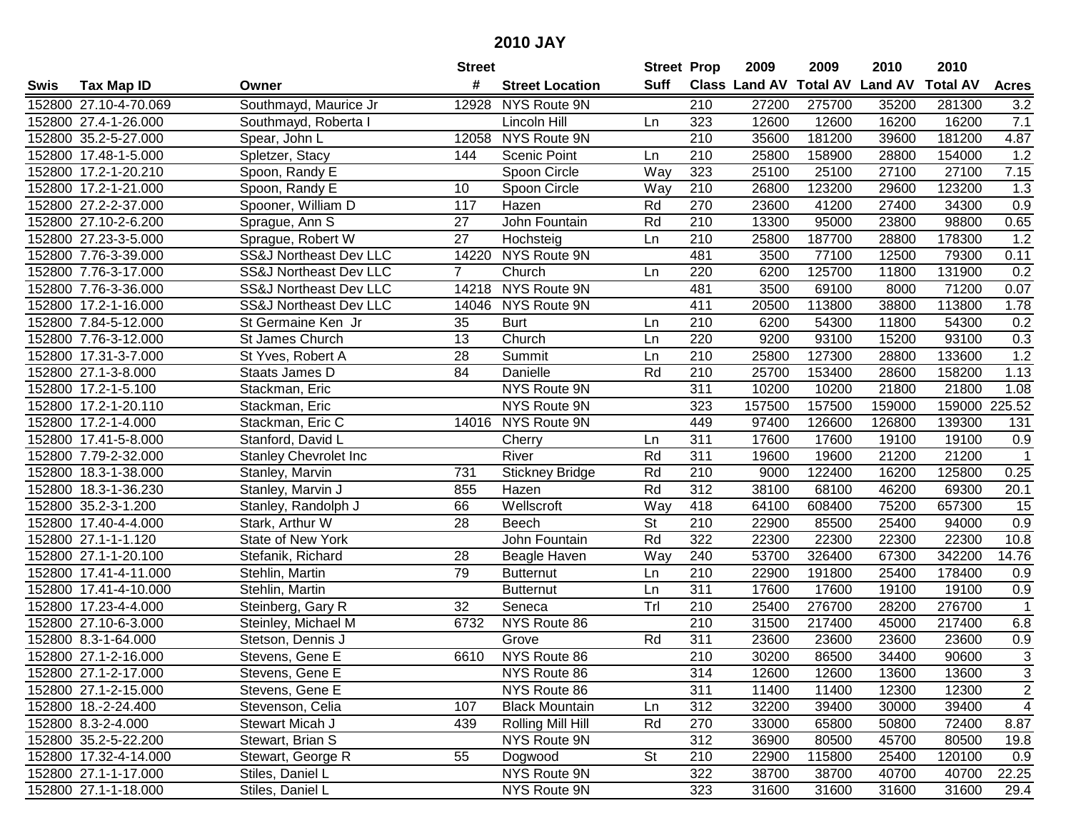# 2010 JAY

| Swis | Tax Map ID | Owner | Street # | Street Location | Street Suff | Prop Class | 2009 Land AV | 2009 Total AV | 2010 Land AV | 2010 Total AV | Acres |
|---|---|---|---|---|---|---|---|---|---|---|---|
| 152800 | 27.10-4-70.069 | Southmayd, Maurice Jr | 12928 | NYS Route 9N | | 210 | 27200 | 275700 | 35200 | 281300 | 3.2 |
| 152800 | 27.4-1-26.000 | Southmayd, Roberta I | | Lincoln Hill | Ln | 323 | 12600 | 12600 | 16200 | 16200 | 7.1 |
| 152800 | 35.2-5-27.000 | Spear, John L | 12058 | NYS Route 9N | | 210 | 35600 | 181200 | 39600 | 181200 | 4.87 |
| 152800 | 17.48-1-5.000 | Spletzer, Stacy | 144 | Scenic Point | Ln | 210 | 25800 | 158900 | 28800 | 154000 | 1.2 |
| 152800 | 17.2-1-20.210 | Spoon, Randy E | | Spoon Circle | Way | 323 | 25100 | 25100 | 27100 | 27100 | 7.15 |
| 152800 | 17.2-1-21.000 | Spoon, Randy E | 10 | Spoon Circle | Way | 210 | 26800 | 123200 | 29600 | 123200 | 1.3 |
| 152800 | 27.2-2-37.000 | Spooner, William D | 117 | Hazen | Rd | 270 | 23600 | 41200 | 27400 | 34300 | 0.9 |
| 152800 | 27.10-2-6.200 | Sprague, Ann S | 27 | John Fountain | Rd | 210 | 13300 | 95000 | 23800 | 98800 | 0.65 |
| 152800 | 27.23-3-5.000 | Sprague, Robert W | 27 | Hochsteig | Ln | 210 | 25800 | 187700 | 28800 | 178300 | 1.2 |
| 152800 | 7.76-3-39.000 | SS&J Northeast Dev LLC | 14220 | NYS Route 9N | | 481 | 3500 | 77100 | 12500 | 79300 | 0.11 |
| 152800 | 7.76-3-17.000 | SS&J Northeast Dev LLC | 7 | Church | Ln | 220 | 6200 | 125700 | 11800 | 131900 | 0.2 |
| 152800 | 7.76-3-36.000 | SS&J Northeast Dev LLC | 14218 | NYS Route 9N | | 481 | 3500 | 69100 | 8000 | 71200 | 0.07 |
| 152800 | 17.2-1-16.000 | SS&J Northeast Dev LLC | 14046 | NYS Route 9N | | 411 | 20500 | 113800 | 38800 | 113800 | 1.78 |
| 152800 | 7.84-5-12.000 | St Germaine Ken Jr | 35 | Burt | Ln | 210 | 6200 | 54300 | 11800 | 54300 | 0.2 |
| 152800 | 7.76-3-12.000 | St James Church | 13 | Church | Ln | 220 | 9200 | 93100 | 15200 | 93100 | 0.3 |
| 152800 | 17.31-3-7.000 | St Yves, Robert A | 28 | Summit | Ln | 210 | 25800 | 127300 | 28800 | 133600 | 1.2 |
| 152800 | 27.1-3-8.000 | Staats James D | 84 | Danielle | Rd | 210 | 25700 | 153400 | 28600 | 158200 | 1.13 |
| 152800 | 17.2-1-5.100 | Stackman, Eric | | NYS Route 9N | | 311 | 10200 | 10200 | 21800 | 21800 | 1.08 |
| 152800 | 17.2-1-20.110 | Stackman, Eric | | NYS Route 9N | | 323 | 157500 | 157500 | 159000 | 159000 | 225.52 |
| 152800 | 17.2-1-4.000 | Stackman, Eric C | 14016 | NYS Route 9N | | 449 | 97400 | 126600 | 126800 | 139300 | 131 |
| 152800 | 17.41-5-8.000 | Stanford, David L | | Cherry | Ln | 311 | 17600 | 17600 | 19100 | 19100 | 0.9 |
| 152800 | 7.79-2-32.000 | Stanley Chevrolet Inc | | River | Rd | 311 | 19600 | 19600 | 21200 | 21200 | 1 |
| 152800 | 18.3-1-38.000 | Stanley, Marvin | 731 | Stickney Bridge | Rd | 210 | 9000 | 122400 | 16200 | 125800 | 0.25 |
| 152800 | 18.3-1-36.230 | Stanley, Marvin J | 855 | Hazen | Rd | 312 | 38100 | 68100 | 46200 | 69300 | 20.1 |
| 152800 | 35.2-3-1.200 | Stanley, Randolph J | 66 | Wellscroft | Way | 418 | 64100 | 608400 | 75200 | 657300 | 15 |
| 152800 | 17.40-4-4.000 | Stark, Arthur W | 28 | Beech | St | 210 | 22900 | 85500 | 25400 | 94000 | 0.9 |
| 152800 | 27.1-1-1.120 | State of New York | | John Fountain | Rd | 322 | 22300 | 22300 | 22300 | 22300 | 10.8 |
| 152800 | 27.1-1-20.100 | Stefanik, Richard | 28 | Beagle Haven | Way | 240 | 53700 | 326400 | 67300 | 342200 | 14.76 |
| 152800 | 17.41-4-11.000 | Stehlin, Martin | 79 | Butternut | Ln | 210 | 22900 | 191800 | 25400 | 178400 | 0.9 |
| 152800 | 17.41-4-10.000 | Stehlin, Martin | | Butternut | Ln | 311 | 17600 | 17600 | 19100 | 19100 | 0.9 |
| 152800 | 17.23-4-4.000 | Steinberg, Gary R | 32 | Seneca | Trl | 210 | 25400 | 276700 | 28200 | 276700 | 1 |
| 152800 | 27.10-6-3.000 | Steinley, Michael M | 6732 | NYS Route 86 | | 210 | 31500 | 217400 | 45000 | 217400 | 6.8 |
| 152800 | 8.3-1-64.000 | Stetson, Dennis J | | Grove | Rd | 311 | 23600 | 23600 | 23600 | 23600 | 0.9 |
| 152800 | 27.1-2-16.000 | Stevens, Gene E | 6610 | NYS Route 86 | | 210 | 30200 | 86500 | 34400 | 90600 | 3 |
| 152800 | 27.1-2-17.000 | Stevens, Gene E | | NYS Route 86 | | 314 | 12600 | 12600 | 13600 | 13600 | 3 |
| 152800 | 27.1-2-15.000 | Stevens, Gene E | | NYS Route 86 | | 311 | 11400 | 11400 | 12300 | 12300 | 2 |
| 152800 | 18.-2-24.400 | Stevenson, Celia | 107 | Black Mountain | Ln | 312 | 32200 | 39400 | 30000 | 39400 | 4 |
| 152800 | 8.3-2-4.000 | Stewart Micah J | 439 | Rolling Mill Hill | Rd | 270 | 33000 | 65800 | 50800 | 72400 | 8.87 |
| 152800 | 35.2-5-22.200 | Stewart, Brian S | | NYS Route 9N | | 312 | 36900 | 80500 | 45700 | 80500 | 19.8 |
| 152800 | 17.32-4-14.000 | Stewart, George R | 55 | Dogwood | St | 210 | 22900 | 115800 | 25400 | 120100 | 0.9 |
| 152800 | 27.1-1-17.000 | Stiles, Daniel L | | NYS Route 9N | | 322 | 38700 | 38700 | 40700 | 40700 | 22.25 |
| 152800 | 27.1-1-18.000 | Stiles, Daniel L | | NYS Route 9N | | 323 | 31600 | 31600 | 31600 | 31600 | 29.4 |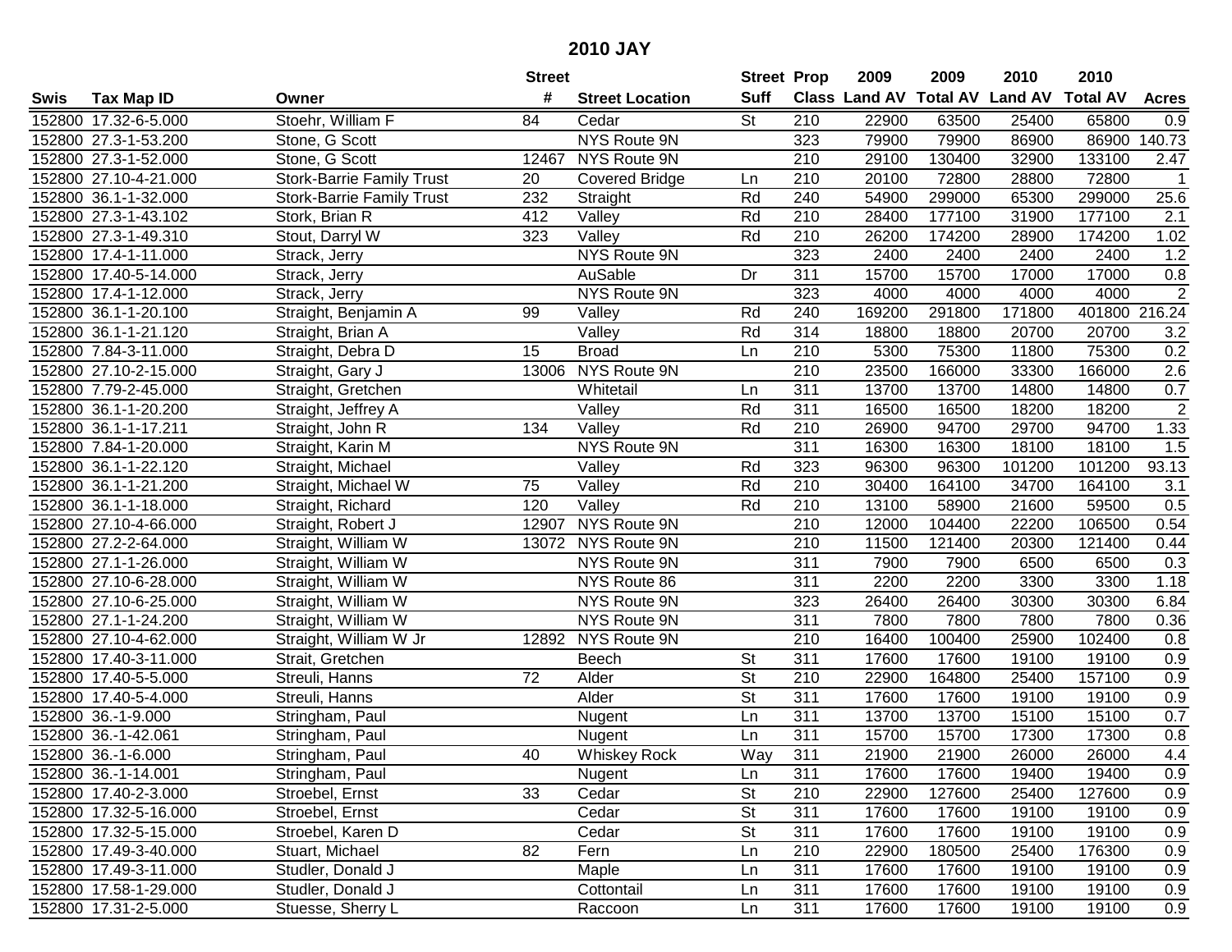# 2010 JAY

| Swis | Tax Map ID | Owner | Street # | Street Location | Street Suff | Prop Class | 2009 Land AV | 2009 Total AV | 2010 Land AV | 2010 Total AV | Acres |
|---|---|---|---|---|---|---|---|---|---|---|---|
| 152800 | 17.32-6-5.000 | Stoehr, William F | 84 | Cedar | St | 210 | 22900 | 63500 | 25400 | 65800 | 0.9 |
| 152800 | 27.3-1-53.200 | Stone, G Scott | | NYS Route 9N | | 323 | 79900 | 79900 | 86900 | 86900 | 140.73 |
| 152800 | 27.3-1-52.000 | Stone, G Scott | 12467 | NYS Route 9N | | 210 | 29100 | 130400 | 32900 | 133100 | 2.47 |
| 152800 | 27.10-4-21.000 | Stork-Barrie Family Trust | 20 | Covered Bridge | Ln | 210 | 20100 | 72800 | 28800 | 72800 | 1 |
| 152800 | 36.1-1-32.000 | Stork-Barrie Family Trust | 232 | Straight | Rd | 240 | 54900 | 299000 | 65300 | 299000 | 25.6 |
| 152800 | 27.3-1-43.102 | Stork, Brian R | 412 | Valley | Rd | 210 | 28400 | 177100 | 31900 | 177100 | 2.1 |
| 152800 | 27.3-1-49.310 | Stout, Darryl W | 323 | Valley | Rd | 210 | 26200 | 174200 | 28900 | 174200 | 1.02 |
| 152800 | 17.4-1-11.000 | Strack, Jerry | | NYS Route 9N | | 323 | 2400 | 2400 | 2400 | 2400 | 1.2 |
| 152800 | 17.40-5-14.000 | Strack, Jerry | | AuSable | Dr | 311 | 15700 | 15700 | 17000 | 17000 | 0.8 |
| 152800 | 17.4-1-12.000 | Strack, Jerry | | NYS Route 9N | | 323 | 4000 | 4000 | 4000 | 4000 | 2 |
| 152800 | 36.1-1-20.100 | Straight, Benjamin A | 99 | Valley | Rd | 240 | 169200 | 291800 | 171800 | 401800 | 216.24 |
| 152800 | 36.1-1-21.120 | Straight, Brian A | | Valley | Rd | 314 | 18800 | 18800 | 20700 | 20700 | 3.2 |
| 152800 | 7.84-3-11.000 | Straight, Debra D | 15 | Broad | Ln | 210 | 5300 | 75300 | 11800 | 75300 | 0.2 |
| 152800 | 27.10-2-15.000 | Straight, Gary J | 13006 | NYS Route 9N | | 210 | 23500 | 166000 | 33300 | 166000 | 2.6 |
| 152800 | 7.79-2-45.000 | Straight, Gretchen | | Whitetail | Ln | 311 | 13700 | 13700 | 14800 | 14800 | 0.7 |
| 152800 | 36.1-1-20.200 | Straight, Jeffrey A | | Valley | Rd | 311 | 16500 | 16500 | 18200 | 18200 | 2 |
| 152800 | 36.1-1-17.211 | Straight, John R | 134 | Valley | Rd | 210 | 26900 | 94700 | 29700 | 94700 | 1.33 |
| 152800 | 7.84-1-20.000 | Straight, Karin M | | NYS Route 9N | | 311 | 16300 | 16300 | 18100 | 18100 | 1.5 |
| 152800 | 36.1-1-22.120 | Straight, Michael | | Valley | Rd | 323 | 96300 | 96300 | 101200 | 101200 | 93.13 |
| 152800 | 36.1-1-21.200 | Straight, Michael W | 75 | Valley | Rd | 210 | 30400 | 164100 | 34700 | 164100 | 3.1 |
| 152800 | 36.1-1-18.000 | Straight, Richard | 120 | Valley | Rd | 210 | 13100 | 58900 | 21600 | 59500 | 0.5 |
| 152800 | 27.10-4-66.000 | Straight, Robert J | 12907 | NYS Route 9N | | 210 | 12000 | 104400 | 22200 | 106500 | 0.54 |
| 152800 | 27.2-2-64.000 | Straight, William W | 13072 | NYS Route 9N | | 210 | 11500 | 121400 | 20300 | 121400 | 0.44 |
| 152800 | 27.1-1-26.000 | Straight, William W | | NYS Route 9N | | 311 | 7900 | 7900 | 6500 | 6500 | 0.3 |
| 152800 | 27.10-6-28.000 | Straight, William W | | NYS Route 86 | | 311 | 2200 | 2200 | 3300 | 3300 | 1.18 |
| 152800 | 27.10-6-25.000 | Straight, William W | | NYS Route 9N | | 323 | 26400 | 26400 | 30300 | 30300 | 6.84 |
| 152800 | 27.1-1-24.200 | Straight, William W | | NYS Route 9N | | 311 | 7800 | 7800 | 7800 | 7800 | 0.36 |
| 152800 | 27.10-4-62.000 | Straight, William W Jr | 12892 | NYS Route 9N | | 210 | 16400 | 100400 | 25900 | 102400 | 0.8 |
| 152800 | 17.40-3-11.000 | Strait, Gretchen | | Beech | St | 311 | 17600 | 17600 | 19100 | 19100 | 0.9 |
| 152800 | 17.40-5-5.000 | Streuli, Hanns | 72 | Alder | St | 210 | 22900 | 164800 | 25400 | 157100 | 0.9 |
| 152800 | 17.40-5-4.000 | Streuli, Hanns | | Alder | St | 311 | 17600 | 17600 | 19100 | 19100 | 0.9 |
| 152800 | 36.-1-9.000 | Stringham, Paul | | Nugent | Ln | 311 | 13700 | 13700 | 15100 | 15100 | 0.7 |
| 152800 | 36.-1-42.061 | Stringham, Paul | | Nugent | Ln | 311 | 15700 | 15700 | 17300 | 17300 | 0.8 |
| 152800 | 36.-1-6.000 | Stringham, Paul | 40 | Whiskey Rock | Way | 311 | 21900 | 21900 | 26000 | 26000 | 4.4 |
| 152800 | 36.-1-14.001 | Stringham, Paul | | Nugent | Ln | 311 | 17600 | 17600 | 19400 | 19400 | 0.9 |
| 152800 | 17.40-2-3.000 | Stroebel, Ernst | 33 | Cedar | St | 210 | 22900 | 127600 | 25400 | 127600 | 0.9 |
| 152800 | 17.32-5-16.000 | Stroebel, Ernst | | Cedar | St | 311 | 17600 | 17600 | 19100 | 19100 | 0.9 |
| 152800 | 17.32-5-15.000 | Stroebel, Karen D | | Cedar | St | 311 | 17600 | 17600 | 19100 | 19100 | 0.9 |
| 152800 | 17.49-3-40.000 | Stuart, Michael | 82 | Fern | Ln | 210 | 22900 | 180500 | 25400 | 176300 | 0.9 |
| 152800 | 17.49-3-11.000 | Studler, Donald J | | Maple | Ln | 311 | 17600 | 17600 | 19100 | 19100 | 0.9 |
| 152800 | 17.58-1-29.000 | Studler, Donald J | | Cottontail | Ln | 311 | 17600 | 17600 | 19100 | 19100 | 0.9 |
| 152800 | 17.31-2-5.000 | Stuesse, Sherry L | | Raccoon | Ln | 311 | 17600 | 17600 | 19100 | 19100 | 0.9 |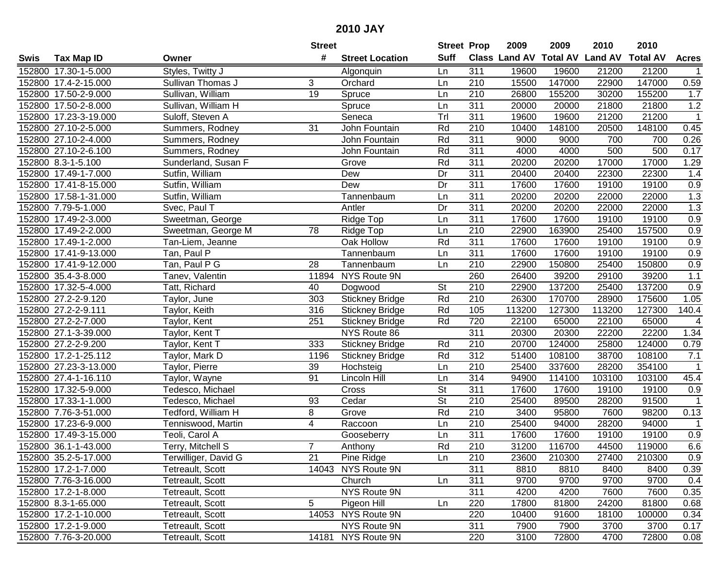# 2010 JAY

| Swis | Tax Map ID | Owner | Street # | Street Location | Street Suff | Prop Class | 2009 Land AV | 2009 Total AV | 2010 Land AV | 2010 Total AV | Acres |
|---|---|---|---|---|---|---|---|---|---|---|---|
| 152800 | 17.30-1-5.000 | Styles, Twitty J | | Algonquin | Ln | 311 | 19600 | 19600 | 21200 | 21200 | 1 |
| 152800 | 17.4-2-15.000 | Sullivan Thomas J | 3 | Orchard | Ln | 210 | 15500 | 147000 | 22900 | 147000 | 0.59 |
| 152800 | 17.50-2-9.000 | Sullivan, William | 19 | Spruce | Ln | 210 | 26800 | 155200 | 30200 | 155200 | 1.7 |
| 152800 | 17.50-2-8.000 | Sullivan, William H | | Spruce | Ln | 311 | 20000 | 20000 | 21800 | 21800 | 1.2 |
| 152800 | 17.23-3-19.000 | Suloff, Steven A | | Seneca | Trl | 311 | 19600 | 19600 | 21200 | 21200 | 1 |
| 152800 | 27.10-2-5.000 | Summers, Rodney | 31 | John Fountain | Rd | 210 | 10400 | 148100 | 20500 | 148100 | 0.45 |
| 152800 | 27.10-2-4.000 | Summers, Rodney | | John Fountain | Rd | 311 | 9000 | 9000 | 700 | 700 | 0.26 |
| 152800 | 27.10-2-6.100 | Summers, Rodney | | John Fountain | Rd | 311 | 4000 | 4000 | 500 | 500 | 0.17 |
| 152800 | 8.3-1-5.100 | Sunderland, Susan F | | Grove | Rd | 311 | 20200 | 20200 | 17000 | 17000 | 1.29 |
| 152800 | 17.49-1-7.000 | Sutfin, William | | Dew | Dr | 311 | 20400 | 20400 | 22300 | 22300 | 1.4 |
| 152800 | 17.41-8-15.000 | Sutfin, William | | Dew | Dr | 311 | 17600 | 17600 | 19100 | 19100 | 0.9 |
| 152800 | 17.58-1-31.000 | Sutfin, William | | Tannenbaum | Ln | 311 | 20200 | 20200 | 22000 | 22000 | 1.3 |
| 152800 | 7.79-5-1.000 | Svec, Paul T | | Antler | Dr | 311 | 20200 | 20200 | 22000 | 22000 | 1.3 |
| 152800 | 17.49-2-3.000 | Sweetman, George | | Ridge Top | Ln | 311 | 17600 | 17600 | 19100 | 19100 | 0.9 |
| 152800 | 17.49-2-2.000 | Sweetman, George M | 78 | Ridge Top | Ln | 210 | 22900 | 163900 | 25400 | 157500 | 0.9 |
| 152800 | 17.49-1-2.000 | Tan-Liem, Jeanne | | Oak Hollow | Rd | 311 | 17600 | 17600 | 19100 | 19100 | 0.9 |
| 152800 | 17.41-9-13.000 | Tan, Paul P | | Tannenbaum | Ln | 311 | 17600 | 17600 | 19100 | 19100 | 0.9 |
| 152800 | 17.41-9-12.000 | Tan, Paul P G | 28 | Tannenbaum | Ln | 210 | 22900 | 150800 | 25400 | 150800 | 0.9 |
| 152800 | 35.4-3-8.000 | Tanev, Valentin | 11894 | NYS Route 9N | | 260 | 26400 | 39200 | 29100 | 39200 | 1.1 |
| 152800 | 17.32-5-4.000 | Tatt, Richard | 40 | Dogwood | St | 210 | 22900 | 137200 | 25400 | 137200 | 0.9 |
| 152800 | 27.2-2-9.120 | Taylor, June | 303 | Stickney Bridge | Rd | 210 | 26300 | 170700 | 28900 | 175600 | 1.05 |
| 152800 | 27.2-2-9.111 | Taylor, Keith | 316 | Stickney Bridge | Rd | 105 | 113200 | 127300 | 113200 | 127300 | 140.4 |
| 152800 | 27.2-2-7.000 | Taylor, Kent | 251 | Stickney Bridge | Rd | 720 | 22100 | 65000 | 22100 | 65000 | 4 |
| 152800 | 27.1-3-39.000 | Taylor, Kent T | | NYS Route 86 | | 311 | 20300 | 20300 | 22200 | 22200 | 1.34 |
| 152800 | 27.2-2-9.200 | Taylor, Kent T | 333 | Stickney Bridge | Rd | 210 | 20700 | 124000 | 25800 | 124000 | 0.79 |
| 152800 | 17.2-1-25.112 | Taylor, Mark D | 1196 | Stickney Bridge | Rd | 312 | 51400 | 108100 | 38700 | 108100 | 7.1 |
| 152800 | 27.23-3-13.000 | Taylor, Pierre | 39 | Hochsteig | Ln | 210 | 25400 | 337600 | 28200 | 354100 | 1 |
| 152800 | 27.4-1-16.110 | Taylor, Wayne | 91 | Lincoln Hill | Ln | 314 | 94900 | 114100 | 103100 | 103100 | 45.4 |
| 152800 | 17.32-5-9.000 | Tedesco, Michael | | Cross | St | 311 | 17600 | 17600 | 19100 | 19100 | 0.9 |
| 152800 | 17.33-1-1.000 | Tedesco, Michael | 93 | Cedar | St | 210 | 25400 | 89500 | 28200 | 91500 | 1 |
| 152800 | 7.76-3-51.000 | Tedford, William H | 8 | Grove | Rd | 210 | 3400 | 95800 | 7600 | 98200 | 0.13 |
| 152800 | 17.23-6-9.000 | Tenniswood, Martin | 4 | Raccoon | Ln | 210 | 25400 | 94000 | 28200 | 94000 | 1 |
| 152800 | 17.49-3-15.000 | Teoli, Carol A | | Gooseberry | Ln | 311 | 17600 | 17600 | 19100 | 19100 | 0.9 |
| 152800 | 36.1-1-43.000 | Terry, Mitchell S | 7 | Anthony | Rd | 210 | 31200 | 116700 | 44500 | 119000 | 6.6 |
| 152800 | 35.2-5-17.000 | Terwilliger, David G | 21 | Pine Ridge | Ln | 210 | 23600 | 210300 | 27400 | 210300 | 0.9 |
| 152800 | 17.2-1-7.000 | Tetreault, Scott | 14043 | NYS Route 9N | | 311 | 8810 | 8810 | 8400 | 8400 | 0.39 |
| 152800 | 7.76-3-16.000 | Tetreault, Scott | | Church | Ln | 311 | 9700 | 9700 | 9700 | 9700 | 0.4 |
| 152800 | 17.2-1-8.000 | Tetreault, Scott | | NYS Route 9N | | 311 | 4200 | 4200 | 7600 | 7600 | 0.35 |
| 152800 | 8.3-1-65.000 | Tetreault, Scott | 5 | Pigeon Hill | Ln | 220 | 17800 | 81800 | 24200 | 81800 | 0.68 |
| 152800 | 17.2-1-10.000 | Tetreault, Scott | 14053 | NYS Route 9N | | 220 | 10400 | 91600 | 18100 | 100000 | 0.34 |
| 152800 | 17.2-1-9.000 | Tetreault, Scott | | NYS Route 9N | | 311 | 7900 | 7900 | 3700 | 3700 | 0.17 |
| 152800 | 7.76-3-20.000 | Tetreault, Scott | 14181 | NYS Route 9N | | 220 | 3100 | 72800 | 4700 | 72800 | 0.08 |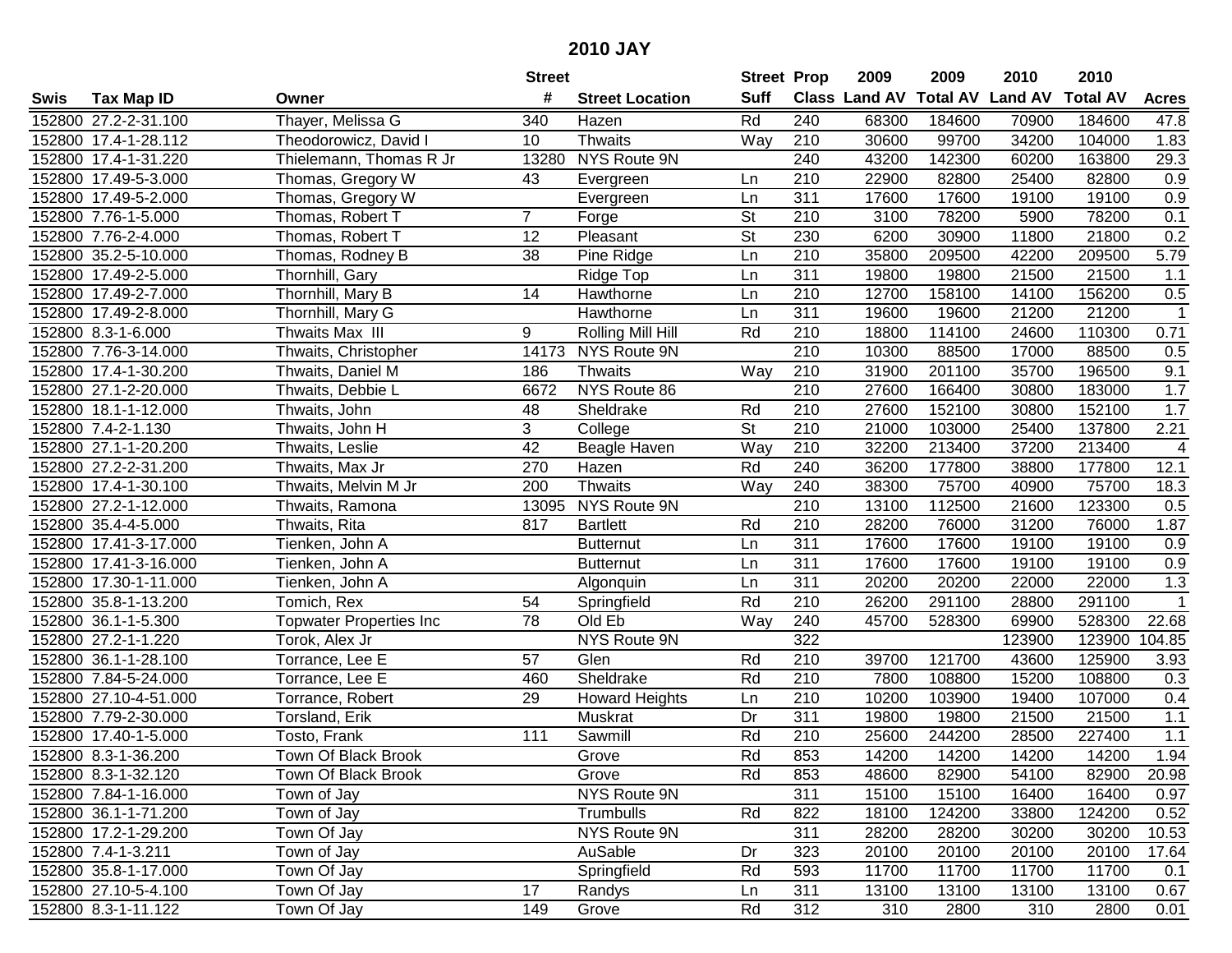# 2010 JAY

| Swis | Tax Map ID | Owner | Street # | Street Location | Street Suff | Prop Class | 2009 Land AV | 2009 Total AV | 2010 Land AV | 2010 Total AV | Acres |
|---|---|---|---|---|---|---|---|---|---|---|---|
| 152800 | 27.2-2-31.100 | Thayer, Melissa G | 340 | Hazen | Rd | 240 | 68300 | 184600 | 70900 | 184600 | 47.8 |
| 152800 | 17.4-1-28.112 | Theodorowicz, David I | 10 | Thwaits | Way | 210 | 30600 | 99700 | 34200 | 104000 | 1.83 |
| 152800 | 17.4-1-31.220 | Thielemann, Thomas R Jr | 13280 | NYS Route 9N | | 240 | 43200 | 142300 | 60200 | 163800 | 29.3 |
| 152800 | 17.49-5-3.000 | Thomas, Gregory W | 43 | Evergreen | Ln | 210 | 22900 | 82800 | 25400 | 82800 | 0.9 |
| 152800 | 17.49-5-2.000 | Thomas, Gregory W | | Evergreen | Ln | 311 | 17600 | 17600 | 19100 | 19100 | 0.9 |
| 152800 | 7.76-1-5.000 | Thomas, Robert T | 7 | Forge | St | 210 | 3100 | 78200 | 5900 | 78200 | 0.1 |
| 152800 | 7.76-2-4.000 | Thomas, Robert T | 12 | Pleasant | St | 230 | 6200 | 30900 | 11800 | 21800 | 0.2 |
| 152800 | 35.2-5-10.000 | Thomas, Rodney B | 38 | Pine Ridge | Ln | 210 | 35800 | 209500 | 42200 | 209500 | 5.79 |
| 152800 | 17.49-2-5.000 | Thornhill, Gary | | Ridge Top | Ln | 311 | 19800 | 19800 | 21500 | 21500 | 1.1 |
| 152800 | 17.49-2-7.000 | Thornhill, Mary B | 14 | Hawthorne | Ln | 210 | 12700 | 158100 | 14100 | 156200 | 0.5 |
| 152800 | 17.49-2-8.000 | Thornhill, Mary G | | Hawthorne | Ln | 311 | 19600 | 19600 | 21200 | 21200 | 1 |
| 152800 | 8.3-1-6.000 | Thwaits Max III | 9 | Rolling Mill Hill | Rd | 210 | 18800 | 114100 | 24600 | 110300 | 0.71 |
| 152800 | 7.76-3-14.000 | Thwaits, Christopher | 14173 | NYS Route 9N | | 210 | 10300 | 88500 | 17000 | 88500 | 0.5 |
| 152800 | 17.4-1-30.200 | Thwaits, Daniel M | 186 | Thwaits | Way | 210 | 31900 | 201100 | 35700 | 196500 | 9.1 |
| 152800 | 27.1-2-20.000 | Thwaits, Debbie L | 6672 | NYS Route 86 | | 210 | 27600 | 166400 | 30800 | 183000 | 1.7 |
| 152800 | 18.1-1-12.000 | Thwaits, John | 48 | Sheldrake | Rd | 210 | 27600 | 152100 | 30800 | 152100 | 1.7 |
| 152800 | 7.4-2-1.130 | Thwaits, John H | 3 | College | St | 210 | 21000 | 103000 | 25400 | 137800 | 2.21 |
| 152800 | 27.1-1-20.200 | Thwaits, Leslie | 42 | Beagle Haven | Way | 210 | 32200 | 213400 | 37200 | 213400 | 4 |
| 152800 | 27.2-2-31.200 | Thwaits, Max Jr | 270 | Hazen | Rd | 240 | 36200 | 177800 | 38800 | 177800 | 12.1 |
| 152800 | 17.4-1-30.100 | Thwaits, Melvin M Jr | 200 | Thwaits | Way | 240 | 38300 | 75700 | 40900 | 75700 | 18.3 |
| 152800 | 27.2-1-12.000 | Thwaits, Ramona | 13095 | NYS Route 9N | | 210 | 13100 | 112500 | 21600 | 123300 | 0.5 |
| 152800 | 35.4-4-5.000 | Thwaits, Rita | 817 | Bartlett | Rd | 210 | 28200 | 76000 | 31200 | 76000 | 1.87 |
| 152800 | 17.41-3-17.000 | Tienken, John A | | Butternut | Ln | 311 | 17600 | 17600 | 19100 | 19100 | 0.9 |
| 152800 | 17.41-3-16.000 | Tienken, John A | | Butternut | Ln | 311 | 17600 | 17600 | 19100 | 19100 | 0.9 |
| 152800 | 17.30-1-11.000 | Tienken, John A | | Algonquin | Ln | 311 | 20200 | 20200 | 22000 | 22000 | 1.3 |
| 152800 | 35.8-1-13.200 | Tomich, Rex | 54 | Springfield | Rd | 210 | 26200 | 291100 | 28800 | 291100 | 1 |
| 152800 | 36.1-1-5.300 | Topwater Properties Inc | 78 | Old Eb | Way | 240 | 45700 | 528300 | 69900 | 528300 | 22.68 |
| 152800 | 27.2-1-1.220 | Torok, Alex Jr | | NYS Route 9N | | 322 | | | 123900 | 123900 | 104.85 |
| 152800 | 36.1-1-28.100 | Torrance, Lee E | 57 | Glen | Rd | 210 | 39700 | 121700 | 43600 | 125900 | 3.93 |
| 152800 | 7.84-5-24.000 | Torrance, Lee E | 460 | Sheldrake | Rd | 210 | 7800 | 108800 | 15200 | 108800 | 0.3 |
| 152800 | 27.10-4-51.000 | Torrance, Robert | 29 | Howard Heights | Ln | 210 | 10200 | 103900 | 19400 | 107000 | 0.4 |
| 152800 | 7.79-2-30.000 | Torsland, Erik | | Muskrat | Dr | 311 | 19800 | 19800 | 21500 | 21500 | 1.1 |
| 152800 | 17.40-1-5.000 | Tosto, Frank | 111 | Sawmill | Rd | 210 | 25600 | 244200 | 28500 | 227400 | 1.1 |
| 152800 | 8.3-1-36.200 | Town Of Black Brook | | Grove | Rd | 853 | 14200 | 14200 | 14200 | 14200 | 1.94 |
| 152800 | 8.3-1-32.120 | Town Of Black Brook | | Grove | Rd | 853 | 48600 | 82900 | 54100 | 82900 | 20.98 |
| 152800 | 7.84-1-16.000 | Town of Jay | | NYS Route 9N | | 311 | 15100 | 15100 | 16400 | 16400 | 0.97 |
| 152800 | 36.1-1-71.200 | Town of Jay | | Trumbulls | Rd | 822 | 18100 | 124200 | 33800 | 124200 | 0.52 |
| 152800 | 17.2-1-29.200 | Town Of Jay | | NYS Route 9N | | 311 | 28200 | 28200 | 30200 | 30200 | 10.53 |
| 152800 | 7.4-1-3.211 | Town of Jay | | AuSable | Dr | 323 | 20100 | 20100 | 20100 | 20100 | 17.64 |
| 152800 | 35.8-1-17.000 | Town Of Jay | | Springfield | Rd | 593 | 11700 | 11700 | 11700 | 11700 | 0.1 |
| 152800 | 27.10-5-4.100 | Town Of Jay | 17 | Randys | Ln | 311 | 13100 | 13100 | 13100 | 13100 | 0.67 |
| 152800 | 8.3-1-11.122 | Town Of Jay | 149 | Grove | Rd | 312 | 310 | 2800 | 310 | 2800 | 0.01 |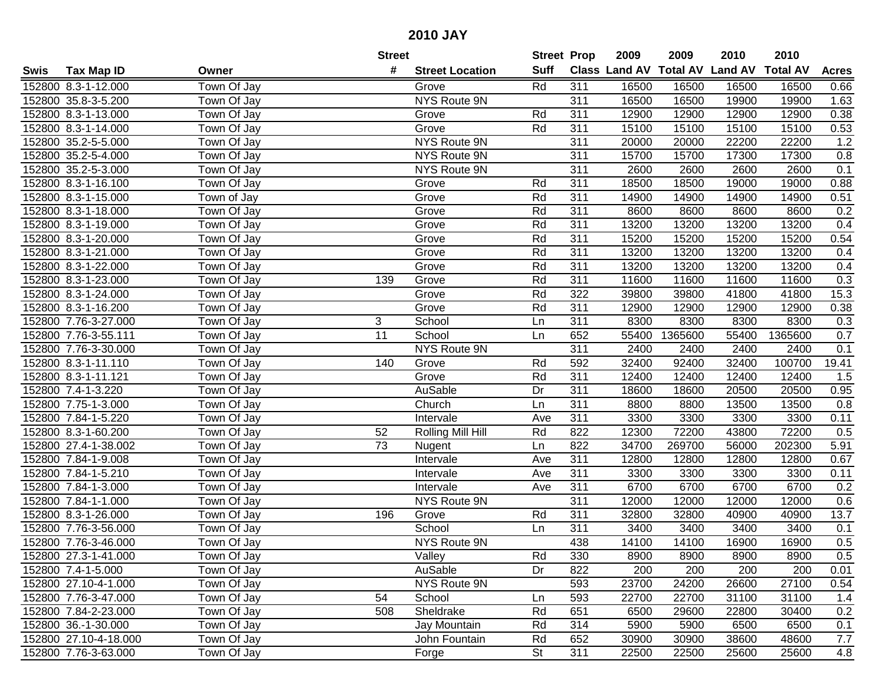# 2010 JAY

| Swis | Tax Map ID | Owner | Street # | Street Location | Street Suff | Prop Class | 2009 Land AV | 2009 Total AV | 2010 Land AV | 2010 Total AV | Acres |
|---|---|---|---|---|---|---|---|---|---|---|---|
| 152800 | 8.3-1-12.000 | Town Of Jay | | Grove | Rd | 311 | 16500 | 16500 | 16500 | 16500 | 0.66 |
| 152800 | 35.8-3-5.200 | Town Of Jay | | NYS Route 9N | | 311 | 16500 | 16500 | 19900 | 19900 | 1.63 |
| 152800 | 8.3-1-13.000 | Town Of Jay | | Grove | Rd | 311 | 12900 | 12900 | 12900 | 12900 | 0.38 |
| 152800 | 8.3-1-14.000 | Town Of Jay | | Grove | Rd | 311 | 15100 | 15100 | 15100 | 15100 | 0.53 |
| 152800 | 35.2-5-5.000 | Town Of Jay | | NYS Route 9N | | 311 | 20000 | 20000 | 22200 | 22200 | 1.2 |
| 152800 | 35.2-5-4.000 | Town Of Jay | | NYS Route 9N | | 311 | 15700 | 15700 | 17300 | 17300 | 0.8 |
| 152800 | 35.2-5-3.000 | Town Of Jay | | NYS Route 9N | | 311 | 2600 | 2600 | 2600 | 2600 | 0.1 |
| 152800 | 8.3-1-16.100 | Town Of Jay | | Grove | Rd | 311 | 18500 | 18500 | 19000 | 19000 | 0.88 |
| 152800 | 8.3-1-15.000 | Town of Jay | | Grove | Rd | 311 | 14900 | 14900 | 14900 | 14900 | 0.51 |
| 152800 | 8.3-1-18.000 | Town Of Jay | | Grove | Rd | 311 | 8600 | 8600 | 8600 | 8600 | 0.2 |
| 152800 | 8.3-1-19.000 | Town Of Jay | | Grove | Rd | 311 | 13200 | 13200 | 13200 | 13200 | 0.4 |
| 152800 | 8.3-1-20.000 | Town Of Jay | | Grove | Rd | 311 | 15200 | 15200 | 15200 | 15200 | 0.54 |
| 152800 | 8.3-1-21.000 | Town Of Jay | | Grove | Rd | 311 | 13200 | 13200 | 13200 | 13200 | 0.4 |
| 152800 | 8.3-1-22.000 | Town Of Jay | | Grove | Rd | 311 | 13200 | 13200 | 13200 | 13200 | 0.4 |
| 152800 | 8.3-1-23.000 | Town Of Jay | 139 | Grove | Rd | 311 | 11600 | 11600 | 11600 | 11600 | 0.3 |
| 152800 | 8.3-1-24.000 | Town Of Jay | | Grove | Rd | 322 | 39800 | 39800 | 41800 | 41800 | 15.3 |
| 152800 | 8.3-1-16.200 | Town Of Jay | | Grove | Rd | 311 | 12900 | 12900 | 12900 | 12900 | 0.38 |
| 152800 | 7.76-3-27.000 | Town Of Jay | 3 | School | Ln | 311 | 8300 | 8300 | 8300 | 8300 | 0.3 |
| 152800 | 7.76-3-55.111 | Town Of Jay | 11 | School | Ln | 652 | 55400 | 1365600 | 55400 | 1365600 | 0.7 |
| 152800 | 7.76-3-30.000 | Town Of Jay | | NYS Route 9N | | 311 | 2400 | 2400 | 2400 | 2400 | 0.1 |
| 152800 | 8.3-1-11.110 | Town Of Jay | 140 | Grove | Rd | 592 | 32400 | 92400 | 32400 | 100700 | 19.41 |
| 152800 | 8.3-1-11.121 | Town Of Jay | | Grove | Rd | 311 | 12400 | 12400 | 12400 | 12400 | 1.5 |
| 152800 | 7.4-1-3.220 | Town Of Jay | | AuSable | Dr | 311 | 18600 | 18600 | 20500 | 20500 | 0.95 |
| 152800 | 7.75-1-3.000 | Town Of Jay | | Church | Ln | 311 | 8800 | 8800 | 13500 | 13500 | 0.8 |
| 152800 | 7.84-1-5.220 | Town Of Jay | | Intervale | Ave | 311 | 3300 | 3300 | 3300 | 3300 | 0.11 |
| 152800 | 8.3-1-60.200 | Town Of Jay | 52 | Rolling Mill Hill | Rd | 822 | 12300 | 72200 | 43800 | 72200 | 0.5 |
| 152800 | 27.4-1-38.002 | Town Of Jay | 73 | Nugent | Ln | 822 | 34700 | 269700 | 56000 | 202300 | 5.91 |
| 152800 | 7.84-1-9.008 | Town Of Jay | | Intervale | Ave | 311 | 12800 | 12800 | 12800 | 12800 | 0.67 |
| 152800 | 7.84-1-5.210 | Town Of Jay | | Intervale | Ave | 311 | 3300 | 3300 | 3300 | 3300 | 0.11 |
| 152800 | 7.84-1-3.000 | Town Of Jay | | Intervale | Ave | 311 | 6700 | 6700 | 6700 | 6700 | 0.2 |
| 152800 | 7.84-1-1.000 | Town Of Jay | | NYS Route 9N | | 311 | 12000 | 12000 | 12000 | 12000 | 0.6 |
| 152800 | 8.3-1-26.000 | Town Of Jay | 196 | Grove | Rd | 311 | 32800 | 32800 | 40900 | 40900 | 13.7 |
| 152800 | 7.76-3-56.000 | Town Of Jay | | School | Ln | 311 | 3400 | 3400 | 3400 | 3400 | 0.1 |
| 152800 | 7.76-3-46.000 | Town Of Jay | | NYS Route 9N | | 438 | 14100 | 14100 | 16900 | 16900 | 0.5 |
| 152800 | 27.3-1-41.000 | Town Of Jay | | Valley | Rd | 330 | 8900 | 8900 | 8900 | 8900 | 0.5 |
| 152800 | 7.4-1-5.000 | Town Of Jay | | AuSable | Dr | 822 | 200 | 200 | 200 | 200 | 0.01 |
| 152800 | 27.10-4-1.000 | Town Of Jay | | NYS Route 9N | | 593 | 23700 | 24200 | 26600 | 27100 | 0.54 |
| 152800 | 7.76-3-47.000 | Town Of Jay | 54 | School | Ln | 593 | 22700 | 22700 | 31100 | 31100 | 1.4 |
| 152800 | 7.84-2-23.000 | Town Of Jay | 508 | Sheldrake | Rd | 651 | 6500 | 29600 | 22800 | 30400 | 0.2 |
| 152800 | 36.-1-30.000 | Town Of Jay | | Jay Mountain | Rd | 314 | 5900 | 5900 | 6500 | 6500 | 0.1 |
| 152800 | 27.10-4-18.000 | Town Of Jay | | John Fountain | Rd | 652 | 30900 | 30900 | 38600 | 48600 | 7.7 |
| 152800 | 7.76-3-63.000 | Town Of Jay | | Forge | St | 311 | 22500 | 22500 | 25600 | 25600 | 4.8 |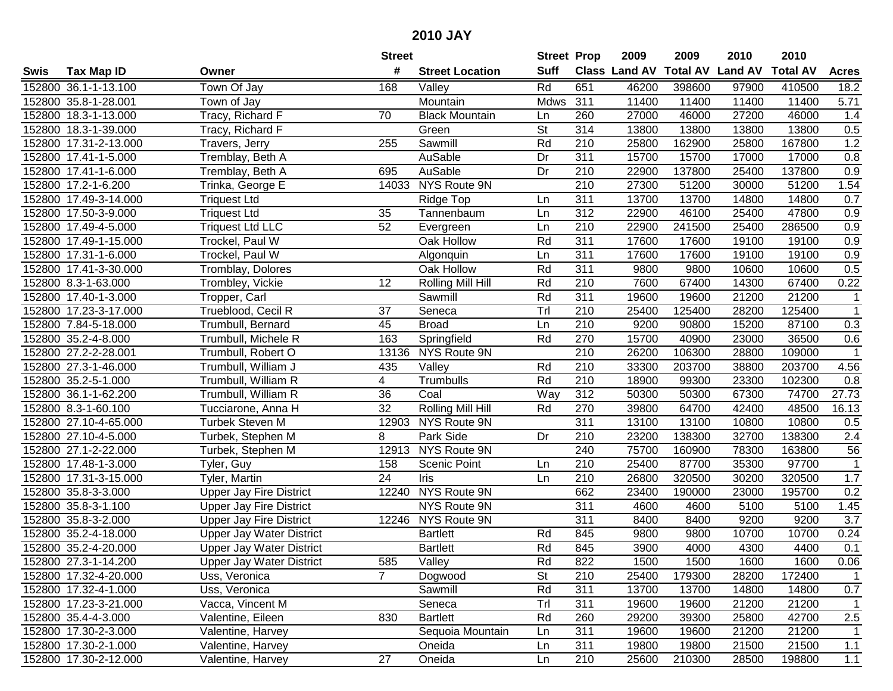# 2010 JAY

| Swis | Tax Map ID | Owner | Street # | Street Location | Street Suff | Prop Class | 2009 Land AV | 2009 Total AV | 2010 Land AV | 2010 Total AV | Acres |
|---|---|---|---|---|---|---|---|---|---|---|---|
| 152800 | 36.1-1-13.100 | Town Of Jay | 168 | Valley | Rd | 651 | 46200 | 398600 | 97900 | 410500 | 18.2 |
| 152800 | 35.8-1-28.001 | Town of Jay | | Mountain | Mdws | 311 | 11400 | 11400 | 11400 | 11400 | 5.71 |
| 152800 | 18.3-1-13.000 | Tracy, Richard F | 70 | Black Mountain | Ln | 260 | 27000 | 46000 | 27200 | 46000 | 1.4 |
| 152800 | 18.3-1-39.000 | Tracy, Richard F | | Green | St | 314 | 13800 | 13800 | 13800 | 13800 | 0.5 |
| 152800 | 17.31-2-13.000 | Travers, Jerry | 255 | Sawmill | Rd | 210 | 25800 | 162900 | 25800 | 167800 | 1.2 |
| 152800 | 17.41-1-5.000 | Tremblay, Beth A | | AuSable | Dr | 311 | 15700 | 15700 | 17000 | 17000 | 0.8 |
| 152800 | 17.41-1-6.000 | Tremblay, Beth A | 695 | AuSable | Dr | 210 | 22900 | 137800 | 25400 | 137800 | 0.9 |
| 152800 | 17.2-1-6.200 | Trinka, George E | 14033 | NYS Route 9N | | 210 | 27300 | 51200 | 30000 | 51200 | 1.54 |
| 152800 | 17.49-3-14.000 | Triquest Ltd | | Ridge Top | Ln | 311 | 13700 | 13700 | 14800 | 14800 | 0.7 |
| 152800 | 17.50-3-9.000 | Triquest Ltd | 35 | Tannenbaum | Ln | 312 | 22900 | 46100 | 25400 | 47800 | 0.9 |
| 152800 | 17.49-4-5.000 | Triquest Ltd LLC | 52 | Evergreen | Ln | 210 | 22900 | 241500 | 25400 | 286500 | 0.9 |
| 152800 | 17.49-1-15.000 | Trockel, Paul W | | Oak Hollow | Rd | 311 | 17600 | 17600 | 19100 | 19100 | 0.9 |
| 152800 | 17.31-1-6.000 | Trockel, Paul W | | Algonquin | Ln | 311 | 17600 | 17600 | 19100 | 19100 | 0.9 |
| 152800 | 17.41-3-30.000 | Tromblay, Dolores | | Oak Hollow | Rd | 311 | 9800 | 9800 | 10600 | 10600 | 0.5 |
| 152800 | 8.3-1-63.000 | Trombley, Vickie | 12 | Rolling Mill Hill | Rd | 210 | 7600 | 67400 | 14300 | 67400 | 0.22 |
| 152800 | 17.40-1-3.000 | Tropper, Carl | | Sawmill | Rd | 311 | 19600 | 19600 | 21200 | 21200 | 1 |
| 152800 | 17.23-3-17.000 | Trueblood, Cecil R | 37 | Seneca | Trl | 210 | 25400 | 125400 | 28200 | 125400 | 1 |
| 152800 | 7.84-5-18.000 | Trumbull, Bernard | 45 | Broad | Ln | 210 | 9200 | 90800 | 15200 | 87100 | 0.3 |
| 152800 | 35.2-4-8.000 | Trumbull, Michele R | 163 | Springfield | Rd | 270 | 15700 | 40900 | 23000 | 36500 | 0.6 |
| 152800 | 27.2-2-28.001 | Trumbull, Robert O | 13136 | NYS Route 9N | | 210 | 26200 | 106300 | 28800 | 109000 | 1 |
| 152800 | 27.3-1-46.000 | Trumbull, William J | 435 | Valley | Rd | 210 | 33300 | 203700 | 38800 | 203700 | 4.56 |
| 152800 | 35.2-5-1.000 | Trumbull, William R | 4 | Trumbulls | Rd | 210 | 18900 | 99300 | 23300 | 102300 | 0.8 |
| 152800 | 36.1-1-62.200 | Trumbull, William R | 36 | Coal | Way | 312 | 50300 | 50300 | 67300 | 74700 | 27.73 |
| 152800 | 8.3-1-60.100 | Tucciarone, Anna H | 32 | Rolling Mill Hill | Rd | 270 | 39800 | 64700 | 42400 | 48500 | 16.13 |
| 152800 | 27.10-4-65.000 | Turbek Steven M | 12903 | NYS Route 9N | | 311 | 13100 | 13100 | 10800 | 10800 | 0.5 |
| 152800 | 27.10-4-5.000 | Turbek, Stephen M | 8 | Park Side | Dr | 210 | 23200 | 138300 | 32700 | 138300 | 2.4 |
| 152800 | 27.1-2-22.000 | Turbek, Stephen M | 12913 | NYS Route 9N | | 240 | 75700 | 160900 | 78300 | 163800 | 56 |
| 152800 | 17.48-1-3.000 | Tyler, Guy | 158 | Scenic Point | Ln | 210 | 25400 | 87700 | 35300 | 97700 | 1 |
| 152800 | 17.31-3-15.000 | Tyler, Martin | 24 | Iris | Ln | 210 | 26800 | 320500 | 30200 | 320500 | 1.7 |
| 152800 | 35.8-3-3.000 | Upper Jay Fire District | 12240 | NYS Route 9N | | 662 | 23400 | 190000 | 23000 | 195700 | 0.2 |
| 152800 | 35.8-3-1.100 | Upper Jay Fire District | | NYS Route 9N | | 311 | 4600 | 4600 | 5100 | 5100 | 1.45 |
| 152800 | 35.8-3-2.000 | Upper Jay Fire District | 12246 | NYS Route 9N | | 311 | 8400 | 8400 | 9200 | 9200 | 3.7 |
| 152800 | 35.2-4-18.000 | Upper Jay Water District | | Bartlett | Rd | 845 | 9800 | 9800 | 10700 | 10700 | 0.24 |
| 152800 | 35.2-4-20.000 | Upper Jay Water District | | Bartlett | Rd | 845 | 3900 | 4000 | 4300 | 4400 | 0.1 |
| 152800 | 27.3-1-14.200 | Upper Jay Water District | 585 | Valley | Rd | 822 | 1500 | 1500 | 1600 | 1600 | 0.06 |
| 152800 | 17.32-4-20.000 | Uss, Veronica | 7 | Dogwood | St | 210 | 25400 | 179300 | 28200 | 172400 | 1 |
| 152800 | 17.32-4-1.000 | Uss, Veronica | | Sawmill | Rd | 311 | 13700 | 13700 | 14800 | 14800 | 0.7 |
| 152800 | 17.23-3-21.000 | Vacca, Vincent M | | Seneca | Trl | 311 | 19600 | 19600 | 21200 | 21200 | 1 |
| 152800 | 35.4-4-3.000 | Valentine, Eileen | 830 | Bartlett | Rd | 260 | 29200 | 39300 | 25800 | 42700 | 2.5 |
| 152800 | 17.30-2-3.000 | Valentine, Harvey | | Sequoia Mountain | Ln | 311 | 19600 | 19600 | 21200 | 21200 | 1 |
| 152800 | 17.30-2-1.000 | Valentine, Harvey | | Oneida | Ln | 311 | 19800 | 19800 | 21500 | 21500 | 1.1 |
| 152800 | 17.30-2-12.000 | Valentine, Harvey | 27 | Oneida | Ln | 210 | 25600 | 210300 | 28500 | 198800 | 1.1 |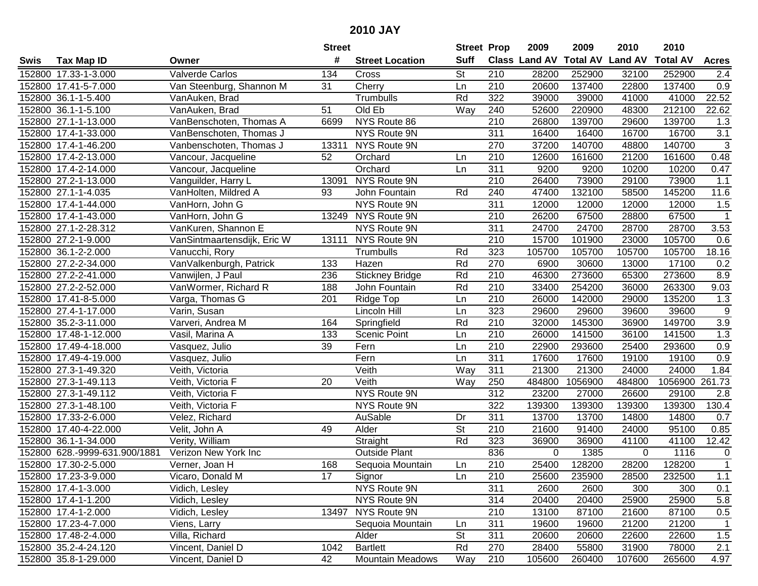# 2010 JAY

| Swis | Tax Map ID | Owner | Street # | Street Location | Street Suff | Prop Class | 2009 Land AV | 2009 Total AV | 2010 Land AV | 2010 Total AV | Acres |
|---|---|---|---|---|---|---|---|---|---|---|---|
| 152800 | 17.33-1-3.000 | Valverde Carlos | 134 | Cross | St | 210 | 28200 | 252900 | 32100 | 252900 | 2.4 |
| 152800 | 17.41-5-7.000 | Van Steenburg, Shannon M | 31 | Cherry | Ln | 210 | 20600 | 137400 | 22800 | 137400 | 0.9 |
| 152800 | 36.1-1-5.400 | VanAuken, Brad | | Trumbulls | Rd | 322 | 39000 | 39000 | 41000 | 41000 | 22.52 |
| 152800 | 36.1-1-5.100 | VanAuken, Brad | 51 | Old Eb | Way | 240 | 52600 | 220900 | 48300 | 212100 | 22.62 |
| 152800 | 27.1-1-13.000 | VanBenschoten, Thomas A | 6699 | NYS Route 86 | | 210 | 26800 | 139700 | 29600 | 139700 | 1.3 |
| 152800 | 17.4-1-33.000 | VanBenschoten, Thomas J | | NYS Route 9N | | 311 | 16400 | 16400 | 16700 | 16700 | 3.1 |
| 152800 | 17.4-1-46.200 | Vanbenschoten, Thomas J | 13311 | NYS Route 9N | | 270 | 37200 | 140700 | 48800 | 140700 | 3 |
| 152800 | 17.4-2-13.000 | Vancour, Jacqueline | 52 | Orchard | Ln | 210 | 12600 | 161600 | 21200 | 161600 | 0.48 |
| 152800 | 17.4-2-14.000 | Vancour, Jacqueline | | Orchard | Ln | 311 | 9200 | 9200 | 10200 | 10200 | 0.47 |
| 152800 | 27.2-1-13.000 | Vanguilder, Harry L | 13091 | NYS Route 9N | | 210 | 26400 | 73900 | 29100 | 73900 | 1.1 |
| 152800 | 27.1-1-4.035 | VanHolten, Mildred A | 93 | John Fountain | Rd | 240 | 47400 | 132100 | 58500 | 145200 | 11.6 |
| 152800 | 17.4-1-44.000 | VanHorn, John G | | NYS Route 9N | | 311 | 12000 | 12000 | 12000 | 12000 | 1.5 |
| 152800 | 17.4-1-43.000 | VanHorn, John G | 13249 | NYS Route 9N | | 210 | 26200 | 67500 | 28800 | 67500 | 1 |
| 152800 | 27.1-2-28.312 | VanKuren, Shannon E | | NYS Route 9N | | 311 | 24700 | 24700 | 28700 | 28700 | 3.53 |
| 152800 | 27.2-1-9.000 | VanSintmaartensdijk, Eric W | 13111 | NYS Route 9N | | 210 | 15700 | 101900 | 23000 | 105700 | 0.6 |
| 152800 | 36.1-2-2.000 | Vanucchi, Rory | | Trumbulls | Rd | 323 | 105700 | 105700 | 105700 | 105700 | 18.16 |
| 152800 | 27.2-2-34.000 | VanValkenburgh, Patrick | 133 | Hazen | Rd | 270 | 6900 | 30600 | 13000 | 17100 | 0.2 |
| 152800 | 27.2-2-41.000 | Vanwijlen, J Paul | 236 | Stickney Bridge | Rd | 210 | 46300 | 273600 | 65300 | 273600 | 8.9 |
| 152800 | 27.2-2-52.000 | VanWormer, Richard R | 188 | John Fountain | Rd | 210 | 33400 | 254200 | 36000 | 263300 | 9.03 |
| 152800 | 17.41-8-5.000 | Varga, Thomas G | 201 | Ridge Top | Ln | 210 | 26000 | 142000 | 29000 | 135200 | 1.3 |
| 152800 | 27.4-1-17.000 | Varin, Susan | | Lincoln Hill | Ln | 323 | 29600 | 29600 | 39600 | 39600 | 9 |
| 152800 | 35.2-3-11.000 | Varveri, Andrea M | 164 | Springfield | Rd | 210 | 32000 | 145300 | 36900 | 149700 | 3.9 |
| 152800 | 17.48-1-12.000 | Vasil, Marina A | 133 | Scenic Point | Ln | 210 | 26000 | 141500 | 36100 | 141500 | 1.3 |
| 152800 | 17.49-4-18.000 | Vasquez, Julio | 39 | Fern | Ln | 210 | 22900 | 293600 | 25400 | 293600 | 0.9 |
| 152800 | 17.49-4-19.000 | Vasquez, Julio | | Fern | Ln | 311 | 17600 | 17600 | 19100 | 19100 | 0.9 |
| 152800 | 27.3-1-49.320 | Veith, Victoria | | Veith | Way | 311 | 21300 | 21300 | 24000 | 24000 | 1.84 |
| 152800 | 27.3-1-49.113 | Veith, Victoria F | 20 | Veith | Way | 250 | 484800 | 1056900 | 484800 | 1056900 | 261.73 |
| 152800 | 27.3-1-49.112 | Veith, Victoria F | | NYS Route 9N | | 312 | 23200 | 27000 | 26600 | 29100 | 2.8 |
| 152800 | 27.3-1-48.100 | Veith, Victoria F | | NYS Route 9N | | 322 | 139300 | 139300 | 139300 | 139300 | 130.4 |
| 152800 | 17.33-2-6.000 | Velez, Richard | | AuSable | Dr | 311 | 13700 | 13700 | 14800 | 14800 | 0.7 |
| 152800 | 17.40-4-22.000 | Velit, John A | 49 | Alder | St | 210 | 21600 | 91400 | 24000 | 95100 | 0.85 |
| 152800 | 36.1-1-34.000 | Verity, William | | Straight | Rd | 323 | 36900 | 36900 | 41100 | 41100 | 12.42 |
| 152800 | 628.-9999-631.900/1881 | Verizon New York Inc | | Outside Plant | | 836 | 0 | 1385 | 0 | 1116 | 0 |
| 152800 | 17.30-2-5.000 | Verner, Joan H | 168 | Sequoia Mountain | Ln | 210 | 25400 | 128200 | 28200 | 128200 | 1 |
| 152800 | 17.23-3-9.000 | Vicaro, Donald M | 17 | Signor | Ln | 210 | 25600 | 235900 | 28500 | 232500 | 1.1 |
| 152800 | 17.4-1-3.000 | Vidich, Lesley | | NYS Route 9N | | 311 | 2600 | 2600 | 300 | 300 | 0.1 |
| 152800 | 17.4-1-1.200 | Vidich, Lesley | | NYS Route 9N | | 314 | 20400 | 20400 | 25900 | 25900 | 5.8 |
| 152800 | 17.4-1-2.000 | Vidich, Lesley | 13497 | NYS Route 9N | | 210 | 13100 | 87100 | 21600 | 87100 | 0.5 |
| 152800 | 17.23-4-7.000 | Viens, Larry | | Sequoia Mountain | Ln | 311 | 19600 | 19600 | 21200 | 21200 | 1 |
| 152800 | 17.48-2-4.000 | Villa, Richard | | Alder | St | 311 | 20600 | 20600 | 22600 | 22600 | 1.5 |
| 152800 | 35.2-4-24.120 | Vincent, Daniel D | 1042 | Bartlett | Rd | 270 | 28400 | 55800 | 31900 | 78000 | 2.1 |
| 152800 | 35.8-1-29.000 | Vincent, Daniel D | 42 | Mountain Meadows | Way | 210 | 105600 | 260400 | 107600 | 265600 | 4.97 |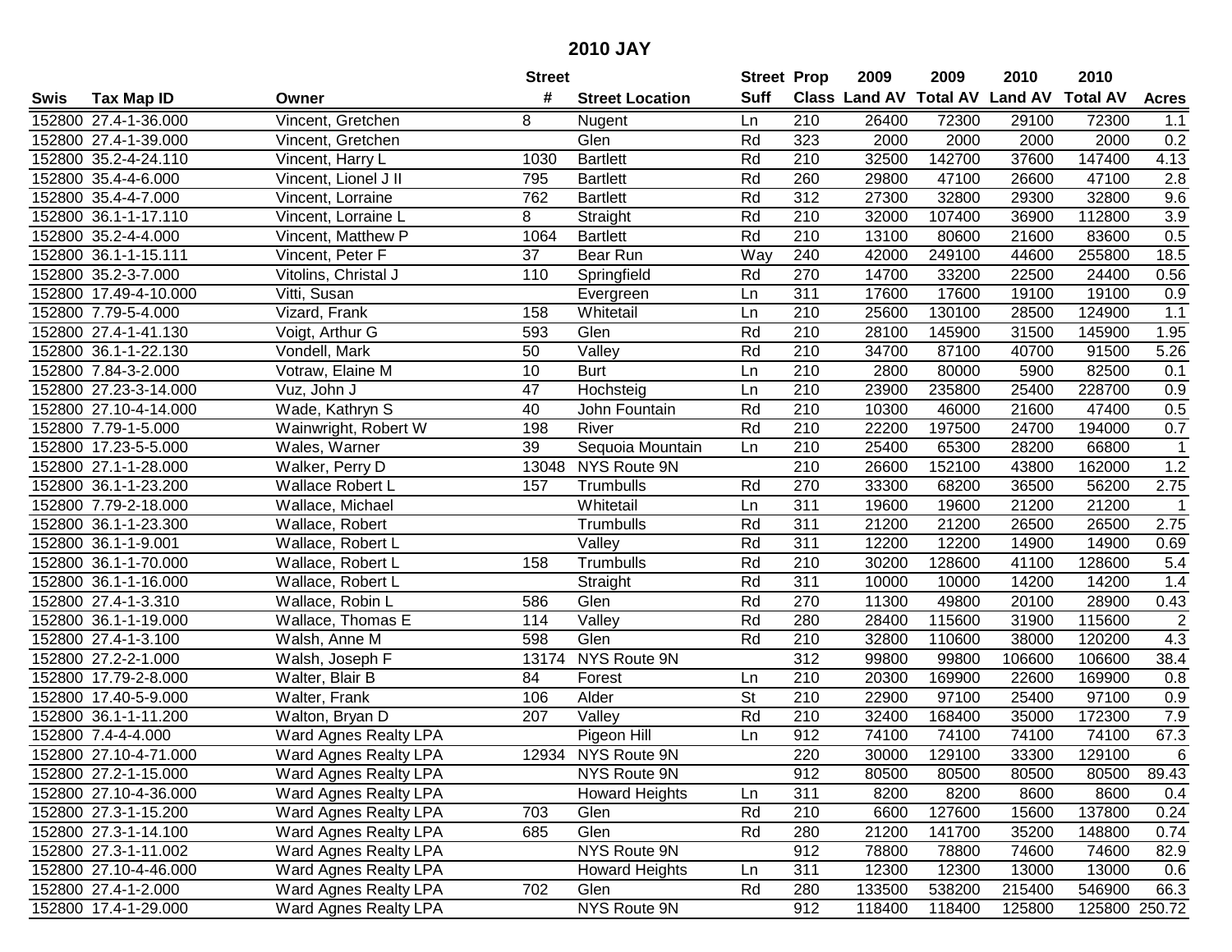# 2010 JAY

| Swis | Tax Map ID | Owner | Street # | Street Location | Street Suff | Prop Class | 2009 Land AV | 2009 Total AV | 2010 Land AV | 2010 Total AV | Acres |
|---|---|---|---|---|---|---|---|---|---|---|---|
| 152800 | 27.4-1-36.000 | Vincent, Gretchen | 8 | Nugent | Ln | 210 | 26400 | 72300 | 29100 | 72300 | 1.1 |
| 152800 | 27.4-1-39.000 | Vincent, Gretchen | | Glen | Rd | 323 | 2000 | 2000 | 2000 | 2000 | 0.2 |
| 152800 | 35.2-4-24.110 | Vincent, Harry L | 1030 | Bartlett | Rd | 210 | 32500 | 142700 | 37600 | 147400 | 4.13 |
| 152800 | 35.4-4-6.000 | Vincent, Lionel J II | 795 | Bartlett | Rd | 260 | 29800 | 47100 | 26600 | 47100 | 2.8 |
| 152800 | 35.4-4-7.000 | Vincent, Lorraine | 762 | Bartlett | Rd | 312 | 27300 | 32800 | 29300 | 32800 | 9.6 |
| 152800 | 36.1-1-17.110 | Vincent, Lorraine L | 8 | Straight | Rd | 210 | 32000 | 107400 | 36900 | 112800 | 3.9 |
| 152800 | 35.2-4-4.000 | Vincent, Matthew P | 1064 | Bartlett | Rd | 210 | 13100 | 80600 | 21600 | 83600 | 0.5 |
| 152800 | 36.1-1-15.111 | Vincent, Peter F | 37 | Bear Run | Way | 240 | 42000 | 249100 | 44600 | 255800 | 18.5 |
| 152800 | 35.2-3-7.000 | Vitolins, Christal J | 110 | Springfield | Rd | 270 | 14700 | 33200 | 22500 | 24400 | 0.56 |
| 152800 | 17.49-4-10.000 | Vitti, Susan | | Evergreen | Ln | 311 | 17600 | 17600 | 19100 | 19100 | 0.9 |
| 152800 | 7.79-5-4.000 | Vizard, Frank | 158 | Whitetail | Ln | 210 | 25600 | 130100 | 28500 | 124900 | 1.1 |
| 152800 | 27.4-1-41.130 | Voigt, Arthur G | 593 | Glen | Rd | 210 | 28100 | 145900 | 31500 | 145900 | 1.95 |
| 152800 | 36.1-1-22.130 | Vondell, Mark | 50 | Valley | Rd | 210 | 34700 | 87100 | 40700 | 91500 | 5.26 |
| 152800 | 7.84-3-2.000 | Votraw, Elaine M | 10 | Burt | Ln | 210 | 2800 | 80000 | 5900 | 82500 | 0.1 |
| 152800 | 27.23-3-14.000 | Vuz, John J | 47 | Hochsteig | Ln | 210 | 23900 | 235800 | 25400 | 228700 | 0.9 |
| 152800 | 27.10-4-14.000 | Wade, Kathryn S | 40 | John Fountain | Rd | 210 | 10300 | 46000 | 21600 | 47400 | 0.5 |
| 152800 | 7.79-1-5.000 | Wainwright, Robert W | 198 | River | Rd | 210 | 22200 | 197500 | 24700 | 194000 | 0.7 |
| 152800 | 17.23-5-5.000 | Wales, Warner | 39 | Sequoia Mountain | Ln | 210 | 25400 | 65300 | 28200 | 66800 | 1 |
| 152800 | 27.1-1-28.000 | Walker, Perry D | 13048 | NYS Route 9N | | 210 | 26600 | 152100 | 43800 | 162000 | 1.2 |
| 152800 | 36.1-1-23.200 | Wallace Robert L | 157 | Trumbulls | Rd | 270 | 33300 | 68200 | 36500 | 56200 | 2.75 |
| 152800 | 7.79-2-18.000 | Wallace, Michael | | Whitetail | Ln | 311 | 19600 | 19600 | 21200 | 21200 | 1 |
| 152800 | 36.1-1-23.300 | Wallace, Robert | | Trumbulls | Rd | 311 | 21200 | 21200 | 26500 | 26500 | 2.75 |
| 152800 | 36.1-1-9.001 | Wallace, Robert L | | Valley | Rd | 311 | 12200 | 12200 | 14900 | 14900 | 0.69 |
| 152800 | 36.1-1-70.000 | Wallace, Robert L | 158 | Trumbulls | Rd | 210 | 30200 | 128600 | 41100 | 128600 | 5.4 |
| 152800 | 36.1-1-16.000 | Wallace, Robert L | | Straight | Rd | 311 | 10000 | 10000 | 14200 | 14200 | 1.4 |
| 152800 | 27.4-1-3.310 | Wallace, Robin L | 586 | Glen | Rd | 270 | 11300 | 49800 | 20100 | 28900 | 0.43 |
| 152800 | 36.1-1-19.000 | Wallace, Thomas E | 114 | Valley | Rd | 280 | 28400 | 115600 | 31900 | 115600 | 2 |
| 152800 | 27.4-1-3.100 | Walsh, Anne M | 598 | Glen | Rd | 210 | 32800 | 110600 | 38000 | 120200 | 4.3 |
| 152800 | 27.2-2-1.000 | Walsh, Joseph F | 13174 | NYS Route 9N | | 312 | 99800 | 99800 | 106600 | 106600 | 38.4 |
| 152800 | 17.79-2-8.000 | Walter, Blair B | 84 | Forest | Ln | 210 | 20300 | 169900 | 22600 | 169900 | 0.8 |
| 152800 | 17.40-5-9.000 | Walter, Frank | 106 | Alder | St | 210 | 22900 | 97100 | 25400 | 97100 | 0.9 |
| 152800 | 36.1-1-11.200 | Walton, Bryan D | 207 | Valley | Rd | 210 | 32400 | 168400 | 35000 | 172300 | 7.9 |
| 152800 | 7.4-4-4.000 | Ward Agnes Realty LPA | | Pigeon Hill | Ln | 912 | 74100 | 74100 | 74100 | 74100 | 67.3 |
| 152800 | 27.10-4-71.000 | Ward Agnes Realty LPA | 12934 | NYS Route 9N | | 220 | 30000 | 129100 | 33300 | 129100 | 6 |
| 152800 | 27.2-1-15.000 | Ward Agnes Realty LPA | | NYS Route 9N | | 912 | 80500 | 80500 | 80500 | 80500 | 89.43 |
| 152800 | 27.10-4-36.000 | Ward Agnes Realty LPA | | Howard Heights | Ln | 311 | 8200 | 8200 | 8600 | 8600 | 0.4 |
| 152800 | 27.3-1-15.200 | Ward Agnes Realty LPA | 703 | Glen | Rd | 210 | 6600 | 127600 | 15600 | 137800 | 0.24 |
| 152800 | 27.3-1-14.100 | Ward Agnes Realty LPA | 685 | Glen | Rd | 280 | 21200 | 141700 | 35200 | 148800 | 0.74 |
| 152800 | 27.3-1-11.002 | Ward Agnes Realty LPA | | NYS Route 9N | | 912 | 78800 | 78800 | 74600 | 74600 | 82.9 |
| 152800 | 27.10-4-46.000 | Ward Agnes Realty LPA | | Howard Heights | Ln | 311 | 12300 | 12300 | 13000 | 13000 | 0.6 |
| 152800 | 27.4-1-2.000 | Ward Agnes Realty LPA | 702 | Glen | Rd | 280 | 133500 | 538200 | 215400 | 546900 | 66.3 |
| 152800 | 17.4-1-29.000 | Ward Agnes Realty LPA | | NYS Route 9N | | 912 | 118400 | 118400 | 125800 | 125800 | 250.72 |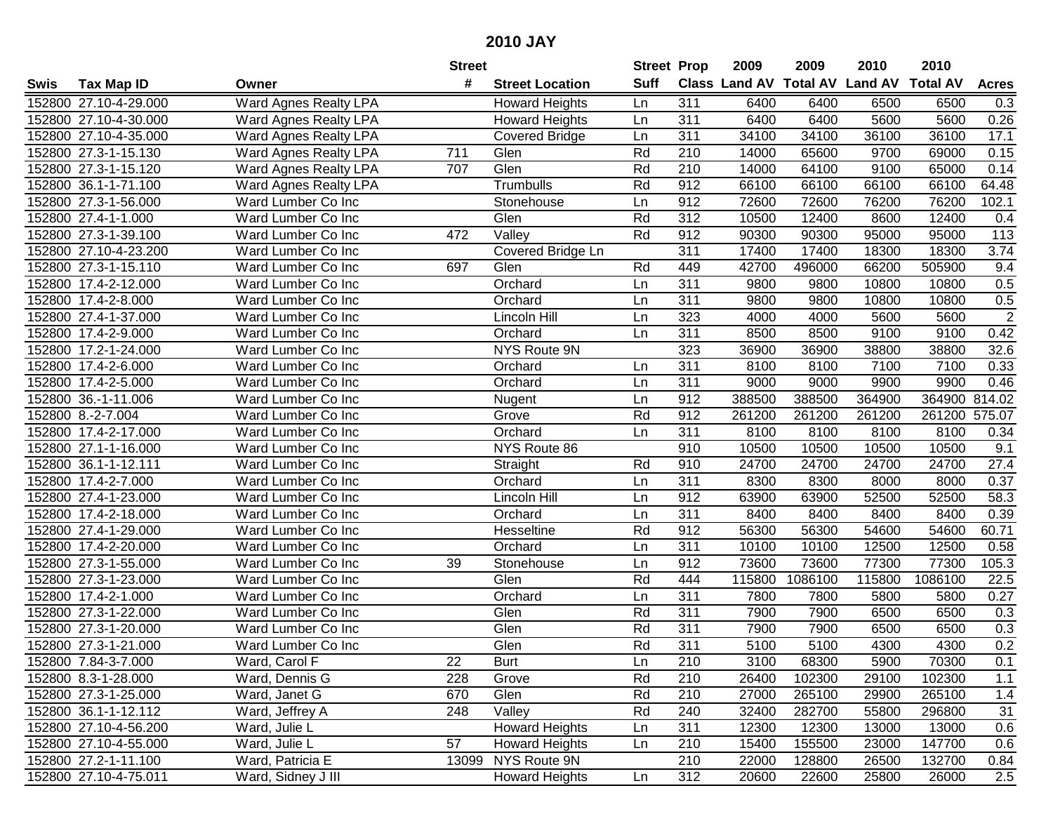# 2010 JAY

| Swis | Tax Map ID | Owner | Street # | Street Location | Street Suff | Prop Class | 2009 Land AV | 2009 Total AV | 2010 Land AV | 2010 Total AV | Acres |
|---|---|---|---|---|---|---|---|---|---|---|---|
| 152800 | 27.10-4-29.000 | Ward Agnes Realty LPA | | Howard Heights | Ln | 311 | 6400 | 6400 | 6500 | 6500 | 0.3 |
| 152800 | 27.10-4-30.000 | Ward Agnes Realty LPA | | Howard Heights | Ln | 311 | 6400 | 6400 | 5600 | 5600 | 0.26 |
| 152800 | 27.10-4-35.000 | Ward Agnes Realty LPA | | Covered Bridge | Ln | 311 | 34100 | 34100 | 36100 | 36100 | 17.1 |
| 152800 | 27.3-1-15.130 | Ward Agnes Realty LPA | 711 | Glen | Rd | 210 | 14000 | 65600 | 9700 | 69000 | 0.15 |
| 152800 | 27.3-1-15.120 | Ward Agnes Realty LPA | 707 | Glen | Rd | 210 | 14000 | 64100 | 9100 | 65000 | 0.14 |
| 152800 | 36.1-1-71.100 | Ward Agnes Realty LPA | | Trumbulls | Rd | 912 | 66100 | 66100 | 66100 | 66100 | 64.48 |
| 152800 | 27.3-1-56.000 | Ward Lumber Co Inc | | Stonehouse | Ln | 912 | 72600 | 72600 | 76200 | 76200 | 102.1 |
| 152800 | 27.4-1-1.000 | Ward Lumber Co Inc | | Glen | Rd | 312 | 10500 | 12400 | 8600 | 12400 | 0.4 |
| 152800 | 27.3-1-39.100 | Ward Lumber Co Inc | 472 | Valley | Rd | 912 | 90300 | 90300 | 95000 | 95000 | 113 |
| 152800 | 27.10-4-23.200 | Ward Lumber Co Inc | | Covered Bridge Ln | | 311 | 17400 | 17400 | 18300 | 18300 | 3.74 |
| 152800 | 27.3-1-15.110 | Ward Lumber Co Inc | 697 | Glen | Rd | 449 | 42700 | 496000 | 66200 | 505900 | 9.4 |
| 152800 | 17.4-2-12.000 | Ward Lumber Co Inc | | Orchard | Ln | 311 | 9800 | 9800 | 10800 | 10800 | 0.5 |
| 152800 | 17.4-2-8.000 | Ward Lumber Co Inc | | Orchard | Ln | 311 | 9800 | 9800 | 10800 | 10800 | 0.5 |
| 152800 | 27.4-1-37.000 | Ward Lumber Co Inc | | Lincoln Hill | Ln | 323 | 4000 | 4000 | 5600 | 5600 | 2 |
| 152800 | 17.4-2-9.000 | Ward Lumber Co Inc | | Orchard | Ln | 311 | 8500 | 8500 | 9100 | 9100 | 0.42 |
| 152800 | 17.2-1-24.000 | Ward Lumber Co Inc | | NYS Route 9N | | 323 | 36900 | 36900 | 38800 | 38800 | 32.6 |
| 152800 | 17.4-2-6.000 | Ward Lumber Co Inc | | Orchard | Ln | 311 | 8100 | 8100 | 7100 | 7100 | 0.33 |
| 152800 | 17.4-2-5.000 | Ward Lumber Co Inc | | Orchard | Ln | 311 | 9000 | 9000 | 9900 | 9900 | 0.46 |
| 152800 | 36.-1-11.006 | Ward Lumber Co Inc | | Nugent | Ln | 912 | 388500 | 388500 | 364900 | 364900 | 814.02 |
| 152800 | 8.-2-7.004 | Ward Lumber Co Inc | | Grove | Rd | 912 | 261200 | 261200 | 261200 | 261200 | 575.07 |
| 152800 | 17.4-2-17.000 | Ward Lumber Co Inc | | Orchard | Ln | 311 | 8100 | 8100 | 8100 | 8100 | 0.34 |
| 152800 | 27.1-1-16.000 | Ward Lumber Co Inc | | NYS Route 86 | | 910 | 10500 | 10500 | 10500 | 10500 | 9.1 |
| 152800 | 36.1-1-12.111 | Ward Lumber Co Inc | | Straight | Rd | 910 | 24700 | 24700 | 24700 | 24700 | 27.4 |
| 152800 | 17.4-2-7.000 | Ward Lumber Co Inc | | Orchard | Ln | 311 | 8300 | 8300 | 8000 | 8000 | 0.37 |
| 152800 | 27.4-1-23.000 | Ward Lumber Co Inc | | Lincoln Hill | Ln | 912 | 63900 | 63900 | 52500 | 52500 | 58.3 |
| 152800 | 17.4-2-18.000 | Ward Lumber Co Inc | | Orchard | Ln | 311 | 8400 | 8400 | 8400 | 8400 | 0.39 |
| 152800 | 27.4-1-29.000 | Ward Lumber Co Inc | | Hesseltine | Rd | 912 | 56300 | 56300 | 54600 | 54600 | 60.71 |
| 152800 | 17.4-2-20.000 | Ward Lumber Co Inc | | Orchard | Ln | 311 | 10100 | 10100 | 12500 | 12500 | 0.58 |
| 152800 | 27.3-1-55.000 | Ward Lumber Co Inc | 39 | Stonehouse | Ln | 912 | 73600 | 73600 | 77300 | 77300 | 105.3 |
| 152800 | 27.3-1-23.000 | Ward Lumber Co Inc | | Glen | Rd | 444 | 115800 | 1086100 | 115800 | 1086100 | 22.5 |
| 152800 | 17.4-2-1.000 | Ward Lumber Co Inc | | Orchard | Ln | 311 | 7800 | 7800 | 5800 | 5800 | 0.27 |
| 152800 | 27.3-1-22.000 | Ward Lumber Co Inc | | Glen | Rd | 311 | 7900 | 7900 | 6500 | 6500 | 0.3 |
| 152800 | 27.3-1-20.000 | Ward Lumber Co Inc | | Glen | Rd | 311 | 7900 | 7900 | 6500 | 6500 | 0.3 |
| 152800 | 27.3-1-21.000 | Ward Lumber Co Inc | | Glen | Rd | 311 | 5100 | 5100 | 4300 | 4300 | 0.2 |
| 152800 | 7.84-3-7.000 | Ward, Carol F | 22 | Burt | Ln | 210 | 3100 | 68300 | 5900 | 70300 | 0.1 |
| 152800 | 8.3-1-28.000 | Ward, Dennis G | 228 | Grove | Rd | 210 | 26400 | 102300 | 29100 | 102300 | 1.1 |
| 152800 | 27.3-1-25.000 | Ward, Janet G | 670 | Glen | Rd | 210 | 27000 | 265100 | 29900 | 265100 | 1.4 |
| 152800 | 36.1-1-12.112 | Ward, Jeffrey A | 248 | Valley | Rd | 240 | 32400 | 282700 | 55800 | 296800 | 31 |
| 152800 | 27.10-4-56.200 | Ward, Julie L | | Howard Heights | Ln | 311 | 12300 | 12300 | 13000 | 13000 | 0.6 |
| 152800 | 27.10-4-55.000 | Ward, Julie L | 57 | Howard Heights | Ln | 210 | 15400 | 155500 | 23000 | 147700 | 0.6 |
| 152800 | 27.2-1-11.100 | Ward, Patricia E | 13099 | NYS Route 9N | | 210 | 22000 | 128800 | 26500 | 132700 | 0.84 |
| 152800 | 27.10-4-75.011 | Ward, Sidney J III | | Howard Heights | Ln | 312 | 20600 | 22600 | 25800 | 26000 | 2.5 |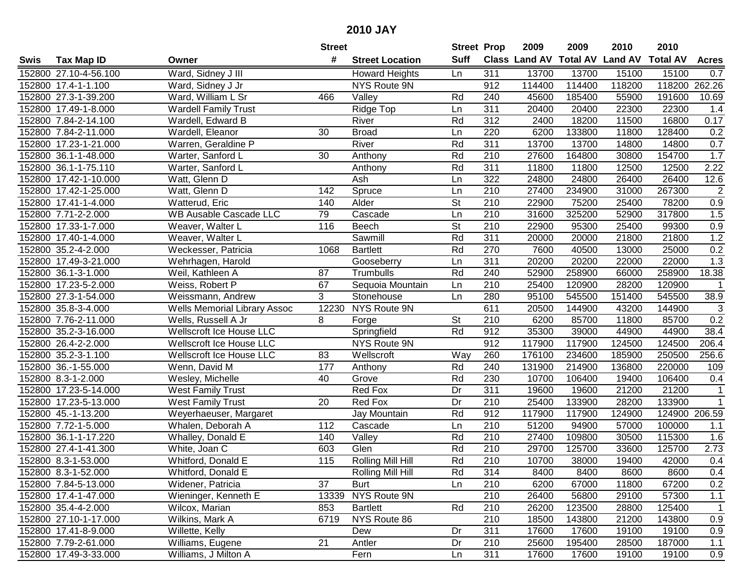## 2010 JAY

| Swis | Tax Map ID | Owner | Street # | Street Location | Street Suff | Prop Class | 2009 Land AV | 2009 Total AV | 2010 Land AV | 2010 Total AV | Acres |
|---|---|---|---|---|---|---|---|---|---|---|---|
| 152800 | 27.10-4-56.100 | Ward, Sidney J III | | Howard Heights | Ln | 311 | 13700 | 13700 | 15100 | 15100 | 0.7 |
| 152800 | 17.4-1-1.100 | Ward, Sidney J Jr | | NYS Route 9N | | 912 | 114400 | 114400 | 118200 | 118200 | 262.26 |
| 152800 | 27.3-1-39.200 | Ward, William L Sr | 466 | Valley | Rd | 240 | 45600 | 185400 | 55900 | 191600 | 10.69 |
| 152800 | 17.49-1-8.000 | Wardell Family Trust | | Ridge Top | Ln | 311 | 20400 | 20400 | 22300 | 22300 | 1.4 |
| 152800 | 7.84-2-14.100 | Wardell, Edward B | | River | Rd | 312 | 2400 | 18200 | 11500 | 16800 | 0.17 |
| 152800 | 7.84-2-11.000 | Wardell, Eleanor | 30 | Broad | Ln | 220 | 6200 | 133800 | 11800 | 128400 | 0.2 |
| 152800 | 17.23-1-21.000 | Warren, Geraldine P | | River | Rd | 311 | 13700 | 13700 | 14800 | 14800 | 0.7 |
| 152800 | 36.1-1-48.000 | Warter, Sanford L | 30 | Anthony | Rd | 210 | 27600 | 164800 | 30800 | 154700 | 1.7 |
| 152800 | 36.1-1-75.110 | Warter, Sanford L | | Anthony | Rd | 311 | 11800 | 11800 | 12500 | 12500 | 2.22 |
| 152800 | 17.42-1-10.000 | Watt, Glenn D | | Ash | Ln | 322 | 24800 | 24800 | 26400 | 26400 | 12.6 |
| 152800 | 17.42-1-25.000 | Watt, Glenn D | 142 | Spruce | Ln | 210 | 27400 | 234900 | 31000 | 267300 | 2 |
| 152800 | 17.41-1-4.000 | Watterud, Eric | 140 | Alder | St | 210 | 22900 | 75200 | 25400 | 78200 | 0.9 |
| 152800 | 7.71-2-2.000 | WB Ausable Cascade LLC | 79 | Cascade | Ln | 210 | 31600 | 325200 | 52900 | 317800 | 1.5 |
| 152800 | 17.33-1-7.000 | Weaver, Walter L | 116 | Beech | St | 210 | 22900 | 95300 | 25400 | 99300 | 0.9 |
| 152800 | 17.40-1-4.000 | Weaver, Walter L | | Sawmill | Rd | 311 | 20000 | 20000 | 21800 | 21800 | 1.2 |
| 152800 | 35.2-4-2.000 | Weckesser, Patricia | 1068 | Bartlett | Rd | 270 | 7600 | 40500 | 13000 | 25000 | 0.2 |
| 152800 | 17.49-3-21.000 | Wehrhagen, Harold | | Gooseberry | Ln | 311 | 20200 | 20200 | 22000 | 22000 | 1.3 |
| 152800 | 36.1-3-1.000 | Weil, Kathleen A | 87 | Trumbulls | Rd | 240 | 52900 | 258900 | 66000 | 258900 | 18.38 |
| 152800 | 17.23-5-2.000 | Weiss, Robert P | 67 | Sequoia Mountain | Ln | 210 | 25400 | 120900 | 28200 | 120900 | 1 |
| 152800 | 27.3-1-54.000 | Weissmann, Andrew | 3 | Stonehouse | Ln | 280 | 95100 | 545500 | 151400 | 545500 | 38.9 |
| 152800 | 35.8-3-4.000 | Wells Memorial Library Assoc | 12230 | NYS Route 9N | | 611 | 20500 | 144900 | 43200 | 144900 | 3 |
| 152800 | 7.76-2-11.000 | Wells, Russell A Jr | 8 | Forge | St | 210 | 6200 | 85700 | 11800 | 85700 | 0.2 |
| 152800 | 35.2-3-16.000 | Wellscroft Ice House LLC | | Springfield | Rd | 912 | 35300 | 39000 | 44900 | 44900 | 38.4 |
| 152800 | 26.4-2-2.000 | Wellscroft Ice House LLC | | NYS Route 9N | | 912 | 117900 | 117900 | 124500 | 124500 | 206.4 |
| 152800 | 35.2-3-1.100 | Wellscroft Ice House LLC | 83 | Wellscroft | Way | 260 | 176100 | 234600 | 185900 | 250500 | 256.6 |
| 152800 | 36.-1-55.000 | Wenn, David M | 177 | Anthony | Rd | 240 | 131900 | 214900 | 136800 | 220000 | 109 |
| 152800 | 8.3-1-2.000 | Wesley, Michelle | 40 | Grove | Rd | 230 | 10700 | 106400 | 19400 | 106400 | 0.4 |
| 152800 | 17.23-5-14.000 | West Family Trust | | Red Fox | Dr | 311 | 19600 | 19600 | 21200 | 21200 | 1 |
| 152800 | 17.23-5-13.000 | West Family Trust | 20 | Red Fox | Dr | 210 | 25400 | 133900 | 28200 | 133900 | 1 |
| 152800 | 45.-1-13.200 | Weyerhaeuser, Margaret | | Jay Mountain | Rd | 912 | 117900 | 117900 | 124900 | 124900 | 206.59 |
| 152800 | 7.72-1-5.000 | Whalen, Deborah A | 112 | Cascade | Ln | 210 | 51200 | 94900 | 57000 | 100000 | 1.1 |
| 152800 | 36.1-1-17.220 | Whalley, Donald E | 140 | Valley | Rd | 210 | 27400 | 109800 | 30500 | 115300 | 1.6 |
| 152800 | 27.4-1-41.300 | White, Joan C | 603 | Glen | Rd | 210 | 29700 | 125700 | 33600 | 125700 | 2.73 |
| 152800 | 8.3-1-53.000 | Whitford, Donald E | 115 | Rolling Mill Hill | Rd | 210 | 10700 | 38000 | 19400 | 42000 | 0.4 |
| 152800 | 8.3-1-52.000 | Whitford, Donald E | | Rolling Mill Hill | Rd | 314 | 8400 | 8400 | 8600 | 8600 | 0.4 |
| 152800 | 7.84-5-13.000 | Widener, Patricia | 37 | Burt | Ln | 210 | 6200 | 67000 | 11800 | 67200 | 0.2 |
| 152800 | 17.4-1-47.000 | Wieninger, Kenneth E | 13339 | NYS Route 9N | | 210 | 26400 | 56800 | 29100 | 57300 | 1.1 |
| 152800 | 35.4-4-2.000 | Wilcox, Marian | 853 | Bartlett | Rd | 210 | 26200 | 123500 | 28800 | 125400 | 1 |
| 152800 | 27.10-1-17.000 | Wilkins, Mark A | 6719 | NYS Route 86 | | 210 | 18500 | 143800 | 21200 | 143800 | 0.9 |
| 152800 | 17.41-8-9.000 | Willette, Kelly | | Dew | Dr | 311 | 17600 | 17600 | 19100 | 19100 | 0.9 |
| 152800 | 7.79-2-61.000 | Williams, Eugene | 21 | Antler | Dr | 210 | 25600 | 195400 | 28500 | 187000 | 1.1 |
| 152800 | 17.49-3-33.000 | Williams, J Milton A | | Fern | Ln | 311 | 17600 | 17600 | 19100 | 19100 | 0.9 |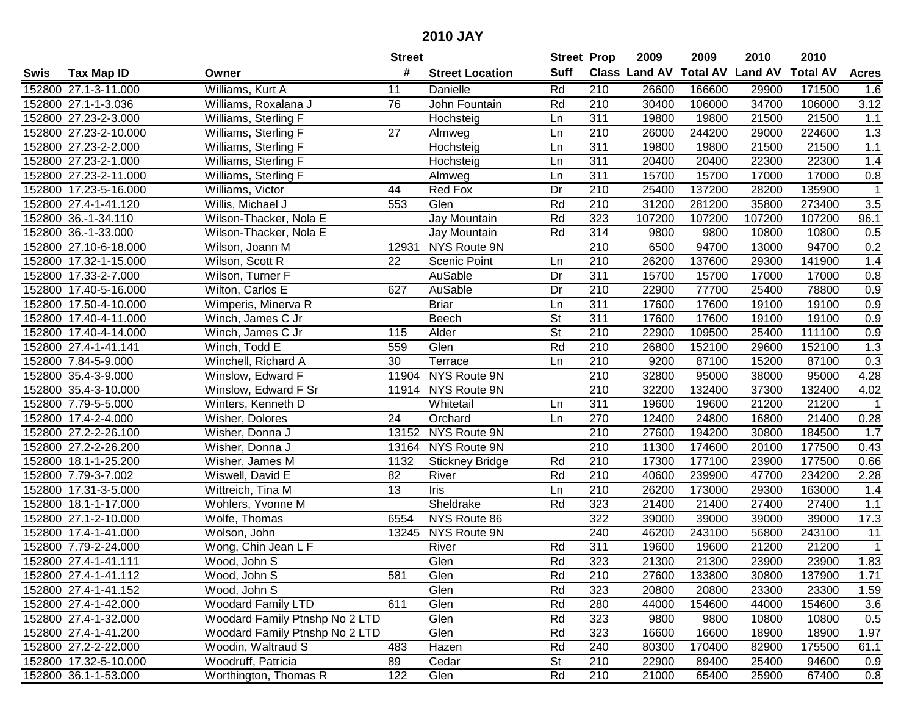# 2010 JAY

| Swis | Tax Map ID | Owner | Street # | Street Location | Street Suff | Prop Class | 2009 Land AV | 2009 Total AV | 2010 Land AV | 2010 Total AV | Acres |
|---|---|---|---|---|---|---|---|---|---|---|---|
| 152800 | 27.1-3-11.000 | Williams, Kurt A | 11 | Danielle | Rd | 210 | 26600 | 166600 | 29900 | 171500 | 1.6 |
| 152800 | 27.1-1-3.036 | Williams, Roxalana J | 76 | John Fountain | Rd | 210 | 30400 | 106000 | 34700 | 106000 | 3.12 |
| 152800 | 27.23-2-3.000 | Williams, Sterling F | | Hochsteig | Ln | 311 | 19800 | 19800 | 21500 | 21500 | 1.1 |
| 152800 | 27.23-2-10.000 | Williams, Sterling F | 27 | Almweg | Ln | 210 | 26000 | 244200 | 29000 | 224600 | 1.3 |
| 152800 | 27.23-2-2.000 | Williams, Sterling F | | Hochsteig | Ln | 311 | 19800 | 19800 | 21500 | 21500 | 1.1 |
| 152800 | 27.23-2-1.000 | Williams, Sterling F | | Hochsteig | Ln | 311 | 20400 | 20400 | 22300 | 22300 | 1.4 |
| 152800 | 27.23-2-11.000 | Williams, Sterling F | | Almweg | Ln | 311 | 15700 | 15700 | 17000 | 17000 | 0.8 |
| 152800 | 17.23-5-16.000 | Williams, Victor | 44 | Red Fox | Dr | 210 | 25400 | 137200 | 28200 | 135900 | 1 |
| 152800 | 27.4-1-41.120 | Willis, Michael J | 553 | Glen | Rd | 210 | 31200 | 281200 | 35800 | 273400 | 3.5 |
| 152800 | 36.-1-34.110 | Wilson-Thacker, Nola E | | Jay Mountain | Rd | 323 | 107200 | 107200 | 107200 | 107200 | 96.1 |
| 152800 | 36.-1-33.000 | Wilson-Thacker, Nola E | | Jay Mountain | Rd | 314 | 9800 | 9800 | 10800 | 10800 | 0.5 |
| 152800 | 27.10-6-18.000 | Wilson, Joann M | 12931 | NYS Route 9N | | 210 | 6500 | 94700 | 13000 | 94700 | 0.2 |
| 152800 | 17.32-1-15.000 | Wilson, Scott R | 22 | Scenic Point | Ln | 210 | 26200 | 137600 | 29300 | 141900 | 1.4 |
| 152800 | 17.33-2-7.000 | Wilson, Turner F | | AuSable | Dr | 311 | 15700 | 15700 | 17000 | 17000 | 0.8 |
| 152800 | 17.40-5-16.000 | Wilton, Carlos E | 627 | AuSable | Dr | 210 | 22900 | 77700 | 25400 | 78800 | 0.9 |
| 152800 | 17.50-4-10.000 | Wimperis, Minerva R | | Briar | Ln | 311 | 17600 | 17600 | 19100 | 19100 | 0.9 |
| 152800 | 17.40-4-11.000 | Winch, James C Jr | | Beech | St | 311 | 17600 | 17600 | 19100 | 19100 | 0.9 |
| 152800 | 17.40-4-14.000 | Winch, James C Jr | 115 | Alder | St | 210 | 22900 | 109500 | 25400 | 111100 | 0.9 |
| 152800 | 27.4-1-41.141 | Winch, Todd E | 559 | Glen | Rd | 210 | 26800 | 152100 | 29600 | 152100 | 1.3 |
| 152800 | 7.84-5-9.000 | Winchell, Richard A | 30 | Terrace | Ln | 210 | 9200 | 87100 | 15200 | 87100 | 0.3 |
| 152800 | 35.4-3-9.000 | Winslow, Edward F | 11904 | NYS Route 9N | | 210 | 32800 | 95000 | 38000 | 95000 | 4.28 |
| 152800 | 35.4-3-10.000 | Winslow, Edward F Sr | 11914 | NYS Route 9N | | 210 | 32200 | 132400 | 37300 | 132400 | 4.02 |
| 152800 | 7.79-5-5.000 | Winters, Kenneth D | | Whitetail | Ln | 311 | 19600 | 19600 | 21200 | 21200 | 1 |
| 152800 | 17.4-2-4.000 | Wisher, Dolores | 24 | Orchard | Ln | 270 | 12400 | 24800 | 16800 | 21400 | 0.28 |
| 152800 | 27.2-2-26.100 | Wisher, Donna J | 13152 | NYS Route 9N | | 210 | 27600 | 194200 | 30800 | 184500 | 1.7 |
| 152800 | 27.2-2-26.200 | Wisher, Donna J | 13164 | NYS Route 9N | | 210 | 11300 | 174600 | 20100 | 177500 | 0.43 |
| 152800 | 18.1-1-25.200 | Wisher, James M | 1132 | Stickney Bridge | Rd | 210 | 17300 | 177100 | 23900 | 177500 | 0.66 |
| 152800 | 7.79-3-7.002 | Wiswell, David E | 82 | River | Rd | 210 | 40600 | 239900 | 47700 | 234200 | 2.28 |
| 152800 | 17.31-3-5.000 | Wittreich, Tina M | 13 | Iris | Ln | 210 | 26200 | 173000 | 29300 | 163000 | 1.4 |
| 152800 | 18.1-1-17.000 | Wohlers, Yvonne M | | Sheldrake | Rd | 323 | 21400 | 21400 | 27400 | 27400 | 1.1 |
| 152800 | 27.1-2-10.000 | Wolfe, Thomas | 6554 | NYS Route 86 | | 322 | 39000 | 39000 | 39000 | 39000 | 17.3 |
| 152800 | 17.4-1-41.000 | Wolson, John | 13245 | NYS Route 9N | | 240 | 46200 | 243100 | 56800 | 243100 | 11 |
| 152800 | 7.79-2-24.000 | Wong, Chin Jean L F | | River | Rd | 311 | 19600 | 19600 | 21200 | 21200 | 1 |
| 152800 | 27.4-1-41.111 | Wood, John S | | Glen | Rd | 323 | 21300 | 21300 | 23900 | 23900 | 1.83 |
| 152800 | 27.4-1-41.112 | Wood, John S | 581 | Glen | Rd | 210 | 27600 | 133800 | 30800 | 137900 | 1.71 |
| 152800 | 27.4-1-41.152 | Wood, John S | | Glen | Rd | 323 | 20800 | 20800 | 23300 | 23300 | 1.59 |
| 152800 | 27.4-1-42.000 | Woodard Family LTD | 611 | Glen | Rd | 280 | 44000 | 154600 | 44000 | 154600 | 3.6 |
| 152800 | 27.4-1-32.000 | Woodard Family Ptnshp No 2 LTD | | Glen | Rd | 323 | 9800 | 9800 | 10800 | 10800 | 0.5 |
| 152800 | 27.4-1-41.200 | Woodard Family Ptnshp No 2 LTD | | Glen | Rd | 323 | 16600 | 16600 | 18900 | 18900 | 1.97 |
| 152800 | 27.2-2-22.000 | Woodin, Waltraud S | 483 | Hazen | Rd | 240 | 80300 | 170400 | 82900 | 175500 | 61.1 |
| 152800 | 17.32-5-10.000 | Woodruff, Patricia | 89 | Cedar | St | 210 | 22900 | 89400 | 25400 | 94600 | 0.9 |
| 152800 | 36.1-1-53.000 | Worthington, Thomas R | 122 | Glen | Rd | 210 | 21000 | 65400 | 25900 | 67400 | 0.8 |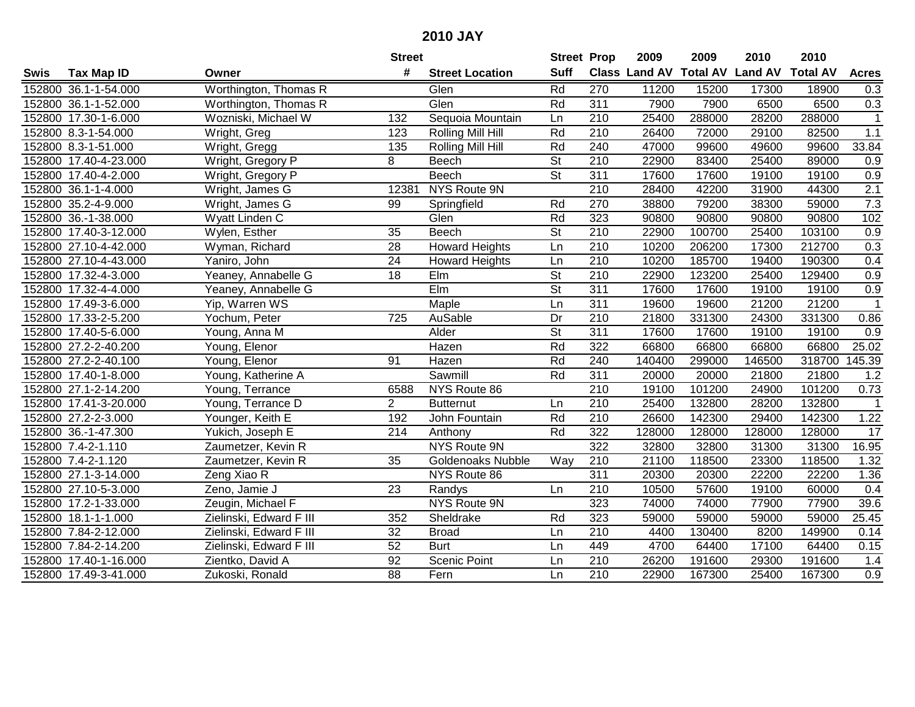# 2010 JAY

| Swis | Tax Map ID | Owner | Street # | Street Location | Street Suff | Prop Class | 2009 Land AV | 2009 Total AV | 2010 Land AV | 2010 Total AV | Acres |
|---|---|---|---|---|---|---|---|---|---|---|---|
| 152800 | 36.1-1-54.000 | Worthington, Thomas R | | Glen | Rd | 270 | 11200 | 15200 | 17300 | 18900 | 0.3 |
| 152800 | 36.1-1-52.000 | Worthington, Thomas R | | Glen | Rd | 311 | 7900 | 7900 | 6500 | 6500 | 0.3 |
| 152800 | 17.30-1-6.000 | Wozniski, Michael W | 132 | Sequoia Mountain | Ln | 210 | 25400 | 288000 | 28200 | 288000 | 1 |
| 152800 | 8.3-1-54.000 | Wright, Greg | 123 | Rolling Mill Hill | Rd | 210 | 26400 | 72000 | 29100 | 82500 | 1.1 |
| 152800 | 8.3-1-51.000 | Wright, Gregg | 135 | Rolling Mill Hill | Rd | 240 | 47000 | 99600 | 49600 | 99600 | 33.84 |
| 152800 | 17.40-4-23.000 | Wright, Gregory P | 8 | Beech | St | 210 | 22900 | 83400 | 25400 | 89000 | 0.9 |
| 152800 | 17.40-4-2.000 | Wright, Gregory P | | Beech | St | 311 | 17600 | 17600 | 19100 | 19100 | 0.9 |
| 152800 | 36.1-1-4.000 | Wright, James G | 12381 | NYS Route 9N | | 210 | 28400 | 42200 | 31900 | 44300 | 2.1 |
| 152800 | 35.2-4-9.000 | Wright, James G | 99 | Springfield | Rd | 270 | 38800 | 79200 | 38300 | 59000 | 7.3 |
| 152800 | 36.-1-38.000 | Wyatt Linden C | | Glen | Rd | 323 | 90800 | 90800 | 90800 | 90800 | 102 |
| 152800 | 17.40-3-12.000 | Wylen, Esther | 35 | Beech | St | 210 | 22900 | 100700 | 25400 | 103100 | 0.9 |
| 152800 | 27.10-4-42.000 | Wyman, Richard | 28 | Howard Heights | Ln | 210 | 10200 | 206200 | 17300 | 212700 | 0.3 |
| 152800 | 27.10-4-43.000 | Yaniro, John | 24 | Howard Heights | Ln | 210 | 10200 | 185700 | 19400 | 190300 | 0.4 |
| 152800 | 17.32-4-3.000 | Yeaney, Annabelle G | 18 | Elm | St | 210 | 22900 | 123200 | 25400 | 129400 | 0.9 |
| 152800 | 17.32-4-4.000 | Yeaney, Annabelle G | | Elm | St | 311 | 17600 | 17600 | 19100 | 19100 | 0.9 |
| 152800 | 17.49-3-6.000 | Yip, Warren WS | | Maple | Ln | 311 | 19600 | 19600 | 21200 | 21200 | 1 |
| 152800 | 17.33-2-5.200 | Yochum, Peter | 725 | AuSable | Dr | 210 | 21800 | 331300 | 24300 | 331300 | 0.86 |
| 152800 | 17.40-5-6.000 | Young, Anna M | | Alder | St | 311 | 17600 | 17600 | 19100 | 19100 | 0.9 |
| 152800 | 27.2-2-40.200 | Young, Elenor | | Hazen | Rd | 322 | 66800 | 66800 | 66800 | 66800 | 25.02 |
| 152800 | 27.2-2-40.100 | Young, Elenor | 91 | Hazen | Rd | 240 | 140400 | 299000 | 146500 | 318700 | 145.39 |
| 152800 | 17.40-1-8.000 | Young, Katherine A | | Sawmill | Rd | 311 | 20000 | 20000 | 21800 | 21800 | 1.2 |
| 152800 | 27.1-2-14.200 | Young, Terrance | 6588 | NYS Route 86 | | 210 | 19100 | 101200 | 24900 | 101200 | 0.73 |
| 152800 | 17.41-3-20.000 | Young, Terrance D | 2 | Butternut | Ln | 210 | 25400 | 132800 | 28200 | 132800 | 1 |
| 152800 | 27.2-2-3.000 | Younger, Keith E | 192 | John Fountain | Rd | 210 | 26600 | 142300 | 29400 | 142300 | 1.22 |
| 152800 | 36.-1-47.300 | Yukich, Joseph E | 214 | Anthony | Rd | 322 | 128000 | 128000 | 128000 | 128000 | 17 |
| 152800 | 7.4-2-1.110 | Zaumetzer, Kevin R | | NYS Route 9N | | 322 | 32800 | 32800 | 31300 | 31300 | 16.95 |
| 152800 | 7.4-2-1.120 | Zaumetzer, Kevin R | 35 | Goldenoaks Nubble | Way | 210 | 21100 | 118500 | 23300 | 118500 | 1.32 |
| 152800 | 27.1-3-14.000 | Zeng Xiao R | | NYS Route 86 | | 311 | 20300 | 20300 | 22200 | 22200 | 1.36 |
| 152800 | 27.10-5-3.000 | Zeno, Jamie J | 23 | Randys | Ln | 210 | 10500 | 57600 | 19100 | 60000 | 0.4 |
| 152800 | 17.2-1-33.000 | Zeugin, Michael F | | NYS Route 9N | | 323 | 74000 | 74000 | 77900 | 77900 | 39.6 |
| 152800 | 18.1-1-1.000 | Zielinski, Edward F III | 352 | Sheldrake | Rd | 323 | 59000 | 59000 | 59000 | 59000 | 25.45 |
| 152800 | 7.84-2-12.000 | Zielinski, Edward F III | 32 | Broad | Ln | 210 | 4400 | 130400 | 8200 | 149900 | 0.14 |
| 152800 | 7.84-2-14.200 | Zielinski, Edward F III | 52 | Burt | Ln | 449 | 4700 | 64400 | 17100 | 64400 | 0.15 |
| 152800 | 17.40-1-16.000 | Zientko, David A | 92 | Scenic Point | Ln | 210 | 26200 | 191600 | 29300 | 191600 | 1.4 |
| 152800 | 17.49-3-41.000 | Zukoski, Ronald | 88 | Fern | Ln | 210 | 22900 | 167300 | 25400 | 167300 | 0.9 |